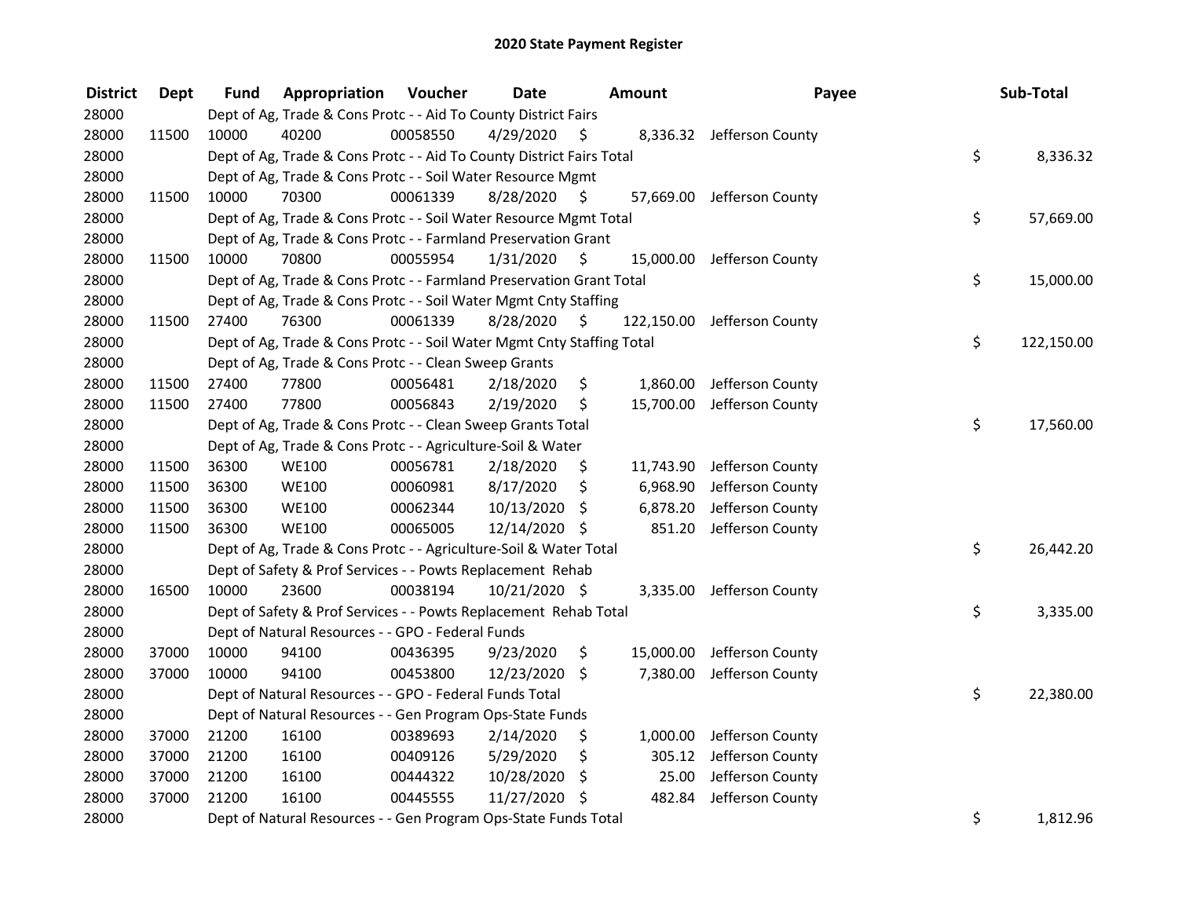# 2020 State Payment Register

| District | Dept | Fund | Appropriation | Voucher | Date | Amount | Payee | Sub-Total |
|---|---|---|---|---|---|---|---|---|
| 28000 | | Dept of Ag, Trade & Cons Protc - - Aid To County District Fairs | | | | | | |
| 28000 | 11500 | 10000 | 40200 | 00058550 | 4/29/2020 | $ 8,336.32 | Jefferson County | |
| 28000 | | Dept of Ag, Trade & Cons Protc - - Aid To County District Fairs Total | | | | | | $ 8,336.32 |
| 28000 | | Dept of Ag, Trade & Cons Protc - - Soil Water Resource Mgmt | | | | | | |
| 28000 | 11500 | 10000 | 70300 | 00061339 | 8/28/2020 | $ 57,669.00 | Jefferson County | |
| 28000 | | Dept of Ag, Trade & Cons Protc - - Soil Water Resource Mgmt Total | | | | | | $ 57,669.00 |
| 28000 | | Dept of Ag, Trade & Cons Protc - - Farmland Preservation Grant | | | | | | |
| 28000 | 11500 | 10000 | 70800 | 00055954 | 1/31/2020 | $ 15,000.00 | Jefferson County | |
| 28000 | | Dept of Ag, Trade & Cons Protc - - Farmland Preservation Grant Total | | | | | | $ 15,000.00 |
| 28000 | | Dept of Ag, Trade & Cons Protc - - Soil Water Mgmt Cnty Staffing | | | | | | |
| 28000 | 11500 | 27400 | 76300 | 00061339 | 8/28/2020 | $ 122,150.00 | Jefferson County | |
| 28000 | | Dept of Ag, Trade & Cons Protc - - Soil Water Mgmt Cnty Staffing Total | | | | | | $ 122,150.00 |
| 28000 | | Dept of Ag, Trade & Cons Protc - - Clean Sweep Grants | | | | | | |
| 28000 | 11500 | 27400 | 77800 | 00056481 | 2/18/2020 | $ 1,860.00 | Jefferson County | |
| 28000 | 11500 | 27400 | 77800 | 00056843 | 2/19/2020 | $ 15,700.00 | Jefferson County | |
| 28000 | | Dept of Ag, Trade & Cons Protc - - Clean Sweep Grants Total | | | | | | $ 17,560.00 |
| 28000 | | Dept of Ag, Trade & Cons Protc - - Agriculture-Soil & Water | | | | | | |
| 28000 | 11500 | 36300 | WE100 | 00056781 | 2/18/2020 | $ 11,743.90 | Jefferson County | |
| 28000 | 11500 | 36300 | WE100 | 00060981 | 8/17/2020 | $ 6,968.90 | Jefferson County | |
| 28000 | 11500 | 36300 | WE100 | 00062344 | 10/13/2020 | $ 6,878.20 | Jefferson County | |
| 28000 | 11500 | 36300 | WE100 | 00065005 | 12/14/2020 | $ 851.20 | Jefferson County | |
| 28000 | | Dept of Ag, Trade & Cons Protc - - Agriculture-Soil & Water Total | | | | | | $ 26,442.20 |
| 28000 | | Dept of Safety & Prof Services - - Powts Replacement Rehab | | | | | | |
| 28000 | 16500 | 10000 | 23600 | 00038194 | 10/21/2020 | $ 3,335.00 | Jefferson County | |
| 28000 | | Dept of Safety & Prof Services - - Powts Replacement Rehab Total | | | | | | $ 3,335.00 |
| 28000 | | Dept of Natural Resources - - GPO - Federal Funds | | | | | | |
| 28000 | 37000 | 10000 | 94100 | 00436395 | 9/23/2020 | $ 15,000.00 | Jefferson County | |
| 28000 | 37000 | 10000 | 94100 | 00453800 | 12/23/2020 | $ 7,380.00 | Jefferson County | |
| 28000 | | Dept of Natural Resources - - GPO - Federal Funds Total | | | | | | $ 22,380.00 |
| 28000 | | Dept of Natural Resources - - Gen Program Ops-State Funds | | | | | | |
| 28000 | 37000 | 21200 | 16100 | 00389693 | 2/14/2020 | $ 1,000.00 | Jefferson County | |
| 28000 | 37000 | 21200 | 16100 | 00409126 | 5/29/2020 | $ 305.12 | Jefferson County | |
| 28000 | 37000 | 21200 | 16100 | 00444322 | 10/28/2020 | $ 25.00 | Jefferson County | |
| 28000 | 37000 | 21200 | 16100 | 00445555 | 11/27/2020 | $ 482.84 | Jefferson County | |
| 28000 | | Dept of Natural Resources - - Gen Program Ops-State Funds Total | | | | | | $ 1,812.96 |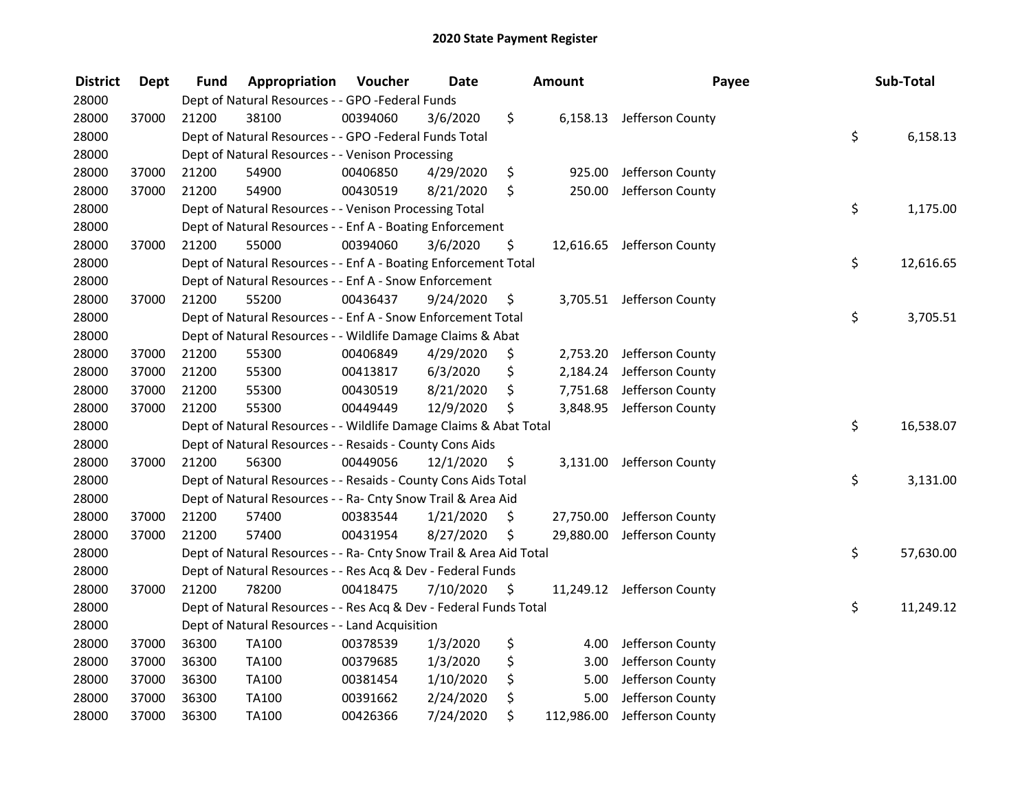## 2020 State Payment Register

| District | Dept | Fund | Appropriation | Voucher | Date | Amount | Payee | Sub-Total |
|---|---|---|---|---|---|---|---|---|
| 28000 | | Dept of Natural Resources - - GPO -Federal Funds | | | | | | |
| 28000 | 37000 | 21200 | 38100 | 00394060 | 3/6/2020 | $ 6,158.13 | Jefferson County | |
| 28000 | | Dept of Natural Resources - - GPO -Federal Funds Total | | | | | | $ 6,158.13 |
| 28000 | | Dept of Natural Resources - - Venison Processing | | | | | | |
| 28000 | 37000 | 21200 | 54900 | 00406850 | 4/29/2020 | $ 925.00 | Jefferson County | |
| 28000 | 37000 | 21200 | 54900 | 00430519 | 8/21/2020 | $ 250.00 | Jefferson County | |
| 28000 | | Dept of Natural Resources - - Venison Processing Total | | | | | | $ 1,175.00 |
| 28000 | | Dept of Natural Resources - - Enf A - Boating Enforcement | | | | | | |
| 28000 | 37000 | 21200 | 55000 | 00394060 | 3/6/2020 | $ 12,616.65 | Jefferson County | |
| 28000 | | Dept of Natural Resources - - Enf A - Boating Enforcement Total | | | | | | $ 12,616.65 |
| 28000 | | Dept of Natural Resources - - Enf A - Snow Enforcement | | | | | | |
| 28000 | 37000 | 21200 | 55200 | 00436437 | 9/24/2020 | $ 3,705.51 | Jefferson County | |
| 28000 | | Dept of Natural Resources - - Enf A - Snow Enforcement Total | | | | | | $ 3,705.51 |
| 28000 | | Dept of Natural Resources - - Wildlife Damage Claims & Abat | | | | | | |
| 28000 | 37000 | 21200 | 55300 | 00406849 | 4/29/2020 | $ 2,753.20 | Jefferson County | |
| 28000 | 37000 | 21200 | 55300 | 00413817 | 6/3/2020 | $ 2,184.24 | Jefferson County | |
| 28000 | 37000 | 21200 | 55300 | 00430519 | 8/21/2020 | $ 7,751.68 | Jefferson County | |
| 28000 | 37000 | 21200 | 55300 | 00449449 | 12/9/2020 | $ 3,848.95 | Jefferson County | |
| 28000 | | Dept of Natural Resources - - Wildlife Damage Claims & Abat Total | | | | | | $ 16,538.07 |
| 28000 | | Dept of Natural Resources - - Resaids - County Cons Aids | | | | | | |
| 28000 | 37000 | 21200 | 56300 | 00449056 | 12/1/2020 | $ 3,131.00 | Jefferson County | |
| 28000 | | Dept of Natural Resources - - Resaids - County Cons Aids Total | | | | | | $ 3,131.00 |
| 28000 | | Dept of Natural Resources - - Ra- Cnty Snow Trail & Area Aid | | | | | | |
| 28000 | 37000 | 21200 | 57400 | 00383544 | 1/21/2020 | $ 27,750.00 | Jefferson County | |
| 28000 | 37000 | 21200 | 57400 | 00431954 | 8/27/2020 | $ 29,880.00 | Jefferson County | |
| 28000 | | Dept of Natural Resources - - Ra- Cnty Snow Trail & Area Aid Total | | | | | | $ 57,630.00 |
| 28000 | | Dept of Natural Resources - - Res Acq & Dev - Federal Funds | | | | | | |
| 28000 | 37000 | 21200 | 78200 | 00418475 | 7/10/2020 | $ 11,249.12 | Jefferson County | |
| 28000 | | Dept of Natural Resources - - Res Acq & Dev - Federal Funds Total | | | | | | $ 11,249.12 |
| 28000 | | Dept of Natural Resources - - Land Acquisition | | | | | | |
| 28000 | 37000 | 36300 | TA100 | 00378539 | 1/3/2020 | $ 4.00 | Jefferson County | |
| 28000 | 37000 | 36300 | TA100 | 00379685 | 1/3/2020 | $ 3.00 | Jefferson County | |
| 28000 | 37000 | 36300 | TA100 | 00381454 | 1/10/2020 | $ 5.00 | Jefferson County | |
| 28000 | 37000 | 36300 | TA100 | 00391662 | 2/24/2020 | $ 5.00 | Jefferson County | |
| 28000 | 37000 | 36300 | TA100 | 00426366 | 7/24/2020 | $ 112,986.00 | Jefferson County | |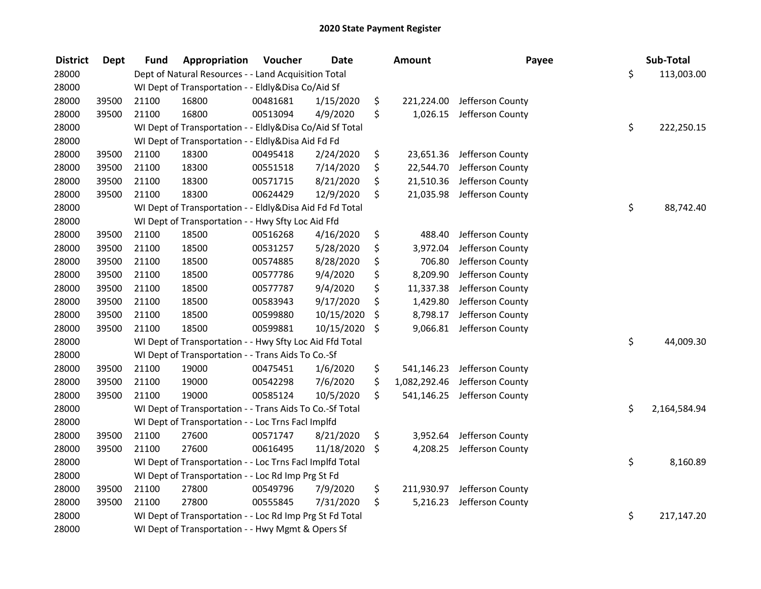# 2020 State Payment Register

| District | Dept | Fund | Appropriation | Voucher | Date | Amount | Payee | Sub-Total |
|---|---|---|---|---|---|---|---|---|
| 28000 | | Dept of Natural Resources - - Land Acquisition Total | | | | | | $ 113,003.00 |
| 28000 | | WI Dept of Transportation - - Eldly&Disa Co/Aid Sf | | | | | | |
| 28000 | 39500 | 21100 | 16800 | 00481681 | 1/15/2020 | $ 221,224.00 | Jefferson County | |
| 28000 | 39500 | 21100 | 16800 | 00513094 | 4/9/2020 | $ 1,026.15 | Jefferson County | |
| 28000 | | WI Dept of Transportation - - Eldly&Disa Co/Aid Sf Total | | | | | | $ 222,250.15 |
| 28000 | | WI Dept of Transportation - - Eldly&Disa Aid Fd Fd | | | | | | |
| 28000 | 39500 | 21100 | 18300 | 00495418 | 2/24/2020 | $ 23,651.36 | Jefferson County | |
| 28000 | 39500 | 21100 | 18300 | 00551518 | 7/14/2020 | $ 22,544.70 | Jefferson County | |
| 28000 | 39500 | 21100 | 18300 | 00571715 | 8/21/2020 | $ 21,510.36 | Jefferson County | |
| 28000 | 39500 | 21100 | 18300 | 00624429 | 12/9/2020 | $ 21,035.98 | Jefferson County | |
| 28000 | | WI Dept of Transportation - - Eldly&Disa Aid Fd Fd Total | | | | | | $ 88,742.40 |
| 28000 | | WI Dept of Transportation - - Hwy Sfty Loc Aid Ffd | | | | | | |
| 28000 | 39500 | 21100 | 18500 | 00516268 | 4/16/2020 | $ 488.40 | Jefferson County | |
| 28000 | 39500 | 21100 | 18500 | 00531257 | 5/28/2020 | $ 3,972.04 | Jefferson County | |
| 28000 | 39500 | 21100 | 18500 | 00574885 | 8/28/2020 | $ 706.80 | Jefferson County | |
| 28000 | 39500 | 21100 | 18500 | 00577786 | 9/4/2020 | $ 8,209.90 | Jefferson County | |
| 28000 | 39500 | 21100 | 18500 | 00577787 | 9/4/2020 | $ 11,337.38 | Jefferson County | |
| 28000 | 39500 | 21100 | 18500 | 00583943 | 9/17/2020 | $ 1,429.80 | Jefferson County | |
| 28000 | 39500 | 21100 | 18500 | 00599880 | 10/15/2020 | $ 8,798.17 | Jefferson County | |
| 28000 | 39500 | 21100 | 18500 | 00599881 | 10/15/2020 | $ 9,066.81 | Jefferson County | |
| 28000 | | WI Dept of Transportation - - Hwy Sfty Loc Aid Ffd Total | | | | | | $ 44,009.30 |
| 28000 | | WI Dept of Transportation - - Trans Aids To Co.-Sf | | | | | | |
| 28000 | 39500 | 21100 | 19000 | 00475451 | 1/6/2020 | $ 541,146.23 | Jefferson County | |
| 28000 | 39500 | 21100 | 19000 | 00542298 | 7/6/2020 | $ 1,082,292.46 | Jefferson County | |
| 28000 | 39500 | 21100 | 19000 | 00585124 | 10/5/2020 | $ 541,146.25 | Jefferson County | |
| 28000 | | WI Dept of Transportation - - Trans Aids To Co.-Sf Total | | | | | | $ 2,164,584.94 |
| 28000 | | WI Dept of Transportation - - Loc Trns Facl Implfd | | | | | | |
| 28000 | 39500 | 21100 | 27600 | 00571747 | 8/21/2020 | $ 3,952.64 | Jefferson County | |
| 28000 | 39500 | 21100 | 27600 | 00616495 | 11/18/2020 | $ 4,208.25 | Jefferson County | |
| 28000 | | WI Dept of Transportation - - Loc Trns Facl Implfd Total | | | | | | $ 8,160.89 |
| 28000 | | WI Dept of Transportation - - Loc Rd Imp Prg St Fd | | | | | | |
| 28000 | 39500 | 21100 | 27800 | 00549796 | 7/9/2020 | $ 211,930.97 | Jefferson County | |
| 28000 | 39500 | 21100 | 27800 | 00555845 | 7/31/2020 | $ 5,216.23 | Jefferson County | |
| 28000 | | WI Dept of Transportation - - Loc Rd Imp Prg St Fd Total | | | | | | $ 217,147.20 |
| 28000 | | WI Dept of Transportation - - Hwy Mgmt & Opers Sf | | | | | | |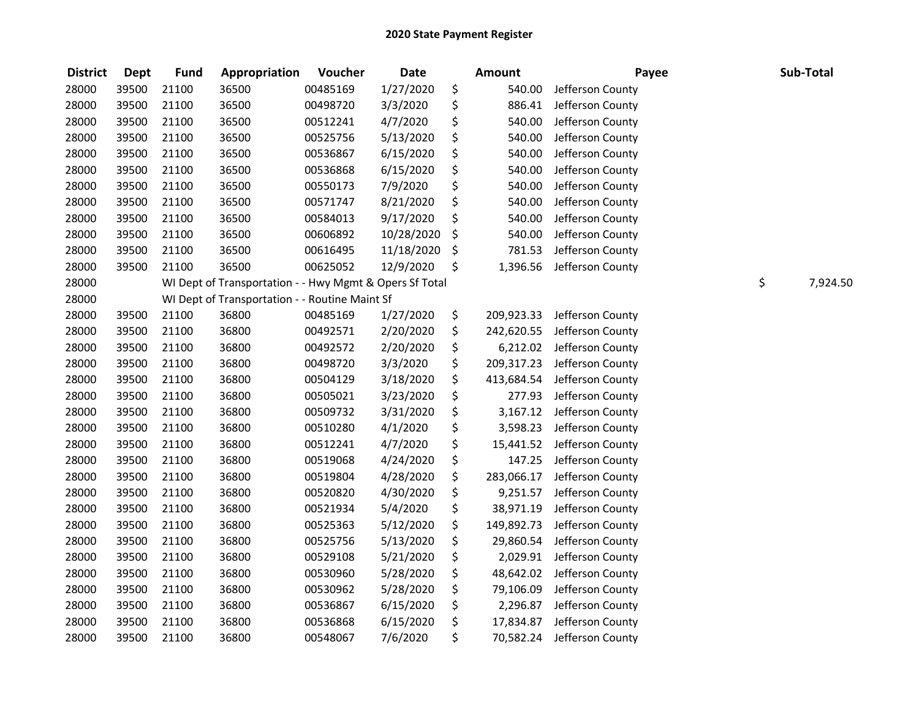# 2020 State Payment Register

| District | Dept | Fund | Appropriation | Voucher | Date | Amount | Payee | Sub-Total |
|---|---|---|---|---|---|---|---|---|
| 28000 | 39500 | 21100 | 36500 | 00485169 | 1/27/2020 | $ 540.00 | Jefferson County | |
| 28000 | 39500 | 21100 | 36500 | 00498720 | 3/3/2020 | $ 886.41 | Jefferson County | |
| 28000 | 39500 | 21100 | 36500 | 00512241 | 4/7/2020 | $ 540.00 | Jefferson County | |
| 28000 | 39500 | 21100 | 36500 | 00525756 | 5/13/2020 | $ 540.00 | Jefferson County | |
| 28000 | 39500 | 21100 | 36500 | 00536867 | 6/15/2020 | $ 540.00 | Jefferson County | |
| 28000 | 39500 | 21100 | 36500 | 00536868 | 6/15/2020 | $ 540.00 | Jefferson County | |
| 28000 | 39500 | 21100 | 36500 | 00550173 | 7/9/2020 | $ 540.00 | Jefferson County | |
| 28000 | 39500 | 21100 | 36500 | 00571747 | 8/21/2020 | $ 540.00 | Jefferson County | |
| 28000 | 39500 | 21100 | 36500 | 00584013 | 9/17/2020 | $ 540.00 | Jefferson County | |
| 28000 | 39500 | 21100 | 36500 | 00606892 | 10/28/2020 | $ 540.00 | Jefferson County | |
| 28000 | 39500 | 21100 | 36500 | 00616495 | 11/18/2020 | $ 781.53 | Jefferson County | |
| 28000 | 39500 | 21100 | 36500 | 00625052 | 12/9/2020 | $ 1,396.56 | Jefferson County | |
| 28000 | | WI Dept of Transportation - - Hwy Mgmt & Opers Sf Total | | | | | | $ 7,924.50 |
| 28000 | | WI Dept of Transportation - - Routine Maint Sf | | | | | | |
| 28000 | 39500 | 21100 | 36800 | 00485169 | 1/27/2020 | $ 209,923.33 | Jefferson County | |
| 28000 | 39500 | 21100 | 36800 | 00492571 | 2/20/2020 | $ 242,620.55 | Jefferson County | |
| 28000 | 39500 | 21100 | 36800 | 00492572 | 2/20/2020 | $ 6,212.02 | Jefferson County | |
| 28000 | 39500 | 21100 | 36800 | 00498720 | 3/3/2020 | $ 209,317.23 | Jefferson County | |
| 28000 | 39500 | 21100 | 36800 | 00504129 | 3/18/2020 | $ 413,684.54 | Jefferson County | |
| 28000 | 39500 | 21100 | 36800 | 00505021 | 3/23/2020 | $ 277.93 | Jefferson County | |
| 28000 | 39500 | 21100 | 36800 | 00509732 | 3/31/2020 | $ 3,167.12 | Jefferson County | |
| 28000 | 39500 | 21100 | 36800 | 00510280 | 4/1/2020 | $ 3,598.23 | Jefferson County | |
| 28000 | 39500 | 21100 | 36800 | 00512241 | 4/7/2020 | $ 15,441.52 | Jefferson County | |
| 28000 | 39500 | 21100 | 36800 | 00519068 | 4/24/2020 | $ 147.25 | Jefferson County | |
| 28000 | 39500 | 21100 | 36800 | 00519804 | 4/28/2020 | $ 283,066.17 | Jefferson County | |
| 28000 | 39500 | 21100 | 36800 | 00520820 | 4/30/2020 | $ 9,251.57 | Jefferson County | |
| 28000 | 39500 | 21100 | 36800 | 00521934 | 5/4/2020 | $ 38,971.19 | Jefferson County | |
| 28000 | 39500 | 21100 | 36800 | 00525363 | 5/12/2020 | $ 149,892.73 | Jefferson County | |
| 28000 | 39500 | 21100 | 36800 | 00525756 | 5/13/2020 | $ 29,860.54 | Jefferson County | |
| 28000 | 39500 | 21100 | 36800 | 00529108 | 5/21/2020 | $ 2,029.91 | Jefferson County | |
| 28000 | 39500 | 21100 | 36800 | 00530960 | 5/28/2020 | $ 48,642.02 | Jefferson County | |
| 28000 | 39500 | 21100 | 36800 | 00530962 | 5/28/2020 | $ 79,106.09 | Jefferson County | |
| 28000 | 39500 | 21100 | 36800 | 00536867 | 6/15/2020 | $ 2,296.87 | Jefferson County | |
| 28000 | 39500 | 21100 | 36800 | 00536868 | 6/15/2020 | $ 17,834.87 | Jefferson County | |
| 28000 | 39500 | 21100 | 36800 | 00548067 | 7/6/2020 | $ 70,582.24 | Jefferson County | |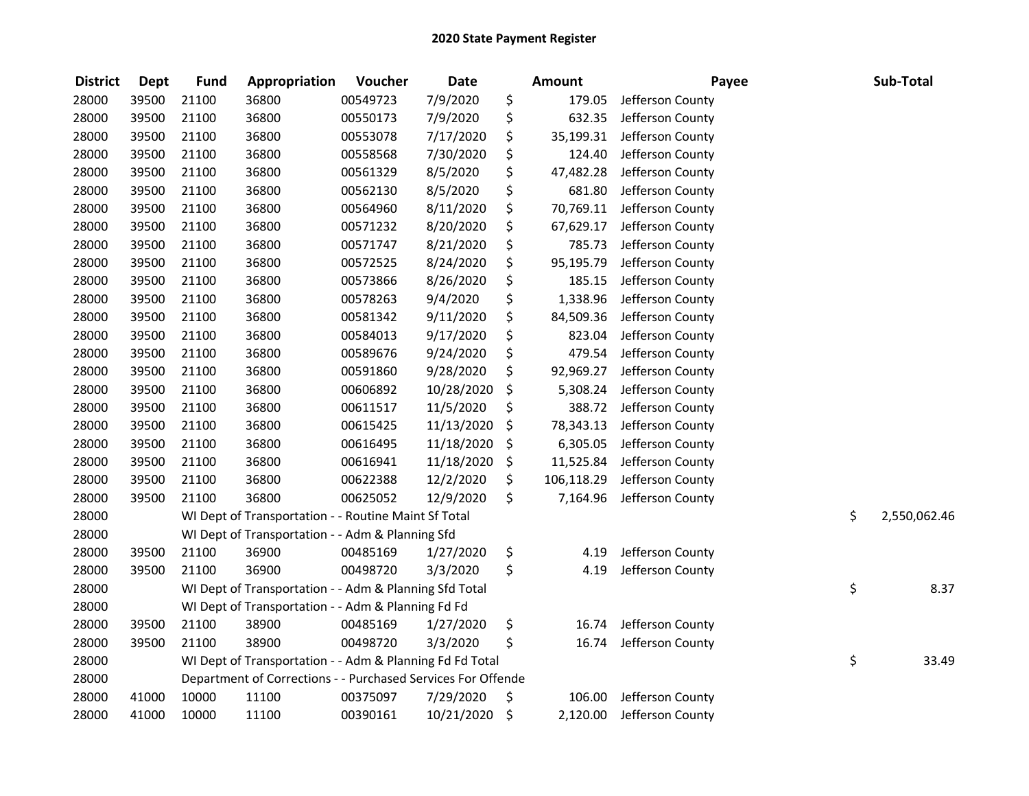## 2020 State Payment Register

| District | Dept | Fund | Appropriation | Voucher | Date | Amount | Payee | Sub-Total |
|---|---|---|---|---|---|---|---|---|
| 28000 | 39500 | 21100 | 36800 | 00549723 | 7/9/2020 | $ 179.05 | Jefferson County | |
| 28000 | 39500 | 21100 | 36800 | 00550173 | 7/9/2020 | $ 632.35 | Jefferson County | |
| 28000 | 39500 | 21100 | 36800 | 00553078 | 7/17/2020 | $ 35,199.31 | Jefferson County | |
| 28000 | 39500 | 21100 | 36800 | 00558568 | 7/30/2020 | $ 124.40 | Jefferson County | |
| 28000 | 39500 | 21100 | 36800 | 00561329 | 8/5/2020 | $ 47,482.28 | Jefferson County | |
| 28000 | 39500 | 21100 | 36800 | 00562130 | 8/5/2020 | $ 681.80 | Jefferson County | |
| 28000 | 39500 | 21100 | 36800 | 00564960 | 8/11/2020 | $ 70,769.11 | Jefferson County | |
| 28000 | 39500 | 21100 | 36800 | 00571232 | 8/20/2020 | $ 67,629.17 | Jefferson County | |
| 28000 | 39500 | 21100 | 36800 | 00571747 | 8/21/2020 | $ 785.73 | Jefferson County | |
| 28000 | 39500 | 21100 | 36800 | 00572525 | 8/24/2020 | $ 95,195.79 | Jefferson County | |
| 28000 | 39500 | 21100 | 36800 | 00573866 | 8/26/2020 | $ 185.15 | Jefferson County | |
| 28000 | 39500 | 21100 | 36800 | 00578263 | 9/4/2020 | $ 1,338.96 | Jefferson County | |
| 28000 | 39500 | 21100 | 36800 | 00581342 | 9/11/2020 | $ 84,509.36 | Jefferson County | |
| 28000 | 39500 | 21100 | 36800 | 00584013 | 9/17/2020 | $ 823.04 | Jefferson County | |
| 28000 | 39500 | 21100 | 36800 | 00589676 | 9/24/2020 | $ 479.54 | Jefferson County | |
| 28000 | 39500 | 21100 | 36800 | 00591860 | 9/28/2020 | $ 92,969.27 | Jefferson County | |
| 28000 | 39500 | 21100 | 36800 | 00606892 | 10/28/2020 | $ 5,308.24 | Jefferson County | |
| 28000 | 39500 | 21100 | 36800 | 00611517 | 11/5/2020 | $ 388.72 | Jefferson County | |
| 28000 | 39500 | 21100 | 36800 | 00615425 | 11/13/2020 | $ 78,343.13 | Jefferson County | |
| 28000 | 39500 | 21100 | 36800 | 00616495 | 11/18/2020 | $ 6,305.05 | Jefferson County | |
| 28000 | 39500 | 21100 | 36800 | 00616941 | 11/18/2020 | $ 11,525.84 | Jefferson County | |
| 28000 | 39500 | 21100 | 36800 | 00622388 | 12/2/2020 | $ 106,118.29 | Jefferson County | |
| 28000 | 39500 | 21100 | 36800 | 00625052 | 12/9/2020 | $ 7,164.96 | Jefferson County | |
| 28000 | | WI Dept of Transportation - - Routine Maint Sf Total | | | | | | $ 2,550,062.46 |
| 28000 | | WI Dept of Transportation - - Adm & Planning Sfd | | | | | | |
| 28000 | 39500 | 21100 | 36900 | 00485169 | 1/27/2020 | $ 4.19 | Jefferson County | |
| 28000 | 39500 | 21100 | 36900 | 00498720 | 3/3/2020 | $ 4.19 | Jefferson County | |
| 28000 | | WI Dept of Transportation - - Adm & Planning Sfd Total | | | | | | $ 8.37 |
| 28000 | | WI Dept of Transportation - - Adm & Planning Fd Fd | | | | | | |
| 28000 | 39500 | 21100 | 38900 | 00485169 | 1/27/2020 | $ 16.74 | Jefferson County | |
| 28000 | 39500 | 21100 | 38900 | 00498720 | 3/3/2020 | $ 16.74 | Jefferson County | |
| 28000 | | WI Dept of Transportation - - Adm & Planning Fd Fd Total | | | | | | $ 33.49 |
| 28000 | | Department of Corrections - - Purchased Services For Offende | | | | | | |
| 28000 | 41000 | 10000 | 11100 | 00375097 | 7/29/2020 | $ 106.00 | Jefferson County | |
| 28000 | 41000 | 10000 | 11100 | 00390161 | 10/21/2020 | $ 2,120.00 | Jefferson County | |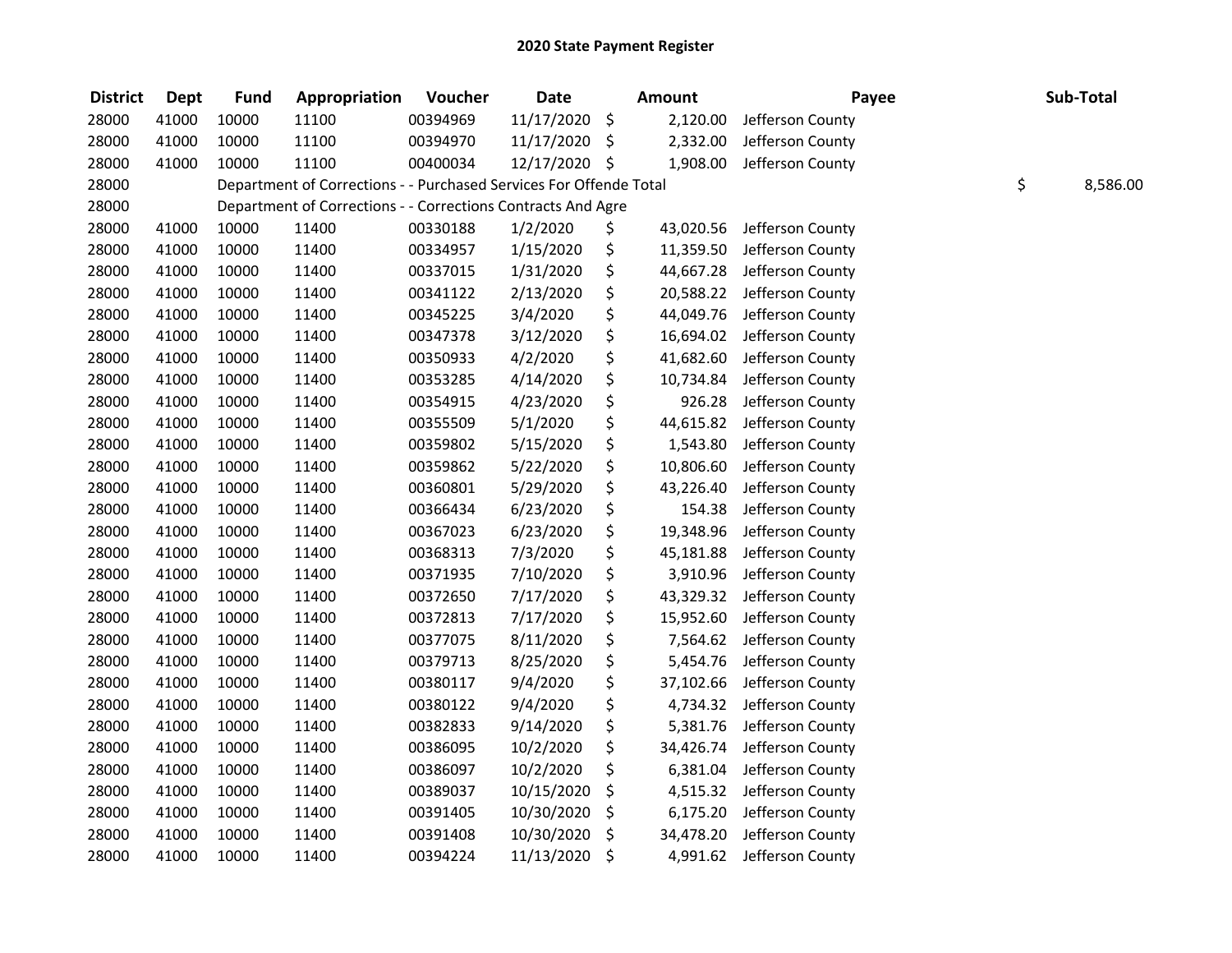# 2020 State Payment Register

| District | Dept | Fund | Appropriation | Voucher | Date | Amount | Payee | Sub-Total |
|---|---|---|---|---|---|---|---|---|
| 28000 | 41000 | 10000 | 11100 | 00394969 | 11/17/2020 | $ 2,120.00 | Jefferson County | |
| 28000 | 41000 | 10000 | 11100 | 00394970 | 11/17/2020 | $ 2,332.00 | Jefferson County | |
| 28000 | 41000 | 10000 | 11100 | 00400034 | 12/17/2020 | $ 1,908.00 | Jefferson County | |
| 28000 | | Department of Corrections - - Purchased Services For Offende Total | | | | | | $ 8,586.00 |
| 28000 | | Department of Corrections - - Corrections Contracts And Agre | | | | | | |
| 28000 | 41000 | 10000 | 11400 | 00330188 | 1/2/2020 | $ 43,020.56 | Jefferson County | |
| 28000 | 41000 | 10000 | 11400 | 00334957 | 1/15/2020 | $ 11,359.50 | Jefferson County | |
| 28000 | 41000 | 10000 | 11400 | 00337015 | 1/31/2020 | $ 44,667.28 | Jefferson County | |
| 28000 | 41000 | 10000 | 11400 | 00341122 | 2/13/2020 | $ 20,588.22 | Jefferson County | |
| 28000 | 41000 | 10000 | 11400 | 00345225 | 3/4/2020 | $ 44,049.76 | Jefferson County | |
| 28000 | 41000 | 10000 | 11400 | 00347378 | 3/12/2020 | $ 16,694.02 | Jefferson County | |
| 28000 | 41000 | 10000 | 11400 | 00350933 | 4/2/2020 | $ 41,682.60 | Jefferson County | |
| 28000 | 41000 | 10000 | 11400 | 00353285 | 4/14/2020 | $ 10,734.84 | Jefferson County | |
| 28000 | 41000 | 10000 | 11400 | 00354915 | 4/23/2020 | $ 926.28 | Jefferson County | |
| 28000 | 41000 | 10000 | 11400 | 00355509 | 5/1/2020 | $ 44,615.82 | Jefferson County | |
| 28000 | 41000 | 10000 | 11400 | 00359802 | 5/15/2020 | $ 1,543.80 | Jefferson County | |
| 28000 | 41000 | 10000 | 11400 | 00359862 | 5/22/2020 | $ 10,806.60 | Jefferson County | |
| 28000 | 41000 | 10000 | 11400 | 00360801 | 5/29/2020 | $ 43,226.40 | Jefferson County | |
| 28000 | 41000 | 10000 | 11400 | 00366434 | 6/23/2020 | $ 154.38 | Jefferson County | |
| 28000 | 41000 | 10000 | 11400 | 00367023 | 6/23/2020 | $ 19,348.96 | Jefferson County | |
| 28000 | 41000 | 10000 | 11400 | 00368313 | 7/3/2020 | $ 45,181.88 | Jefferson County | |
| 28000 | 41000 | 10000 | 11400 | 00371935 | 7/10/2020 | $ 3,910.96 | Jefferson County | |
| 28000 | 41000 | 10000 | 11400 | 00372650 | 7/17/2020 | $ 43,329.32 | Jefferson County | |
| 28000 | 41000 | 10000 | 11400 | 00372813 | 7/17/2020 | $ 15,952.60 | Jefferson County | |
| 28000 | 41000 | 10000 | 11400 | 00377075 | 8/11/2020 | $ 7,564.62 | Jefferson County | |
| 28000 | 41000 | 10000 | 11400 | 00379713 | 8/25/2020 | $ 5,454.76 | Jefferson County | |
| 28000 | 41000 | 10000 | 11400 | 00380117 | 9/4/2020 | $ 37,102.66 | Jefferson County | |
| 28000 | 41000 | 10000 | 11400 | 00380122 | 9/4/2020 | $ 4,734.32 | Jefferson County | |
| 28000 | 41000 | 10000 | 11400 | 00382833 | 9/14/2020 | $ 5,381.76 | Jefferson County | |
| 28000 | 41000 | 10000 | 11400 | 00386095 | 10/2/2020 | $ 34,426.74 | Jefferson County | |
| 28000 | 41000 | 10000 | 11400 | 00386097 | 10/2/2020 | $ 6,381.04 | Jefferson County | |
| 28000 | 41000 | 10000 | 11400 | 00389037 | 10/15/2020 | $ 4,515.32 | Jefferson County | |
| 28000 | 41000 | 10000 | 11400 | 00391405 | 10/30/2020 | $ 6,175.20 | Jefferson County | |
| 28000 | 41000 | 10000 | 11400 | 00391408 | 10/30/2020 | $ 34,478.20 | Jefferson County | |
| 28000 | 41000 | 10000 | 11400 | 00394224 | 11/13/2020 | $ 4,991.62 | Jefferson County | |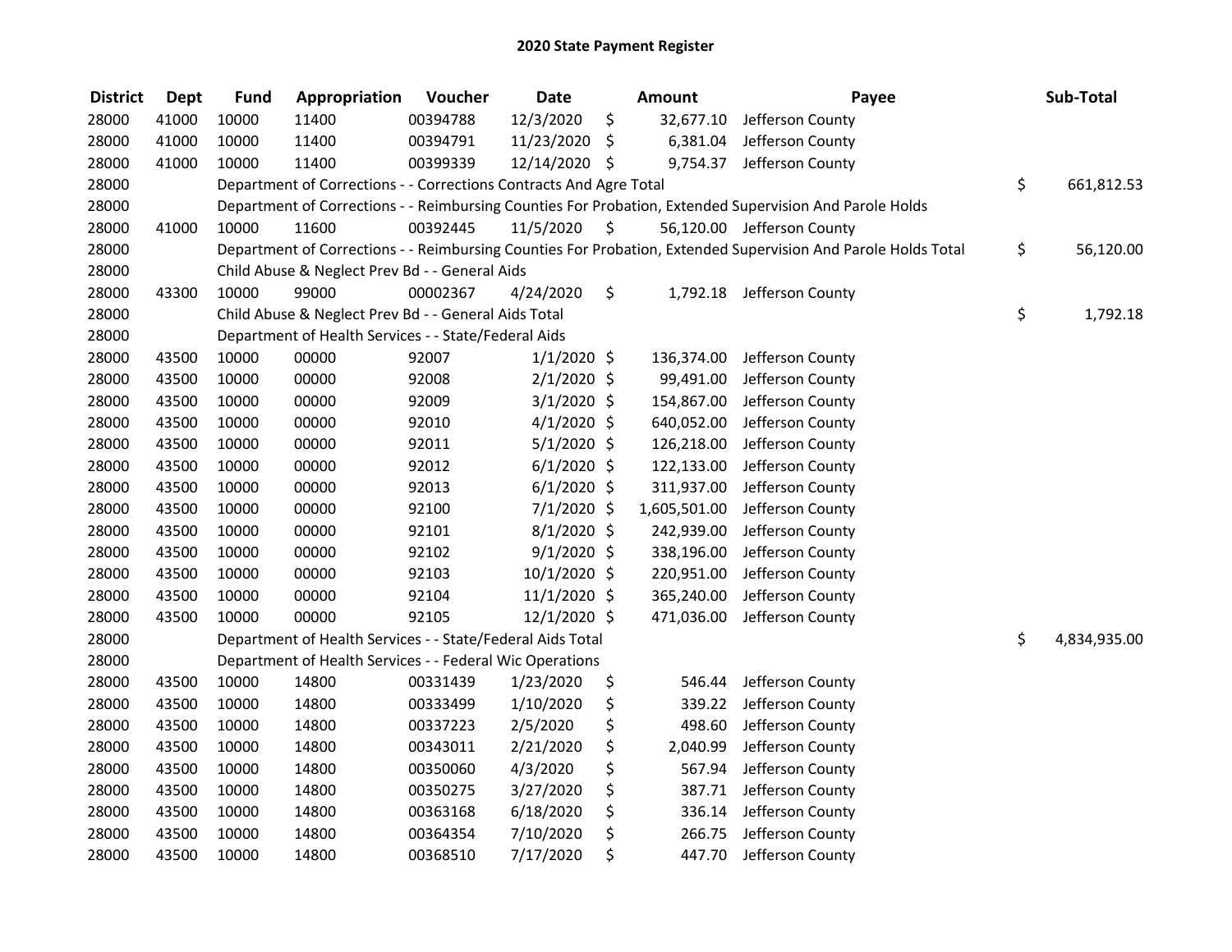# 2020 State Payment Register

| District | Dept | Fund | Appropriation | Voucher | Date | Amount | Payee | Sub-Total |
|---|---|---|---|---|---|---|---|---|
| 28000 | 41000 | 10000 | 11400 | 00394788 | 12/3/2020 | $ 32,677.10 | Jefferson County | |
| 28000 | 41000 | 10000 | 11400 | 00394791 | 11/23/2020 | $ 6,381.04 | Jefferson County | |
| 28000 | 41000 | 10000 | 11400 | 00399339 | 12/14/2020 | $ 9,754.37 | Jefferson County | |
| 28000 | | Department of Corrections - - Corrections Contracts And Agre Total | | | | | | $ 661,812.53 |
| 28000 | | Department of Corrections - - Reimbursing Counties For Probation, Extended Supervision And Parole Holds | | | | | | |
| 28000 | 41000 | 10000 | 11600 | 00392445 | 11/5/2020 | $ 56,120.00 | Jefferson County | |
| 28000 | | Department of Corrections - - Reimbursing Counties For Probation, Extended Supervision And Parole Holds Total | | | | | | $ 56,120.00 |
| 28000 | | Child Abuse & Neglect Prev Bd - - General Aids | | | | | | |
| 28000 | 43300 | 10000 | 99000 | 00002367 | 4/24/2020 | $ 1,792.18 | Jefferson County | |
| 28000 | | Child Abuse & Neglect Prev Bd - - General Aids Total | | | | | | $ 1,792.18 |
| 28000 | | Department of Health Services - - State/Federal Aids | | | | | | |
| 28000 | 43500 | 10000 | 00000 | 92007 | 1/1/2020 | $ 136,374.00 | Jefferson County | |
| 28000 | 43500 | 10000 | 00000 | 92008 | 2/1/2020 | $ 99,491.00 | Jefferson County | |
| 28000 | 43500 | 10000 | 00000 | 92009 | 3/1/2020 | $ 154,867.00 | Jefferson County | |
| 28000 | 43500 | 10000 | 00000 | 92010 | 4/1/2020 | $ 640,052.00 | Jefferson County | |
| 28000 | 43500 | 10000 | 00000 | 92011 | 5/1/2020 | $ 126,218.00 | Jefferson County | |
| 28000 | 43500 | 10000 | 00000 | 92012 | 6/1/2020 | $ 122,133.00 | Jefferson County | |
| 28000 | 43500 | 10000 | 00000 | 92013 | 6/1/2020 | $ 311,937.00 | Jefferson County | |
| 28000 | 43500 | 10000 | 00000 | 92100 | 7/1/2020 | $ 1,605,501.00 | Jefferson County | |
| 28000 | 43500 | 10000 | 00000 | 92101 | 8/1/2020 | $ 242,939.00 | Jefferson County | |
| 28000 | 43500 | 10000 | 00000 | 92102 | 9/1/2020 | $ 338,196.00 | Jefferson County | |
| 28000 | 43500 | 10000 | 00000 | 92103 | 10/1/2020 | $ 220,951.00 | Jefferson County | |
| 28000 | 43500 | 10000 | 00000 | 92104 | 11/1/2020 | $ 365,240.00 | Jefferson County | |
| 28000 | 43500 | 10000 | 00000 | 92105 | 12/1/2020 | $ 471,036.00 | Jefferson County | |
| 28000 | | Department of Health Services - - State/Federal Aids Total | | | | | | $ 4,834,935.00 |
| 28000 | | Department of Health Services - - Federal Wic Operations | | | | | | |
| 28000 | 43500 | 10000 | 14800 | 00331439 | 1/23/2020 | $ 546.44 | Jefferson County | |
| 28000 | 43500 | 10000 | 14800 | 00333499 | 1/10/2020 | $ 339.22 | Jefferson County | |
| 28000 | 43500 | 10000 | 14800 | 00337223 | 2/5/2020 | $ 498.60 | Jefferson County | |
| 28000 | 43500 | 10000 | 14800 | 00343011 | 2/21/2020 | $ 2,040.99 | Jefferson County | |
| 28000 | 43500 | 10000 | 14800 | 00350060 | 4/3/2020 | $ 567.94 | Jefferson County | |
| 28000 | 43500 | 10000 | 14800 | 00350275 | 3/27/2020 | $ 387.71 | Jefferson County | |
| 28000 | 43500 | 10000 | 14800 | 00363168 | 6/18/2020 | $ 336.14 | Jefferson County | |
| 28000 | 43500 | 10000 | 14800 | 00364354 | 7/10/2020 | $ 266.75 | Jefferson County | |
| 28000 | 43500 | 10000 | 14800 | 00368510 | 7/17/2020 | $ 447.70 | Jefferson County | |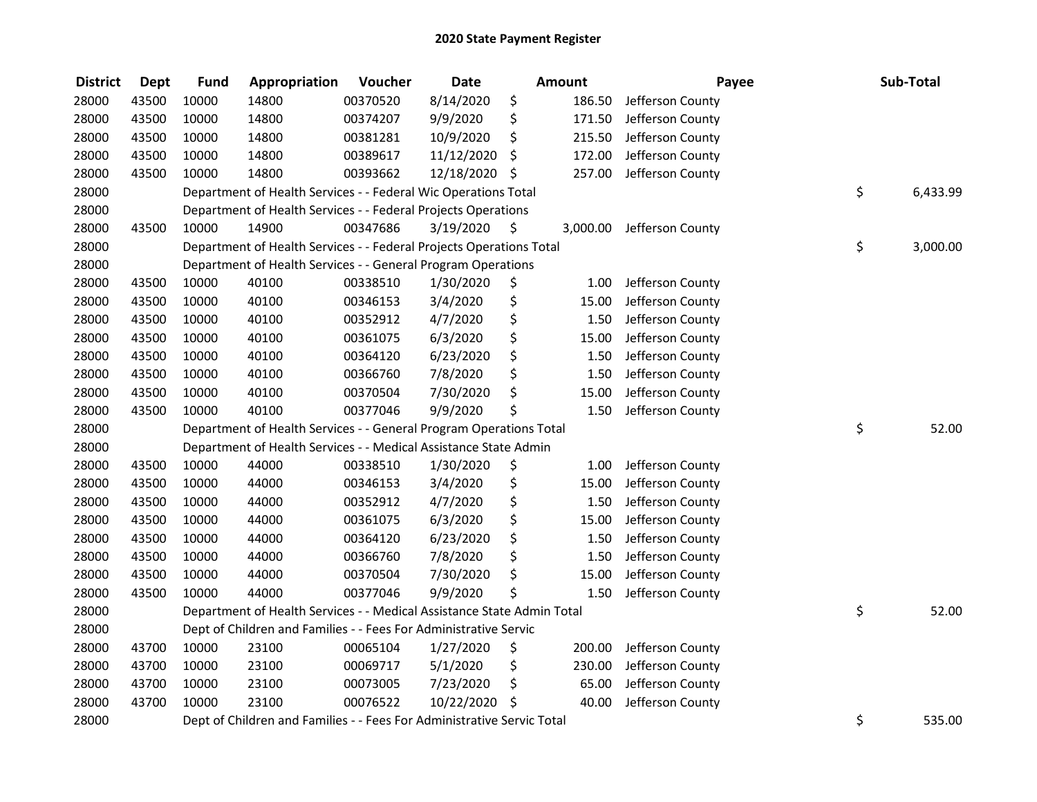# 2020 State Payment Register

| District | Dept | Fund | Appropriation | Voucher | Date | Amount | Payee | Sub-Total |
|---|---|---|---|---|---|---|---|---|
| 28000 | 43500 | 10000 | 14800 | 00370520 | 8/14/2020 | $ 186.50 | Jefferson County | |
| 28000 | 43500 | 10000 | 14800 | 00374207 | 9/9/2020 | $ 171.50 | Jefferson County | |
| 28000 | 43500 | 10000 | 14800 | 00381281 | 10/9/2020 | $ 215.50 | Jefferson County | |
| 28000 | 43500 | 10000 | 14800 | 00389617 | 11/12/2020 | $ 172.00 | Jefferson County | |
| 28000 | 43500 | 10000 | 14800 | 00393662 | 12/18/2020 | $ 257.00 | Jefferson County | |
| 28000 | | Department of Health Services - - Federal Wic Operations Total | | | | | | $ 6,433.99 |
| 28000 | | Department of Health Services - - Federal Projects Operations | | | | | | |
| 28000 | 43500 | 10000 | 14900 | 00347686 | 3/19/2020 | $ 3,000.00 | Jefferson County | |
| 28000 | | Department of Health Services - - Federal Projects Operations Total | | | | | | $ 3,000.00 |
| 28000 | | Department of Health Services - - General Program Operations | | | | | | |
| 28000 | 43500 | 10000 | 40100 | 00338510 | 1/30/2020 | $ 1.00 | Jefferson County | |
| 28000 | 43500 | 10000 | 40100 | 00346153 | 3/4/2020 | $ 15.00 | Jefferson County | |
| 28000 | 43500 | 10000 | 40100 | 00352912 | 4/7/2020 | $ 1.50 | Jefferson County | |
| 28000 | 43500 | 10000 | 40100 | 00361075 | 6/3/2020 | $ 15.00 | Jefferson County | |
| 28000 | 43500 | 10000 | 40100 | 00364120 | 6/23/2020 | $ 1.50 | Jefferson County | |
| 28000 | 43500 | 10000 | 40100 | 00366760 | 7/8/2020 | $ 1.50 | Jefferson County | |
| 28000 | 43500 | 10000 | 40100 | 00370504 | 7/30/2020 | $ 15.00 | Jefferson County | |
| 28000 | 43500 | 10000 | 40100 | 00377046 | 9/9/2020 | $ 1.50 | Jefferson County | |
| 28000 | | Department of Health Services - - General Program Operations Total | | | | | | $ 52.00 |
| 28000 | | Department of Health Services - - Medical Assistance State Admin | | | | | | |
| 28000 | 43500 | 10000 | 44000 | 00338510 | 1/30/2020 | $ 1.00 | Jefferson County | |
| 28000 | 43500 | 10000 | 44000 | 00346153 | 3/4/2020 | $ 15.00 | Jefferson County | |
| 28000 | 43500 | 10000 | 44000 | 00352912 | 4/7/2020 | $ 1.50 | Jefferson County | |
| 28000 | 43500 | 10000 | 44000 | 00361075 | 6/3/2020 | $ 15.00 | Jefferson County | |
| 28000 | 43500 | 10000 | 44000 | 00364120 | 6/23/2020 | $ 1.50 | Jefferson County | |
| 28000 | 43500 | 10000 | 44000 | 00366760 | 7/8/2020 | $ 1.50 | Jefferson County | |
| 28000 | 43500 | 10000 | 44000 | 00370504 | 7/30/2020 | $ 15.00 | Jefferson County | |
| 28000 | 43500 | 10000 | 44000 | 00377046 | 9/9/2020 | $ 1.50 | Jefferson County | |
| 28000 | | Department of Health Services - - Medical Assistance State Admin Total | | | | | | $ 52.00 |
| 28000 | | Dept of Children and Families - - Fees For Administrative Servic | | | | | | |
| 28000 | 43700 | 10000 | 23100 | 00065104 | 1/27/2020 | $ 200.00 | Jefferson County | |
| 28000 | 43700 | 10000 | 23100 | 00069717 | 5/1/2020 | $ 230.00 | Jefferson County | |
| 28000 | 43700 | 10000 | 23100 | 00073005 | 7/23/2020 | $ 65.00 | Jefferson County | |
| 28000 | 43700 | 10000 | 23100 | 00076522 | 10/22/2020 | $ 40.00 | Jefferson County | |
| 28000 | | Dept of Children and Families - - Fees For Administrative Servic Total | | | | | | $ 535.00 |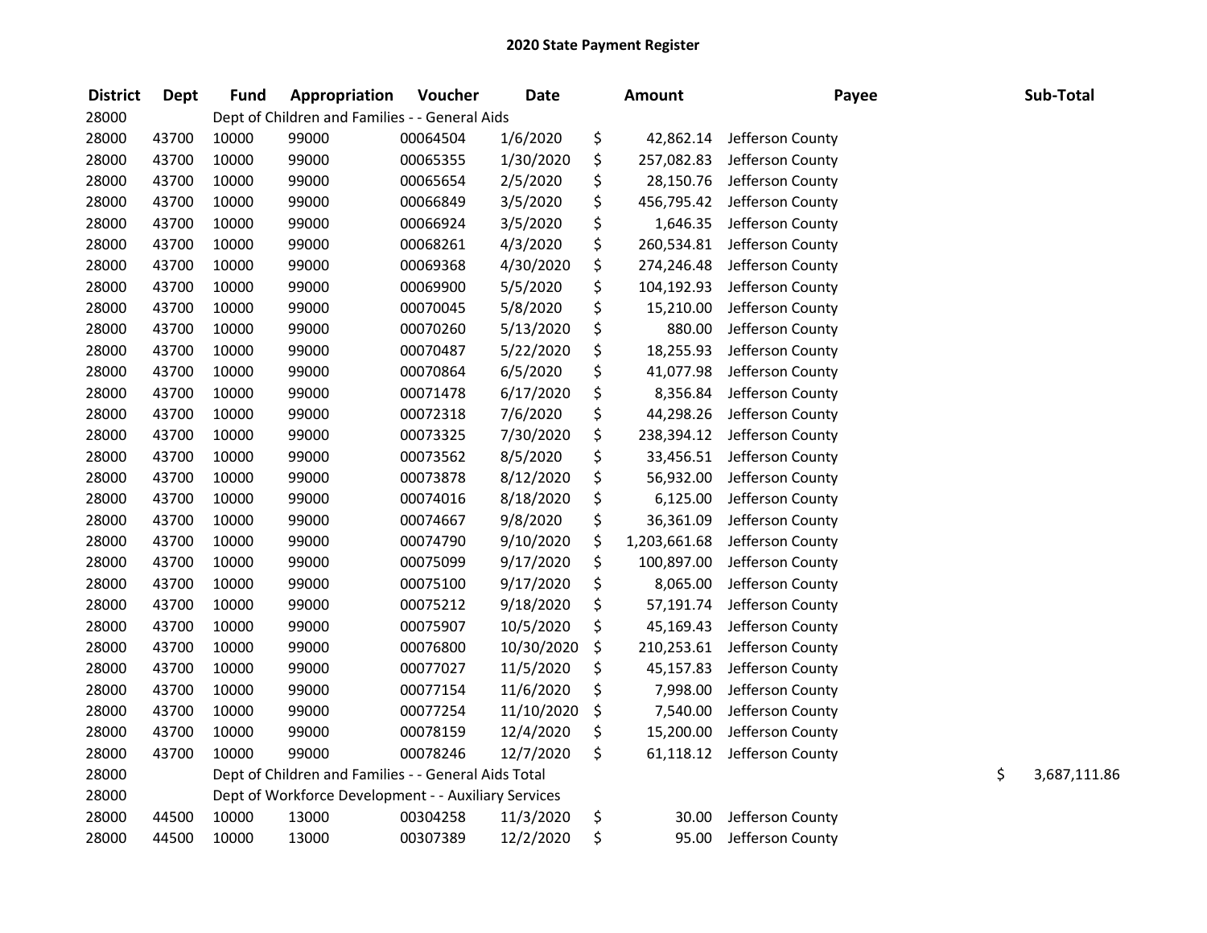## 2020 State Payment Register

| District | Dept | Fund | Appropriation | Voucher | Date | Amount | Payee | Sub-Total |
|---|---|---|---|---|---|---|---|---|
| 28000 | | Dept of Children and Families - - General Aids | | | | | | |
| 28000 | 43700 | 10000 | 99000 | 00064504 | 1/6/2020 | $ 42,862.14 | Jefferson County | |
| 28000 | 43700 | 10000 | 99000 | 00065355 | 1/30/2020 | $ 257,082.83 | Jefferson County | |
| 28000 | 43700 | 10000 | 99000 | 00065654 | 2/5/2020 | $ 28,150.76 | Jefferson County | |
| 28000 | 43700 | 10000 | 99000 | 00066849 | 3/5/2020 | $ 456,795.42 | Jefferson County | |
| 28000 | 43700 | 10000 | 99000 | 00066924 | 3/5/2020 | $ 1,646.35 | Jefferson County | |
| 28000 | 43700 | 10000 | 99000 | 00068261 | 4/3/2020 | $ 260,534.81 | Jefferson County | |
| 28000 | 43700 | 10000 | 99000 | 00069368 | 4/30/2020 | $ 274,246.48 | Jefferson County | |
| 28000 | 43700 | 10000 | 99000 | 00069900 | 5/5/2020 | $ 104,192.93 | Jefferson County | |
| 28000 | 43700 | 10000 | 99000 | 00070045 | 5/8/2020 | $ 15,210.00 | Jefferson County | |
| 28000 | 43700 | 10000 | 99000 | 00070260 | 5/13/2020 | $ 880.00 | Jefferson County | |
| 28000 | 43700 | 10000 | 99000 | 00070487 | 5/22/2020 | $ 18,255.93 | Jefferson County | |
| 28000 | 43700 | 10000 | 99000 | 00070864 | 6/5/2020 | $ 41,077.98 | Jefferson County | |
| 28000 | 43700 | 10000 | 99000 | 00071478 | 6/17/2020 | $ 8,356.84 | Jefferson County | |
| 28000 | 43700 | 10000 | 99000 | 00072318 | 7/6/2020 | $ 44,298.26 | Jefferson County | |
| 28000 | 43700 | 10000 | 99000 | 00073325 | 7/30/2020 | $ 238,394.12 | Jefferson County | |
| 28000 | 43700 | 10000 | 99000 | 00073562 | 8/5/2020 | $ 33,456.51 | Jefferson County | |
| 28000 | 43700 | 10000 | 99000 | 00073878 | 8/12/2020 | $ 56,932.00 | Jefferson County | |
| 28000 | 43700 | 10000 | 99000 | 00074016 | 8/18/2020 | $ 6,125.00 | Jefferson County | |
| 28000 | 43700 | 10000 | 99000 | 00074667 | 9/8/2020 | $ 36,361.09 | Jefferson County | |
| 28000 | 43700 | 10000 | 99000 | 00074790 | 9/10/2020 | $ 1,203,661.68 | Jefferson County | |
| 28000 | 43700 | 10000 | 99000 | 00075099 | 9/17/2020 | $ 100,897.00 | Jefferson County | |
| 28000 | 43700 | 10000 | 99000 | 00075100 | 9/17/2020 | $ 8,065.00 | Jefferson County | |
| 28000 | 43700 | 10000 | 99000 | 00075212 | 9/18/2020 | $ 57,191.74 | Jefferson County | |
| 28000 | 43700 | 10000 | 99000 | 00075907 | 10/5/2020 | $ 45,169.43 | Jefferson County | |
| 28000 | 43700 | 10000 | 99000 | 00076800 | 10/30/2020 | $ 210,253.61 | Jefferson County | |
| 28000 | 43700 | 10000 | 99000 | 00077027 | 11/5/2020 | $ 45,157.83 | Jefferson County | |
| 28000 | 43700 | 10000 | 99000 | 00077154 | 11/6/2020 | $ 7,998.00 | Jefferson County | |
| 28000 | 43700 | 10000 | 99000 | 00077254 | 11/10/2020 | $ 7,540.00 | Jefferson County | |
| 28000 | 43700 | 10000 | 99000 | 00078159 | 12/4/2020 | $ 15,200.00 | Jefferson County | |
| 28000 | 43700 | 10000 | 99000 | 00078246 | 12/7/2020 | $ 61,118.12 | Jefferson County | |
| 28000 | | Dept of Children and Families - - General Aids Total | | | | | | $ 3,687,111.86 |
| 28000 | | Dept of Workforce Development - - Auxiliary Services | | | | | | |
| 28000 | 44500 | 10000 | 13000 | 00304258 | 11/3/2020 | $ 30.00 | Jefferson County | |
| 28000 | 44500 | 10000 | 13000 | 00307389 | 12/2/2020 | $ 95.00 | Jefferson County | |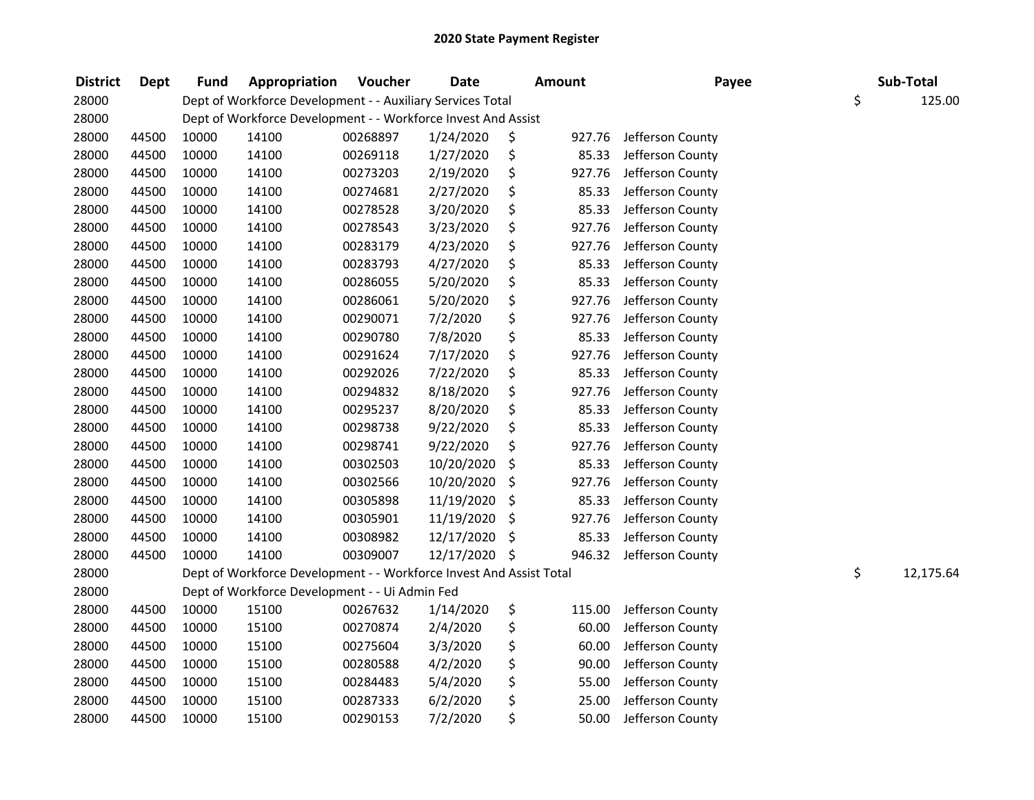# 2020 State Payment Register

| District | Dept | Fund | Appropriation | Voucher | Date | Amount | Payee | Sub-Total |
|---|---|---|---|---|---|---|---|---|
| 28000 | | Dept of Workforce Development - - Auxiliary Services Total | | | | | | $ 125.00 |
| 28000 | | Dept of Workforce Development - - Workforce Invest And Assist | | | | | | |
| 28000 | 44500 | 10000 | 14100 | 00268897 | 1/24/2020 | $ 927.76 | Jefferson County | |
| 28000 | 44500 | 10000 | 14100 | 00269118 | 1/27/2020 | $ 85.33 | Jefferson County | |
| 28000 | 44500 | 10000 | 14100 | 00273203 | 2/19/2020 | $ 927.76 | Jefferson County | |
| 28000 | 44500 | 10000 | 14100 | 00274681 | 2/27/2020 | $ 85.33 | Jefferson County | |
| 28000 | 44500 | 10000 | 14100 | 00278528 | 3/20/2020 | $ 85.33 | Jefferson County | |
| 28000 | 44500 | 10000 | 14100 | 00278543 | 3/23/2020 | $ 927.76 | Jefferson County | |
| 28000 | 44500 | 10000 | 14100 | 00283179 | 4/23/2020 | $ 927.76 | Jefferson County | |
| 28000 | 44500 | 10000 | 14100 | 00283793 | 4/27/2020 | $ 85.33 | Jefferson County | |
| 28000 | 44500 | 10000 | 14100 | 00286055 | 5/20/2020 | $ 85.33 | Jefferson County | |
| 28000 | 44500 | 10000 | 14100 | 00286061 | 5/20/2020 | $ 927.76 | Jefferson County | |
| 28000 | 44500 | 10000 | 14100 | 00290071 | 7/2/2020 | $ 927.76 | Jefferson County | |
| 28000 | 44500 | 10000 | 14100 | 00290780 | 7/8/2020 | $ 85.33 | Jefferson County | |
| 28000 | 44500 | 10000 | 14100 | 00291624 | 7/17/2020 | $ 927.76 | Jefferson County | |
| 28000 | 44500 | 10000 | 14100 | 00292026 | 7/22/2020 | $ 85.33 | Jefferson County | |
| 28000 | 44500 | 10000 | 14100 | 00294832 | 8/18/2020 | $ 927.76 | Jefferson County | |
| 28000 | 44500 | 10000 | 14100 | 00295237 | 8/20/2020 | $ 85.33 | Jefferson County | |
| 28000 | 44500 | 10000 | 14100 | 00298738 | 9/22/2020 | $ 85.33 | Jefferson County | |
| 28000 | 44500 | 10000 | 14100 | 00298741 | 9/22/2020 | $ 927.76 | Jefferson County | |
| 28000 | 44500 | 10000 | 14100 | 00302503 | 10/20/2020 | $ 85.33 | Jefferson County | |
| 28000 | 44500 | 10000 | 14100 | 00302566 | 10/20/2020 | $ 927.76 | Jefferson County | |
| 28000 | 44500 | 10000 | 14100 | 00305898 | 11/19/2020 | $ 85.33 | Jefferson County | |
| 28000 | 44500 | 10000 | 14100 | 00305901 | 11/19/2020 | $ 927.76 | Jefferson County | |
| 28000 | 44500 | 10000 | 14100 | 00308982 | 12/17/2020 | $ 85.33 | Jefferson County | |
| 28000 | 44500 | 10000 | 14100 | 00309007 | 12/17/2020 | $ 946.32 | Jefferson County | |
| 28000 | | Dept of Workforce Development - - Workforce Invest And Assist Total | | | | | | $ 12,175.64 |
| 28000 | | Dept of Workforce Development - - Ui Admin Fed | | | | | | |
| 28000 | 44500 | 10000 | 15100 | 00267632 | 1/14/2020 | $ 115.00 | Jefferson County | |
| 28000 | 44500 | 10000 | 15100 | 00270874 | 2/4/2020 | $ 60.00 | Jefferson County | |
| 28000 | 44500 | 10000 | 15100 | 00275604 | 3/3/2020 | $ 60.00 | Jefferson County | |
| 28000 | 44500 | 10000 | 15100 | 00280588 | 4/2/2020 | $ 90.00 | Jefferson County | |
| 28000 | 44500 | 10000 | 15100 | 00284483 | 5/4/2020 | $ 55.00 | Jefferson County | |
| 28000 | 44500 | 10000 | 15100 | 00287333 | 6/2/2020 | $ 25.00 | Jefferson County | |
| 28000 | 44500 | 10000 | 15100 | 00290153 | 7/2/2020 | $ 50.00 | Jefferson County | |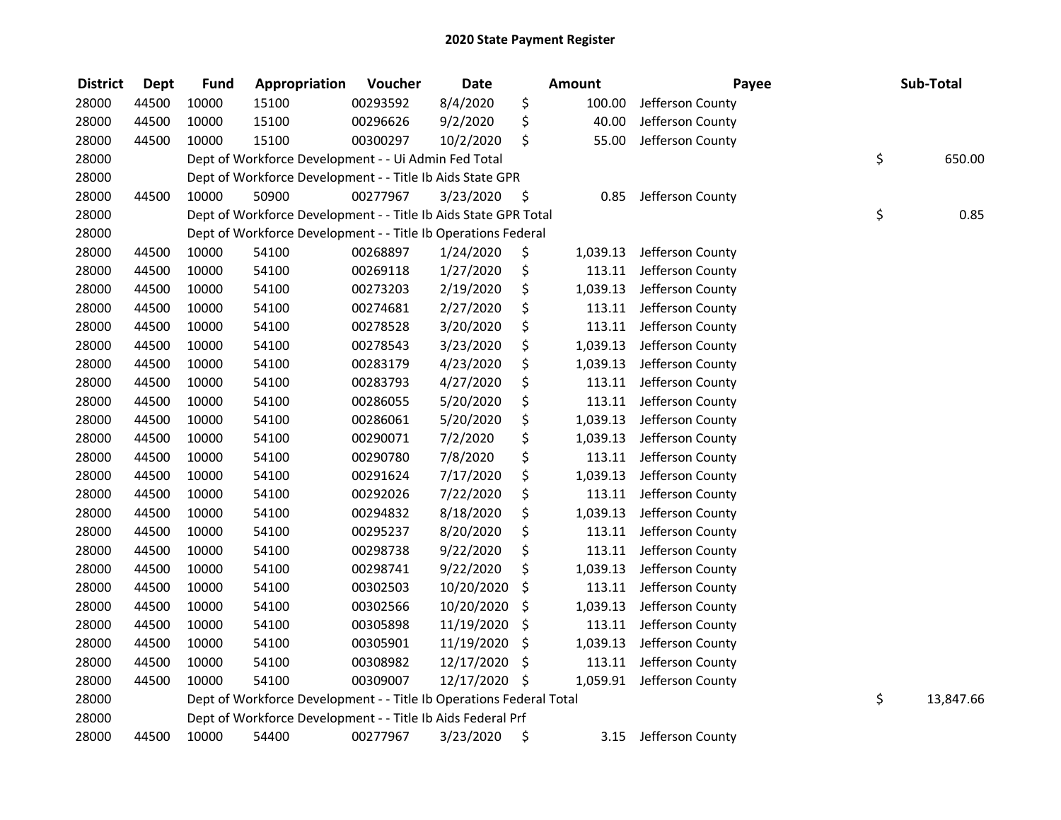## 2020 State Payment Register

| District | Dept | Fund | Appropriation | Voucher | Date | Amount | Payee | Sub-Total |
|---|---|---|---|---|---|---|---|---|
| 28000 | 44500 | 10000 | 15100 | 00293592 | 8/4/2020 | $ 100.00 | Jefferson County | |
| 28000 | 44500 | 10000 | 15100 | 00296626 | 9/2/2020 | $ 40.00 | Jefferson County | |
| 28000 | 44500 | 10000 | 15100 | 00300297 | 10/2/2020 | $ 55.00 | Jefferson County | |
| 28000 | | Dept of Workforce Development - - Ui Admin Fed Total | | | | | | $ 650.00 |
| 28000 | | Dept of Workforce Development - - Title Ib Aids State GPR | | | | | | |
| 28000 | 44500 | 10000 | 50900 | 00277967 | 3/23/2020 | $ 0.85 | Jefferson County | |
| 28000 | | Dept of Workforce Development - - Title Ib Aids State GPR Total | | | | | | $ 0.85 |
| 28000 | | Dept of Workforce Development - - Title Ib Operations Federal | | | | | | |
| 28000 | 44500 | 10000 | 54100 | 00268897 | 1/24/2020 | $ 1,039.13 | Jefferson County | |
| 28000 | 44500 | 10000 | 54100 | 00269118 | 1/27/2020 | $ 113.11 | Jefferson County | |
| 28000 | 44500 | 10000 | 54100 | 00273203 | 2/19/2020 | $ 1,039.13 | Jefferson County | |
| 28000 | 44500 | 10000 | 54100 | 00274681 | 2/27/2020 | $ 113.11 | Jefferson County | |
| 28000 | 44500 | 10000 | 54100 | 00278528 | 3/20/2020 | $ 113.11 | Jefferson County | |
| 28000 | 44500 | 10000 | 54100 | 00278543 | 3/23/2020 | $ 1,039.13 | Jefferson County | |
| 28000 | 44500 | 10000 | 54100 | 00283179 | 4/23/2020 | $ 1,039.13 | Jefferson County | |
| 28000 | 44500 | 10000 | 54100 | 00283793 | 4/27/2020 | $ 113.11 | Jefferson County | |
| 28000 | 44500 | 10000 | 54100 | 00286055 | 5/20/2020 | $ 113.11 | Jefferson County | |
| 28000 | 44500 | 10000 | 54100 | 00286061 | 5/20/2020 | $ 1,039.13 | Jefferson County | |
| 28000 | 44500 | 10000 | 54100 | 00290071 | 7/2/2020 | $ 1,039.13 | Jefferson County | |
| 28000 | 44500 | 10000 | 54100 | 00290780 | 7/8/2020 | $ 113.11 | Jefferson County | |
| 28000 | 44500 | 10000 | 54100 | 00291624 | 7/17/2020 | $ 1,039.13 | Jefferson County | |
| 28000 | 44500 | 10000 | 54100 | 00292026 | 7/22/2020 | $ 113.11 | Jefferson County | |
| 28000 | 44500 | 10000 | 54100 | 00294832 | 8/18/2020 | $ 1,039.13 | Jefferson County | |
| 28000 | 44500 | 10000 | 54100 | 00295237 | 8/20/2020 | $ 113.11 | Jefferson County | |
| 28000 | 44500 | 10000 | 54100 | 00298738 | 9/22/2020 | $ 113.11 | Jefferson County | |
| 28000 | 44500 | 10000 | 54100 | 00298741 | 9/22/2020 | $ 1,039.13 | Jefferson County | |
| 28000 | 44500 | 10000 | 54100 | 00302503 | 10/20/2020 | $ 113.11 | Jefferson County | |
| 28000 | 44500 | 10000 | 54100 | 00302566 | 10/20/2020 | $ 1,039.13 | Jefferson County | |
| 28000 | 44500 | 10000 | 54100 | 00305898 | 11/19/2020 | $ 113.11 | Jefferson County | |
| 28000 | 44500 | 10000 | 54100 | 00305901 | 11/19/2020 | $ 1,039.13 | Jefferson County | |
| 28000 | 44500 | 10000 | 54100 | 00308982 | 12/17/2020 | $ 113.11 | Jefferson County | |
| 28000 | 44500 | 10000 | 54100 | 00309007 | 12/17/2020 | $ 1,059.91 | Jefferson County | |
| 28000 | | Dept of Workforce Development - - Title Ib Operations Federal Total | | | | | | $ 13,847.66 |
| 28000 | | Dept of Workforce Development - - Title Ib Aids Federal Prf | | | | | | |
| 28000 | 44500 | 10000 | 54400 | 00277967 | 3/23/2020 | $ 3.15 | Jefferson County | |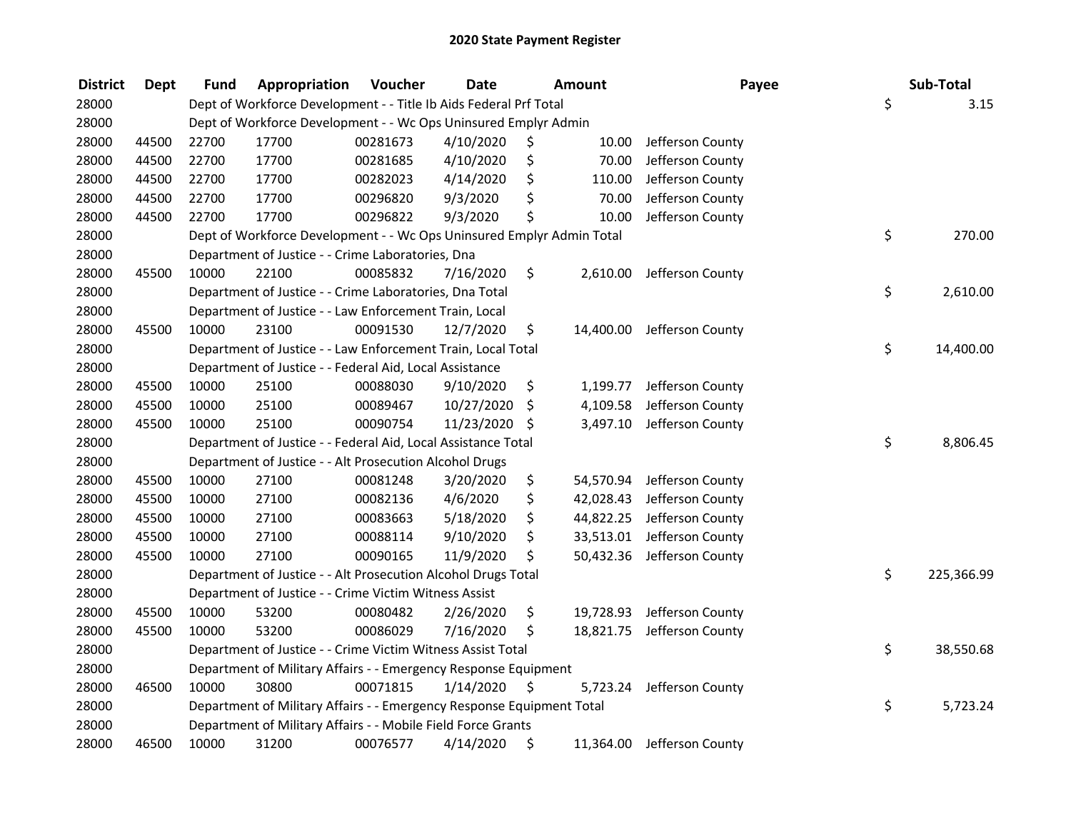## 2020 State Payment Register

| District | Dept | Fund | Appropriation | Voucher | Date | Amount | Payee | Sub-Total |
|---|---|---|---|---|---|---|---|---|
| 28000 | | Dept of Workforce Development - - Title Ib Aids Federal Prf Total | | | | | | $ 3.15 |
| 28000 | | Dept of Workforce Development - - Wc Ops Uninsured Emplyr Admin | | | | | | |
| 28000 | 44500 | 22700 | 17700 | 00281673 | 4/10/2020 | $ 10.00 | Jefferson County | |
| 28000 | 44500 | 22700 | 17700 | 00281685 | 4/10/2020 | $ 70.00 | Jefferson County | |
| 28000 | 44500 | 22700 | 17700 | 00282023 | 4/14/2020 | $ 110.00 | Jefferson County | |
| 28000 | 44500 | 22700 | 17700 | 00296820 | 9/3/2020 | $ 70.00 | Jefferson County | |
| 28000 | 44500 | 22700 | 17700 | 00296822 | 9/3/2020 | $ 10.00 | Jefferson County | |
| 28000 | | Dept of Workforce Development - - Wc Ops Uninsured Emplyr Admin Total | | | | | | $ 270.00 |
| 28000 | | Department of Justice - - Crime Laboratories, Dna | | | | | | |
| 28000 | 45500 | 10000 | 22100 | 00085832 | 7/16/2020 | $ 2,610.00 | Jefferson County | |
| 28000 | | Department of Justice - - Crime Laboratories, Dna Total | | | | | | $ 2,610.00 |
| 28000 | | Department of Justice - - Law Enforcement Train, Local | | | | | | |
| 28000 | 45500 | 10000 | 23100 | 00091530 | 12/7/2020 | $ 14,400.00 | Jefferson County | |
| 28000 | | Department of Justice - - Law Enforcement Train, Local Total | | | | | | $ 14,400.00 |
| 28000 | | Department of Justice - - Federal Aid, Local Assistance | | | | | | |
| 28000 | 45500 | 10000 | 25100 | 00088030 | 9/10/2020 | $ 1,199.77 | Jefferson County | |
| 28000 | 45500 | 10000 | 25100 | 00089467 | 10/27/2020 | $ 4,109.58 | Jefferson County | |
| 28000 | 45500 | 10000 | 25100 | 00090754 | 11/23/2020 | $ 3,497.10 | Jefferson County | |
| 28000 | | Department of Justice - - Federal Aid, Local Assistance Total | | | | | | $ 8,806.45 |
| 28000 | | Department of Justice - - Alt Prosecution Alcohol Drugs | | | | | | |
| 28000 | 45500 | 10000 | 27100 | 00081248 | 3/20/2020 | $ 54,570.94 | Jefferson County | |
| 28000 | 45500 | 10000 | 27100 | 00082136 | 4/6/2020 | $ 42,028.43 | Jefferson County | |
| 28000 | 45500 | 10000 | 27100 | 00083663 | 5/18/2020 | $ 44,822.25 | Jefferson County | |
| 28000 | 45500 | 10000 | 27100 | 00088114 | 9/10/2020 | $ 33,513.01 | Jefferson County | |
| 28000 | 45500 | 10000 | 27100 | 00090165 | 11/9/2020 | $ 50,432.36 | Jefferson County | |
| 28000 | | Department of Justice - - Alt Prosecution Alcohol Drugs Total | | | | | | $ 225,366.99 |
| 28000 | | Department of Justice - - Crime Victim Witness Assist | | | | | | |
| 28000 | 45500 | 10000 | 53200 | 00080482 | 2/26/2020 | $ 19,728.93 | Jefferson County | |
| 28000 | 45500 | 10000 | 53200 | 00086029 | 7/16/2020 | $ 18,821.75 | Jefferson County | |
| 28000 | | Department of Justice - - Crime Victim Witness Assist Total | | | | | | $ 38,550.68 |
| 28000 | | Department of Military Affairs - - Emergency Response Equipment | | | | | | |
| 28000 | 46500 | 10000 | 30800 | 00071815 | 1/14/2020 | $ 5,723.24 | Jefferson County | |
| 28000 | | Department of Military Affairs - - Emergency Response Equipment Total | | | | | | $ 5,723.24 |
| 28000 | | Department of Military Affairs - - Mobile Field Force Grants | | | | | | |
| 28000 | 46500 | 10000 | 31200 | 00076577 | 4/14/2020 | $ 11,364.00 | Jefferson County | |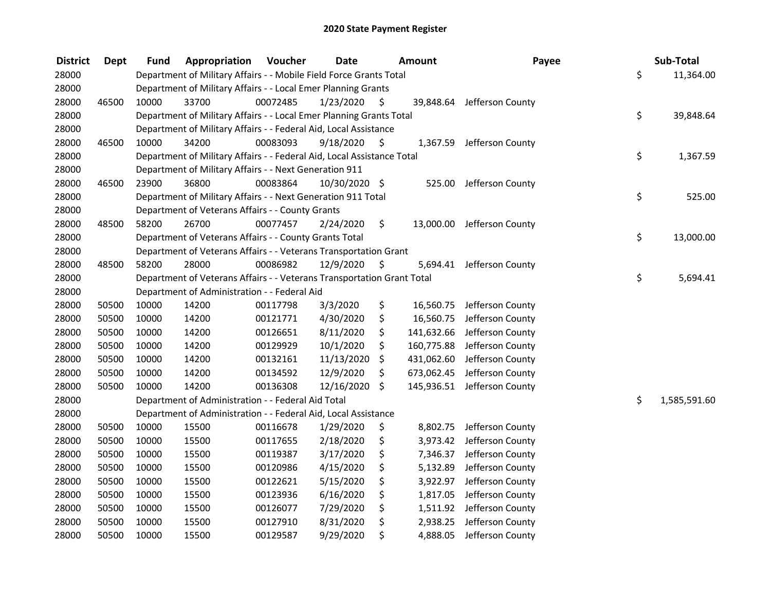# 2020 State Payment Register

| District | Dept | Fund | Appropriation | Voucher | Date | Amount | Payee | Sub-Total |
|---|---|---|---|---|---|---|---|---|
| 28000 | | | Department of Military Affairs - - Mobile Field Force Grants Total | | | | | $ 11,364.00 |
| 28000 | | | Department of Military Affairs - - Local Emer Planning Grants | | | | | |
| 28000 | 46500 | 10000 | 33700 | 00072485 | 1/23/2020 | $ 39,848.64 | Jefferson County | |
| 28000 | | | Department of Military Affairs - - Local Emer Planning Grants Total | | | | | $ 39,848.64 |
| 28000 | | | Department of Military Affairs - - Federal Aid, Local Assistance | | | | | |
| 28000 | 46500 | 10000 | 34200 | 00083093 | 9/18/2020 | $ 1,367.59 | Jefferson County | |
| 28000 | | | Department of Military Affairs - - Federal Aid, Local Assistance Total | | | | | $ 1,367.59 |
| 28000 | | | Department of Military Affairs - - Next Generation 911 | | | | | |
| 28000 | 46500 | 23900 | 36800 | 00083864 | 10/30/2020 | $ 525.00 | Jefferson County | |
| 28000 | | | Department of Military Affairs - - Next Generation 911 Total | | | | | $ 525.00 |
| 28000 | | | Department of Veterans Affairs - - County Grants | | | | | |
| 28000 | 48500 | 58200 | 26700 | 00077457 | 2/24/2020 | $ 13,000.00 | Jefferson County | |
| 28000 | | | Department of Veterans Affairs - - County Grants Total | | | | | $ 13,000.00 |
| 28000 | | | Department of Veterans Affairs - - Veterans Transportation Grant | | | | | |
| 28000 | 48500 | 58200 | 28000 | 00086982 | 12/9/2020 | $ 5,694.41 | Jefferson County | |
| 28000 | | | Department of Veterans Affairs - - Veterans Transportation Grant Total | | | | | $ 5,694.41 |
| 28000 | | | Department of Administration - - Federal Aid | | | | | |
| 28000 | 50500 | 10000 | 14200 | 00117798 | 3/3/2020 | $ 16,560.75 | Jefferson County | |
| 28000 | 50500 | 10000 | 14200 | 00121771 | 4/30/2020 | $ 16,560.75 | Jefferson County | |
| 28000 | 50500 | 10000 | 14200 | 00126651 | 8/11/2020 | $ 141,632.66 | Jefferson County | |
| 28000 | 50500 | 10000 | 14200 | 00129929 | 10/1/2020 | $ 160,775.88 | Jefferson County | |
| 28000 | 50500 | 10000 | 14200 | 00132161 | 11/13/2020 | $ 431,062.60 | Jefferson County | |
| 28000 | 50500 | 10000 | 14200 | 00134592 | 12/9/2020 | $ 673,062.45 | Jefferson County | |
| 28000 | 50500 | 10000 | 14200 | 00136308 | 12/16/2020 | $ 145,936.51 | Jefferson County | |
| 28000 | | | Department of Administration - - Federal Aid Total | | | | | $ 1,585,591.60 |
| 28000 | | | Department of Administration - - Federal Aid, Local Assistance | | | | | |
| 28000 | 50500 | 10000 | 15500 | 00116678 | 1/29/2020 | $ 8,802.75 | Jefferson County | |
| 28000 | 50500 | 10000 | 15500 | 00117655 | 2/18/2020 | $ 3,973.42 | Jefferson County | |
| 28000 | 50500 | 10000 | 15500 | 00119387 | 3/17/2020 | $ 7,346.37 | Jefferson County | |
| 28000 | 50500 | 10000 | 15500 | 00120986 | 4/15/2020 | $ 5,132.89 | Jefferson County | |
| 28000 | 50500 | 10000 | 15500 | 00122621 | 5/15/2020 | $ 3,922.97 | Jefferson County | |
| 28000 | 50500 | 10000 | 15500 | 00123936 | 6/16/2020 | $ 1,817.05 | Jefferson County | |
| 28000 | 50500 | 10000 | 15500 | 00126077 | 7/29/2020 | $ 1,511.92 | Jefferson County | |
| 28000 | 50500 | 10000 | 15500 | 00127910 | 8/31/2020 | $ 2,938.25 | Jefferson County | |
| 28000 | 50500 | 10000 | 15500 | 00129587 | 9/29/2020 | $ 4,888.05 | Jefferson County | |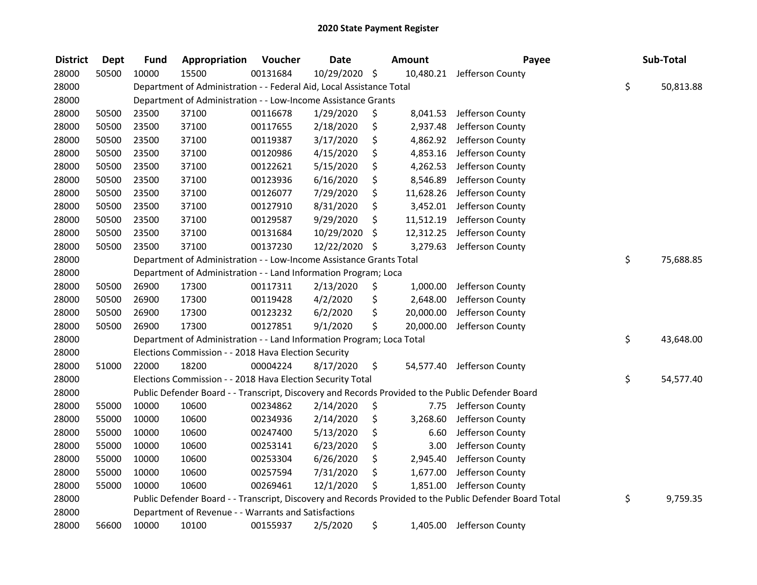## 2020 State Payment Register

| District | Dept | Fund | Appropriation | Voucher | Date | Amount | Payee | Sub-Total |
|---|---|---|---|---|---|---|---|---|
| 28000 | 50500 | 10000 | 15500 | 00131684 | 10/29/2020 | $ 10,480.21 | Jefferson County | |
| 28000 | | Department of Administration - - Federal Aid, Local Assistance Total | | | | | | $ 50,813.88 |
| 28000 | | Department of Administration - - Low-Income Assistance Grants | | | | | | |
| 28000 | 50500 | 23500 | 37100 | 00116678 | 1/29/2020 | $ 8,041.53 | Jefferson County | |
| 28000 | 50500 | 23500 | 37100 | 00117655 | 2/18/2020 | $ 2,937.48 | Jefferson County | |
| 28000 | 50500 | 23500 | 37100 | 00119387 | 3/17/2020 | $ 4,862.92 | Jefferson County | |
| 28000 | 50500 | 23500 | 37100 | 00120986 | 4/15/2020 | $ 4,853.16 | Jefferson County | |
| 28000 | 50500 | 23500 | 37100 | 00122621 | 5/15/2020 | $ 4,262.53 | Jefferson County | |
| 28000 | 50500 | 23500 | 37100 | 00123936 | 6/16/2020 | $ 8,546.89 | Jefferson County | |
| 28000 | 50500 | 23500 | 37100 | 00126077 | 7/29/2020 | $ 11,628.26 | Jefferson County | |
| 28000 | 50500 | 23500 | 37100 | 00127910 | 8/31/2020 | $ 3,452.01 | Jefferson County | |
| 28000 | 50500 | 23500 | 37100 | 00129587 | 9/29/2020 | $ 11,512.19 | Jefferson County | |
| 28000 | 50500 | 23500 | 37100 | 00131684 | 10/29/2020 | $ 12,312.25 | Jefferson County | |
| 28000 | 50500 | 23500 | 37100 | 00137230 | 12/22/2020 | $ 3,279.63 | Jefferson County | |
| 28000 | | Department of Administration - - Low-Income Assistance Grants Total | | | | | | $ 75,688.85 |
| 28000 | | Department of Administration - - Land Information Program; Loca | | | | | | |
| 28000 | 50500 | 26900 | 17300 | 00117311 | 2/13/2020 | $ 1,000.00 | Jefferson County | |
| 28000 | 50500 | 26900 | 17300 | 00119428 | 4/2/2020 | $ 2,648.00 | Jefferson County | |
| 28000 | 50500 | 26900 | 17300 | 00123232 | 6/2/2020 | $ 20,000.00 | Jefferson County | |
| 28000 | 50500 | 26900 | 17300 | 00127851 | 9/1/2020 | $ 20,000.00 | Jefferson County | |
| 28000 | | Department of Administration - - Land Information Program; Loca Total | | | | | | $ 43,648.00 |
| 28000 | | Elections Commission - - 2018 Hava Election Security | | | | | | |
| 28000 | 51000 | 22000 | 18200 | 00004224 | 8/17/2020 | $ 54,577.40 | Jefferson County | |
| 28000 | | Elections Commission - - 2018 Hava Election Security Total | | | | | | $ 54,577.40 |
| 28000 | | Public Defender Board - - Transcript, Discovery and Records Provided to the Public Defender Board | | | | | | |
| 28000 | 55000 | 10000 | 10600 | 00234862 | 2/14/2020 | $ 7.75 | Jefferson County | |
| 28000 | 55000 | 10000 | 10600 | 00234936 | 2/14/2020 | $ 3,268.60 | Jefferson County | |
| 28000 | 55000 | 10000 | 10600 | 00247400 | 5/13/2020 | $ 6.60 | Jefferson County | |
| 28000 | 55000 | 10000 | 10600 | 00253141 | 6/23/2020 | $ 3.00 | Jefferson County | |
| 28000 | 55000 | 10000 | 10600 | 00253304 | 6/26/2020 | $ 2,945.40 | Jefferson County | |
| 28000 | 55000 | 10000 | 10600 | 00257594 | 7/31/2020 | $ 1,677.00 | Jefferson County | |
| 28000 | 55000 | 10000 | 10600 | 00269461 | 12/1/2020 | $ 1,851.00 | Jefferson County | |
| 28000 | | Public Defender Board - - Transcript, Discovery and Records Provided to the Public Defender Board Total | | | | | | $ 9,759.35 |
| 28000 | | Department of Revenue - - Warrants and Satisfactions | | | | | | |
| 28000 | 56600 | 10000 | 10100 | 00155937 | 2/5/2020 | $ 1,405.00 | Jefferson County | |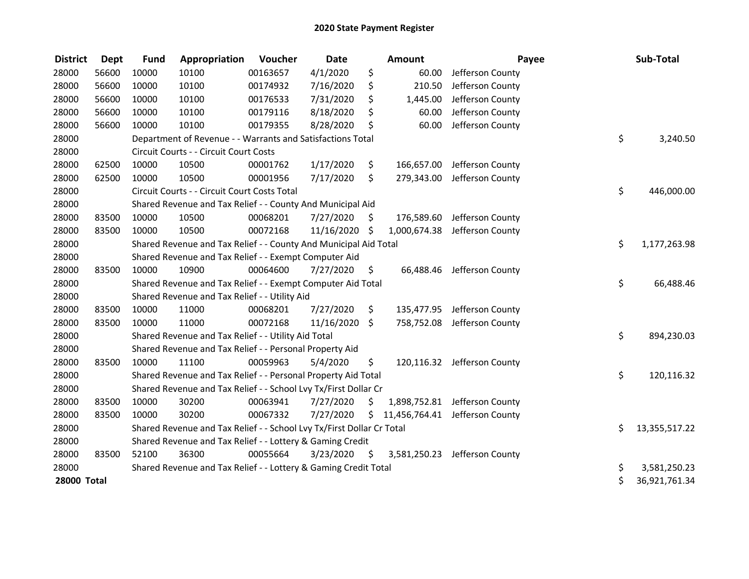# 2020 State Payment Register

| District | Dept | Fund | Appropriation | Voucher | Date | Amount | Payee | Sub-Total |
|---|---|---|---|---|---|---|---|---|
| 28000 | 56600 | 10000 | 10100 | 00163657 | 4/1/2020 | $ 60.00 | Jefferson County | |
| 28000 | 56600 | 10000 | 10100 | 00174932 | 7/16/2020 | $ 210.50 | Jefferson County | |
| 28000 | 56600 | 10000 | 10100 | 00176533 | 7/31/2020 | $ 1,445.00 | Jefferson County | |
| 28000 | 56600 | 10000 | 10100 | 00179116 | 8/18/2020 | $ 60.00 | Jefferson County | |
| 28000 | 56600 | 10000 | 10100 | 00179355 | 8/28/2020 | $ 60.00 | Jefferson County | |
| 28000 | | Department of Revenue - - Warrants and Satisfactions Total | | | | | | $ 3,240.50 |
| 28000 | | Circuit Courts - - Circuit Court Costs | | | | | | |
| 28000 | 62500 | 10000 | 10500 | 00001762 | 1/17/2020 | $ 166,657.00 | Jefferson County | |
| 28000 | 62500 | 10000 | 10500 | 00001956 | 7/17/2020 | $ 279,343.00 | Jefferson County | |
| 28000 | | Circuit Courts - - Circuit Court Costs Total | | | | | | $ 446,000.00 |
| 28000 | | Shared Revenue and Tax Relief - - County And Municipal Aid | | | | | | |
| 28000 | 83500 | 10000 | 10500 | 00068201 | 7/27/2020 | $ 176,589.60 | Jefferson County | |
| 28000 | 83500 | 10000 | 10500 | 00072168 | 11/16/2020 | $ 1,000,674.38 | Jefferson County | |
| 28000 | | Shared Revenue and Tax Relief - - County And Municipal Aid Total | | | | | | $ 1,177,263.98 |
| 28000 | | Shared Revenue and Tax Relief - - Exempt Computer Aid | | | | | | |
| 28000 | 83500 | 10000 | 10900 | 00064600 | 7/27/2020 | $ 66,488.46 | Jefferson County | |
| 28000 | | Shared Revenue and Tax Relief - - Exempt Computer Aid Total | | | | | | $ 66,488.46 |
| 28000 | | Shared Revenue and Tax Relief - - Utility Aid | | | | | | |
| 28000 | 83500 | 10000 | 11000 | 00068201 | 7/27/2020 | $ 135,477.95 | Jefferson County | |
| 28000 | 83500 | 10000 | 11000 | 00072168 | 11/16/2020 | $ 758,752.08 | Jefferson County | |
| 28000 | | Shared Revenue and Tax Relief - - Utility Aid Total | | | | | | $ 894,230.03 |
| 28000 | | Shared Revenue and Tax Relief - - Personal Property Aid | | | | | | |
| 28000 | 83500 | 10000 | 11100 | 00059963 | 5/4/2020 | $ 120,116.32 | Jefferson County | |
| 28000 | | Shared Revenue and Tax Relief - - Personal Property Aid Total | | | | | | $ 120,116.32 |
| 28000 | | Shared Revenue and Tax Relief - - School Lvy Tx/First Dollar Cr | | | | | | |
| 28000 | 83500 | 10000 | 30200 | 00063941 | 7/27/2020 | $ 1,898,752.81 | Jefferson County | |
| 28000 | 83500 | 10000 | 30200 | 00067332 | 7/27/2020 | $ 11,456,764.41 | Jefferson County | |
| 28000 | | Shared Revenue and Tax Relief - - School Lvy Tx/First Dollar Cr Total | | | | | | $ 13,355,517.22 |
| 28000 | | Shared Revenue and Tax Relief - - Lottery & Gaming Credit | | | | | | |
| 28000 | 83500 | 52100 | 36300 | 00055664 | 3/23/2020 | $ 3,581,250.23 | Jefferson County | |
| 28000 | | Shared Revenue and Tax Relief - - Lottery & Gaming Credit Total | | | | | | $ 3,581,250.23 |
| **28000 Total** | | | | | | | | $ 36,921,761.34 |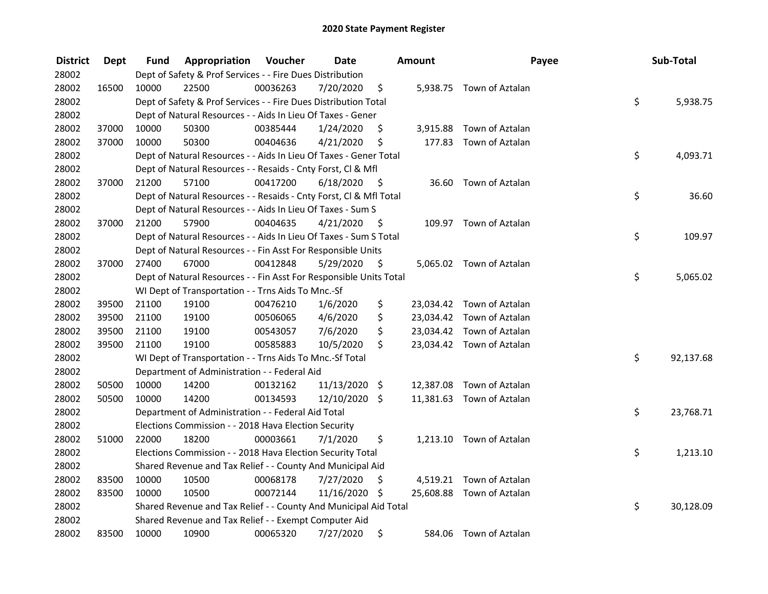# 2020 State Payment Register

| District | Dept | Fund | Appropriation | Voucher | Date | Amount | Payee | Sub-Total |
|---|---|---|---|---|---|---|---|---|
| 28002 | | Dept of Safety & Prof Services - - Fire Dues Distribution | | | | | | |
| 28002 | 16500 | 10000 | 22500 | 00036263 | 7/20/2020 | $ 5,938.75 | Town of Aztalan | |
| 28002 | | Dept of Safety & Prof Services - - Fire Dues Distribution Total | | | | | | $ 5,938.75 |
| 28002 | | Dept of Natural Resources - - Aids In Lieu Of Taxes - Gener | | | | | | |
| 28002 | 37000 | 10000 | 50300 | 00385444 | 1/24/2020 | $ 3,915.88 | Town of Aztalan | |
| 28002 | 37000 | 10000 | 50300 | 00404636 | 4/21/2020 | $ 177.83 | Town of Aztalan | |
| 28002 | | Dept of Natural Resources - - Aids In Lieu Of Taxes - Gener Total | | | | | | $ 4,093.71 |
| 28002 | | Dept of Natural Resources - - Resaids - Cnty Forst, Cl & Mfl | | | | | | |
| 28002 | 37000 | 21200 | 57100 | 00417200 | 6/18/2020 | $ 36.60 | Town of Aztalan | |
| 28002 | | Dept of Natural Resources - - Resaids - Cnty Forst, Cl & Mfl Total | | | | | | $ 36.60 |
| 28002 | | Dept of Natural Resources - - Aids In Lieu Of Taxes - Sum S | | | | | | |
| 28002 | 37000 | 21200 | 57900 | 00404635 | 4/21/2020 | $ 109.97 | Town of Aztalan | |
| 28002 | | Dept of Natural Resources - - Aids In Lieu Of Taxes - Sum S Total | | | | | | $ 109.97 |
| 28002 | | Dept of Natural Resources - - Fin Asst For Responsible Units | | | | | | |
| 28002 | 37000 | 27400 | 67000 | 00412848 | 5/29/2020 | $ 5,065.02 | Town of Aztalan | |
| 28002 | | Dept of Natural Resources - - Fin Asst For Responsible Units Total | | | | | | $ 5,065.02 |
| 28002 | | WI Dept of Transportation - - Trns Aids To Mnc.-Sf | | | | | | |
| 28002 | 39500 | 21100 | 19100 | 00476210 | 1/6/2020 | $ 23,034.42 | Town of Aztalan | |
| 28002 | 39500 | 21100 | 19100 | 00506065 | 4/6/2020 | $ 23,034.42 | Town of Aztalan | |
| 28002 | 39500 | 21100 | 19100 | 00543057 | 7/6/2020 | $ 23,034.42 | Town of Aztalan | |
| 28002 | 39500 | 21100 | 19100 | 00585883 | 10/5/2020 | $ 23,034.42 | Town of Aztalan | |
| 28002 | | WI Dept of Transportation - - Trns Aids To Mnc.-Sf Total | | | | | | $ 92,137.68 |
| 28002 | | Department of Administration - - Federal Aid | | | | | | |
| 28002 | 50500 | 10000 | 14200 | 00132162 | 11/13/2020 | $ 12,387.08 | Town of Aztalan | |
| 28002 | 50500 | 10000 | 14200 | 00134593 | 12/10/2020 | $ 11,381.63 | Town of Aztalan | |
| 28002 | | Department of Administration - - Federal Aid Total | | | | | | $ 23,768.71 |
| 28002 | | Elections Commission - - 2018 Hava Election Security | | | | | | |
| 28002 | 51000 | 22000 | 18200 | 00003661 | 7/1/2020 | $ 1,213.10 | Town of Aztalan | |
| 28002 | | Elections Commission - - 2018 Hava Election Security Total | | | | | | $ 1,213.10 |
| 28002 | | Shared Revenue and Tax Relief - - County And Municipal Aid | | | | | | |
| 28002 | 83500 | 10000 | 10500 | 00068178 | 7/27/2020 | $ 4,519.21 | Town of Aztalan | |
| 28002 | 83500 | 10000 | 10500 | 00072144 | 11/16/2020 | $ 25,608.88 | Town of Aztalan | |
| 28002 | | Shared Revenue and Tax Relief - - County And Municipal Aid Total | | | | | | $ 30,128.09 |
| 28002 | | Shared Revenue and Tax Relief - - Exempt Computer Aid | | | | | | |
| 28002 | 83500 | 10000 | 10900 | 00065320 | 7/27/2020 | $ 584.06 | Town of Aztalan | |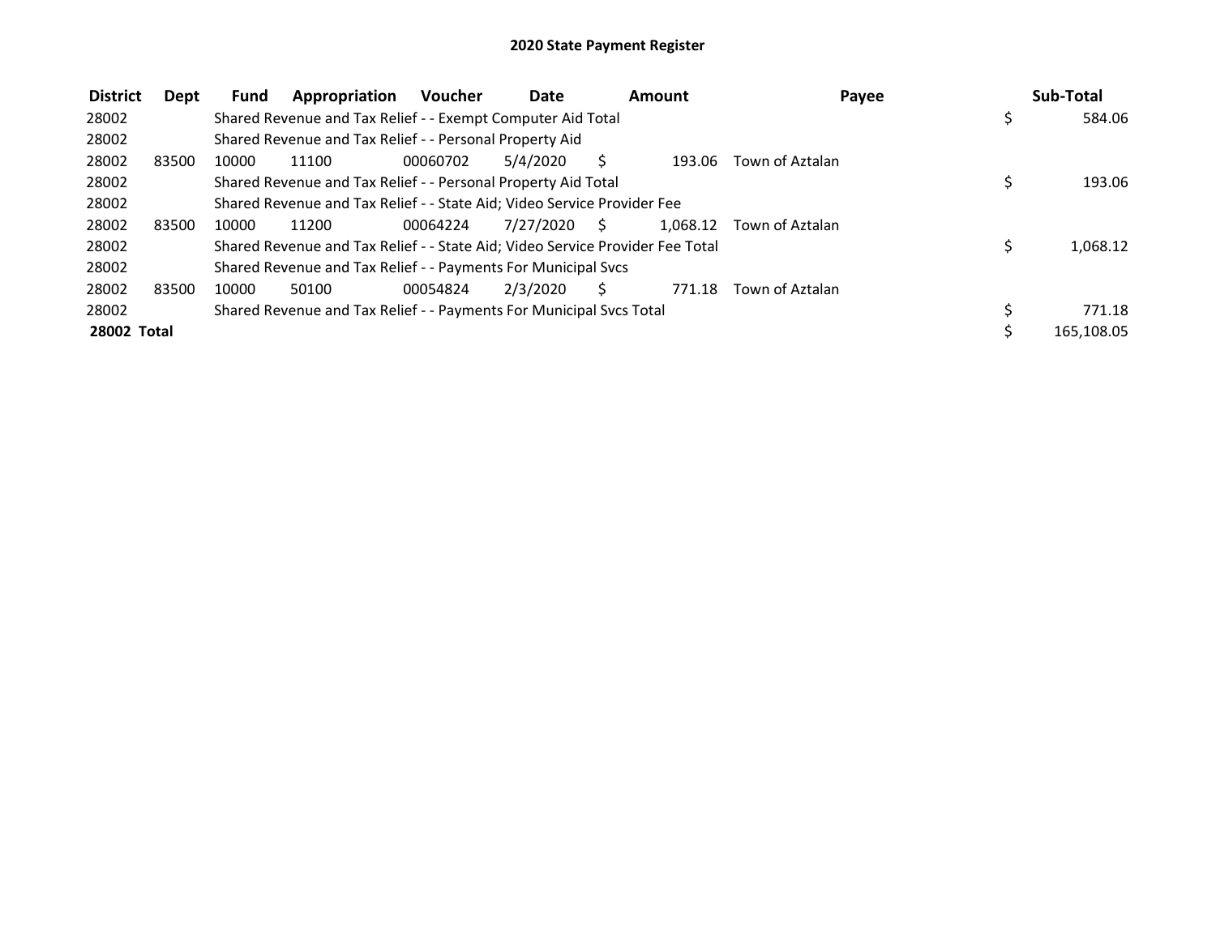# 2020 State Payment Register

| District | Dept | Fund | Appropriation | Voucher | Date | Amount | Payee | Sub-Total |
|---|---|---|---|---|---|---|---|---|
| 28002 | | Shared Revenue and Tax Relief - - Exempt Computer Aid Total | | | | | | $ 584.06 |
| 28002 | | Shared Revenue and Tax Relief - - Personal Property Aid | | | | | | |
| 28002 | 83500 | 10000 | 11100 | 00060702 | 5/4/2020 | $ 193.06 | Town of Aztalan | |
| 28002 | | Shared Revenue and Tax Relief - - Personal Property Aid Total | | | | | | $ 193.06 |
| 28002 | | Shared Revenue and Tax Relief - - State Aid; Video Service Provider Fee | | | | | | |
| 28002 | 83500 | 10000 | 11200 | 00064224 | 7/27/2020 | $ 1,068.12 | Town of Aztalan | |
| 28002 | | Shared Revenue and Tax Relief - - State Aid; Video Service Provider Fee Total | | | | | | $ 1,068.12 |
| 28002 | | Shared Revenue and Tax Relief - - Payments For Municipal Svcs | | | | | | |
| 28002 | 83500 | 10000 | 50100 | 00054824 | 2/3/2020 | $ 771.18 | Town of Aztalan | |
| 28002 | | Shared Revenue and Tax Relief - - Payments For Municipal Svcs Total | | | | | | $ 771.18 |
| **28002 Total** | | | | | | | | $ 165,108.05 |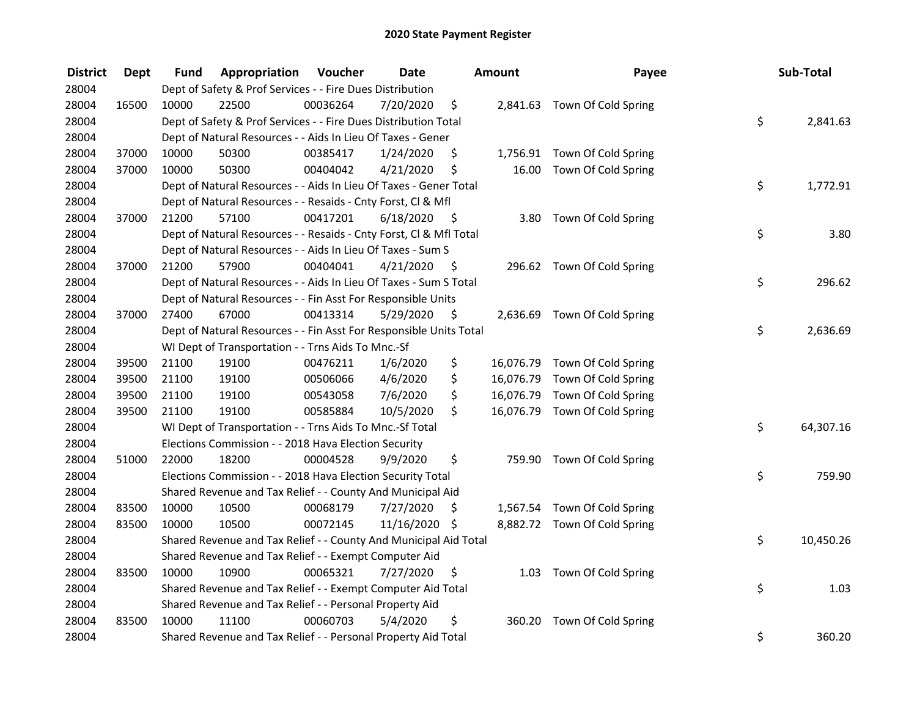# 2020 State Payment Register

| District | Dept | Fund | Appropriation | Voucher | Date | Amount | Payee | Sub-Total |
|---|---|---|---|---|---|---|---|---|
| 28004 | | Dept of Safety & Prof Services - - Fire Dues Distribution | | | | | | |
| 28004 | 16500 | 10000 | 22500 | 00036264 | 7/20/2020 | $ 2,841.63 | Town Of Cold Spring | |
| 28004 | | Dept of Safety & Prof Services - - Fire Dues Distribution Total | | | | | | $ 2,841.63 |
| 28004 | | Dept of Natural Resources - - Aids In Lieu Of Taxes - Gener | | | | | | |
| 28004 | 37000 | 10000 | 50300 | 00385417 | 1/24/2020 | $ 1,756.91 | Town Of Cold Spring | |
| 28004 | 37000 | 10000 | 50300 | 00404042 | 4/21/2020 | $ 16.00 | Town Of Cold Spring | |
| 28004 | | Dept of Natural Resources - - Aids In Lieu Of Taxes - Gener Total | | | | | | $ 1,772.91 |
| 28004 | | Dept of Natural Resources - - Resaids - Cnty Forst, Cl & Mfl | | | | | | |
| 28004 | 37000 | 21200 | 57100 | 00417201 | 6/18/2020 | $ 3.80 | Town Of Cold Spring | |
| 28004 | | Dept of Natural Resources - - Resaids - Cnty Forst, Cl & Mfl Total | | | | | | $ 3.80 |
| 28004 | | Dept of Natural Resources - - Aids In Lieu Of Taxes - Sum S | | | | | | |
| 28004 | 37000 | 21200 | 57900 | 00404041 | 4/21/2020 | $ 296.62 | Town Of Cold Spring | |
| 28004 | | Dept of Natural Resources - - Aids In Lieu Of Taxes - Sum S Total | | | | | | $ 296.62 |
| 28004 | | Dept of Natural Resources - - Fin Asst For Responsible Units | | | | | | |
| 28004 | 37000 | 27400 | 67000 | 00413314 | 5/29/2020 | $ 2,636.69 | Town Of Cold Spring | |
| 28004 | | Dept of Natural Resources - - Fin Asst For Responsible Units Total | | | | | | $ 2,636.69 |
| 28004 | | WI Dept of Transportation - - Trns Aids To Mnc.-Sf | | | | | | |
| 28004 | 39500 | 21100 | 19100 | 00476211 | 1/6/2020 | $ 16,076.79 | Town Of Cold Spring | |
| 28004 | 39500 | 21100 | 19100 | 00506066 | 4/6/2020 | $ 16,076.79 | Town Of Cold Spring | |
| 28004 | 39500 | 21100 | 19100 | 00543058 | 7/6/2020 | $ 16,076.79 | Town Of Cold Spring | |
| 28004 | 39500 | 21100 | 19100 | 00585884 | 10/5/2020 | $ 16,076.79 | Town Of Cold Spring | |
| 28004 | | WI Dept of Transportation - - Trns Aids To Mnc.-Sf Total | | | | | | $ 64,307.16 |
| 28004 | | Elections Commission - - 2018 Hava Election Security | | | | | | |
| 28004 | 51000 | 22000 | 18200 | 00004528 | 9/9/2020 | $ 759.90 | Town Of Cold Spring | |
| 28004 | | Elections Commission - - 2018 Hava Election Security Total | | | | | | $ 759.90 |
| 28004 | | Shared Revenue and Tax Relief - - County And Municipal Aid | | | | | | |
| 28004 | 83500 | 10000 | 10500 | 00068179 | 7/27/2020 | $ 1,567.54 | Town Of Cold Spring | |
| 28004 | 83500 | 10000 | 10500 | 00072145 | 11/16/2020 | $ 8,882.72 | Town Of Cold Spring | |
| 28004 | | Shared Revenue and Tax Relief - - County And Municipal Aid Total | | | | | | $ 10,450.26 |
| 28004 | | Shared Revenue and Tax Relief - - Exempt Computer Aid | | | | | | |
| 28004 | 83500 | 10000 | 10900 | 00065321 | 7/27/2020 | $ 1.03 | Town Of Cold Spring | |
| 28004 | | Shared Revenue and Tax Relief - - Exempt Computer Aid Total | | | | | | $ 1.03 |
| 28004 | | Shared Revenue and Tax Relief - - Personal Property Aid | | | | | | |
| 28004 | 83500 | 10000 | 11100 | 00060703 | 5/4/2020 | $ 360.20 | Town Of Cold Spring | |
| 28004 | | Shared Revenue and Tax Relief - - Personal Property Aid Total | | | | | | $ 360.20 |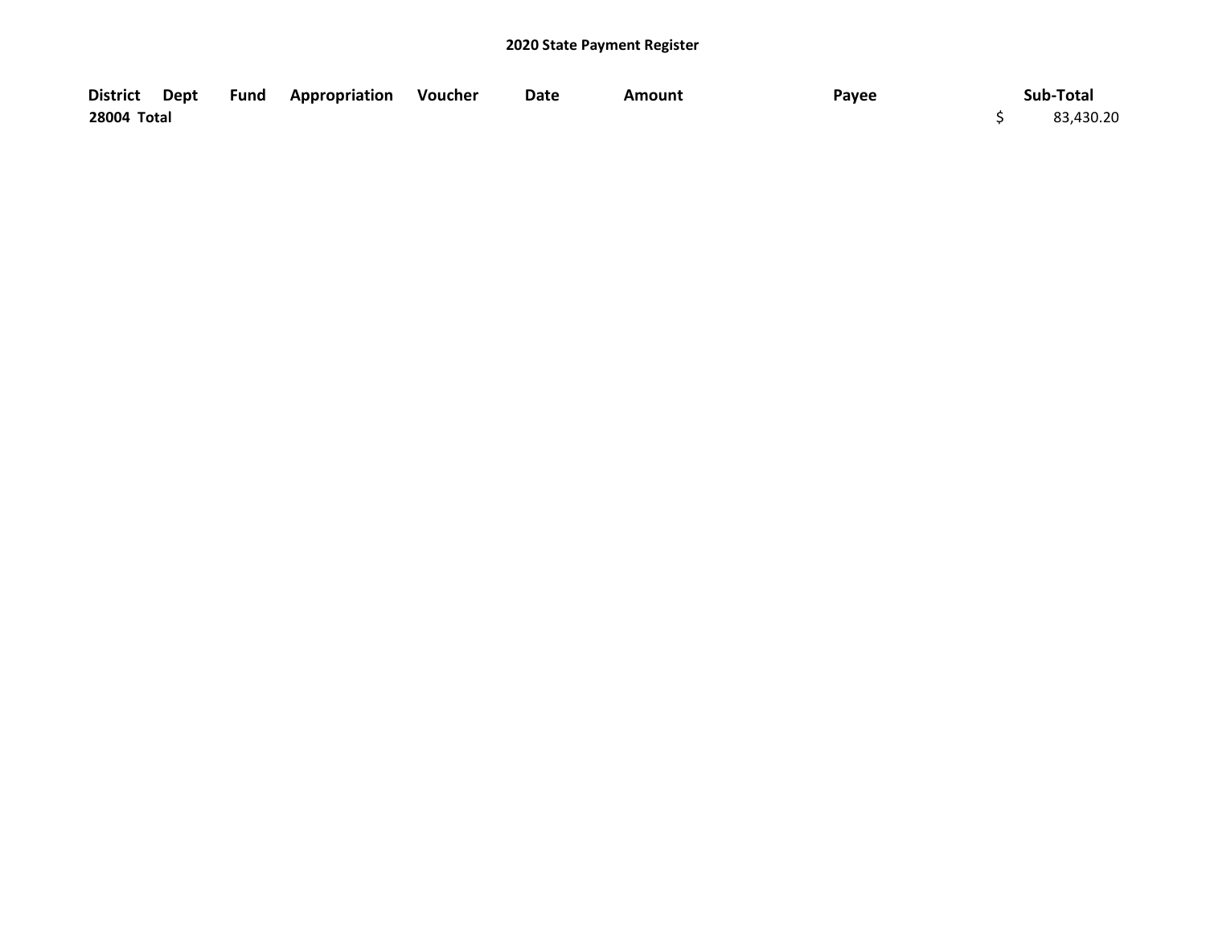**2020 State Payment Register**

| District | Dept | Fund | Appropriation | Voucher | Date | Amount | Payee | Sub-Total |
|---|---|---|---|---|---|---|---|---|
| **28004 Total** | | | | | | | | $ 83,430.20 |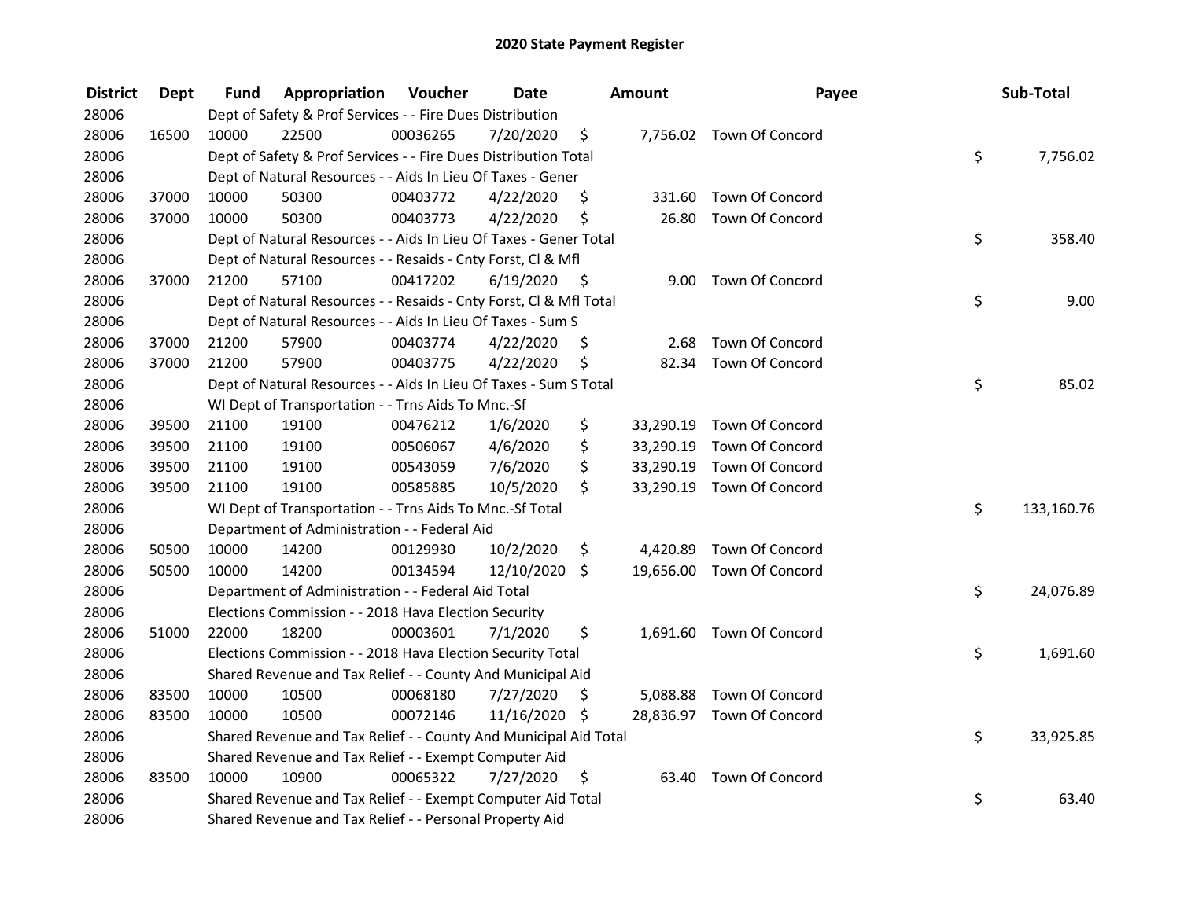# 2020 State Payment Register

| District | Dept | Fund | Appropriation | Voucher | Date | Amount | Payee | Sub-Total |
|---|---|---|---|---|---|---|---|---|
| 28006 | | Dept of Safety & Prof Services - - Fire Dues Distribution | | | | | | |
| 28006 | 16500 | 10000 | 22500 | 00036265 | 7/20/2020 | $ 7,756.02 | Town Of Concord | |
| 28006 | | Dept of Safety & Prof Services - - Fire Dues Distribution Total | | | | | | $ 7,756.02 |
| 28006 | | Dept of Natural Resources - - Aids In Lieu Of Taxes - Gener | | | | | | |
| 28006 | 37000 | 10000 | 50300 | 00403772 | 4/22/2020 | $ 331.60 | Town Of Concord | |
| 28006 | 37000 | 10000 | 50300 | 00403773 | 4/22/2020 | $ 26.80 | Town Of Concord | |
| 28006 | | Dept of Natural Resources - - Aids In Lieu Of Taxes - Gener Total | | | | | | $ 358.40 |
| 28006 | | Dept of Natural Resources - - Resaids - Cnty Forst, Cl & Mfl | | | | | | |
| 28006 | 37000 | 21200 | 57100 | 00417202 | 6/19/2020 | $ 9.00 | Town Of Concord | |
| 28006 | | Dept of Natural Resources - - Resaids - Cnty Forst, Cl & Mfl Total | | | | | | $ 9.00 |
| 28006 | | Dept of Natural Resources - - Aids In Lieu Of Taxes - Sum S | | | | | | |
| 28006 | 37000 | 21200 | 57900 | 00403774 | 4/22/2020 | $ 2.68 | Town Of Concord | |
| 28006 | 37000 | 21200 | 57900 | 00403775 | 4/22/2020 | $ 82.34 | Town Of Concord | |
| 28006 | | Dept of Natural Resources - - Aids In Lieu Of Taxes - Sum S Total | | | | | | $ 85.02 |
| 28006 | | WI Dept of Transportation - - Trns Aids To Mnc.-Sf | | | | | | |
| 28006 | 39500 | 21100 | 19100 | 00476212 | 1/6/2020 | $ 33,290.19 | Town Of Concord | |
| 28006 | 39500 | 21100 | 19100 | 00506067 | 4/6/2020 | $ 33,290.19 | Town Of Concord | |
| 28006 | 39500 | 21100 | 19100 | 00543059 | 7/6/2020 | $ 33,290.19 | Town Of Concord | |
| 28006 | 39500 | 21100 | 19100 | 00585885 | 10/5/2020 | $ 33,290.19 | Town Of Concord | |
| 28006 | | WI Dept of Transportation - - Trns Aids To Mnc.-Sf Total | | | | | | $ 133,160.76 |
| 28006 | | Department of Administration - - Federal Aid | | | | | | |
| 28006 | 50500 | 10000 | 14200 | 00129930 | 10/2/2020 | $ 4,420.89 | Town Of Concord | |
| 28006 | 50500 | 10000 | 14200 | 00134594 | 12/10/2020 | $ 19,656.00 | Town Of Concord | |
| 28006 | | Department of Administration - - Federal Aid Total | | | | | | $ 24,076.89 |
| 28006 | | Elections Commission - - 2018 Hava Election Security | | | | | | |
| 28006 | 51000 | 22000 | 18200 | 00003601 | 7/1/2020 | $ 1,691.60 | Town Of Concord | |
| 28006 | | Elections Commission - - 2018 Hava Election Security Total | | | | | | $ 1,691.60 |
| 28006 | | Shared Revenue and Tax Relief - - County And Municipal Aid | | | | | | |
| 28006 | 83500 | 10000 | 10500 | 00068180 | 7/27/2020 | $ 5,088.88 | Town Of Concord | |
| 28006 | 83500 | 10000 | 10500 | 00072146 | 11/16/2020 | $ 28,836.97 | Town Of Concord | |
| 28006 | | Shared Revenue and Tax Relief - - County And Municipal Aid Total | | | | | | $ 33,925.85 |
| 28006 | | Shared Revenue and Tax Relief - - Exempt Computer Aid | | | | | | |
| 28006 | 83500 | 10000 | 10900 | 00065322 | 7/27/2020 | $ 63.40 | Town Of Concord | |
| 28006 | | Shared Revenue and Tax Relief - - Exempt Computer Aid Total | | | | | | $ 63.40 |
| 28006 | | Shared Revenue and Tax Relief - - Personal Property Aid | | | | | | |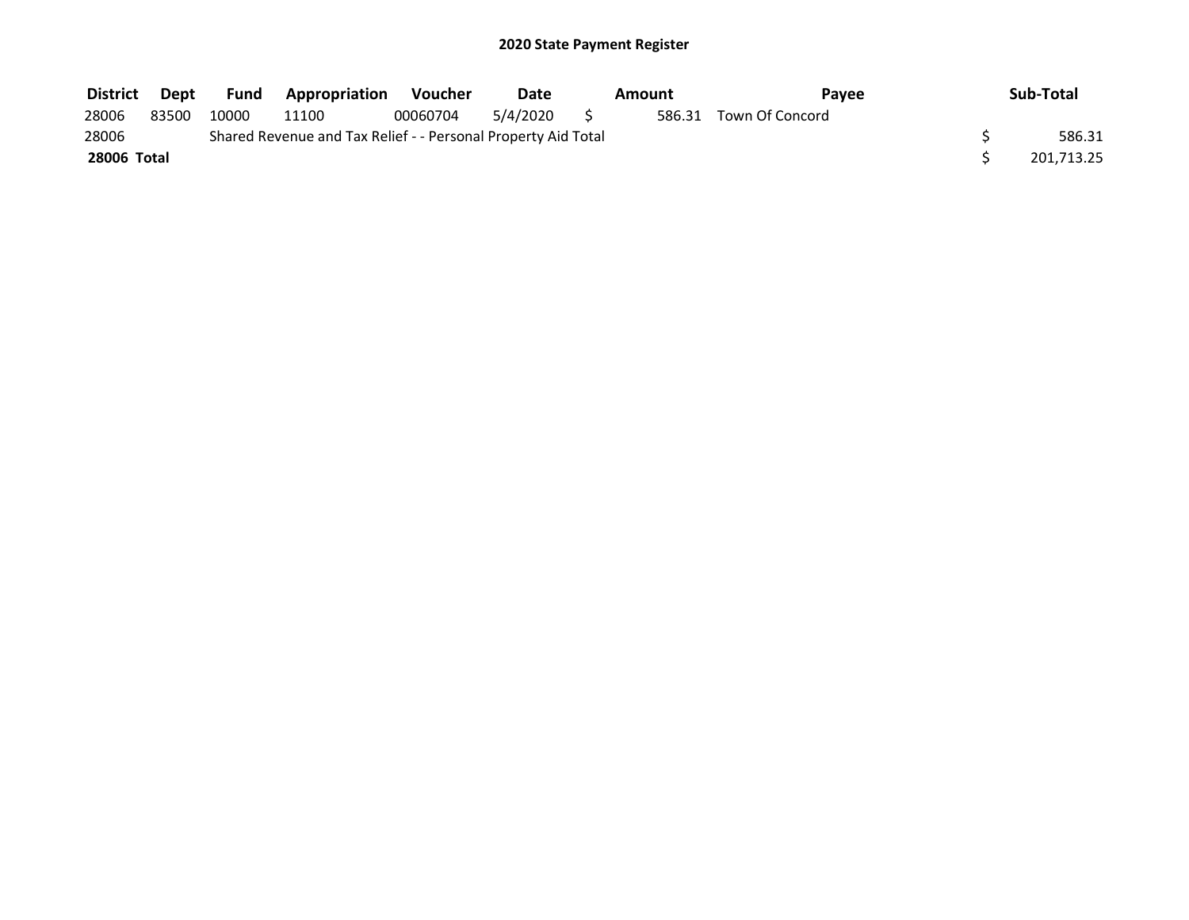## 2020 State Payment Register

| District | Dept | Fund | Appropriation | Voucher | Date | Amount | Payee | Sub-Total |
|---|---|---|---|---|---|---|---|---|
| 28006 | 83500 | 10000 | 11100 | 00060704 | 5/4/2020 | $ 586.31 | Town Of Concord | |
| 28006 | | Shared Revenue and Tax Relief - - Personal Property Aid Total | | | | | | $ 586.31 |
| **28006 Total** | | | | | | | | $ 201,713.25 |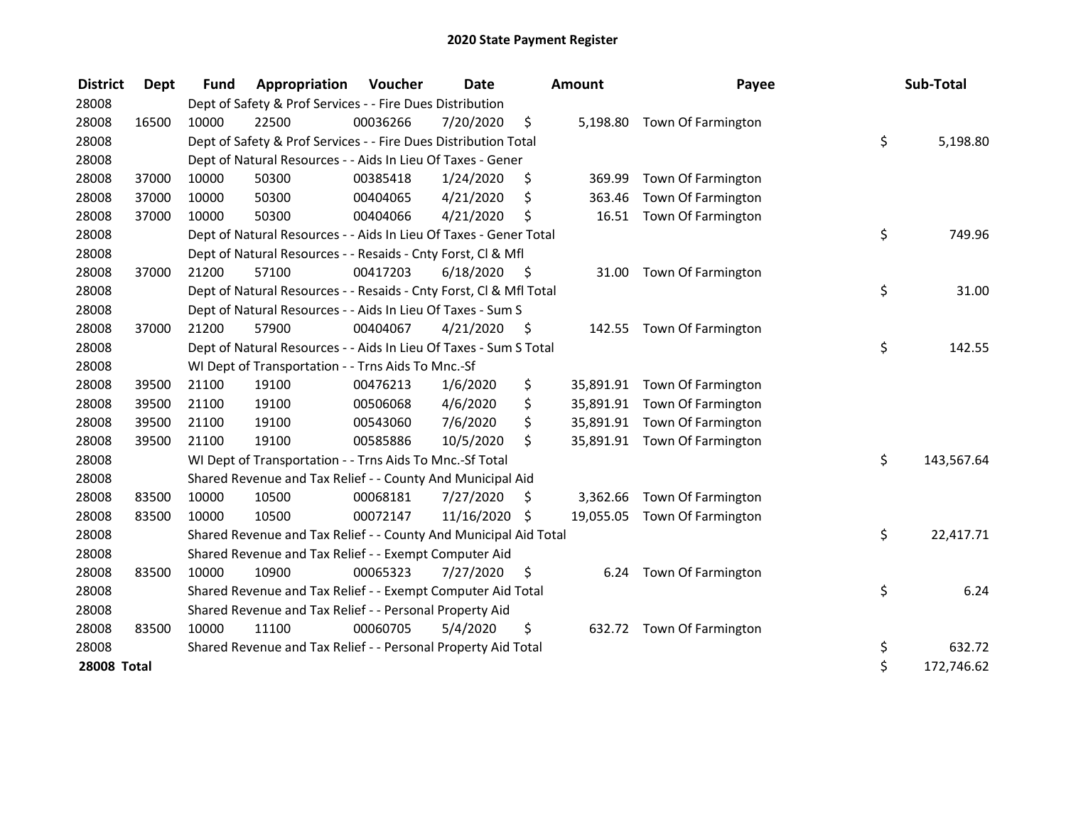# 2020 State Payment Register

| District | Dept | Fund | Appropriation | Voucher | Date | Amount | Payee | Sub-Total |
|---|---|---|---|---|---|---|---|---|
| 28008 | | Dept of Safety & Prof Services - - Fire Dues Distribution | | | | | | |
| 28008 | 16500 | 10000 | 22500 | 00036266 | 7/20/2020 | $ 5,198.80 | Town Of Farmington | |
| 28008 | | Dept of Safety & Prof Services - - Fire Dues Distribution Total | | | | | | $ 5,198.80 |
| 28008 | | Dept of Natural Resources - - Aids In Lieu Of Taxes - Gener | | | | | | |
| 28008 | 37000 | 10000 | 50300 | 00385418 | 1/24/2020 | $ 369.99 | Town Of Farmington | |
| 28008 | 37000 | 10000 | 50300 | 00404065 | 4/21/2020 | $ 363.46 | Town Of Farmington | |
| 28008 | 37000 | 10000 | 50300 | 00404066 | 4/21/2020 | $ 16.51 | Town Of Farmington | |
| 28008 | | Dept of Natural Resources - - Aids In Lieu Of Taxes - Gener Total | | | | | | $ 749.96 |
| 28008 | | Dept of Natural Resources - - Resaids - Cnty Forst, Cl & Mfl | | | | | | |
| 28008 | 37000 | 21200 | 57100 | 00417203 | 6/18/2020 | $ 31.00 | Town Of Farmington | |
| 28008 | | Dept of Natural Resources - - Resaids - Cnty Forst, Cl & Mfl Total | | | | | | $ 31.00 |
| 28008 | | Dept of Natural Resources - - Aids In Lieu Of Taxes - Sum S | | | | | | |
| 28008 | 37000 | 21200 | 57900 | 00404067 | 4/21/2020 | $ 142.55 | Town Of Farmington | |
| 28008 | | Dept of Natural Resources - - Aids In Lieu Of Taxes - Sum S Total | | | | | | $ 142.55 |
| 28008 | | WI Dept of Transportation - - Trns Aids To Mnc.-Sf | | | | | | |
| 28008 | 39500 | 21100 | 19100 | 00476213 | 1/6/2020 | $ 35,891.91 | Town Of Farmington | |
| 28008 | 39500 | 21100 | 19100 | 00506068 | 4/6/2020 | $ 35,891.91 | Town Of Farmington | |
| 28008 | 39500 | 21100 | 19100 | 00543060 | 7/6/2020 | $ 35,891.91 | Town Of Farmington | |
| 28008 | 39500 | 21100 | 19100 | 00585886 | 10/5/2020 | $ 35,891.91 | Town Of Farmington | |
| 28008 | | WI Dept of Transportation - - Trns Aids To Mnc.-Sf Total | | | | | | $ 143,567.64 |
| 28008 | | Shared Revenue and Tax Relief - - County And Municipal Aid | | | | | | |
| 28008 | 83500 | 10000 | 10500 | 00068181 | 7/27/2020 | $ 3,362.66 | Town Of Farmington | |
| 28008 | 83500 | 10000 | 10500 | 00072147 | 11/16/2020 | $ 19,055.05 | Town Of Farmington | |
| 28008 | | Shared Revenue and Tax Relief - - County And Municipal Aid Total | | | | | | $ 22,417.71 |
| 28008 | | Shared Revenue and Tax Relief - - Exempt Computer Aid | | | | | | |
| 28008 | 83500 | 10000 | 10900 | 00065323 | 7/27/2020 | $ 6.24 | Town Of Farmington | |
| 28008 | | Shared Revenue and Tax Relief - - Exempt Computer Aid Total | | | | | | $ 6.24 |
| 28008 | | Shared Revenue and Tax Relief - - Personal Property Aid | | | | | | |
| 28008 | 83500 | 10000 | 11100 | 00060705 | 5/4/2020 | $ 632.72 | Town Of Farmington | |
| 28008 | | Shared Revenue and Tax Relief - - Personal Property Aid Total | | | | | | $ 632.72 |
| **28008 Total** | | | | | | | | $ 172,746.62 |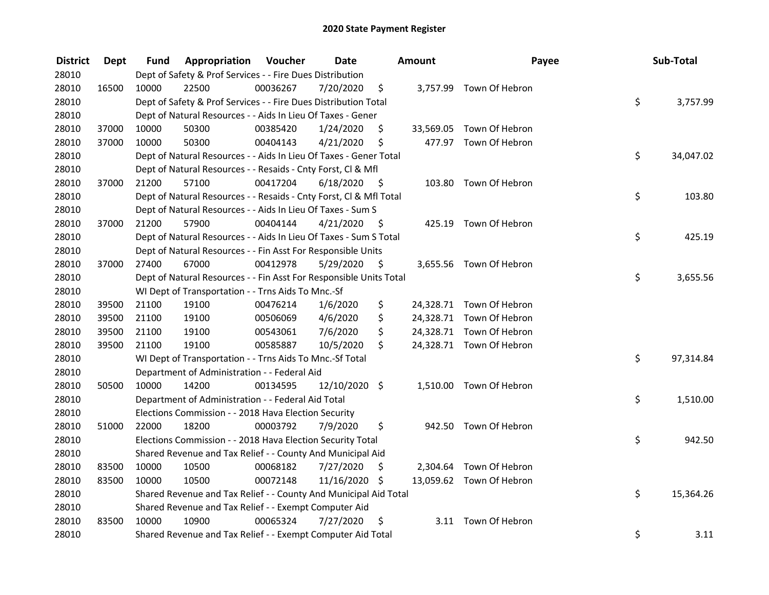# 2020 State Payment Register

| District | Dept | Fund | Appropriation | Voucher | Date | Amount | Payee | Sub-Total |
|---|---|---|---|---|---|---|---|---|
| 28010 | | Dept of Safety & Prof Services - - Fire Dues Distribution | | | | | | |
| 28010 | 16500 | 10000 | 22500 | 00036267 | 7/20/2020 | $ 3,757.99 | Town Of Hebron | |
| 28010 | | Dept of Safety & Prof Services - - Fire Dues Distribution Total | | | | | | $ 3,757.99 |
| 28010 | | Dept of Natural Resources - - Aids In Lieu Of Taxes - Gener | | | | | | |
| 28010 | 37000 | 10000 | 50300 | 00385420 | 1/24/2020 | $ 33,569.05 | Town Of Hebron | |
| 28010 | 37000 | 10000 | 50300 | 00404143 | 4/21/2020 | $ 477.97 | Town Of Hebron | |
| 28010 | | Dept of Natural Resources - - Aids In Lieu Of Taxes - Gener Total | | | | | | $ 34,047.02 |
| 28010 | | Dept of Natural Resources - - Resaids - Cnty Forst, Cl & Mfl | | | | | | |
| 28010 | 37000 | 21200 | 57100 | 00417204 | 6/18/2020 | $ 103.80 | Town Of Hebron | |
| 28010 | | Dept of Natural Resources - - Resaids - Cnty Forst, Cl & Mfl Total | | | | | | $ 103.80 |
| 28010 | | Dept of Natural Resources - - Aids In Lieu Of Taxes - Sum S | | | | | | |
| 28010 | 37000 | 21200 | 57900 | 00404144 | 4/21/2020 | $ 425.19 | Town Of Hebron | |
| 28010 | | Dept of Natural Resources - - Aids In Lieu Of Taxes - Sum S Total | | | | | | $ 425.19 |
| 28010 | | Dept of Natural Resources - - Fin Asst For Responsible Units | | | | | | |
| 28010 | 37000 | 27400 | 67000 | 00412978 | 5/29/2020 | $ 3,655.56 | Town Of Hebron | |
| 28010 | | Dept of Natural Resources - - Fin Asst For Responsible Units Total | | | | | | $ 3,655.56 |
| 28010 | | WI Dept of Transportation - - Trns Aids To Mnc.-Sf | | | | | | |
| 28010 | 39500 | 21100 | 19100 | 00476214 | 1/6/2020 | $ 24,328.71 | Town Of Hebron | |
| 28010 | 39500 | 21100 | 19100 | 00506069 | 4/6/2020 | $ 24,328.71 | Town Of Hebron | |
| 28010 | 39500 | 21100 | 19100 | 00543061 | 7/6/2020 | $ 24,328.71 | Town Of Hebron | |
| 28010 | 39500 | 21100 | 19100 | 00585887 | 10/5/2020 | $ 24,328.71 | Town Of Hebron | |
| 28010 | | WI Dept of Transportation - - Trns Aids To Mnc.-Sf Total | | | | | | $ 97,314.84 |
| 28010 | | Department of Administration - - Federal Aid | | | | | | |
| 28010 | 50500 | 10000 | 14200 | 00134595 | 12/10/2020 | $ 1,510.00 | Town Of Hebron | |
| 28010 | | Department of Administration - - Federal Aid Total | | | | | | $ 1,510.00 |
| 28010 | | Elections Commission - - 2018 Hava Election Security | | | | | | |
| 28010 | 51000 | 22000 | 18200 | 00003792 | 7/9/2020 | $ 942.50 | Town Of Hebron | |
| 28010 | | Elections Commission - - 2018 Hava Election Security Total | | | | | | $ 942.50 |
| 28010 | | Shared Revenue and Tax Relief - - County And Municipal Aid | | | | | | |
| 28010 | 83500 | 10000 | 10500 | 00068182 | 7/27/2020 | $ 2,304.64 | Town Of Hebron | |
| 28010 | 83500 | 10000 | 10500 | 00072148 | 11/16/2020 | $ 13,059.62 | Town Of Hebron | |
| 28010 | | Shared Revenue and Tax Relief - - County And Municipal Aid Total | | | | | | $ 15,364.26 |
| 28010 | | Shared Revenue and Tax Relief - - Exempt Computer Aid | | | | | | |
| 28010 | 83500 | 10000 | 10900 | 00065324 | 7/27/2020 | $ 3.11 | Town Of Hebron | |
| 28010 | | Shared Revenue and Tax Relief - - Exempt Computer Aid Total | | | | | | $ 3.11 |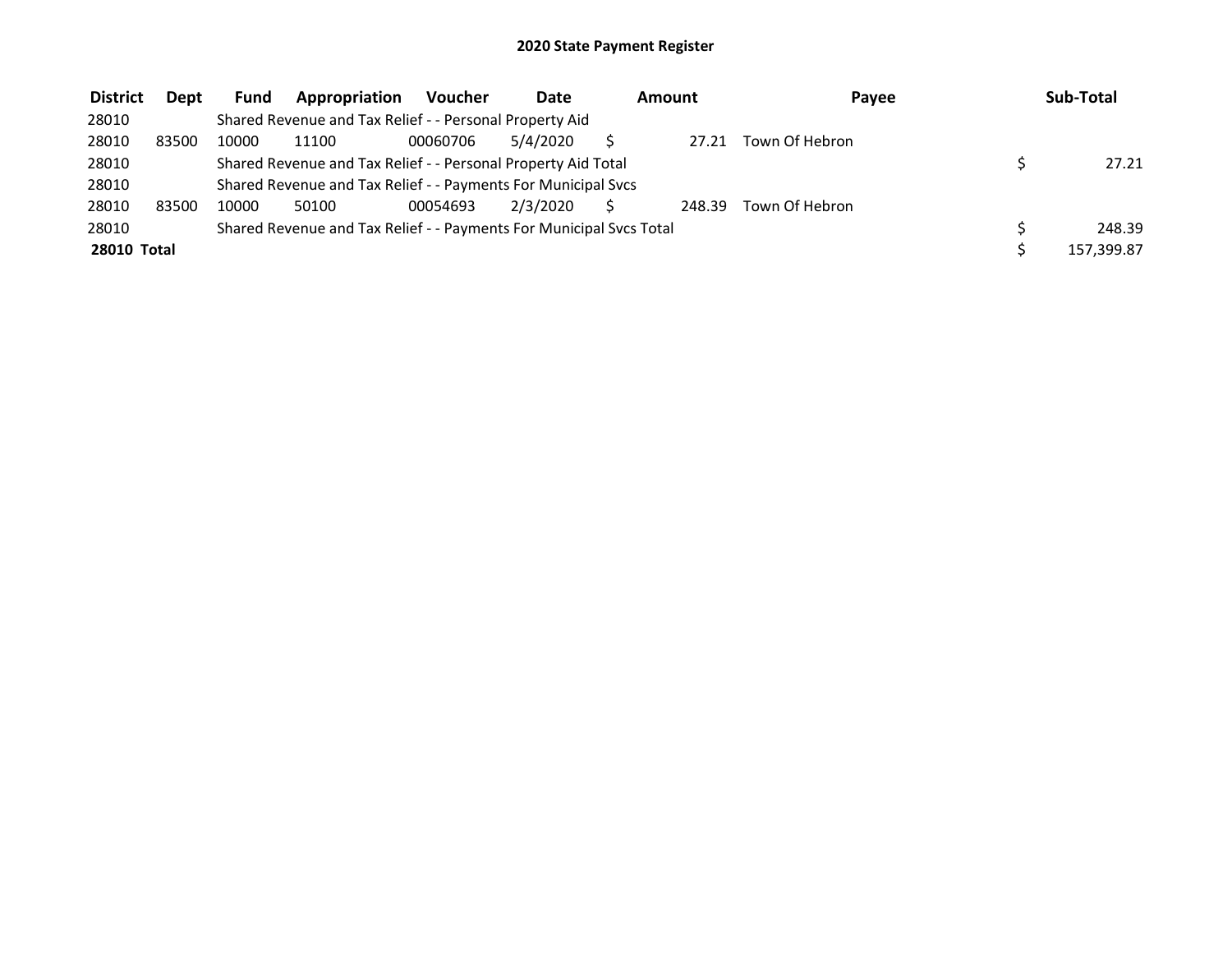# 2020 State Payment Register

| District | Dept | Fund | Appropriation | Voucher | Date | Amount | Payee | Sub-Total |
|---|---|---|---|---|---|---|---|---|
| 28010 | | Shared Revenue and Tax Relief - - Personal Property Aid | | | | | | |
| 28010 | 83500 | 10000 | 11100 | 00060706 | 5/4/2020 | $ 27.21 | Town Of Hebron | |
| 28010 | | Shared Revenue and Tax Relief - - Personal Property Aid Total | | | | | | $ 27.21 |
| 28010 | | Shared Revenue and Tax Relief - - Payments For Municipal Svcs | | | | | | |
| 28010 | 83500 | 10000 | 50100 | 00054693 | 2/3/2020 | $ 248.39 | Town Of Hebron | |
| 28010 | | Shared Revenue and Tax Relief - - Payments For Municipal Svcs Total | | | | | | $ 248.39 |
| **28010 Total** | | | | | | | | $ 157,399.87 |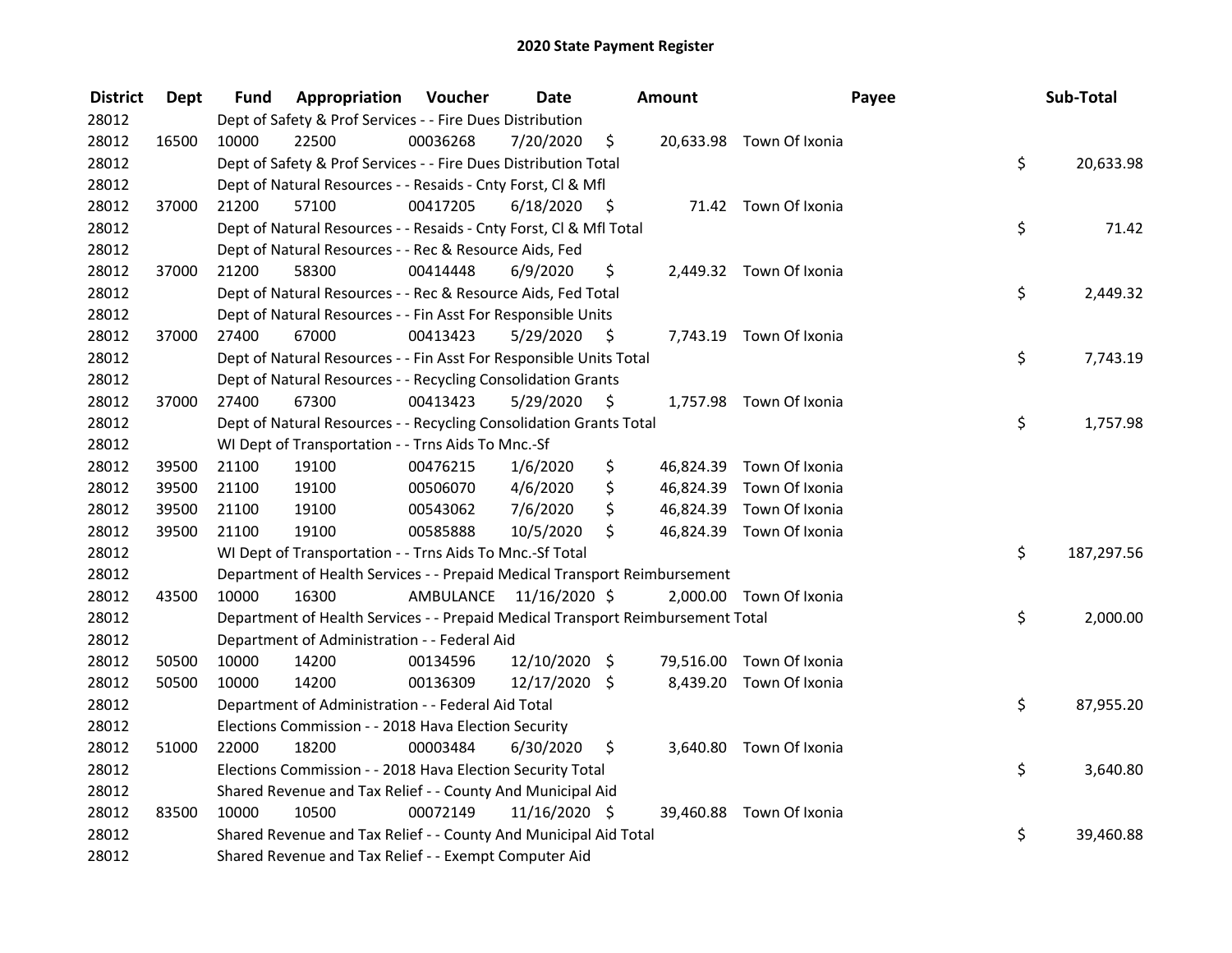# 2020 State Payment Register

| District | Dept | Fund | Appropriation | Voucher | Date | Amount | Payee | Sub-Total |
|---|---|---|---|---|---|---|---|---|
| 28012 | | Dept of Safety & Prof Services - - Fire Dues Distribution | | | | | | |
| 28012 | 16500 | 10000 | 22500 | 00036268 | 7/20/2020 | $ 20,633.98 | Town Of Ixonia | |
| 28012 | | Dept of Safety & Prof Services - - Fire Dues Distribution Total | | | | | | $ 20,633.98 |
| 28012 | | Dept of Natural Resources - - Resaids - Cnty Forst, Cl & Mfl | | | | | | |
| 28012 | 37000 | 21200 | 57100 | 00417205 | 6/18/2020 | $ 71.42 | Town Of Ixonia | |
| 28012 | | Dept of Natural Resources - - Resaids - Cnty Forst, Cl & Mfl Total | | | | | | $ 71.42 |
| 28012 | | Dept of Natural Resources - - Rec & Resource Aids, Fed | | | | | | |
| 28012 | 37000 | 21200 | 58300 | 00414448 | 6/9/2020 | $ 2,449.32 | Town Of Ixonia | |
| 28012 | | Dept of Natural Resources - - Rec & Resource Aids, Fed Total | | | | | | $ 2,449.32 |
| 28012 | | Dept of Natural Resources - - Fin Asst For Responsible Units | | | | | | |
| 28012 | 37000 | 27400 | 67000 | 00413423 | 5/29/2020 | $ 7,743.19 | Town Of Ixonia | |
| 28012 | | Dept of Natural Resources - - Fin Asst For Responsible Units Total | | | | | | $ 7,743.19 |
| 28012 | | Dept of Natural Resources - - Recycling Consolidation Grants | | | | | | |
| 28012 | 37000 | 27400 | 67300 | 00413423 | 5/29/2020 | $ 1,757.98 | Town Of Ixonia | |
| 28012 | | Dept of Natural Resources - - Recycling Consolidation Grants Total | | | | | | $ 1,757.98 |
| 28012 | | WI Dept of Transportation - - Trns Aids To Mnc.-Sf | | | | | | |
| 28012 | 39500 | 21100 | 19100 | 00476215 | 1/6/2020 | $ 46,824.39 | Town Of Ixonia | |
| 28012 | 39500 | 21100 | 19100 | 00506070 | 4/6/2020 | $ 46,824.39 | Town Of Ixonia | |
| 28012 | 39500 | 21100 | 19100 | 00543062 | 7/6/2020 | $ 46,824.39 | Town Of Ixonia | |
| 28012 | 39500 | 21100 | 19100 | 00585888 | 10/5/2020 | $ 46,824.39 | Town Of Ixonia | |
| 28012 | | WI Dept of Transportation - - Trns Aids To Mnc.-Sf Total | | | | | | $ 187,297.56 |
| 28012 | | Department of Health Services - - Prepaid Medical Transport Reimbursement | | | | | | |
| 28012 | 43500 | 10000 | 16300 | AMBULANCE | 11/16/2020 | $ 2,000.00 | Town Of Ixonia | |
| 28012 | | Department of Health Services - - Prepaid Medical Transport Reimbursement Total | | | | | | $ 2,000.00 |
| 28012 | | Department of Administration - - Federal Aid | | | | | | |
| 28012 | 50500 | 10000 | 14200 | 00134596 | 12/10/2020 | $ 79,516.00 | Town Of Ixonia | |
| 28012 | 50500 | 10000 | 14200 | 00136309 | 12/17/2020 | $ 8,439.20 | Town Of Ixonia | |
| 28012 | | Department of Administration - - Federal Aid Total | | | | | | $ 87,955.20 |
| 28012 | | Elections Commission - - 2018 Hava Election Security | | | | | | |
| 28012 | 51000 | 22000 | 18200 | 00003484 | 6/30/2020 | $ 3,640.80 | Town Of Ixonia | |
| 28012 | | Elections Commission - - 2018 Hava Election Security Total | | | | | | $ 3,640.80 |
| 28012 | | Shared Revenue and Tax Relief - - County And Municipal Aid | | | | | | |
| 28012 | 83500 | 10000 | 10500 | 00072149 | 11/16/2020 | $ 39,460.88 | Town Of Ixonia | |
| 28012 | | Shared Revenue and Tax Relief - - County And Municipal Aid Total | | | | | | $ 39,460.88 |
| 28012 | | Shared Revenue and Tax Relief - - Exempt Computer Aid | | | | | | |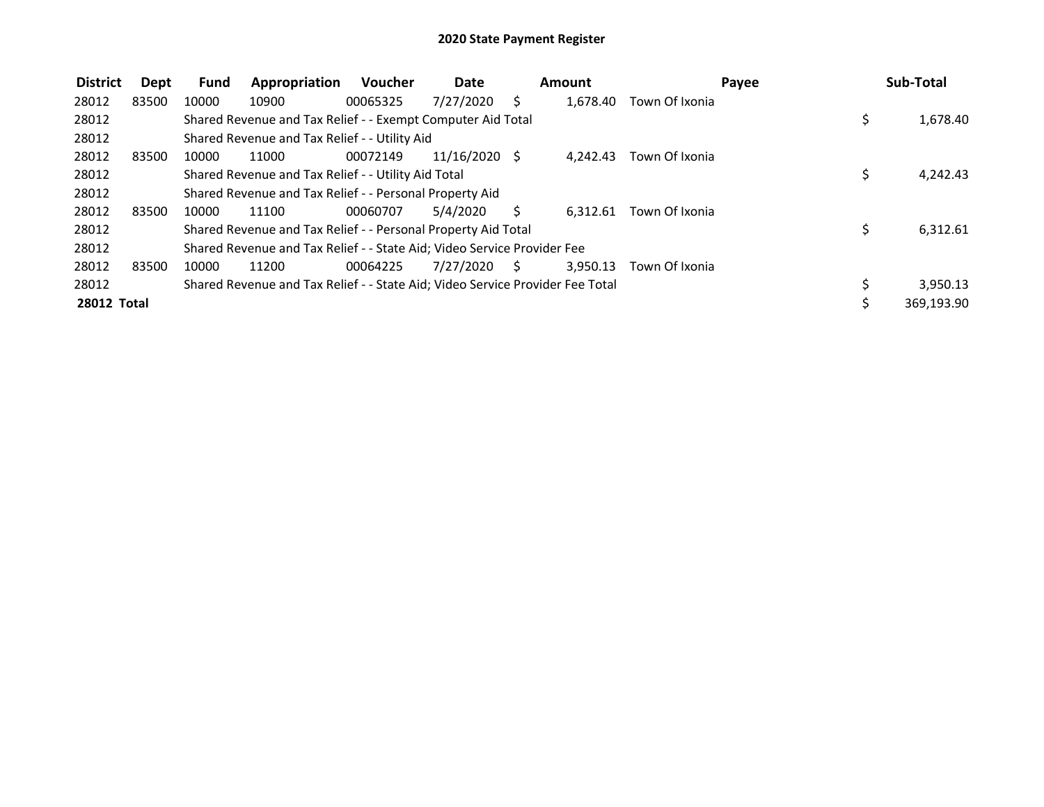# 2020 State Payment Register

| District | Dept | Fund | Appropriation | Voucher | Date | Amount | Payee | Sub-Total |
|---|---|---|---|---|---|---|---|---|
| 28012 | 83500 | 10000 | 10900 | 00065325 | 7/27/2020 | $ 1,678.40 | Town Of Ixonia | |
| 28012 | | Shared Revenue and Tax Relief - - Exempt Computer Aid Total | | | | | | $ 1,678.40 |
| 28012 | | Shared Revenue and Tax Relief - - Utility Aid | | | | | | |
| 28012 | 83500 | 10000 | 11000 | 00072149 | 11/16/2020 | $ 4,242.43 | Town Of Ixonia | |
| 28012 | | Shared Revenue and Tax Relief - - Utility Aid Total | | | | | | $ 4,242.43 |
| 28012 | | Shared Revenue and Tax Relief - - Personal Property Aid | | | | | | |
| 28012 | 83500 | 10000 | 11100 | 00060707 | 5/4/2020 | $ 6,312.61 | Town Of Ixonia | |
| 28012 | | Shared Revenue and Tax Relief - - Personal Property Aid Total | | | | | | $ 6,312.61 |
| 28012 | | Shared Revenue and Tax Relief - - State Aid; Video Service Provider Fee | | | | | | |
| 28012 | 83500 | 10000 | 11200 | 00064225 | 7/27/2020 | $ 3,950.13 | Town Of Ixonia | |
| 28012 | | Shared Revenue and Tax Relief - - State Aid; Video Service Provider Fee Total | | | | | | $ 3,950.13 |
| **28012 Total** | | | | | | | | $ 369,193.90 |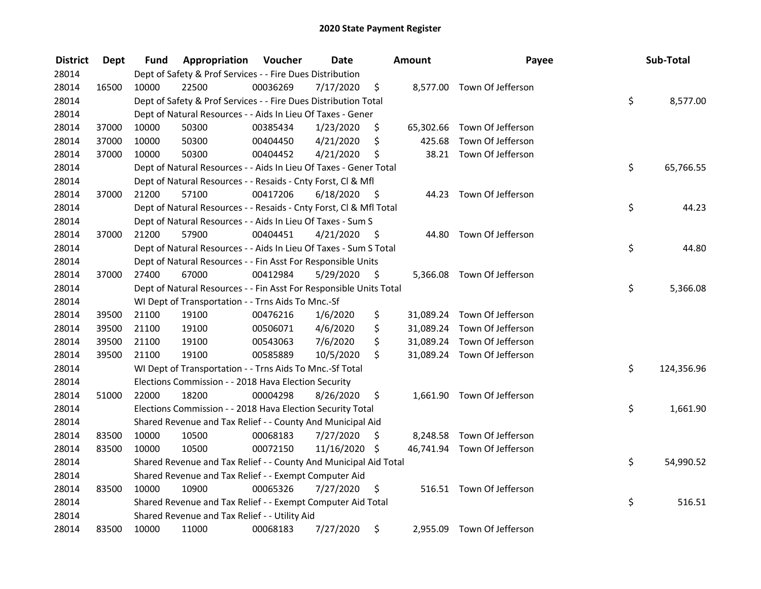# 2020 State Payment Register

| District | Dept | Fund | Appropriation | Voucher | Date | Amount | Payee | Sub-Total |
|---|---|---|---|---|---|---|---|---|
| 28014 | | Dept of Safety & Prof Services - - Fire Dues Distribution | | | | | | |
| 28014 | 16500 | 10000 | 22500 | 00036269 | 7/17/2020 | $ 8,577.00 | Town Of Jefferson | |
| 28014 | | Dept of Safety & Prof Services - - Fire Dues Distribution Total | | | | | | $ 8,577.00 |
| 28014 | | Dept of Natural Resources - - Aids In Lieu Of Taxes - Gener | | | | | | |
| 28014 | 37000 | 10000 | 50300 | 00385434 | 1/23/2020 | $ 65,302.66 | Town Of Jefferson | |
| 28014 | 37000 | 10000 | 50300 | 00404450 | 4/21/2020 | $ 425.68 | Town Of Jefferson | |
| 28014 | 37000 | 10000 | 50300 | 00404452 | 4/21/2020 | $ 38.21 | Town Of Jefferson | |
| 28014 | | Dept of Natural Resources - - Aids In Lieu Of Taxes - Gener Total | | | | | | $ 65,766.55 |
| 28014 | | Dept of Natural Resources - - Resaids - Cnty Forst, Cl & Mfl | | | | | | |
| 28014 | 37000 | 21200 | 57100 | 00417206 | 6/18/2020 | $ 44.23 | Town Of Jefferson | |
| 28014 | | Dept of Natural Resources - - Resaids - Cnty Forst, Cl & Mfl Total | | | | | | $ 44.23 |
| 28014 | | Dept of Natural Resources - - Aids In Lieu Of Taxes - Sum S | | | | | | |
| 28014 | 37000 | 21200 | 57900 | 00404451 | 4/21/2020 | $ 44.80 | Town Of Jefferson | |
| 28014 | | Dept of Natural Resources - - Aids In Lieu Of Taxes - Sum S Total | | | | | | $ 44.80 |
| 28014 | | Dept of Natural Resources - - Fin Asst For Responsible Units | | | | | | |
| 28014 | 37000 | 27400 | 67000 | 00412984 | 5/29/2020 | $ 5,366.08 | Town Of Jefferson | |
| 28014 | | Dept of Natural Resources - - Fin Asst For Responsible Units Total | | | | | | $ 5,366.08 |
| 28014 | | WI Dept of Transportation - - Trns Aids To Mnc.-Sf | | | | | | |
| 28014 | 39500 | 21100 | 19100 | 00476216 | 1/6/2020 | $ 31,089.24 | Town Of Jefferson | |
| 28014 | 39500 | 21100 | 19100 | 00506071 | 4/6/2020 | $ 31,089.24 | Town Of Jefferson | |
| 28014 | 39500 | 21100 | 19100 | 00543063 | 7/6/2020 | $ 31,089.24 | Town Of Jefferson | |
| 28014 | 39500 | 21100 | 19100 | 00585889 | 10/5/2020 | $ 31,089.24 | Town Of Jefferson | |
| 28014 | | WI Dept of Transportation - - Trns Aids To Mnc.-Sf Total | | | | | | $ 124,356.96 |
| 28014 | | Elections Commission - - 2018 Hava Election Security | | | | | | |
| 28014 | 51000 | 22000 | 18200 | 00004298 | 8/26/2020 | $ 1,661.90 | Town Of Jefferson | |
| 28014 | | Elections Commission - - 2018 Hava Election Security Total | | | | | | $ 1,661.90 |
| 28014 | | Shared Revenue and Tax Relief - - County And Municipal Aid | | | | | | |
| 28014 | 83500 | 10000 | 10500 | 00068183 | 7/27/2020 | $ 8,248.58 | Town Of Jefferson | |
| 28014 | 83500 | 10000 | 10500 | 00072150 | 11/16/2020 | $ 46,741.94 | Town Of Jefferson | |
| 28014 | | Shared Revenue and Tax Relief - - County And Municipal Aid Total | | | | | | $ 54,990.52 |
| 28014 | | Shared Revenue and Tax Relief - - Exempt Computer Aid | | | | | | |
| 28014 | 83500 | 10000 | 10900 | 00065326 | 7/27/2020 | $ 516.51 | Town Of Jefferson | |
| 28014 | | Shared Revenue and Tax Relief - - Exempt Computer Aid Total | | | | | | $ 516.51 |
| 28014 | | Shared Revenue and Tax Relief - - Utility Aid | | | | | | |
| 28014 | 83500 | 10000 | 11000 | 00068183 | 7/27/2020 | $ 2,955.09 | Town Of Jefferson | |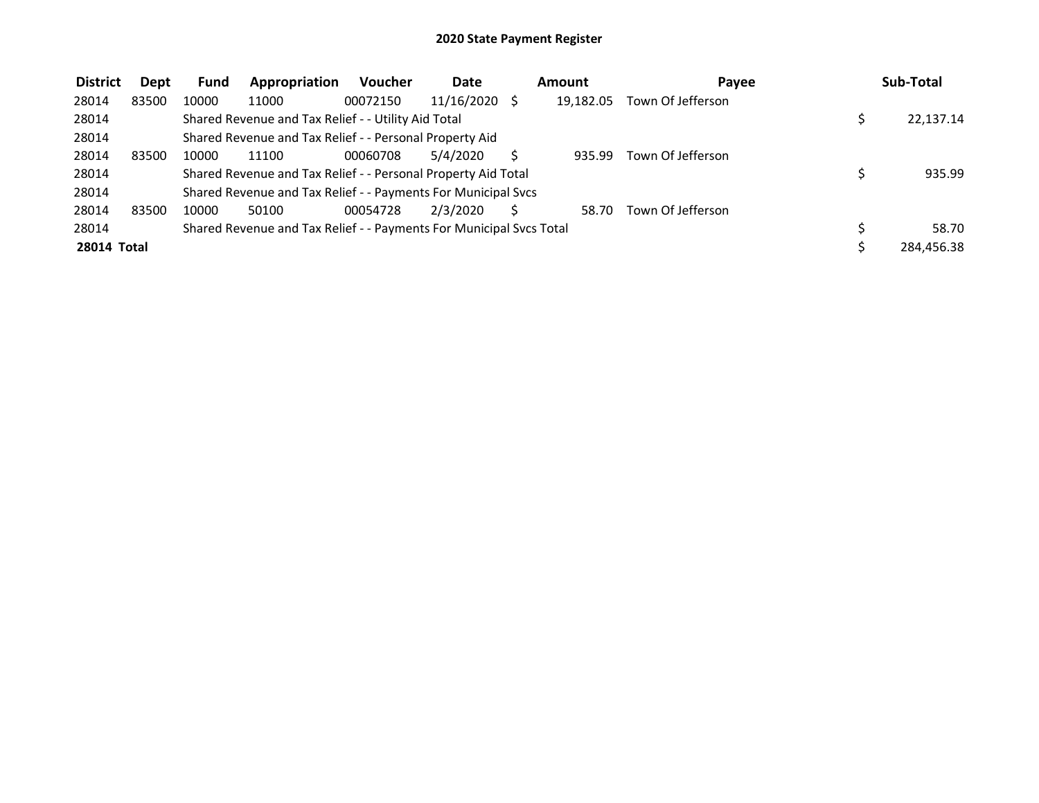# 2020 State Payment Register

| District | Dept | Fund | Appropriation | Voucher | Date | Amount | Payee | Sub-Total |
|---|---|---|---|---|---|---|---|---|
| 28014 | 83500 | 10000 | 11000 | 00072150 | 11/16/2020 | $ 19,182.05 | Town Of Jefferson | |
| 28014 | | Shared Revenue and Tax Relief - - Utility Aid Total | | | | | | $ 22,137.14 |
| 28014 | | Shared Revenue and Tax Relief - - Personal Property Aid | | | | | | |
| 28014 | 83500 | 10000 | 11100 | 00060708 | 5/4/2020 | $ 935.99 | Town Of Jefferson | |
| 28014 | | Shared Revenue and Tax Relief - - Personal Property Aid Total | | | | | | $ 935.99 |
| 28014 | | Shared Revenue and Tax Relief - - Payments For Municipal Svcs | | | | | | |
| 28014 | 83500 | 10000 | 50100 | 00054728 | 2/3/2020 | $ 58.70 | Town Of Jefferson | |
| 28014 | | Shared Revenue and Tax Relief - - Payments For Municipal Svcs Total | | | | | | $ 58.70 |
| **28014 Total** | | | | | | | | $ 284,456.38 |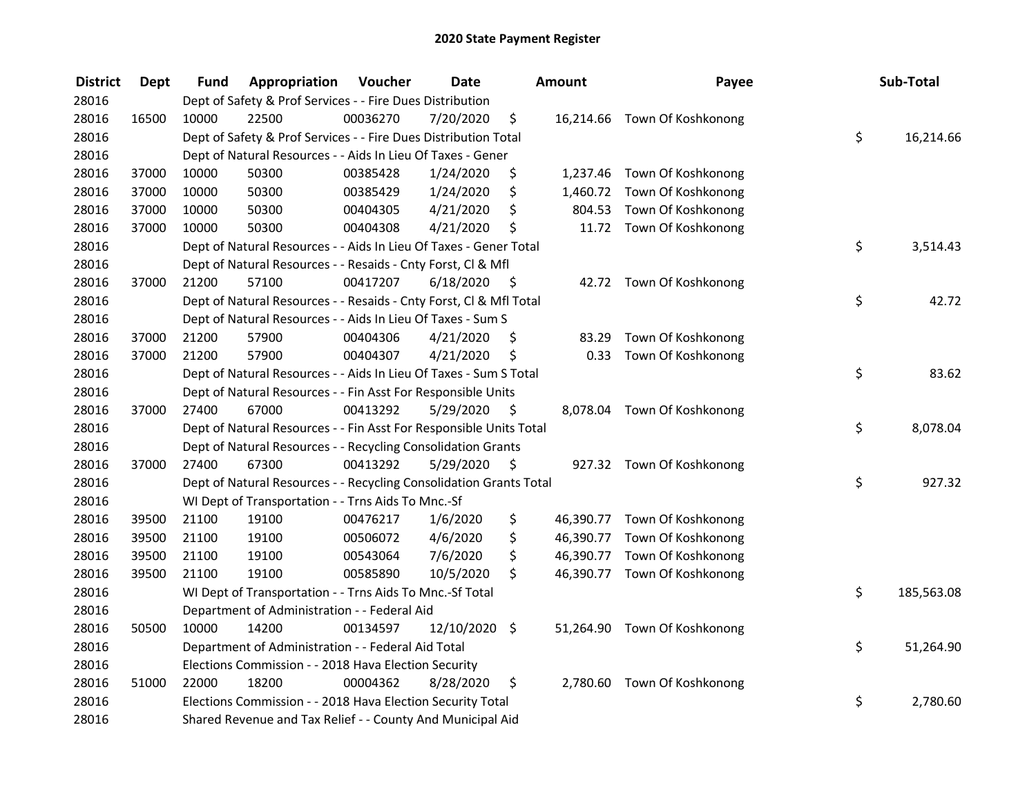# 2020 State Payment Register

| District | Dept | Fund | Appropriation | Voucher | Date | Amount | Payee | Sub-Total |
|---|---|---|---|---|---|---|---|---|
| 28016 | | Dept of Safety & Prof Services - - Fire Dues Distribution | | | | | | |
| 28016 | 16500 | 10000 | 22500 | 00036270 | 7/20/2020 | $ 16,214.66 | Town Of Koshkonong | |
| 28016 | | Dept of Safety & Prof Services - - Fire Dues Distribution Total | | | | | | $ 16,214.66 |
| 28016 | | Dept of Natural Resources - - Aids In Lieu Of Taxes - Gener | | | | | | |
| 28016 | 37000 | 10000 | 50300 | 00385428 | 1/24/2020 | $ 1,237.46 | Town Of Koshkonong | |
| 28016 | 37000 | 10000 | 50300 | 00385429 | 1/24/2020 | $ 1,460.72 | Town Of Koshkonong | |
| 28016 | 37000 | 10000 | 50300 | 00404305 | 4/21/2020 | $ 804.53 | Town Of Koshkonong | |
| 28016 | 37000 | 10000 | 50300 | 00404308 | 4/21/2020 | $ 11.72 | Town Of Koshkonong | |
| 28016 | | Dept of Natural Resources - - Aids In Lieu Of Taxes - Gener Total | | | | | | $ 3,514.43 |
| 28016 | | Dept of Natural Resources - - Resaids - Cnty Forst, Cl & Mfl | | | | | | |
| 28016 | 37000 | 21200 | 57100 | 00417207 | 6/18/2020 | $ 42.72 | Town Of Koshkonong | |
| 28016 | | Dept of Natural Resources - - Resaids - Cnty Forst, Cl & Mfl Total | | | | | | $ 42.72 |
| 28016 | | Dept of Natural Resources - - Aids In Lieu Of Taxes - Sum S | | | | | | |
| 28016 | 37000 | 21200 | 57900 | 00404306 | 4/21/2020 | $ 83.29 | Town Of Koshkonong | |
| 28016 | 37000 | 21200 | 57900 | 00404307 | 4/21/2020 | $ 0.33 | Town Of Koshkonong | |
| 28016 | | Dept of Natural Resources - - Aids In Lieu Of Taxes - Sum S Total | | | | | | $ 83.62 |
| 28016 | | Dept of Natural Resources - - Fin Asst For Responsible Units | | | | | | |
| 28016 | 37000 | 27400 | 67000 | 00413292 | 5/29/2020 | $ 8,078.04 | Town Of Koshkonong | |
| 28016 | | Dept of Natural Resources - - Fin Asst For Responsible Units Total | | | | | | $ 8,078.04 |
| 28016 | | Dept of Natural Resources - - Recycling Consolidation Grants | | | | | | |
| 28016 | 37000 | 27400 | 67300 | 00413292 | 5/29/2020 | $ 927.32 | Town Of Koshkonong | |
| 28016 | | Dept of Natural Resources - - Recycling Consolidation Grants Total | | | | | | $ 927.32 |
| 28016 | | WI Dept of Transportation - - Trns Aids To Mnc.-Sf | | | | | | |
| 28016 | 39500 | 21100 | 19100 | 00476217 | 1/6/2020 | $ 46,390.77 | Town Of Koshkonong | |
| 28016 | 39500 | 21100 | 19100 | 00506072 | 4/6/2020 | $ 46,390.77 | Town Of Koshkonong | |
| 28016 | 39500 | 21100 | 19100 | 00543064 | 7/6/2020 | $ 46,390.77 | Town Of Koshkonong | |
| 28016 | 39500 | 21100 | 19100 | 00585890 | 10/5/2020 | $ 46,390.77 | Town Of Koshkonong | |
| 28016 | | WI Dept of Transportation - - Trns Aids To Mnc.-Sf Total | | | | | | $ 185,563.08 |
| 28016 | | Department of Administration - - Federal Aid | | | | | | |
| 28016 | 50500 | 10000 | 14200 | 00134597 | 12/10/2020 | $ 51,264.90 | Town Of Koshkonong | |
| 28016 | | Department of Administration - - Federal Aid Total | | | | | | $ 51,264.90 |
| 28016 | | Elections Commission - - 2018 Hava Election Security | | | | | | |
| 28016 | 51000 | 22000 | 18200 | 00004362 | 8/28/2020 | $ 2,780.60 | Town Of Koshkonong | |
| 28016 | | Elections Commission - - 2018 Hava Election Security Total | | | | | | $ 2,780.60 |
| 28016 | | Shared Revenue and Tax Relief - - County And Municipal Aid | | | | | | |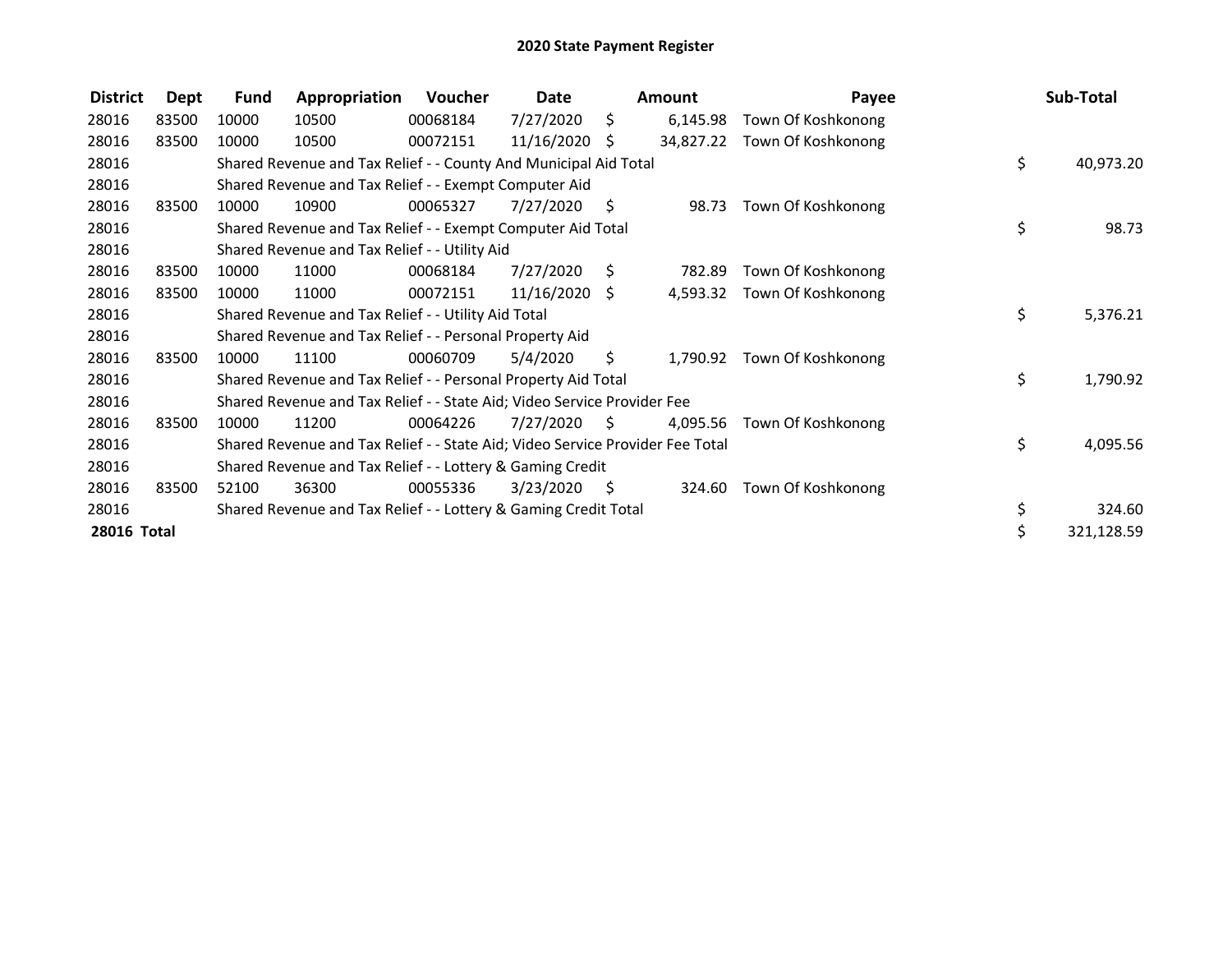# 2020 State Payment Register

| District | Dept | Fund | Appropriation | Voucher | Date | Amount | Payee | Sub-Total |
|---|---|---|---|---|---|---|---|---|
| 28016 | 83500 | 10000 | 10500 | 00068184 | 7/27/2020 | $ 6,145.98 | Town Of Koshkonong | |
| 28016 | 83500 | 10000 | 10500 | 00072151 | 11/16/2020 | $ 34,827.22 | Town Of Koshkonong | |
| 28016 | | Shared Revenue and Tax Relief - - County And Municipal Aid Total | | | | | | $ 40,973.20 |
| 28016 | | Shared Revenue and Tax Relief - - Exempt Computer Aid | | | | | | |
| 28016 | 83500 | 10000 | 10900 | 00065327 | 7/27/2020 | $ 98.73 | Town Of Koshkonong | |
| 28016 | | Shared Revenue and Tax Relief - - Exempt Computer Aid Total | | | | | | $ 98.73 |
| 28016 | | Shared Revenue and Tax Relief - - Utility Aid | | | | | | |
| 28016 | 83500 | 10000 | 11000 | 00068184 | 7/27/2020 | $ 782.89 | Town Of Koshkonong | |
| 28016 | 83500 | 10000 | 11000 | 00072151 | 11/16/2020 | $ 4,593.32 | Town Of Koshkonong | |
| 28016 | | Shared Revenue and Tax Relief - - Utility Aid Total | | | | | | $ 5,376.21 |
| 28016 | | Shared Revenue and Tax Relief - - Personal Property Aid | | | | | | |
| 28016 | 83500 | 10000 | 11100 | 00060709 | 5/4/2020 | $ 1,790.92 | Town Of Koshkonong | |
| 28016 | | Shared Revenue and Tax Relief - - Personal Property Aid Total | | | | | | $ 1,790.92 |
| 28016 | | Shared Revenue and Tax Relief - - State Aid; Video Service Provider Fee | | | | | | |
| 28016 | 83500 | 10000 | 11200 | 00064226 | 7/27/2020 | $ 4,095.56 | Town Of Koshkonong | |
| 28016 | | Shared Revenue and Tax Relief - - State Aid; Video Service Provider Fee Total | | | | | | $ 4,095.56 |
| 28016 | | Shared Revenue and Tax Relief - - Lottery & Gaming Credit | | | | | | |
| 28016 | 83500 | 52100 | 36300 | 00055336 | 3/23/2020 | $ 324.60 | Town Of Koshkonong | |
| 28016 | | Shared Revenue and Tax Relief - - Lottery & Gaming Credit Total | | | | | | $ 324.60 |
| **28016 Total** | | | | | | | | $ 321,128.59 |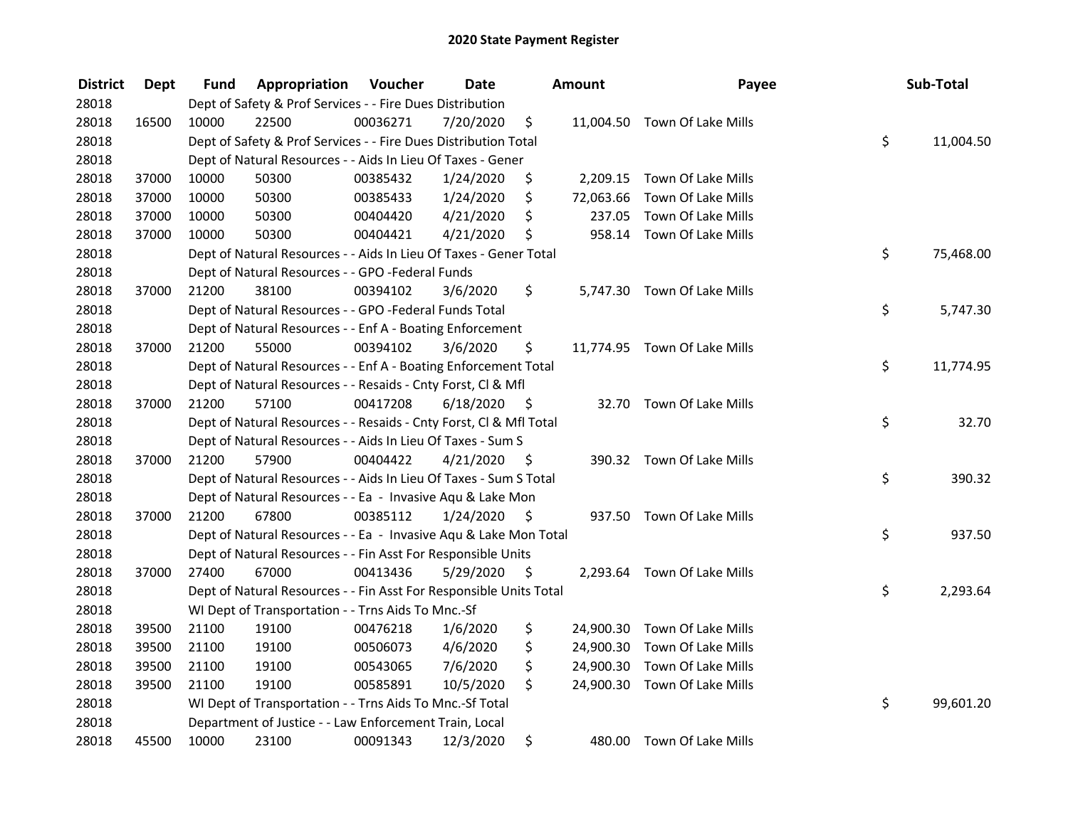# 2020 State Payment Register

| District | Dept | Fund | Appropriation | Voucher | Date | Amount | Payee | Sub-Total |
|---|---|---|---|---|---|---|---|---|
| 28018 | | | Dept of Safety & Prof Services - - Fire Dues Distribution | | | | | |
| 28018 | 16500 | 10000 | 22500 | 00036271 | 7/20/2020 | $ 11,004.50 | Town Of Lake Mills | |
| 28018 | | | Dept of Safety & Prof Services - - Fire Dues Distribution Total | | | | | $ 11,004.50 |
| 28018 | | | Dept of Natural Resources - - Aids In Lieu Of Taxes - Gener | | | | | |
| 28018 | 37000 | 10000 | 50300 | 00385432 | 1/24/2020 | $ 2,209.15 | Town Of Lake Mills | |
| 28018 | 37000 | 10000 | 50300 | 00385433 | 1/24/2020 | $ 72,063.66 | Town Of Lake Mills | |
| 28018 | 37000 | 10000 | 50300 | 00404420 | 4/21/2020 | $ 237.05 | Town Of Lake Mills | |
| 28018 | 37000 | 10000 | 50300 | 00404421 | 4/21/2020 | $ 958.14 | Town Of Lake Mills | |
| 28018 | | | Dept of Natural Resources - - Aids In Lieu Of Taxes - Gener Total | | | | | $ 75,468.00 |
| 28018 | | | Dept of Natural Resources - - GPO -Federal Funds | | | | | |
| 28018 | 37000 | 21200 | 38100 | 00394102 | 3/6/2020 | $ 5,747.30 | Town Of Lake Mills | |
| 28018 | | | Dept of Natural Resources - - GPO -Federal Funds Total | | | | | $ 5,747.30 |
| 28018 | | | Dept of Natural Resources - - Enf A - Boating Enforcement | | | | | |
| 28018 | 37000 | 21200 | 55000 | 00394102 | 3/6/2020 | $ 11,774.95 | Town Of Lake Mills | |
| 28018 | | | Dept of Natural Resources - - Enf A - Boating Enforcement Total | | | | | $ 11,774.95 |
| 28018 | | | Dept of Natural Resources - - Resaids - Cnty Forst, Cl & Mfl | | | | | |
| 28018 | 37000 | 21200 | 57100 | 00417208 | 6/18/2020 | $ 32.70 | Town Of Lake Mills | |
| 28018 | | | Dept of Natural Resources - - Resaids - Cnty Forst, Cl & Mfl Total | | | | | $ 32.70 |
| 28018 | | | Dept of Natural Resources - - Aids In Lieu Of Taxes - Sum S | | | | | |
| 28018 | 37000 | 21200 | 57900 | 00404422 | 4/21/2020 | $ 390.32 | Town Of Lake Mills | |
| 28018 | | | Dept of Natural Resources - - Aids In Lieu Of Taxes - Sum S Total | | | | | $ 390.32 |
| 28018 | | | Dept of Natural Resources - - Ea - Invasive Aqu & Lake Mon | | | | | |
| 28018 | 37000 | 21200 | 67800 | 00385112 | 1/24/2020 | $ 937.50 | Town Of Lake Mills | |
| 28018 | | | Dept of Natural Resources - - Ea - Invasive Aqu & Lake Mon Total | | | | | $ 937.50 |
| 28018 | | | Dept of Natural Resources - - Fin Asst For Responsible Units | | | | | |
| 28018 | 37000 | 27400 | 67000 | 00413436 | 5/29/2020 | $ 2,293.64 | Town Of Lake Mills | |
| 28018 | | | Dept of Natural Resources - - Fin Asst For Responsible Units Total | | | | | $ 2,293.64 |
| 28018 | | | WI Dept of Transportation - - Trns Aids To Mnc.-Sf | | | | | |
| 28018 | 39500 | 21100 | 19100 | 00476218 | 1/6/2020 | $ 24,900.30 | Town Of Lake Mills | |
| 28018 | 39500 | 21100 | 19100 | 00506073 | 4/6/2020 | $ 24,900.30 | Town Of Lake Mills | |
| 28018 | 39500 | 21100 | 19100 | 00543065 | 7/6/2020 | $ 24,900.30 | Town Of Lake Mills | |
| 28018 | 39500 | 21100 | 19100 | 00585891 | 10/5/2020 | $ 24,900.30 | Town Of Lake Mills | |
| 28018 | | | WI Dept of Transportation - - Trns Aids To Mnc.-Sf Total | | | | | $ 99,601.20 |
| 28018 | | | Department of Justice - - Law Enforcement Train, Local | | | | | |
| 28018 | 45500 | 10000 | 23100 | 00091343 | 12/3/2020 | $ 480.00 | Town Of Lake Mills | |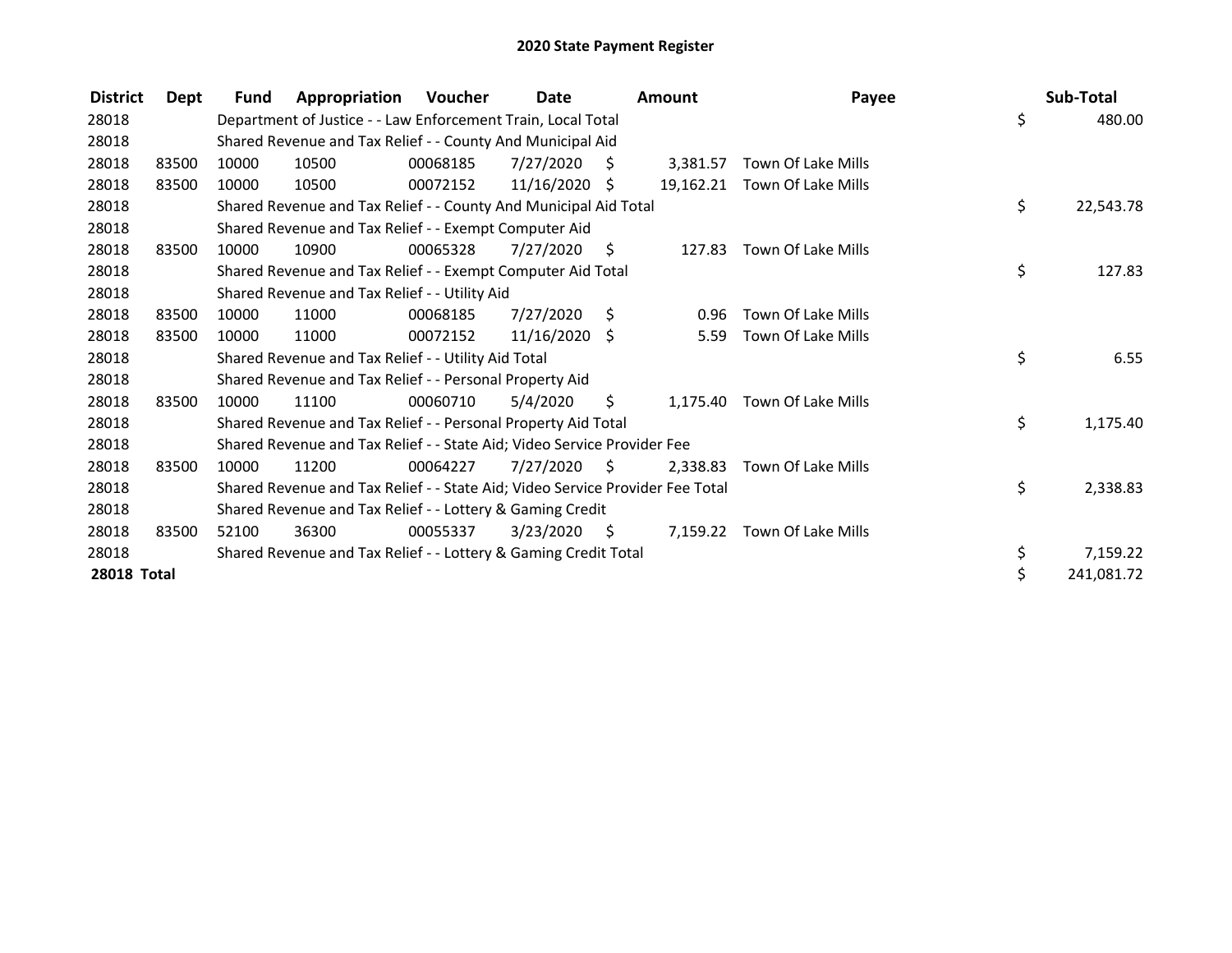# 2020 State Payment Register

| District | Dept | Fund | Appropriation | Voucher | Date | Amount | Payee | Sub-Total |
|---|---|---|---|---|---|---|---|---|
| 28018 | | Department of Justice - - Law Enforcement Train, Local Total | | | | | | $ 480.00 |
| 28018 | | Shared Revenue and Tax Relief - - County And Municipal Aid | | | | | | |
| 28018 | 83500 | 10000 | 10500 | 00068185 | 7/27/2020 | $ 3,381.57 | Town Of Lake Mills | |
| 28018 | 83500 | 10000 | 10500 | 00072152 | 11/16/2020 | $ 19,162.21 | Town Of Lake Mills | |
| 28018 | | Shared Revenue and Tax Relief - - County And Municipal Aid Total | | | | | | $ 22,543.78 |
| 28018 | | Shared Revenue and Tax Relief - - Exempt Computer Aid | | | | | | |
| 28018 | 83500 | 10000 | 10900 | 00065328 | 7/27/2020 | $ 127.83 | Town Of Lake Mills | |
| 28018 | | Shared Revenue and Tax Relief - - Exempt Computer Aid Total | | | | | | $ 127.83 |
| 28018 | | Shared Revenue and Tax Relief - - Utility Aid | | | | | | |
| 28018 | 83500 | 10000 | 11000 | 00068185 | 7/27/2020 | $ 0.96 | Town Of Lake Mills | |
| 28018 | 83500 | 10000 | 11000 | 00072152 | 11/16/2020 | $ 5.59 | Town Of Lake Mills | |
| 28018 | | Shared Revenue and Tax Relief - - Utility Aid Total | | | | | | $ 6.55 |
| 28018 | | Shared Revenue and Tax Relief - - Personal Property Aid | | | | | | |
| 28018 | 83500 | 10000 | 11100 | 00060710 | 5/4/2020 | $ 1,175.40 | Town Of Lake Mills | |
| 28018 | | Shared Revenue and Tax Relief - - Personal Property Aid Total | | | | | | $ 1,175.40 |
| 28018 | | Shared Revenue and Tax Relief - - State Aid; Video Service Provider Fee | | | | | | |
| 28018 | 83500 | 10000 | 11200 | 00064227 | 7/27/2020 | $ 2,338.83 | Town Of Lake Mills | |
| 28018 | | Shared Revenue and Tax Relief - - State Aid; Video Service Provider Fee Total | | | | | | $ 2,338.83 |
| 28018 | | Shared Revenue and Tax Relief - - Lottery & Gaming Credit | | | | | | |
| 28018 | 83500 | 52100 | 36300 | 00055337 | 3/23/2020 | $ 7,159.22 | Town Of Lake Mills | |
| 28018 | | Shared Revenue and Tax Relief - - Lottery & Gaming Credit Total | | | | | | $ 7,159.22 |
| **28018 Total** | | | | | | | | $ 241,081.72 |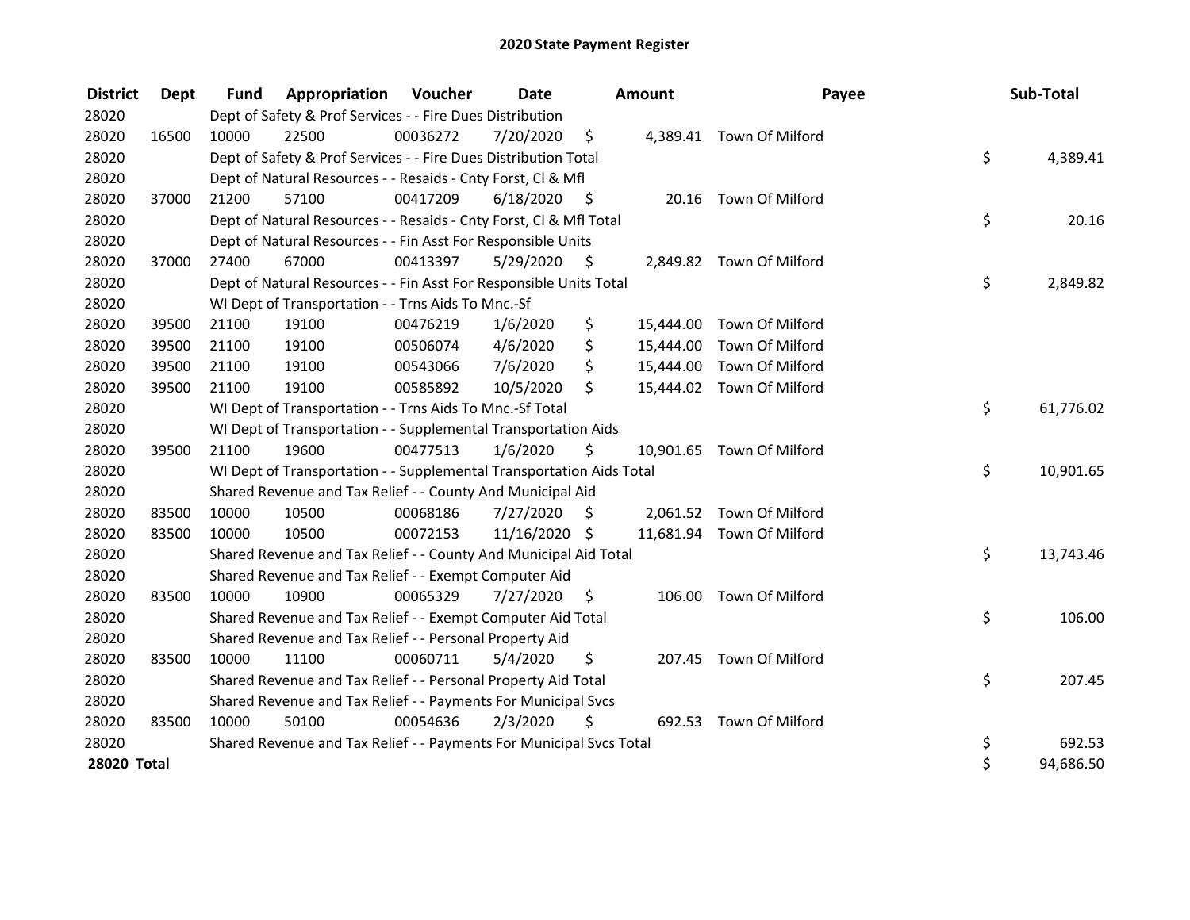# 2020 State Payment Register

| District | Dept | Fund | Appropriation | Voucher | Date | Amount | Payee | Sub-Total |
|---|---|---|---|---|---|---|---|---|
| 28020 | | Dept of Safety & Prof Services - - Fire Dues Distribution | | | | | | |
| 28020 | 16500 | 10000 | 22500 | 00036272 | 7/20/2020 | $ 4,389.41 | Town Of Milford | |
| 28020 | | Dept of Safety & Prof Services - - Fire Dues Distribution Total | | | | | | $ 4,389.41 |
| 28020 | | Dept of Natural Resources - - Resaids - Cnty Forst, Cl & Mfl | | | | | | |
| 28020 | 37000 | 21200 | 57100 | 00417209 | 6/18/2020 | $ 20.16 | Town Of Milford | |
| 28020 | | Dept of Natural Resources - - Resaids - Cnty Forst, Cl & Mfl Total | | | | | | $ 20.16 |
| 28020 | | Dept of Natural Resources - - Fin Asst For Responsible Units | | | | | | |
| 28020 | 37000 | 27400 | 67000 | 00413397 | 5/29/2020 | $ 2,849.82 | Town Of Milford | |
| 28020 | | Dept of Natural Resources - - Fin Asst For Responsible Units Total | | | | | | $ 2,849.82 |
| 28020 | | WI Dept of Transportation - - Trns Aids To Mnc.-Sf | | | | | | |
| 28020 | 39500 | 21100 | 19100 | 00476219 | 1/6/2020 | $ 15,444.00 | Town Of Milford | |
| 28020 | 39500 | 21100 | 19100 | 00506074 | 4/6/2020 | $ 15,444.00 | Town Of Milford | |
| 28020 | 39500 | 21100 | 19100 | 00543066 | 7/6/2020 | $ 15,444.00 | Town Of Milford | |
| 28020 | 39500 | 21100 | 19100 | 00585892 | 10/5/2020 | $ 15,444.02 | Town Of Milford | |
| 28020 | | WI Dept of Transportation - - Trns Aids To Mnc.-Sf Total | | | | | | $ 61,776.02 |
| 28020 | | WI Dept of Transportation - - Supplemental Transportation Aids | | | | | | |
| 28020 | 39500 | 21100 | 19600 | 00477513 | 1/6/2020 | $ 10,901.65 | Town Of Milford | |
| 28020 | | WI Dept of Transportation - - Supplemental Transportation Aids Total | | | | | | $ 10,901.65 |
| 28020 | | Shared Revenue and Tax Relief - - County And Municipal Aid | | | | | | |
| 28020 | 83500 | 10000 | 10500 | 00068186 | 7/27/2020 | $ 2,061.52 | Town Of Milford | |
| 28020 | 83500 | 10000 | 10500 | 00072153 | 11/16/2020 | $ 11,681.94 | Town Of Milford | |
| 28020 | | Shared Revenue and Tax Relief - - County And Municipal Aid Total | | | | | | $ 13,743.46 |
| 28020 | | Shared Revenue and Tax Relief - - Exempt Computer Aid | | | | | | |
| 28020 | 83500 | 10000 | 10900 | 00065329 | 7/27/2020 | $ 106.00 | Town Of Milford | |
| 28020 | | Shared Revenue and Tax Relief - - Exempt Computer Aid Total | | | | | | $ 106.00 |
| 28020 | | Shared Revenue and Tax Relief - - Personal Property Aid | | | | | | |
| 28020 | 83500 | 10000 | 11100 | 00060711 | 5/4/2020 | $ 207.45 | Town Of Milford | |
| 28020 | | Shared Revenue and Tax Relief - - Personal Property Aid Total | | | | | | $ 207.45 |
| 28020 | | Shared Revenue and Tax Relief - - Payments For Municipal Svcs | | | | | | |
| 28020 | 83500 | 10000 | 50100 | 00054636 | 2/3/2020 | $ 692.53 | Town Of Milford | |
| 28020 | | Shared Revenue and Tax Relief - - Payments For Municipal Svcs Total | | | | | | $ 692.53 |
| **28020 Total** | | | | | | | | $ 94,686.50 |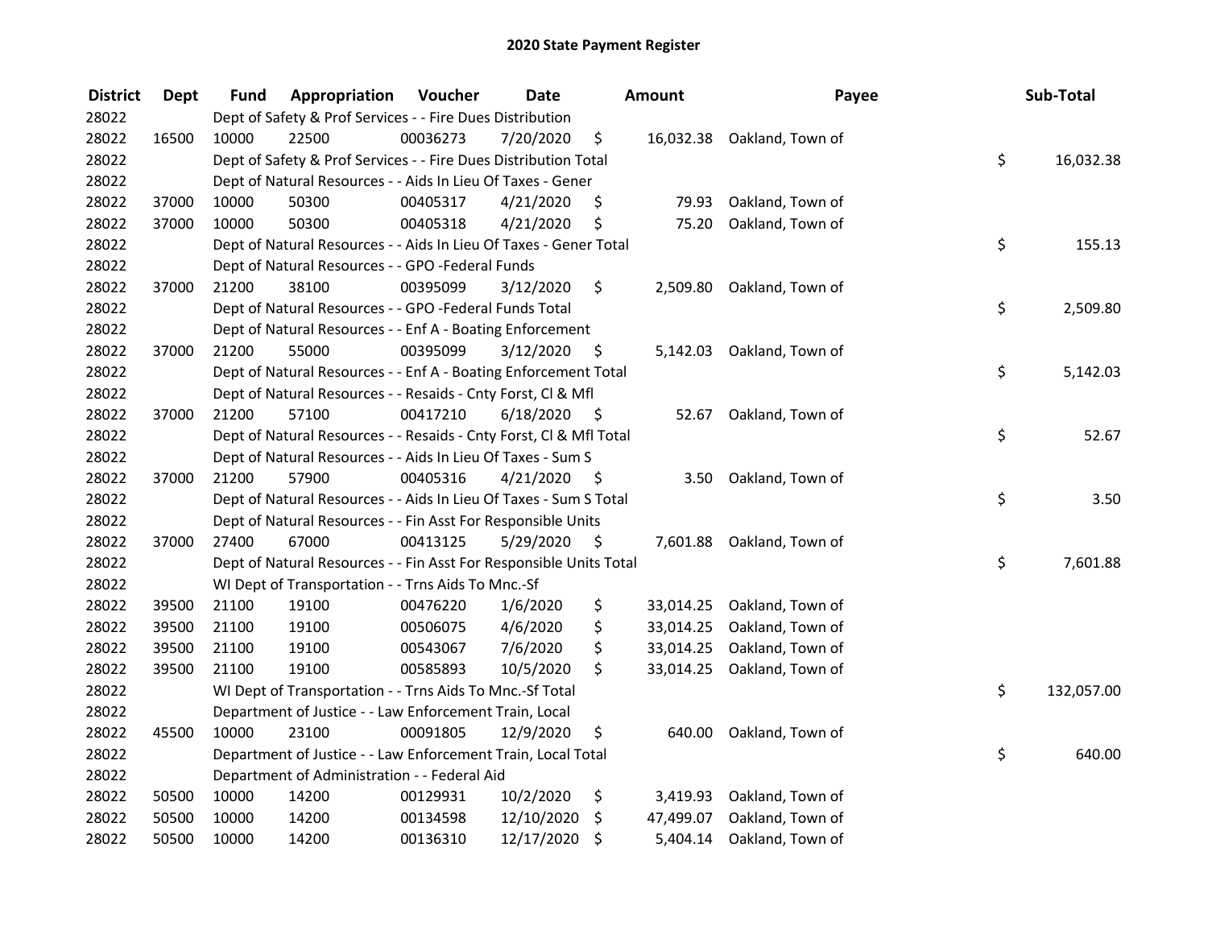# 2020 State Payment Register

| District | Dept | Fund | Appropriation | Voucher | Date | Amount | Payee | Sub-Total |
|---|---|---|---|---|---|---|---|---|
| 28022 | | | Dept of Safety & Prof Services - - Fire Dues Distribution | | | | | |
| 28022 | 16500 | 10000 | 22500 | 00036273 | 7/20/2020 | $ 16,032.38 | Oakland, Town of | |
| 28022 | | | Dept of Safety & Prof Services - - Fire Dues Distribution Total | | | | | $ 16,032.38 |
| 28022 | | | Dept of Natural Resources - - Aids In Lieu Of Taxes - Gener | | | | | |
| 28022 | 37000 | 10000 | 50300 | 00405317 | 4/21/2020 | $ 79.93 | Oakland, Town of | |
| 28022 | 37000 | 10000 | 50300 | 00405318 | 4/21/2020 | $ 75.20 | Oakland, Town of | |
| 28022 | | | Dept of Natural Resources - - Aids In Lieu Of Taxes - Gener Total | | | | | $ 155.13 |
| 28022 | | | Dept of Natural Resources - - GPO -Federal Funds | | | | | |
| 28022 | 37000 | 21200 | 38100 | 00395099 | 3/12/2020 | $ 2,509.80 | Oakland, Town of | |
| 28022 | | | Dept of Natural Resources - - GPO -Federal Funds Total | | | | | $ 2,509.80 |
| 28022 | | | Dept of Natural Resources - - Enf A - Boating Enforcement | | | | | |
| 28022 | 37000 | 21200 | 55000 | 00395099 | 3/12/2020 | $ 5,142.03 | Oakland, Town of | |
| 28022 | | | Dept of Natural Resources - - Enf A - Boating Enforcement Total | | | | | $ 5,142.03 |
| 28022 | | | Dept of Natural Resources - - Resaids - Cnty Forst, Cl & Mfl | | | | | |
| 28022 | 37000 | 21200 | 57100 | 00417210 | 6/18/2020 | $ 52.67 | Oakland, Town of | |
| 28022 | | | Dept of Natural Resources - - Resaids - Cnty Forst, Cl & Mfl Total | | | | | $ 52.67 |
| 28022 | | | Dept of Natural Resources - - Aids In Lieu Of Taxes - Sum S | | | | | |
| 28022 | 37000 | 21200 | 57900 | 00405316 | 4/21/2020 | $ 3.50 | Oakland, Town of | |
| 28022 | | | Dept of Natural Resources - - Aids In Lieu Of Taxes - Sum S Total | | | | | $ 3.50 |
| 28022 | | | Dept of Natural Resources - - Fin Asst For Responsible Units | | | | | |
| 28022 | 37000 | 27400 | 67000 | 00413125 | 5/29/2020 | $ 7,601.88 | Oakland, Town of | |
| 28022 | | | Dept of Natural Resources - - Fin Asst For Responsible Units Total | | | | | $ 7,601.88 |
| 28022 | | | WI Dept of Transportation - - Trns Aids To Mnc.-Sf | | | | | |
| 28022 | 39500 | 21100 | 19100 | 00476220 | 1/6/2020 | $ 33,014.25 | Oakland, Town of | |
| 28022 | 39500 | 21100 | 19100 | 00506075 | 4/6/2020 | $ 33,014.25 | Oakland, Town of | |
| 28022 | 39500 | 21100 | 19100 | 00543067 | 7/6/2020 | $ 33,014.25 | Oakland, Town of | |
| 28022 | 39500 | 21100 | 19100 | 00585893 | 10/5/2020 | $ 33,014.25 | Oakland, Town of | |
| 28022 | | | WI Dept of Transportation - - Trns Aids To Mnc.-Sf Total | | | | | $ 132,057.00 |
| 28022 | | | Department of Justice - - Law Enforcement Train, Local | | | | | |
| 28022 | 45500 | 10000 | 23100 | 00091805 | 12/9/2020 | $ 640.00 | Oakland, Town of | |
| 28022 | | | Department of Justice - - Law Enforcement Train, Local Total | | | | | $ 640.00 |
| 28022 | | | Department of Administration - - Federal Aid | | | | | |
| 28022 | 50500 | 10000 | 14200 | 00129931 | 10/2/2020 | $ 3,419.93 | Oakland, Town of | |
| 28022 | 50500 | 10000 | 14200 | 00134598 | 12/10/2020 | $ 47,499.07 | Oakland, Town of | |
| 28022 | 50500 | 10000 | 14200 | 00136310 | 12/17/2020 | $ 5,404.14 | Oakland, Town of | |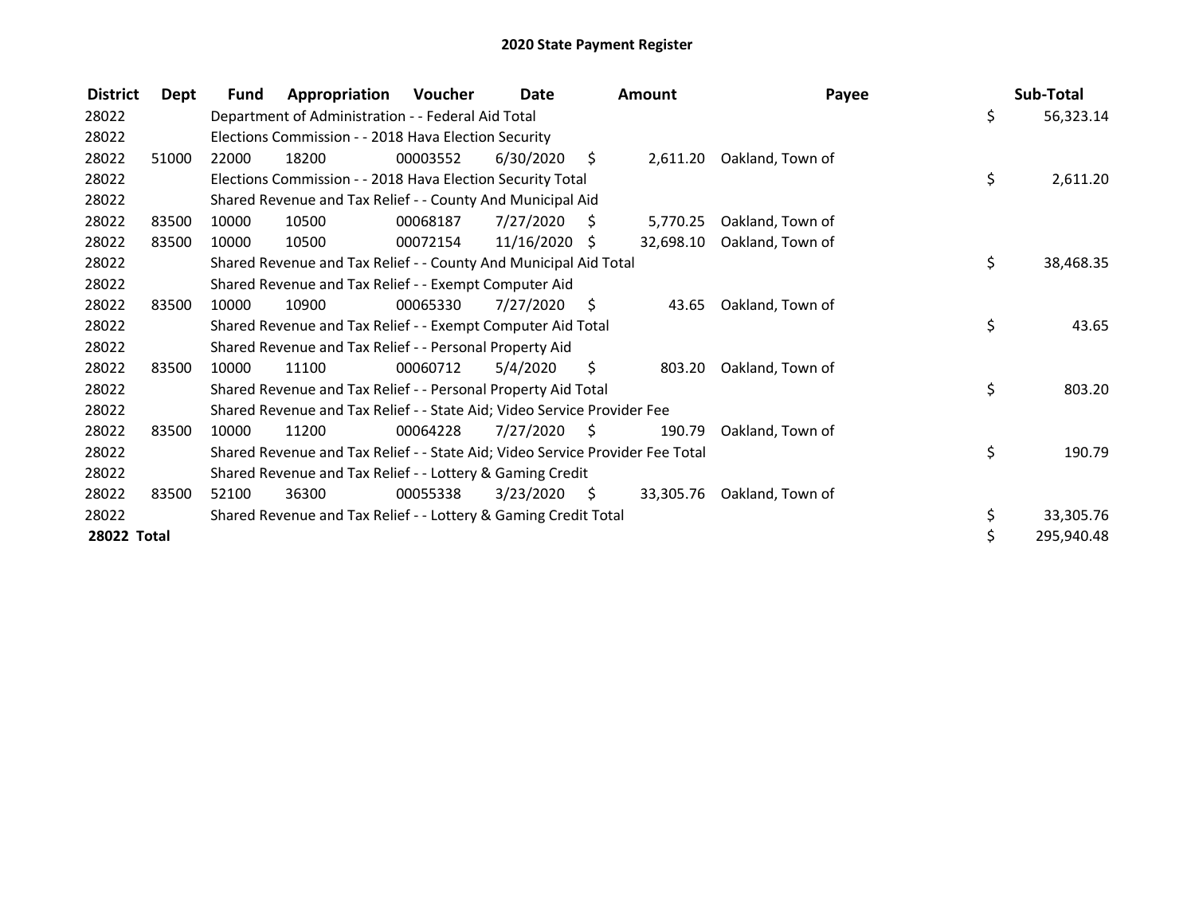# 2020 State Payment Register

| District | Dept | Fund | Appropriation | Voucher | Date | Amount | Payee | Sub-Total |
|---|---|---|---|---|---|---|---|---|
| 28022 | | Department of Administration - - Federal Aid Total | | | | | | $ 56,323.14 |
| 28022 | | Elections Commission - - 2018 Hava Election Security | | | | | | |
| 28022 | 51000 | 22000 | 18200 | 00003552 | 6/30/2020 | $ 2,611.20 | Oakland, Town of | |
| 28022 | | Elections Commission - - 2018 Hava Election Security Total | | | | | | $ 2,611.20 |
| 28022 | | Shared Revenue and Tax Relief - - County And Municipal Aid | | | | | | |
| 28022 | 83500 | 10000 | 10500 | 00068187 | 7/27/2020 | $ 5,770.25 | Oakland, Town of | |
| 28022 | 83500 | 10000 | 10500 | 00072154 | 11/16/2020 | $ 32,698.10 | Oakland, Town of | |
| 28022 | | Shared Revenue and Tax Relief - - County And Municipal Aid Total | | | | | | $ 38,468.35 |
| 28022 | | Shared Revenue and Tax Relief - - Exempt Computer Aid | | | | | | |
| 28022 | 83500 | 10000 | 10900 | 00065330 | 7/27/2020 | $ 43.65 | Oakland, Town of | |
| 28022 | | Shared Revenue and Tax Relief - - Exempt Computer Aid Total | | | | | | $ 43.65 |
| 28022 | | Shared Revenue and Tax Relief - - Personal Property Aid | | | | | | |
| 28022 | 83500 | 10000 | 11100 | 00060712 | 5/4/2020 | $ 803.20 | Oakland, Town of | |
| 28022 | | Shared Revenue and Tax Relief - - Personal Property Aid Total | | | | | | $ 803.20 |
| 28022 | | Shared Revenue and Tax Relief - - State Aid; Video Service Provider Fee | | | | | | |
| 28022 | 83500 | 10000 | 11200 | 00064228 | 7/27/2020 | $ 190.79 | Oakland, Town of | |
| 28022 | | Shared Revenue and Tax Relief - - State Aid; Video Service Provider Fee Total | | | | | | $ 190.79 |
| 28022 | | Shared Revenue and Tax Relief - - Lottery & Gaming Credit | | | | | | |
| 28022 | 83500 | 52100 | 36300 | 00055338 | 3/23/2020 | $ 33,305.76 | Oakland, Town of | |
| 28022 | | Shared Revenue and Tax Relief - - Lottery & Gaming Credit Total | | | | | | $ 33,305.76 |
| **28022 Total** | | | | | | | | $ 295,940.48 |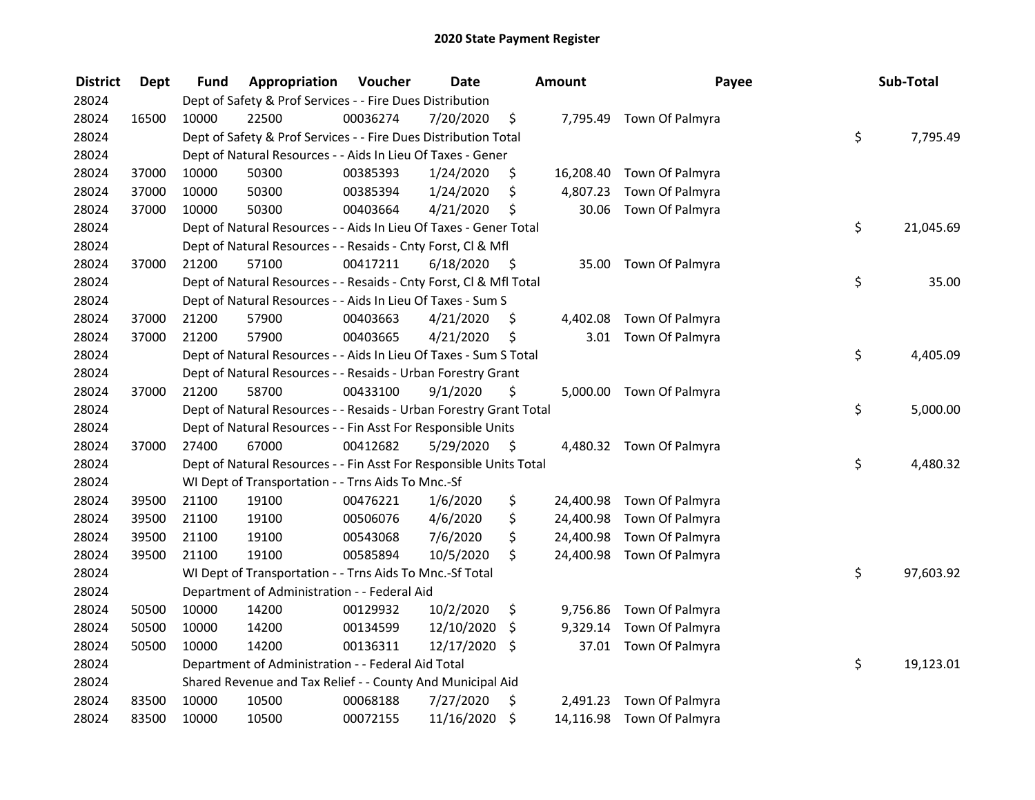# 2020 State Payment Register

| District | Dept | Fund | Appropriation | Voucher | Date | Amount | Payee | Sub-Total |
|---|---|---|---|---|---|---|---|---|
| 28024 | | | Dept of Safety & Prof Services - - Fire Dues Distribution | | | | | |
| 28024 | 16500 | 10000 | 22500 | 00036274 | 7/20/2020 | $ 7,795.49 | Town Of Palmyra | |
| 28024 | | | Dept of Safety & Prof Services - - Fire Dues Distribution Total | | | | | $ 7,795.49 |
| 28024 | | | Dept of Natural Resources - - Aids In Lieu Of Taxes - Gener | | | | | |
| 28024 | 37000 | 10000 | 50300 | 00385393 | 1/24/2020 | $ 16,208.40 | Town Of Palmyra | |
| 28024 | 37000 | 10000 | 50300 | 00385394 | 1/24/2020 | $ 4,807.23 | Town Of Palmyra | |
| 28024 | 37000 | 10000 | 50300 | 00403664 | 4/21/2020 | $ 30.06 | Town Of Palmyra | |
| 28024 | | | Dept of Natural Resources - - Aids In Lieu Of Taxes - Gener Total | | | | | $ 21,045.69 |
| 28024 | | | Dept of Natural Resources - - Resaids - Cnty Forst, Cl & Mfl | | | | | |
| 28024 | 37000 | 21200 | 57100 | 00417211 | 6/18/2020 | $ 35.00 | Town Of Palmyra | |
| 28024 | | | Dept of Natural Resources - - Resaids - Cnty Forst, Cl & Mfl Total | | | | | $ 35.00 |
| 28024 | | | Dept of Natural Resources - - Aids In Lieu Of Taxes - Sum S | | | | | |
| 28024 | 37000 | 21200 | 57900 | 00403663 | 4/21/2020 | $ 4,402.08 | Town Of Palmyra | |
| 28024 | 37000 | 21200 | 57900 | 00403665 | 4/21/2020 | $ 3.01 | Town Of Palmyra | |
| 28024 | | | Dept of Natural Resources - - Aids In Lieu Of Taxes - Sum S Total | | | | | $ 4,405.09 |
| 28024 | | | Dept of Natural Resources - - Resaids - Urban Forestry Grant | | | | | |
| 28024 | 37000 | 21200 | 58700 | 00433100 | 9/1/2020 | $ 5,000.00 | Town Of Palmyra | |
| 28024 | | | Dept of Natural Resources - - Resaids - Urban Forestry Grant Total | | | | | $ 5,000.00 |
| 28024 | | | Dept of Natural Resources - - Fin Asst For Responsible Units | | | | | |
| 28024 | 37000 | 27400 | 67000 | 00412682 | 5/29/2020 | $ 4,480.32 | Town Of Palmyra | |
| 28024 | | | Dept of Natural Resources - - Fin Asst For Responsible Units Total | | | | | $ 4,480.32 |
| 28024 | | | WI Dept of Transportation - - Trns Aids To Mnc.-Sf | | | | | |
| 28024 | 39500 | 21100 | 19100 | 00476221 | 1/6/2020 | $ 24,400.98 | Town Of Palmyra | |
| 28024 | 39500 | 21100 | 19100 | 00506076 | 4/6/2020 | $ 24,400.98 | Town Of Palmyra | |
| 28024 | 39500 | 21100 | 19100 | 00543068 | 7/6/2020 | $ 24,400.98 | Town Of Palmyra | |
| 28024 | 39500 | 21100 | 19100 | 00585894 | 10/5/2020 | $ 24,400.98 | Town Of Palmyra | |
| 28024 | | | WI Dept of Transportation - - Trns Aids To Mnc.-Sf Total | | | | | $ 97,603.92 |
| 28024 | | | Department of Administration - - Federal Aid | | | | | |
| 28024 | 50500 | 10000 | 14200 | 00129932 | 10/2/2020 | $ 9,756.86 | Town Of Palmyra | |
| 28024 | 50500 | 10000 | 14200 | 00134599 | 12/10/2020 | $ 9,329.14 | Town Of Palmyra | |
| 28024 | 50500 | 10000 | 14200 | 00136311 | 12/17/2020 | $ 37.01 | Town Of Palmyra | |
| 28024 | | | Department of Administration - - Federal Aid Total | | | | | $ 19,123.01 |
| 28024 | | | Shared Revenue and Tax Relief - - County And Municipal Aid | | | | | |
| 28024 | 83500 | 10000 | 10500 | 00068188 | 7/27/2020 | $ 2,491.23 | Town Of Palmyra | |
| 28024 | 83500 | 10000 | 10500 | 00072155 | 11/16/2020 | $ 14,116.98 | Town Of Palmyra | |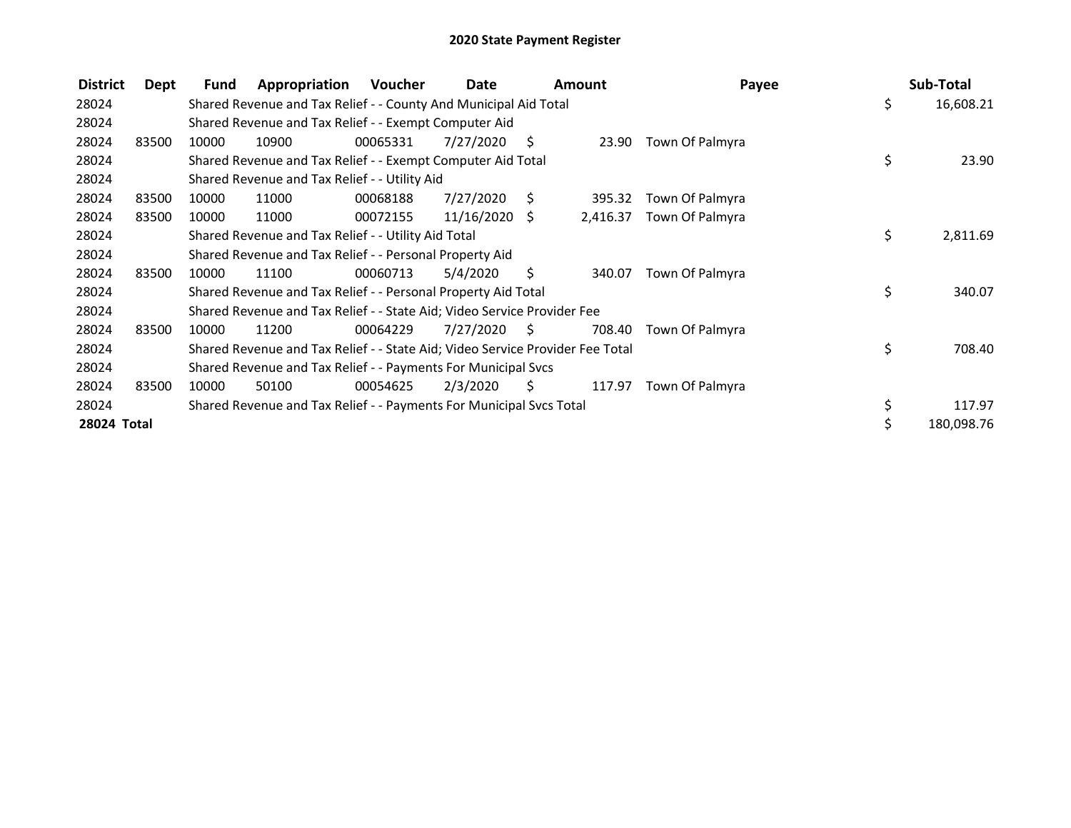# 2020 State Payment Register

| District | Dept | Fund | Appropriation | Voucher | Date | Amount | Payee | Sub-Total |
|---|---|---|---|---|---|---|---|---|
| 28024 | | Shared Revenue and Tax Relief - - County And Municipal Aid Total | | | | | | $ 16,608.21 |
| 28024 | | Shared Revenue and Tax Relief - - Exempt Computer Aid | | | | | | |
| 28024 | 83500 | 10000 | 10900 | 00065331 | 7/27/2020 | $ 23.90 | Town Of Palmyra | |
| 28024 | | Shared Revenue and Tax Relief - - Exempt Computer Aid Total | | | | | | $ 23.90 |
| 28024 | | Shared Revenue and Tax Relief - - Utility Aid | | | | | | |
| 28024 | 83500 | 10000 | 11000 | 00068188 | 7/27/2020 | $ 395.32 | Town Of Palmyra | |
| 28024 | 83500 | 10000 | 11000 | 00072155 | 11/16/2020 | $ 2,416.37 | Town Of Palmyra | |
| 28024 | | Shared Revenue and Tax Relief - - Utility Aid Total | | | | | | $ 2,811.69 |
| 28024 | | Shared Revenue and Tax Relief - - Personal Property Aid | | | | | | |
| 28024 | 83500 | 10000 | 11100 | 00060713 | 5/4/2020 | $ 340.07 | Town Of Palmyra | |
| 28024 | | Shared Revenue and Tax Relief - - Personal Property Aid Total | | | | | | $ 340.07 |
| 28024 | | Shared Revenue and Tax Relief - - State Aid; Video Service Provider Fee | | | | | | |
| 28024 | 83500 | 10000 | 11200 | 00064229 | 7/27/2020 | $ 708.40 | Town Of Palmyra | |
| 28024 | | Shared Revenue and Tax Relief - - State Aid; Video Service Provider Fee Total | | | | | | $ 708.40 |
| 28024 | | Shared Revenue and Tax Relief - - Payments For Municipal Svcs | | | | | | |
| 28024 | 83500 | 10000 | 50100 | 00054625 | 2/3/2020 | $ 117.97 | Town Of Palmyra | |
| 28024 | | Shared Revenue and Tax Relief - - Payments For Municipal Svcs Total | | | | | | $ 117.97 |
| **28024 Total** | | | | | | | | $ 180,098.76 |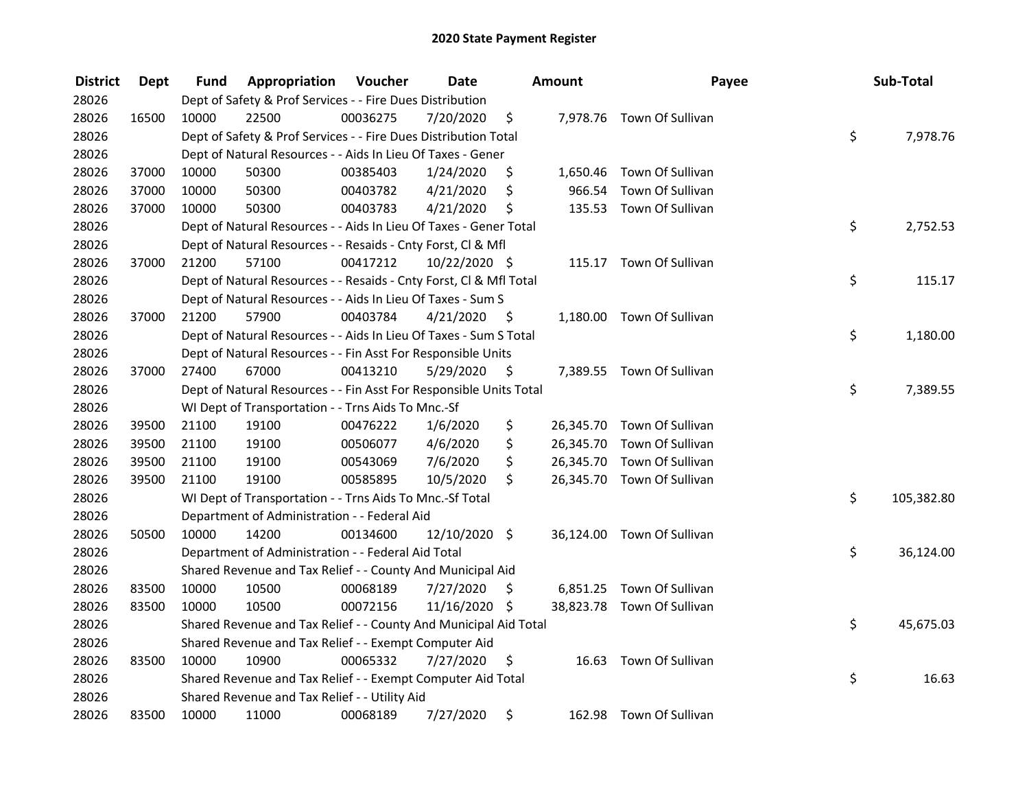# 2020 State Payment Register

| District | Dept | Fund | Appropriation | Voucher | Date | Amount | Payee | Sub-Total |
|---|---|---|---|---|---|---|---|---|
| 28026 | | Dept of Safety & Prof Services - - Fire Dues Distribution | | | | | | |
| 28026 | 16500 | 10000 | 22500 | 00036275 | 7/20/2020 | $ 7,978.76 | Town Of Sullivan | |
| 28026 | | Dept of Safety & Prof Services - - Fire Dues Distribution Total | | | | | | $ 7,978.76 |
| 28026 | | Dept of Natural Resources - - Aids In Lieu Of Taxes - Gener | | | | | | |
| 28026 | 37000 | 10000 | 50300 | 00385403 | 1/24/2020 | $ 1,650.46 | Town Of Sullivan | |
| 28026 | 37000 | 10000 | 50300 | 00403782 | 4/21/2020 | $ 966.54 | Town Of Sullivan | |
| 28026 | 37000 | 10000 | 50300 | 00403783 | 4/21/2020 | $ 135.53 | Town Of Sullivan | |
| 28026 | | Dept of Natural Resources - - Aids In Lieu Of Taxes - Gener Total | | | | | | $ 2,752.53 |
| 28026 | | Dept of Natural Resources - - Resaids - Cnty Forst, Cl & Mfl | | | | | | |
| 28026 | 37000 | 21200 | 57100 | 00417212 | 10/22/2020 | $ 115.17 | Town Of Sullivan | |
| 28026 | | Dept of Natural Resources - - Resaids - Cnty Forst, Cl & Mfl Total | | | | | | $ 115.17 |
| 28026 | | Dept of Natural Resources - - Aids In Lieu Of Taxes - Sum S | | | | | | |
| 28026 | 37000 | 21200 | 57900 | 00403784 | 4/21/2020 | $ 1,180.00 | Town Of Sullivan | |
| 28026 | | Dept of Natural Resources - - Aids In Lieu Of Taxes - Sum S Total | | | | | | $ 1,180.00 |
| 28026 | | Dept of Natural Resources - - Fin Asst For Responsible Units | | | | | | |
| 28026 | 37000 | 27400 | 67000 | 00413210 | 5/29/2020 | $ 7,389.55 | Town Of Sullivan | |
| 28026 | | Dept of Natural Resources - - Fin Asst For Responsible Units Total | | | | | | $ 7,389.55 |
| 28026 | | WI Dept of Transportation - - Trns Aids To Mnc.-Sf | | | | | | |
| 28026 | 39500 | 21100 | 19100 | 00476222 | 1/6/2020 | $ 26,345.70 | Town Of Sullivan | |
| 28026 | 39500 | 21100 | 19100 | 00506077 | 4/6/2020 | $ 26,345.70 | Town Of Sullivan | |
| 28026 | 39500 | 21100 | 19100 | 00543069 | 7/6/2020 | $ 26,345.70 | Town Of Sullivan | |
| 28026 | 39500 | 21100 | 19100 | 00585895 | 10/5/2020 | $ 26,345.70 | Town Of Sullivan | |
| 28026 | | WI Dept of Transportation - - Trns Aids To Mnc.-Sf Total | | | | | | $ 105,382.80 |
| 28026 | | Department of Administration - - Federal Aid | | | | | | |
| 28026 | 50500 | 10000 | 14200 | 00134600 | 12/10/2020 | $ 36,124.00 | Town Of Sullivan | |
| 28026 | | Department of Administration - - Federal Aid Total | | | | | | $ 36,124.00 |
| 28026 | | Shared Revenue and Tax Relief - - County And Municipal Aid | | | | | | |
| 28026 | 83500 | 10000 | 10500 | 00068189 | 7/27/2020 | $ 6,851.25 | Town Of Sullivan | |
| 28026 | 83500 | 10000 | 10500 | 00072156 | 11/16/2020 | $ 38,823.78 | Town Of Sullivan | |
| 28026 | | Shared Revenue and Tax Relief - - County And Municipal Aid Total | | | | | | $ 45,675.03 |
| 28026 | | Shared Revenue and Tax Relief - - Exempt Computer Aid | | | | | | |
| 28026 | 83500 | 10000 | 10900 | 00065332 | 7/27/2020 | $ 16.63 | Town Of Sullivan | |
| 28026 | | Shared Revenue and Tax Relief - - Exempt Computer Aid Total | | | | | | $ 16.63 |
| 28026 | | Shared Revenue and Tax Relief - - Utility Aid | | | | | | |
| 28026 | 83500 | 10000 | 11000 | 00068189 | 7/27/2020 | $ 162.98 | Town Of Sullivan | |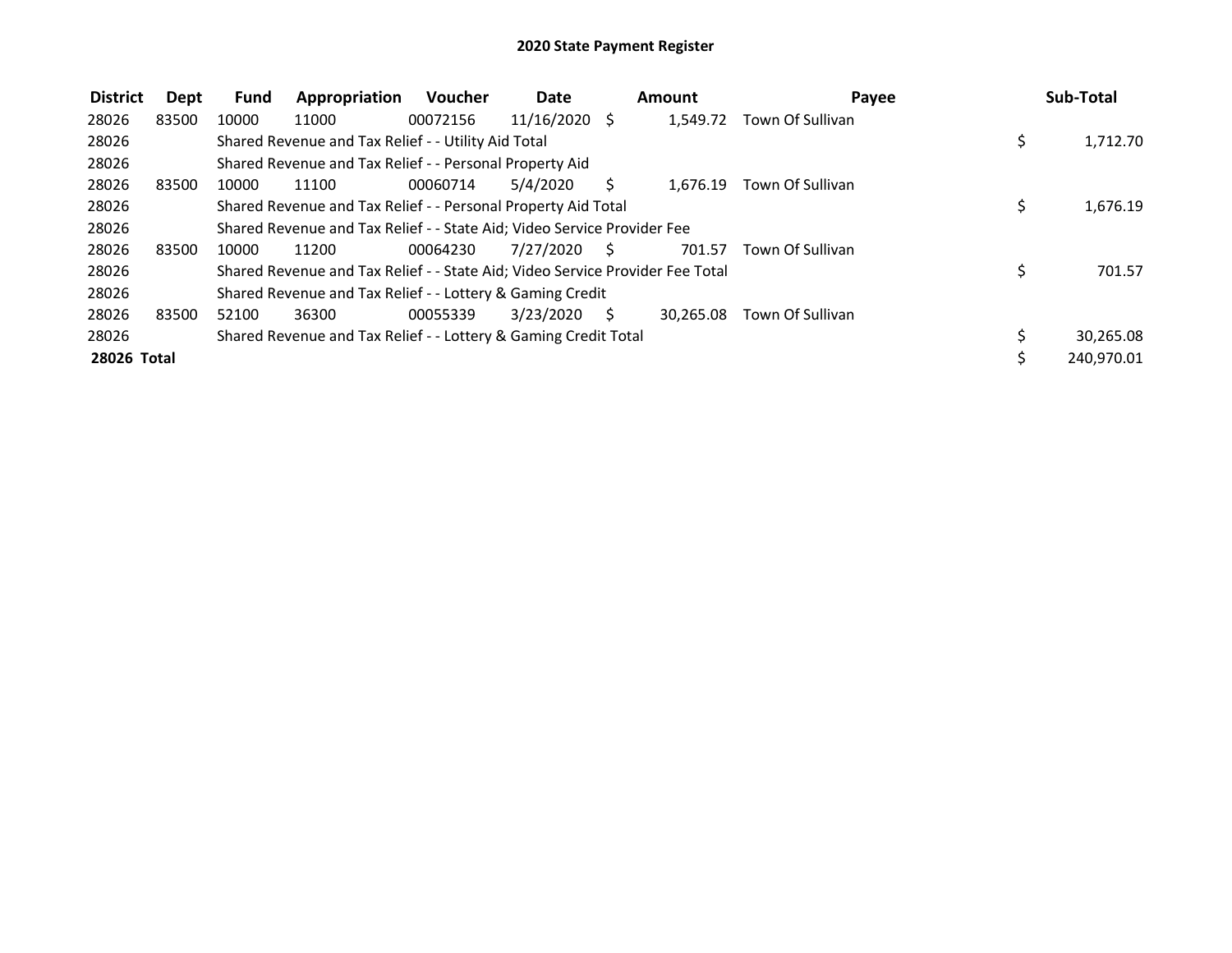# 2020 State Payment Register

| District | Dept | Fund | Appropriation | Voucher | Date | Amount | Payee | Sub-Total |
|---|---|---|---|---|---|---|---|---|
| 28026 | 83500 | 10000 | 11000 | 00072156 | 11/16/2020 | $ 1,549.72 | Town Of Sullivan | |
| 28026 | | Shared Revenue and Tax Relief - - Utility Aid Total | | | | | | $ 1,712.70 |
| 28026 | | Shared Revenue and Tax Relief - - Personal Property Aid | | | | | | |
| 28026 | 83500 | 10000 | 11100 | 00060714 | 5/4/2020 | $ 1,676.19 | Town Of Sullivan | |
| 28026 | | Shared Revenue and Tax Relief - - Personal Property Aid Total | | | | | | $ 1,676.19 |
| 28026 | | Shared Revenue and Tax Relief - - State Aid; Video Service Provider Fee | | | | | | |
| 28026 | 83500 | 10000 | 11200 | 00064230 | 7/27/2020 | $ 701.57 | Town Of Sullivan | |
| 28026 | | Shared Revenue and Tax Relief - - State Aid; Video Service Provider Fee Total | | | | | | $ 701.57 |
| 28026 | | Shared Revenue and Tax Relief - - Lottery & Gaming Credit | | | | | | |
| 28026 | 83500 | 52100 | 36300 | 00055339 | 3/23/2020 | $ 30,265.08 | Town Of Sullivan | |
| 28026 | | Shared Revenue and Tax Relief - - Lottery & Gaming Credit Total | | | | | | $ 30,265.08 |
| **28026 Total** | | | | | | | | $ 240,970.01 |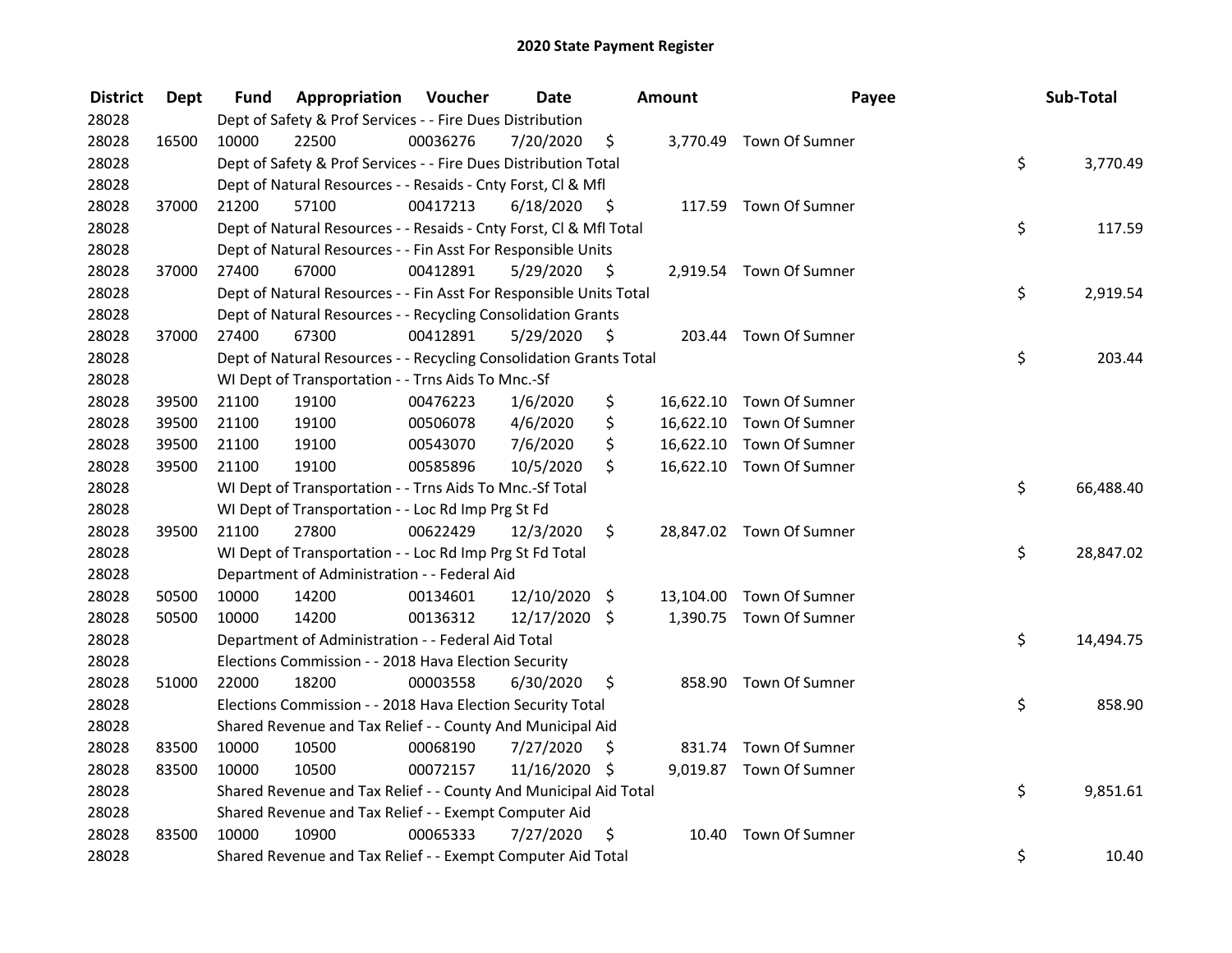# 2020 State Payment Register

| District | Dept | Fund | Appropriation | Voucher | Date | Amount | Payee | Sub-Total |
|---|---|---|---|---|---|---|---|---|
| 28028 | | Dept of Safety & Prof Services - - Fire Dues Distribution | | | | | | |
| 28028 | 16500 | 10000 | 22500 | 00036276 | 7/20/2020 | $ 3,770.49 | Town Of Sumner | |
| 28028 | | Dept of Safety & Prof Services - - Fire Dues Distribution Total | | | | | | $ 3,770.49 |
| 28028 | | Dept of Natural Resources - - Resaids - Cnty Forst, Cl & Mfl | | | | | | |
| 28028 | 37000 | 21200 | 57100 | 00417213 | 6/18/2020 | $ 117.59 | Town Of Sumner | |
| 28028 | | Dept of Natural Resources - - Resaids - Cnty Forst, Cl & Mfl Total | | | | | | $ 117.59 |
| 28028 | | Dept of Natural Resources - - Fin Asst For Responsible Units | | | | | | |
| 28028 | 37000 | 27400 | 67000 | 00412891 | 5/29/2020 | $ 2,919.54 | Town Of Sumner | |
| 28028 | | Dept of Natural Resources - - Fin Asst For Responsible Units Total | | | | | | $ 2,919.54 |
| 28028 | | Dept of Natural Resources - - Recycling Consolidation Grants | | | | | | |
| 28028 | 37000 | 27400 | 67300 | 00412891 | 5/29/2020 | $ 203.44 | Town Of Sumner | |
| 28028 | | Dept of Natural Resources - - Recycling Consolidation Grants Total | | | | | | $ 203.44 |
| 28028 | | WI Dept of Transportation - - Trns Aids To Mnc.-Sf | | | | | | |
| 28028 | 39500 | 21100 | 19100 | 00476223 | 1/6/2020 | $ 16,622.10 | Town Of Sumner | |
| 28028 | 39500 | 21100 | 19100 | 00506078 | 4/6/2020 | $ 16,622.10 | Town Of Sumner | |
| 28028 | 39500 | 21100 | 19100 | 00543070 | 7/6/2020 | $ 16,622.10 | Town Of Sumner | |
| 28028 | 39500 | 21100 | 19100 | 00585896 | 10/5/2020 | $ 16,622.10 | Town Of Sumner | |
| 28028 | | WI Dept of Transportation - - Trns Aids To Mnc.-Sf Total | | | | | | $ 66,488.40 |
| 28028 | | WI Dept of Transportation - - Loc Rd Imp Prg St Fd | | | | | | |
| 28028 | 39500 | 21100 | 27800 | 00622429 | 12/3/2020 | $ 28,847.02 | Town Of Sumner | |
| 28028 | | WI Dept of Transportation - - Loc Rd Imp Prg St Fd Total | | | | | | $ 28,847.02 |
| 28028 | | Department of Administration - - Federal Aid | | | | | | |
| 28028 | 50500 | 10000 | 14200 | 00134601 | 12/10/2020 | $ 13,104.00 | Town Of Sumner | |
| 28028 | 50500 | 10000 | 14200 | 00136312 | 12/17/2020 | $ 1,390.75 | Town Of Sumner | |
| 28028 | | Department of Administration - - Federal Aid Total | | | | | | $ 14,494.75 |
| 28028 | | Elections Commission - - 2018 Hava Election Security | | | | | | |
| 28028 | 51000 | 22000 | 18200 | 00003558 | 6/30/2020 | $ 858.90 | Town Of Sumner | |
| 28028 | | Elections Commission - - 2018 Hava Election Security Total | | | | | | $ 858.90 |
| 28028 | | Shared Revenue and Tax Relief - - County And Municipal Aid | | | | | | |
| 28028 | 83500 | 10000 | 10500 | 00068190 | 7/27/2020 | $ 831.74 | Town Of Sumner | |
| 28028 | 83500 | 10000 | 10500 | 00072157 | 11/16/2020 | $ 9,019.87 | Town Of Sumner | |
| 28028 | | Shared Revenue and Tax Relief - - County And Municipal Aid Total | | | | | | $ 9,851.61 |
| 28028 | | Shared Revenue and Tax Relief - - Exempt Computer Aid | | | | | | |
| 28028 | 83500 | 10000 | 10900 | 00065333 | 7/27/2020 | $ 10.40 | Town Of Sumner | |
| 28028 | | Shared Revenue and Tax Relief - - Exempt Computer Aid Total | | | | | | $ 10.40 |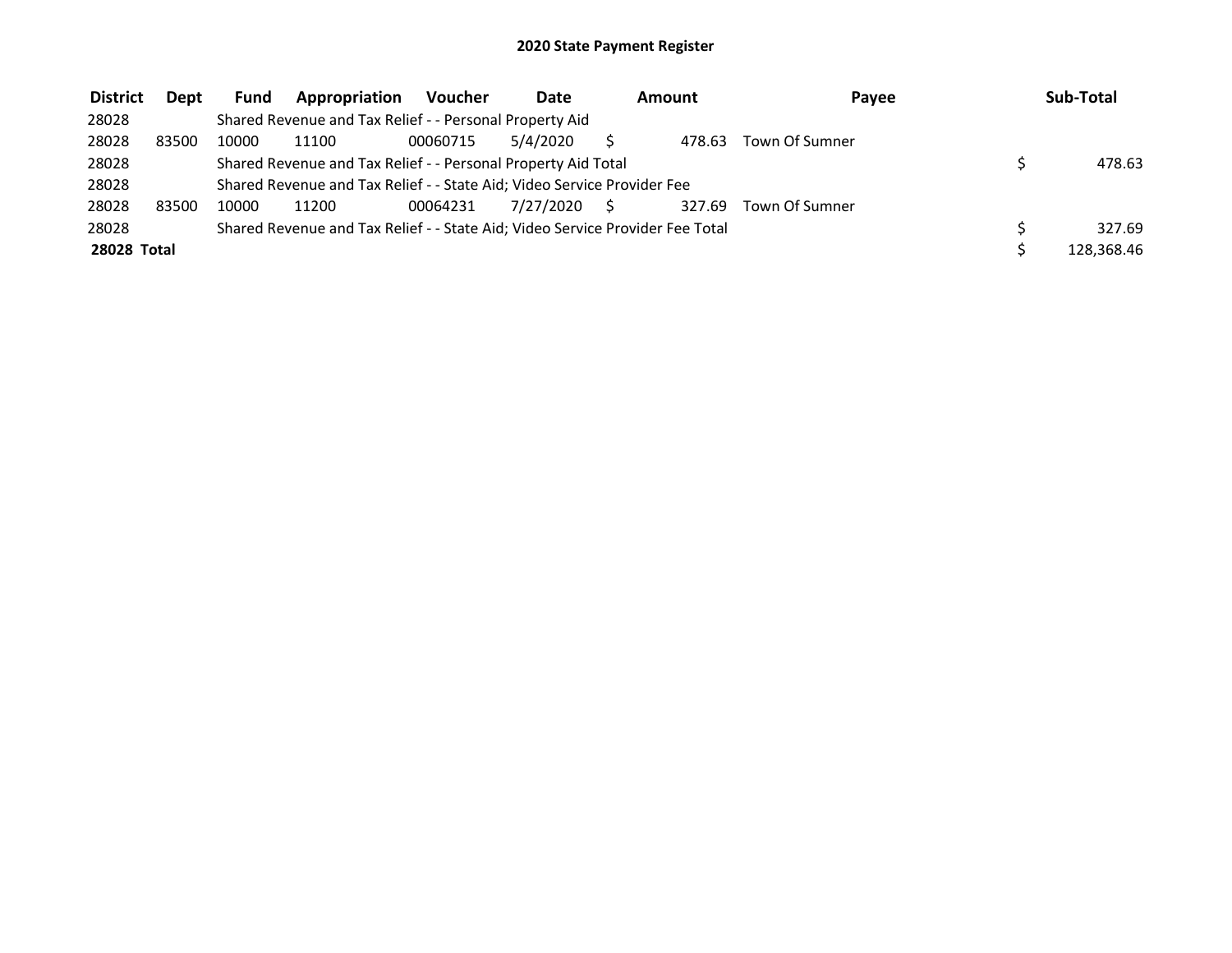# 2020 State Payment Register

| District | Dept | Fund | Appropriation | Voucher | Date | Amount | Payee | Sub-Total |
|---|---|---|---|---|---|---|---|---|
| 28028 | | Shared Revenue and Tax Relief - - Personal Property Aid | | | | | | |
| 28028 | 83500 | 10000 | 11100 | 00060715 | 5/4/2020 | $ 478.63 | Town Of Sumner | |
| 28028 | | Shared Revenue and Tax Relief - - Personal Property Aid Total | | | | | | $ 478.63 |
| 28028 | | Shared Revenue and Tax Relief - - State Aid; Video Service Provider Fee | | | | | | |
| 28028 | 83500 | 10000 | 11200 | 00064231 | 7/27/2020 | $ 327.69 | Town Of Sumner | |
| 28028 | | Shared Revenue and Tax Relief - - State Aid; Video Service Provider Fee Total | | | | | | $ 327.69 |
| **28028 Total** | | | | | | | | $ 128,368.46 |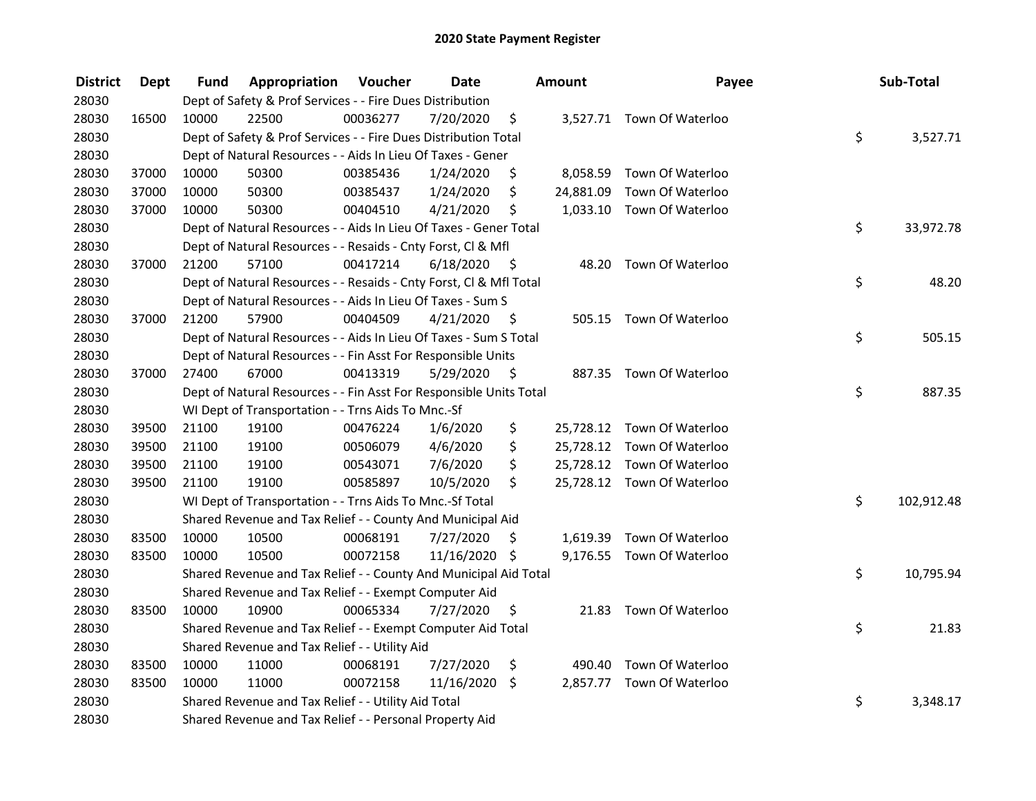# 2020 State Payment Register

| District | Dept | Fund | Appropriation | Voucher | Date | Amount | Payee | Sub-Total |
|---|---|---|---|---|---|---|---|---|
| 28030 | | Dept of Safety & Prof Services - - Fire Dues Distribution | | | | | | |
| 28030 | 16500 | 10000 | 22500 | 00036277 | 7/20/2020 | $ 3,527.71 | Town Of Waterloo | |
| 28030 | | Dept of Safety & Prof Services - - Fire Dues Distribution Total | | | | | | $ 3,527.71 |
| 28030 | | Dept of Natural Resources - - Aids In Lieu Of Taxes - Gener | | | | | | |
| 28030 | 37000 | 10000 | 50300 | 00385436 | 1/24/2020 | $ 8,058.59 | Town Of Waterloo | |
| 28030 | 37000 | 10000 | 50300 | 00385437 | 1/24/2020 | $ 24,881.09 | Town Of Waterloo | |
| 28030 | 37000 | 10000 | 50300 | 00404510 | 4/21/2020 | $ 1,033.10 | Town Of Waterloo | |
| 28030 | | Dept of Natural Resources - - Aids In Lieu Of Taxes - Gener Total | | | | | | $ 33,972.78 |
| 28030 | | Dept of Natural Resources - - Resaids - Cnty Forst, Cl & Mfl | | | | | | |
| 28030 | 37000 | 21200 | 57100 | 00417214 | 6/18/2020 | $ 48.20 | Town Of Waterloo | |
| 28030 | | Dept of Natural Resources - - Resaids - Cnty Forst, Cl & Mfl Total | | | | | | $ 48.20 |
| 28030 | | Dept of Natural Resources - - Aids In Lieu Of Taxes - Sum S | | | | | | |
| 28030 | 37000 | 21200 | 57900 | 00404509 | 4/21/2020 | $ 505.15 | Town Of Waterloo | |
| 28030 | | Dept of Natural Resources - - Aids In Lieu Of Taxes - Sum S Total | | | | | | $ 505.15 |
| 28030 | | Dept of Natural Resources - - Fin Asst For Responsible Units | | | | | | |
| 28030 | 37000 | 27400 | 67000 | 00413319 | 5/29/2020 | $ 887.35 | Town Of Waterloo | |
| 28030 | | Dept of Natural Resources - - Fin Asst For Responsible Units Total | | | | | | $ 887.35 |
| 28030 | | WI Dept of Transportation - - Trns Aids To Mnc.-Sf | | | | | | |
| 28030 | 39500 | 21100 | 19100 | 00476224 | 1/6/2020 | $ 25,728.12 | Town Of Waterloo | |
| 28030 | 39500 | 21100 | 19100 | 00506079 | 4/6/2020 | $ 25,728.12 | Town Of Waterloo | |
| 28030 | 39500 | 21100 | 19100 | 00543071 | 7/6/2020 | $ 25,728.12 | Town Of Waterloo | |
| 28030 | 39500 | 21100 | 19100 | 00585897 | 10/5/2020 | $ 25,728.12 | Town Of Waterloo | |
| 28030 | | WI Dept of Transportation - - Trns Aids To Mnc.-Sf Total | | | | | | $ 102,912.48 |
| 28030 | | Shared Revenue and Tax Relief - - County And Municipal Aid | | | | | | |
| 28030 | 83500 | 10000 | 10500 | 00068191 | 7/27/2020 | $ 1,619.39 | Town Of Waterloo | |
| 28030 | 83500 | 10000 | 10500 | 00072158 | 11/16/2020 | $ 9,176.55 | Town Of Waterloo | |
| 28030 | | Shared Revenue and Tax Relief - - County And Municipal Aid Total | | | | | | $ 10,795.94 |
| 28030 | | Shared Revenue and Tax Relief - - Exempt Computer Aid | | | | | | |
| 28030 | 83500 | 10000 | 10900 | 00065334 | 7/27/2020 | $ 21.83 | Town Of Waterloo | |
| 28030 | | Shared Revenue and Tax Relief - - Exempt Computer Aid Total | | | | | | $ 21.83 |
| 28030 | | Shared Revenue and Tax Relief - - Utility Aid | | | | | | |
| 28030 | 83500 | 10000 | 11000 | 00068191 | 7/27/2020 | $ 490.40 | Town Of Waterloo | |
| 28030 | 83500 | 10000 | 11000 | 00072158 | 11/16/2020 | $ 2,857.77 | Town Of Waterloo | |
| 28030 | | Shared Revenue and Tax Relief - - Utility Aid Total | | | | | | $ 3,348.17 |
| 28030 | | Shared Revenue and Tax Relief - - Personal Property Aid | | | | | | |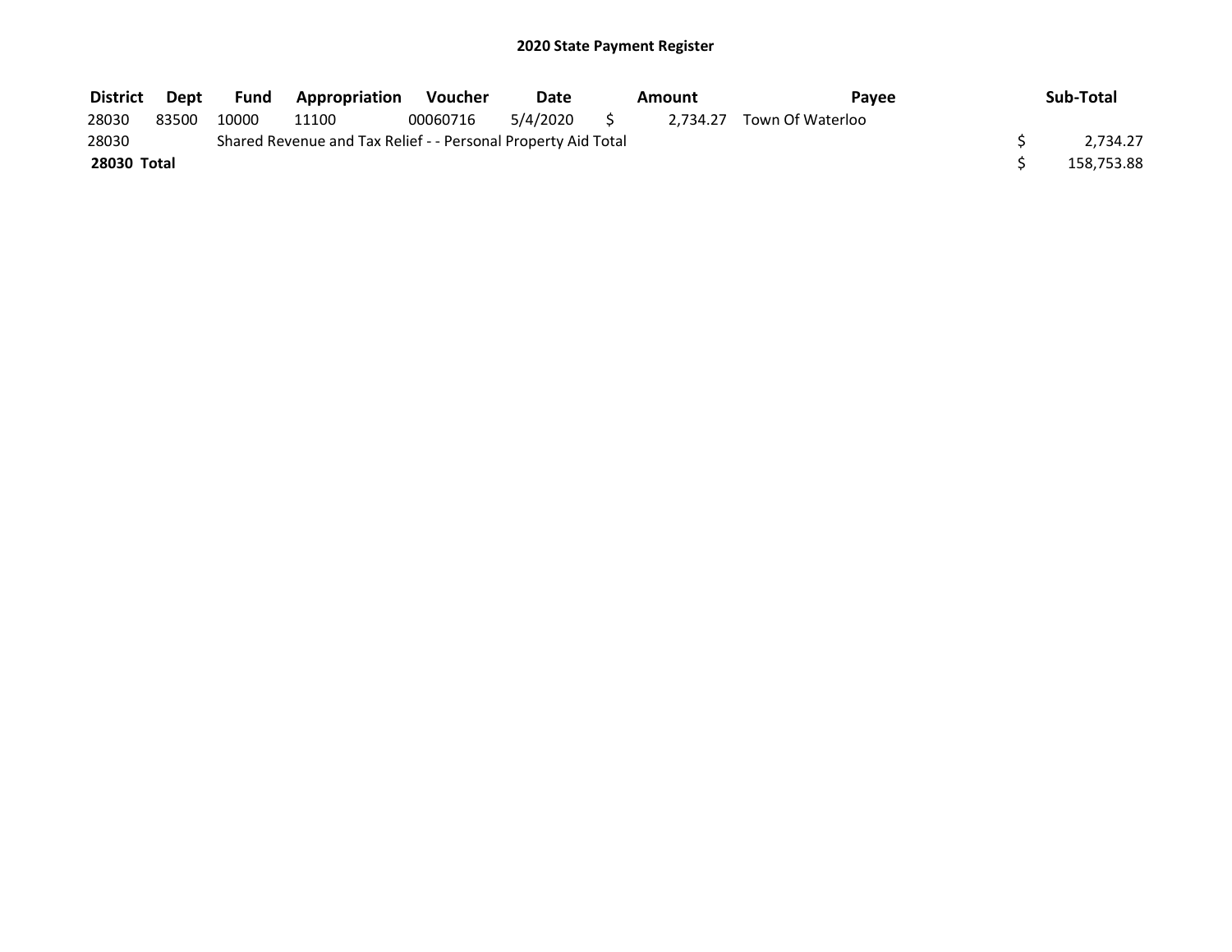## 2020 State Payment Register

| District | Dept | Fund | Appropriation | Voucher | Date | Amount | Payee | Sub-Total |
|---|---|---|---|---|---|---|---|---|
| 28030 | 83500 | 10000 | 11100 | 00060716 | 5/4/2020 | $ 2,734.27 | Town Of Waterloo | |
| 28030 | | Shared Revenue and Tax Relief - - Personal Property Aid Total | | | | | | $ 2,734.27 |
| **28030 Total** | | | | | | | | $ 158,753.88 |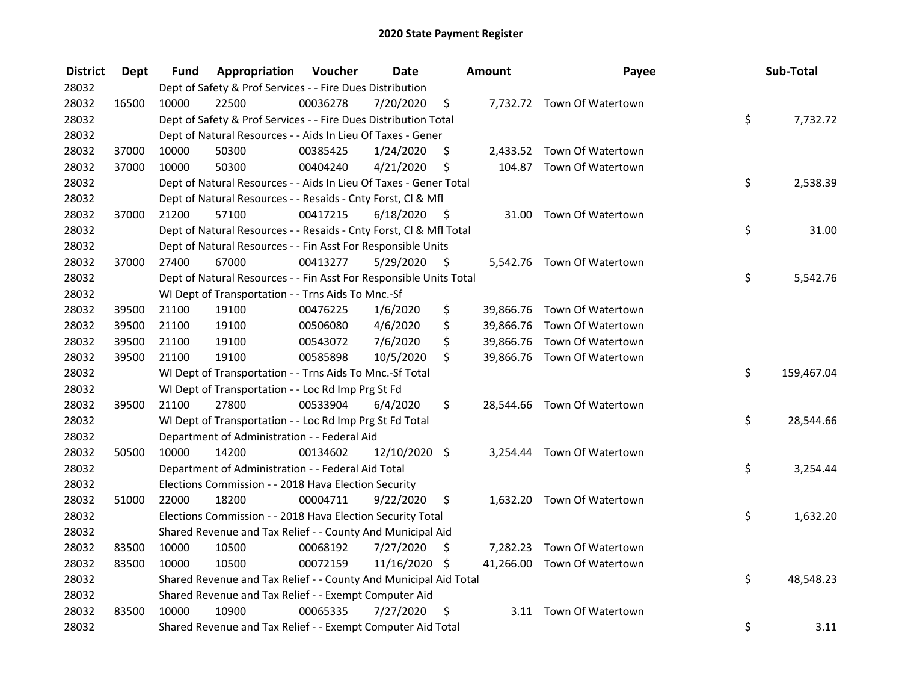# 2020 State Payment Register

| District | Dept | Fund | Appropriation | Voucher | Date | Amount | Payee | Sub-Total |
|---|---|---|---|---|---|---|---|---|
| 28032 | | Dept of Safety & Prof Services - - Fire Dues Distribution | | | | | | |
| 28032 | 16500 | 10000 | 22500 | 00036278 | 7/20/2020 | $ 7,732.72 | Town Of Watertown | |
| 28032 | | Dept of Safety & Prof Services - - Fire Dues Distribution Total | | | | | | $ 7,732.72 |
| 28032 | | Dept of Natural Resources - - Aids In Lieu Of Taxes - Gener | | | | | | |
| 28032 | 37000 | 10000 | 50300 | 00385425 | 1/24/2020 | $ 2,433.52 | Town Of Watertown | |
| 28032 | 37000 | 10000 | 50300 | 00404240 | 4/21/2020 | $ 104.87 | Town Of Watertown | |
| 28032 | | Dept of Natural Resources - - Aids In Lieu Of Taxes - Gener Total | | | | | | $ 2,538.39 |
| 28032 | | Dept of Natural Resources - - Resaids - Cnty Forst, Cl & Mfl | | | | | | |
| 28032 | 37000 | 21200 | 57100 | 00417215 | 6/18/2020 | $ 31.00 | Town Of Watertown | |
| 28032 | | Dept of Natural Resources - - Resaids - Cnty Forst, Cl & Mfl Total | | | | | | $ 31.00 |
| 28032 | | Dept of Natural Resources - - Fin Asst For Responsible Units | | | | | | |
| 28032 | 37000 | 27400 | 67000 | 00413277 | 5/29/2020 | $ 5,542.76 | Town Of Watertown | |
| 28032 | | Dept of Natural Resources - - Fin Asst For Responsible Units Total | | | | | | $ 5,542.76 |
| 28032 | | WI Dept of Transportation - - Trns Aids To Mnc.-Sf | | | | | | |
| 28032 | 39500 | 21100 | 19100 | 00476225 | 1/6/2020 | $ 39,866.76 | Town Of Watertown | |
| 28032 | 39500 | 21100 | 19100 | 00506080 | 4/6/2020 | $ 39,866.76 | Town Of Watertown | |
| 28032 | 39500 | 21100 | 19100 | 00543072 | 7/6/2020 | $ 39,866.76 | Town Of Watertown | |
| 28032 | 39500 | 21100 | 19100 | 00585898 | 10/5/2020 | $ 39,866.76 | Town Of Watertown | |
| 28032 | | WI Dept of Transportation - - Trns Aids To Mnc.-Sf Total | | | | | | $ 159,467.04 |
| 28032 | | WI Dept of Transportation - - Loc Rd Imp Prg St Fd | | | | | | |
| 28032 | 39500 | 21100 | 27800 | 00533904 | 6/4/2020 | $ 28,544.66 | Town Of Watertown | |
| 28032 | | WI Dept of Transportation - - Loc Rd Imp Prg St Fd Total | | | | | | $ 28,544.66 |
| 28032 | | Department of Administration - - Federal Aid | | | | | | |
| 28032 | 50500 | 10000 | 14200 | 00134602 | 12/10/2020 | $ 3,254.44 | Town Of Watertown | |
| 28032 | | Department of Administration - - Federal Aid Total | | | | | | $ 3,254.44 |
| 28032 | | Elections Commission - - 2018 Hava Election Security | | | | | | |
| 28032 | 51000 | 22000 | 18200 | 00004711 | 9/22/2020 | $ 1,632.20 | Town Of Watertown | |
| 28032 | | Elections Commission - - 2018 Hava Election Security Total | | | | | | $ 1,632.20 |
| 28032 | | Shared Revenue and Tax Relief - - County And Municipal Aid | | | | | | |
| 28032 | 83500 | 10000 | 10500 | 00068192 | 7/27/2020 | $ 7,282.23 | Town Of Watertown | |
| 28032 | 83500 | 10000 | 10500 | 00072159 | 11/16/2020 | $ 41,266.00 | Town Of Watertown | |
| 28032 | | Shared Revenue and Tax Relief - - County And Municipal Aid Total | | | | | | $ 48,548.23 |
| 28032 | | Shared Revenue and Tax Relief - - Exempt Computer Aid | | | | | | |
| 28032 | 83500 | 10000 | 10900 | 00065335 | 7/27/2020 | $ 3.11 | Town Of Watertown | |
| 28032 | | Shared Revenue and Tax Relief - - Exempt Computer Aid Total | | | | | | $ 3.11 |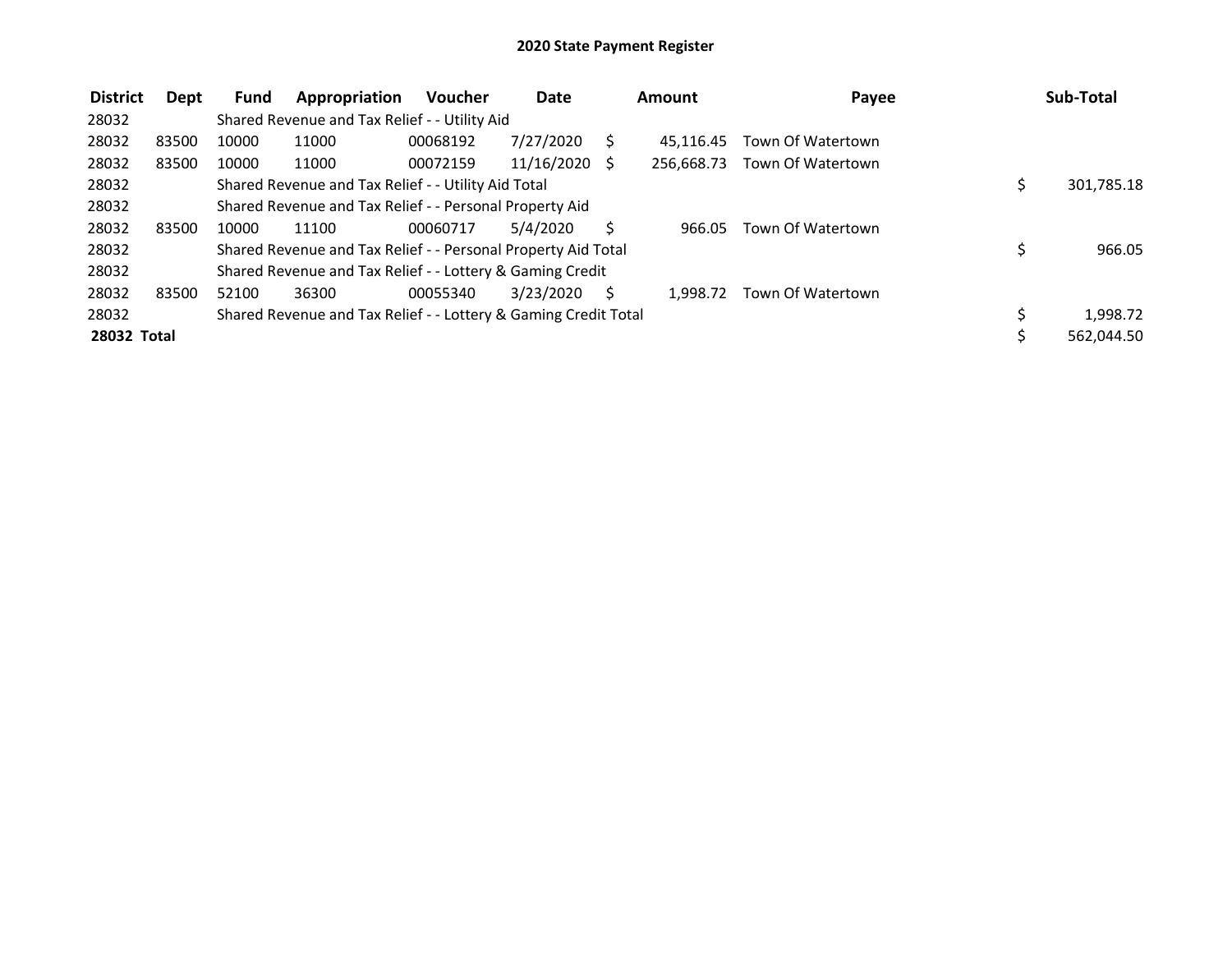# 2020 State Payment Register

| District | Dept | Fund | Appropriation | Voucher | Date | Amount | Payee | Sub-Total |
|---|---|---|---|---|---|---|---|---|
| 28032 | | Shared Revenue and Tax Relief - - Utility Aid | | | | | | |
| 28032 | 83500 | 10000 | 11000 | 00068192 | 7/27/2020 | $ 45,116.45 | Town Of Watertown | |
| 28032 | 83500 | 10000 | 11000 | 00072159 | 11/16/2020 | $ 256,668.73 | Town Of Watertown | |
| 28032 | | Shared Revenue and Tax Relief - - Utility Aid Total | | | | | | $ 301,785.18 |
| 28032 | | Shared Revenue and Tax Relief - - Personal Property Aid | | | | | | |
| 28032 | 83500 | 10000 | 11100 | 00060717 | 5/4/2020 | $ 966.05 | Town Of Watertown | |
| 28032 | | Shared Revenue and Tax Relief - - Personal Property Aid Total | | | | | | $ 966.05 |
| 28032 | | Shared Revenue and Tax Relief - - Lottery & Gaming Credit | | | | | | |
| 28032 | 83500 | 52100 | 36300 | 00055340 | 3/23/2020 | $ 1,998.72 | Town Of Watertown | |
| 28032 | | Shared Revenue and Tax Relief - - Lottery & Gaming Credit Total | | | | | | $ 1,998.72 |
| **28032 Total** | | | | | | | | $ 562,044.50 |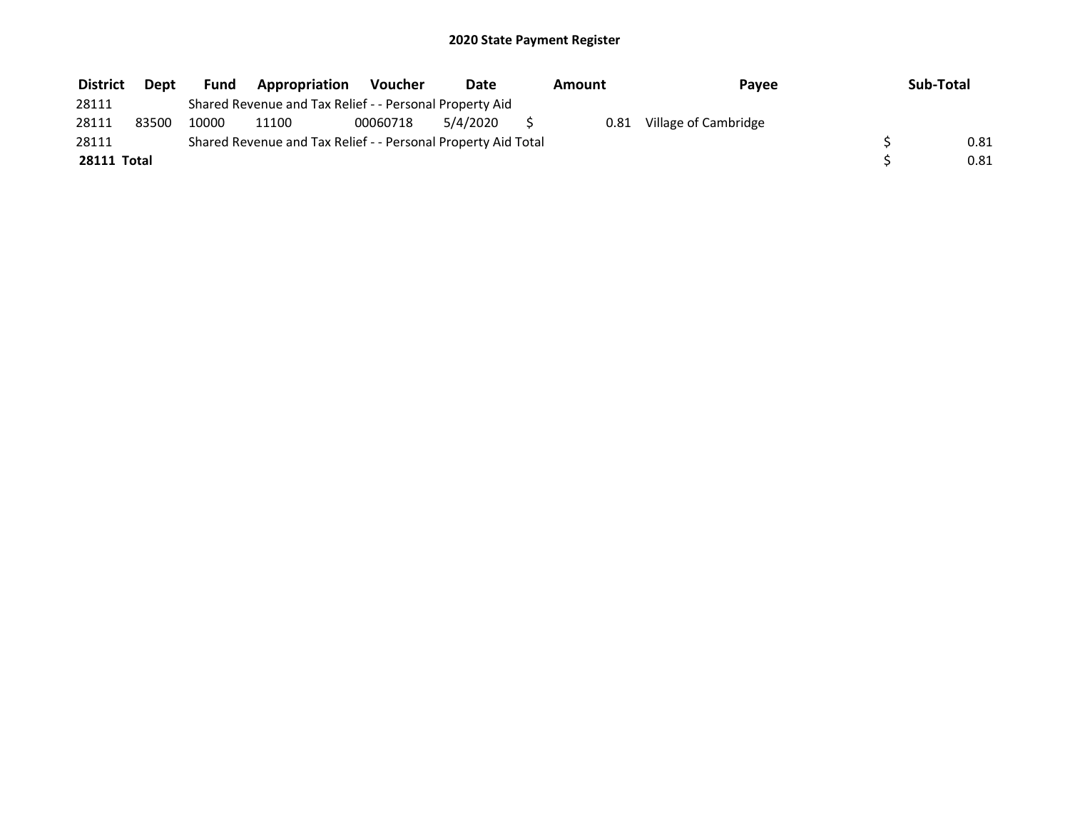# 2020 State Payment Register

| District | Dept | Fund | Appropriation | Voucher | Date | Amount | Payee | Sub-Total |
|---|---|---|---|---|---|---|---|---|
| 28111 | | Shared Revenue and Tax Relief - - Personal Property Aid | | | | | | |
| 28111 | 83500 | 10000 | 11100 | 00060718 | 5/4/2020 | $ 0.81 | Village of Cambridge | |
| 28111 | | Shared Revenue and Tax Relief - - Personal Property Aid Total | | | | | | $ 0.81 |
| **28111 Total** | | | | | | | | $ 0.81 |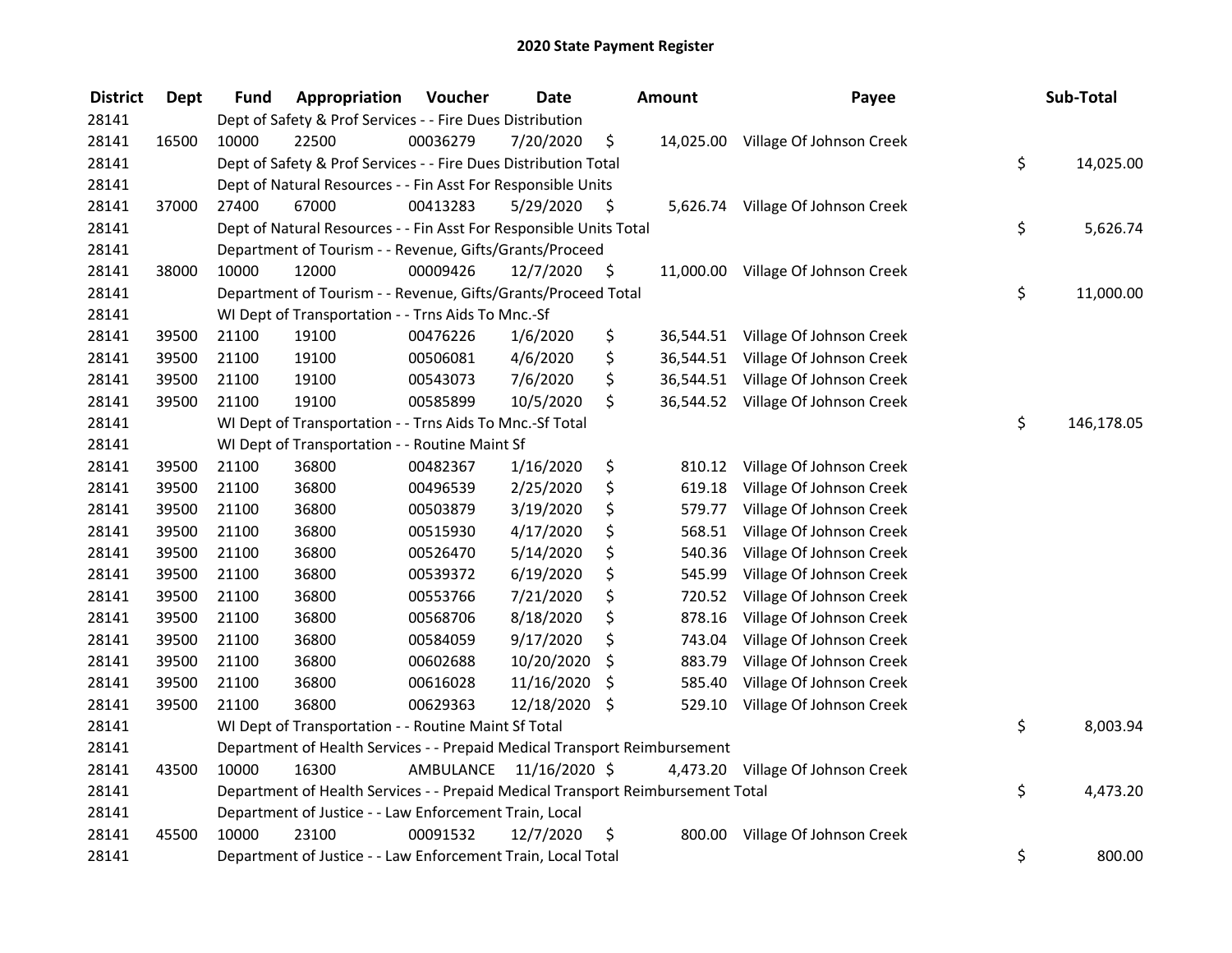# 2020 State Payment Register

| District | Dept | Fund | Appropriation | Voucher | Date | Amount | Payee | Sub-Total |
|---|---|---|---|---|---|---|---|---|
| 28141 | | Dept of Safety & Prof Services - - Fire Dues Distribution | | | | | | |
| 28141 | 16500 | 10000 | 22500 | 00036279 | 7/20/2020 | $ 14,025.00 | Village Of Johnson Creek | |
| 28141 | | Dept of Safety & Prof Services - - Fire Dues Distribution Total | | | | | | $ 14,025.00 |
| 28141 | | Dept of Natural Resources - - Fin Asst For Responsible Units | | | | | | |
| 28141 | 37000 | 27400 | 67000 | 00413283 | 5/29/2020 | $ 5,626.74 | Village Of Johnson Creek | |
| 28141 | | Dept of Natural Resources - - Fin Asst For Responsible Units Total | | | | | | $ 5,626.74 |
| 28141 | | Department of Tourism - - Revenue, Gifts/Grants/Proceed | | | | | | |
| 28141 | 38000 | 10000 | 12000 | 00009426 | 12/7/2020 | $ 11,000.00 | Village Of Johnson Creek | |
| 28141 | | Department of Tourism - - Revenue, Gifts/Grants/Proceed Total | | | | | | $ 11,000.00 |
| 28141 | | WI Dept of Transportation - - Trns Aids To Mnc.-Sf | | | | | | |
| 28141 | 39500 | 21100 | 19100 | 00476226 | 1/6/2020 | $ 36,544.51 | Village Of Johnson Creek | |
| 28141 | 39500 | 21100 | 19100 | 00506081 | 4/6/2020 | $ 36,544.51 | Village Of Johnson Creek | |
| 28141 | 39500 | 21100 | 19100 | 00543073 | 7/6/2020 | $ 36,544.51 | Village Of Johnson Creek | |
| 28141 | 39500 | 21100 | 19100 | 00585899 | 10/5/2020 | $ 36,544.52 | Village Of Johnson Creek | |
| 28141 | | WI Dept of Transportation - - Trns Aids To Mnc.-Sf Total | | | | | | $ 146,178.05 |
| 28141 | | WI Dept of Transportation - - Routine Maint Sf | | | | | | |
| 28141 | 39500 | 21100 | 36800 | 00482367 | 1/16/2020 | $ 810.12 | Village Of Johnson Creek | |
| 28141 | 39500 | 21100 | 36800 | 00496539 | 2/25/2020 | $ 619.18 | Village Of Johnson Creek | |
| 28141 | 39500 | 21100 | 36800 | 00503879 | 3/19/2020 | $ 579.77 | Village Of Johnson Creek | |
| 28141 | 39500 | 21100 | 36800 | 00515930 | 4/17/2020 | $ 568.51 | Village Of Johnson Creek | |
| 28141 | 39500 | 21100 | 36800 | 00526470 | 5/14/2020 | $ 540.36 | Village Of Johnson Creek | |
| 28141 | 39500 | 21100 | 36800 | 00539372 | 6/19/2020 | $ 545.99 | Village Of Johnson Creek | |
| 28141 | 39500 | 21100 | 36800 | 00553766 | 7/21/2020 | $ 720.52 | Village Of Johnson Creek | |
| 28141 | 39500 | 21100 | 36800 | 00568706 | 8/18/2020 | $ 878.16 | Village Of Johnson Creek | |
| 28141 | 39500 | 21100 | 36800 | 00584059 | 9/17/2020 | $ 743.04 | Village Of Johnson Creek | |
| 28141 | 39500 | 21100 | 36800 | 00602688 | 10/20/2020 | $ 883.79 | Village Of Johnson Creek | |
| 28141 | 39500 | 21100 | 36800 | 00616028 | 11/16/2020 | $ 585.40 | Village Of Johnson Creek | |
| 28141 | 39500 | 21100 | 36800 | 00629363 | 12/18/2020 | $ 529.10 | Village Of Johnson Creek | |
| 28141 | | WI Dept of Transportation - - Routine Maint Sf Total | | | | | | $ 8,003.94 |
| 28141 | | Department of Health Services - - Prepaid Medical Transport Reimbursement | | | | | | |
| 28141 | 43500 | 10000 | 16300 | AMBULANCE | 11/16/2020 | $ 4,473.20 | Village Of Johnson Creek | |
| 28141 | | Department of Health Services - - Prepaid Medical Transport Reimbursement Total | | | | | | $ 4,473.20 |
| 28141 | | Department of Justice - - Law Enforcement Train, Local | | | | | | |
| 28141 | 45500 | 10000 | 23100 | 00091532 | 12/7/2020 | $ 800.00 | Village Of Johnson Creek | |
| 28141 | | Department of Justice - - Law Enforcement Train, Local Total | | | | | | $ 800.00 |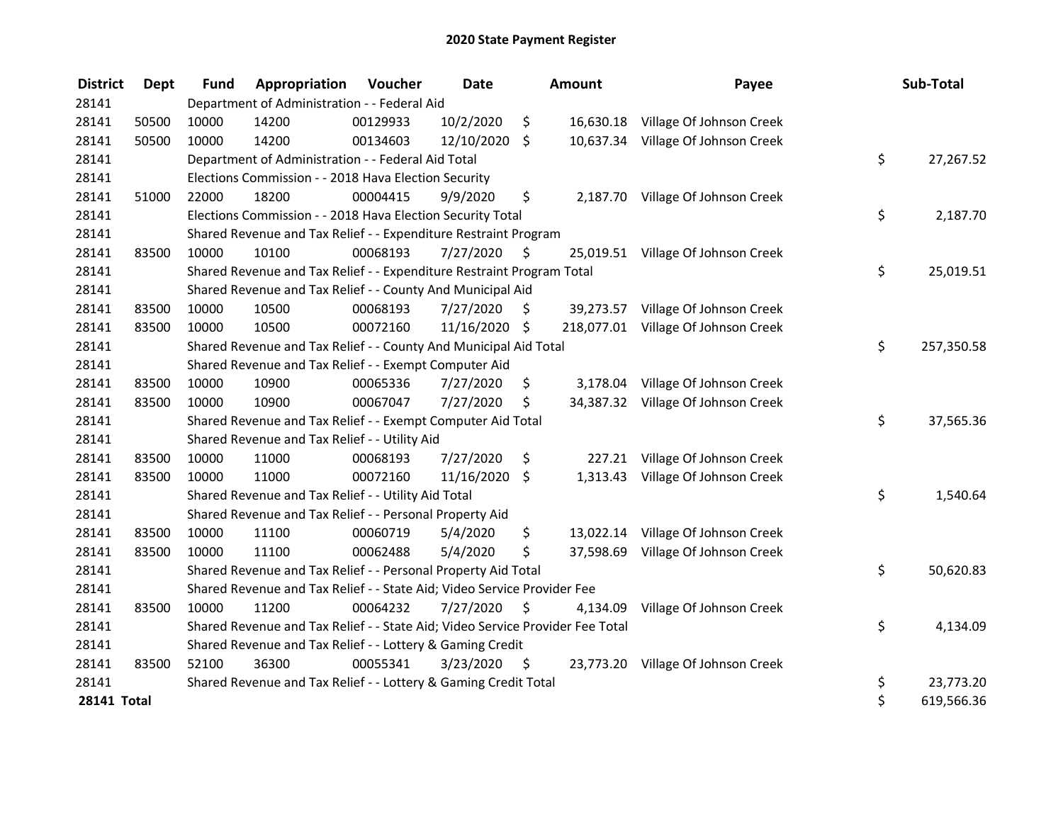# 2020 State Payment Register

| District | Dept | Fund | Appropriation | Voucher | Date | Amount | Payee | Sub-Total |
|---|---|---|---|---|---|---|---|---|
| 28141 | | Department of Administration - - Federal Aid | | | | | | |
| 28141 | 50500 | 10000 | 14200 | 00129933 | 10/2/2020 | $ 16,630.18 | Village Of Johnson Creek | |
| 28141 | 50500 | 10000 | 14200 | 00134603 | 12/10/2020 | $ 10,637.34 | Village Of Johnson Creek | |
| 28141 | | Department of Administration - - Federal Aid Total | | | | | | $ 27,267.52 |
| 28141 | | Elections Commission - - 2018 Hava Election Security | | | | | | |
| 28141 | 51000 | 22000 | 18200 | 00004415 | 9/9/2020 | $ 2,187.70 | Village Of Johnson Creek | |
| 28141 | | Elections Commission - - 2018 Hava Election Security Total | | | | | | $ 2,187.70 |
| 28141 | | Shared Revenue and Tax Relief - - Expenditure Restraint Program | | | | | | |
| 28141 | 83500 | 10000 | 10100 | 00068193 | 7/27/2020 | $ 25,019.51 | Village Of Johnson Creek | |
| 28141 | | Shared Revenue and Tax Relief - - Expenditure Restraint Program Total | | | | | | $ 25,019.51 |
| 28141 | | Shared Revenue and Tax Relief - - County And Municipal Aid | | | | | | |
| 28141 | 83500 | 10000 | 10500 | 00068193 | 7/27/2020 | $ 39,273.57 | Village Of Johnson Creek | |
| 28141 | 83500 | 10000 | 10500 | 00072160 | 11/16/2020 | $ 218,077.01 | Village Of Johnson Creek | |
| 28141 | | Shared Revenue and Tax Relief - - County And Municipal Aid Total | | | | | | $ 257,350.58 |
| 28141 | | Shared Revenue and Tax Relief - - Exempt Computer Aid | | | | | | |
| 28141 | 83500 | 10000 | 10900 | 00065336 | 7/27/2020 | $ 3,178.04 | Village Of Johnson Creek | |
| 28141 | 83500 | 10000 | 10900 | 00067047 | 7/27/2020 | $ 34,387.32 | Village Of Johnson Creek | |
| 28141 | | Shared Revenue and Tax Relief - - Exempt Computer Aid Total | | | | | | $ 37,565.36 |
| 28141 | | Shared Revenue and Tax Relief - - Utility Aid | | | | | | |
| 28141 | 83500 | 10000 | 11000 | 00068193 | 7/27/2020 | $ 227.21 | Village Of Johnson Creek | |
| 28141 | 83500 | 10000 | 11000 | 00072160 | 11/16/2020 | $ 1,313.43 | Village Of Johnson Creek | |
| 28141 | | Shared Revenue and Tax Relief - - Utility Aid Total | | | | | | $ 1,540.64 |
| 28141 | | Shared Revenue and Tax Relief - - Personal Property Aid | | | | | | |
| 28141 | 83500 | 10000 | 11100 | 00060719 | 5/4/2020 | $ 13,022.14 | Village Of Johnson Creek | |
| 28141 | 83500 | 10000 | 11100 | 00062488 | 5/4/2020 | $ 37,598.69 | Village Of Johnson Creek | |
| 28141 | | Shared Revenue and Tax Relief - - Personal Property Aid Total | | | | | | $ 50,620.83 |
| 28141 | | Shared Revenue and Tax Relief - - State Aid; Video Service Provider Fee | | | | | | |
| 28141 | 83500 | 10000 | 11200 | 00064232 | 7/27/2020 | $ 4,134.09 | Village Of Johnson Creek | |
| 28141 | | Shared Revenue and Tax Relief - - State Aid; Video Service Provider Fee Total | | | | | | $ 4,134.09 |
| 28141 | | Shared Revenue and Tax Relief - - Lottery & Gaming Credit | | | | | | |
| 28141 | 83500 | 52100 | 36300 | 00055341 | 3/23/2020 | $ 23,773.20 | Village Of Johnson Creek | |
| 28141 | | Shared Revenue and Tax Relief - - Lottery & Gaming Credit Total | | | | | | $ 23,773.20 |
| **28141 Total** | | | | | | | | $ 619,566.36 |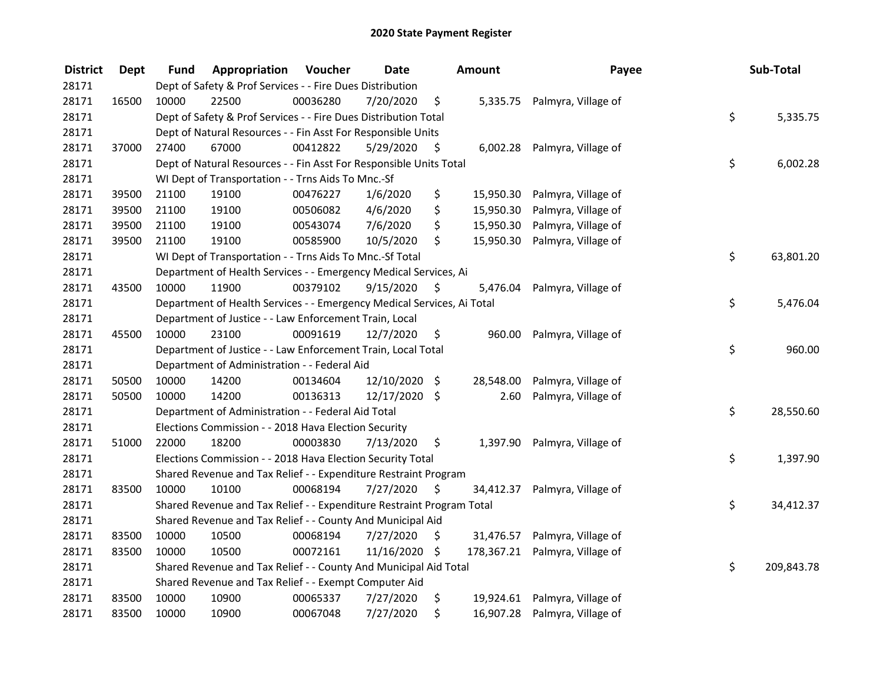# 2020 State Payment Register

| District | Dept | Fund | Appropriation | Voucher | Date | Amount | Payee | Sub-Total |
|---|---|---|---|---|---|---|---|---|
| 28171 | | Dept of Safety & Prof Services - - Fire Dues Distribution | | | | | | |
| 28171 | 16500 | 10000 | 22500 | 00036280 | 7/20/2020 | $ 5,335.75 | Palmyra, Village of | |
| 28171 | | Dept of Safety & Prof Services - - Fire Dues Distribution Total | | | | | | $ 5,335.75 |
| 28171 | | Dept of Natural Resources - - Fin Asst For Responsible Units | | | | | | |
| 28171 | 37000 | 27400 | 67000 | 00412822 | 5/29/2020 | $ 6,002.28 | Palmyra, Village of | |
| 28171 | | Dept of Natural Resources - - Fin Asst For Responsible Units Total | | | | | | $ 6,002.28 |
| 28171 | | WI Dept of Transportation - - Trns Aids To Mnc.-Sf | | | | | | |
| 28171 | 39500 | 21100 | 19100 | 00476227 | 1/6/2020 | $ 15,950.30 | Palmyra, Village of | |
| 28171 | 39500 | 21100 | 19100 | 00506082 | 4/6/2020 | $ 15,950.30 | Palmyra, Village of | |
| 28171 | 39500 | 21100 | 19100 | 00543074 | 7/6/2020 | $ 15,950.30 | Palmyra, Village of | |
| 28171 | 39500 | 21100 | 19100 | 00585900 | 10/5/2020 | $ 15,950.30 | Palmyra, Village of | |
| 28171 | | WI Dept of Transportation - - Trns Aids To Mnc.-Sf Total | | | | | | $ 63,801.20 |
| 28171 | | Department of Health Services - - Emergency Medical Services, Ai | | | | | | |
| 28171 | 43500 | 10000 | 11900 | 00379102 | 9/15/2020 | $ 5,476.04 | Palmyra, Village of | |
| 28171 | | Department of Health Services - - Emergency Medical Services, Ai Total | | | | | | $ 5,476.04 |
| 28171 | | Department of Justice - - Law Enforcement Train, Local | | | | | | |
| 28171 | 45500 | 10000 | 23100 | 00091619 | 12/7/2020 | $ 960.00 | Palmyra, Village of | |
| 28171 | | Department of Justice - - Law Enforcement Train, Local Total | | | | | | $ 960.00 |
| 28171 | | Department of Administration - - Federal Aid | | | | | | |
| 28171 | 50500 | 10000 | 14200 | 00134604 | 12/10/2020 | $ 28,548.00 | Palmyra, Village of | |
| 28171 | 50500 | 10000 | 14200 | 00136313 | 12/17/2020 | $ 2.60 | Palmyra, Village of | |
| 28171 | | Department of Administration - - Federal Aid Total | | | | | | $ 28,550.60 |
| 28171 | | Elections Commission - - 2018 Hava Election Security | | | | | | |
| 28171 | 51000 | 22000 | 18200 | 00003830 | 7/13/2020 | $ 1,397.90 | Palmyra, Village of | |
| 28171 | | Elections Commission - - 2018 Hava Election Security Total | | | | | | $ 1,397.90 |
| 28171 | | Shared Revenue and Tax Relief - - Expenditure Restraint Program | | | | | | |
| 28171 | 83500 | 10000 | 10100 | 00068194 | 7/27/2020 | $ 34,412.37 | Palmyra, Village of | |
| 28171 | | Shared Revenue and Tax Relief - - Expenditure Restraint Program Total | | | | | | $ 34,412.37 |
| 28171 | | Shared Revenue and Tax Relief - - County And Municipal Aid | | | | | | |
| 28171 | 83500 | 10000 | 10500 | 00068194 | 7/27/2020 | $ 31,476.57 | Palmyra, Village of | |
| 28171 | 83500 | 10000 | 10500 | 00072161 | 11/16/2020 | $ 178,367.21 | Palmyra, Village of | |
| 28171 | | Shared Revenue and Tax Relief - - County And Municipal Aid Total | | | | | | $ 209,843.78 |
| 28171 | | Shared Revenue and Tax Relief - - Exempt Computer Aid | | | | | | |
| 28171 | 83500 | 10000 | 10900 | 00065337 | 7/27/2020 | $ 19,924.61 | Palmyra, Village of | |
| 28171 | 83500 | 10000 | 10900 | 00067048 | 7/27/2020 | $ 16,907.28 | Palmyra, Village of | |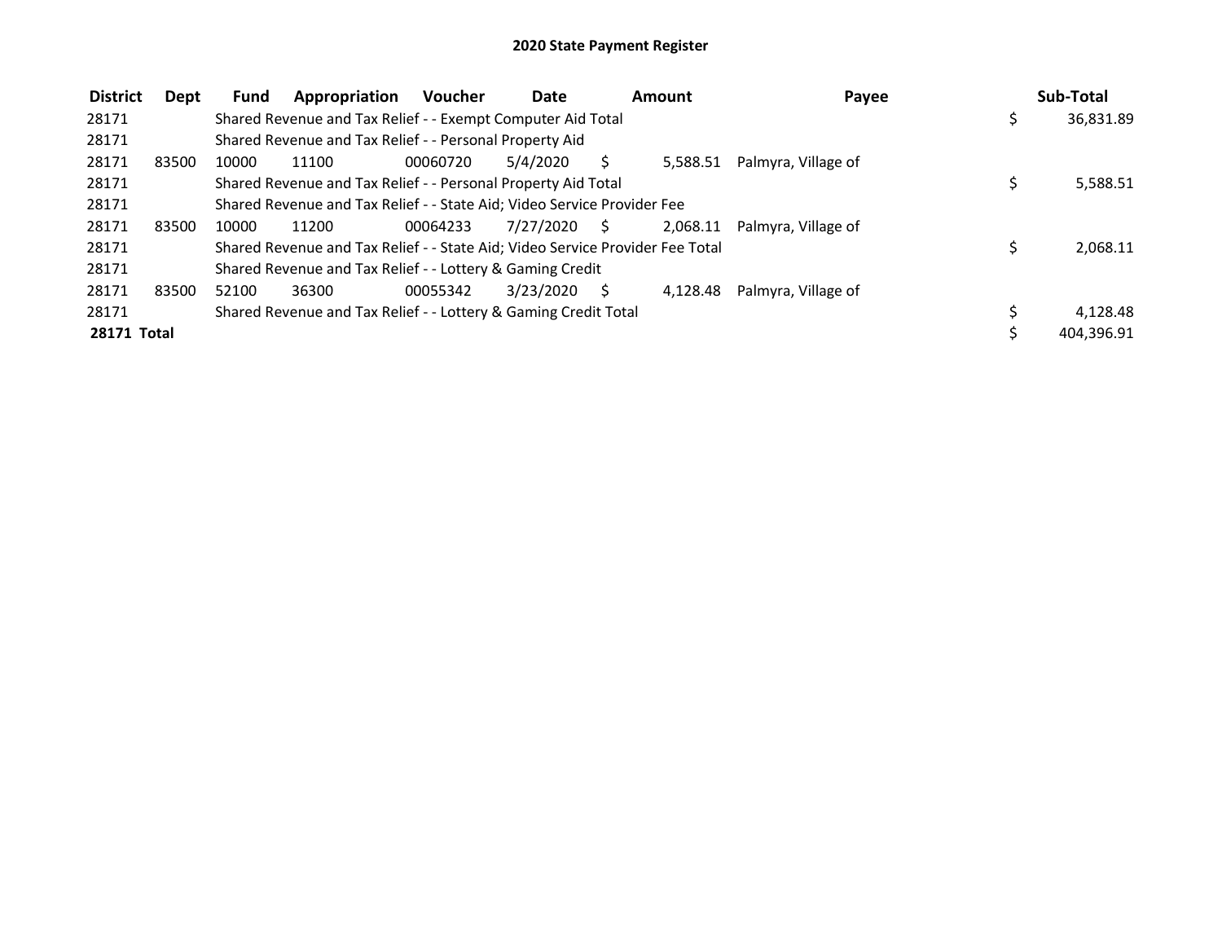## 2020 State Payment Register

| District | Dept | Fund | Appropriation | Voucher | Date | Amount | Payee | Sub-Total |
|---|---|---|---|---|---|---|---|---|
| 28171 | | Shared Revenue and Tax Relief - - Exempt Computer Aid Total | | | | | | $ 36,831.89 |
| 28171 | | Shared Revenue and Tax Relief - - Personal Property Aid | | | | | | |
| 28171 | 83500 | 10000 | 11100 | 00060720 | 5/4/2020 | $ 5,588.51 | Palmyra, Village of | |
| 28171 | | Shared Revenue and Tax Relief - - Personal Property Aid Total | | | | | | $ 5,588.51 |
| 28171 | | Shared Revenue and Tax Relief - - State Aid; Video Service Provider Fee | | | | | | |
| 28171 | 83500 | 10000 | 11200 | 00064233 | 7/27/2020 | $ 2,068.11 | Palmyra, Village of | |
| 28171 | | Shared Revenue and Tax Relief - - State Aid; Video Service Provider Fee Total | | | | | | $ 2,068.11 |
| 28171 | | Shared Revenue and Tax Relief - - Lottery & Gaming Credit | | | | | | |
| 28171 | 83500 | 52100 | 36300 | 00055342 | 3/23/2020 | $ 4,128.48 | Palmyra, Village of | |
| 28171 | | Shared Revenue and Tax Relief - - Lottery & Gaming Credit Total | | | | | | $ 4,128.48 |
| **28171 Total** | | | | | | | | $ 404,396.91 |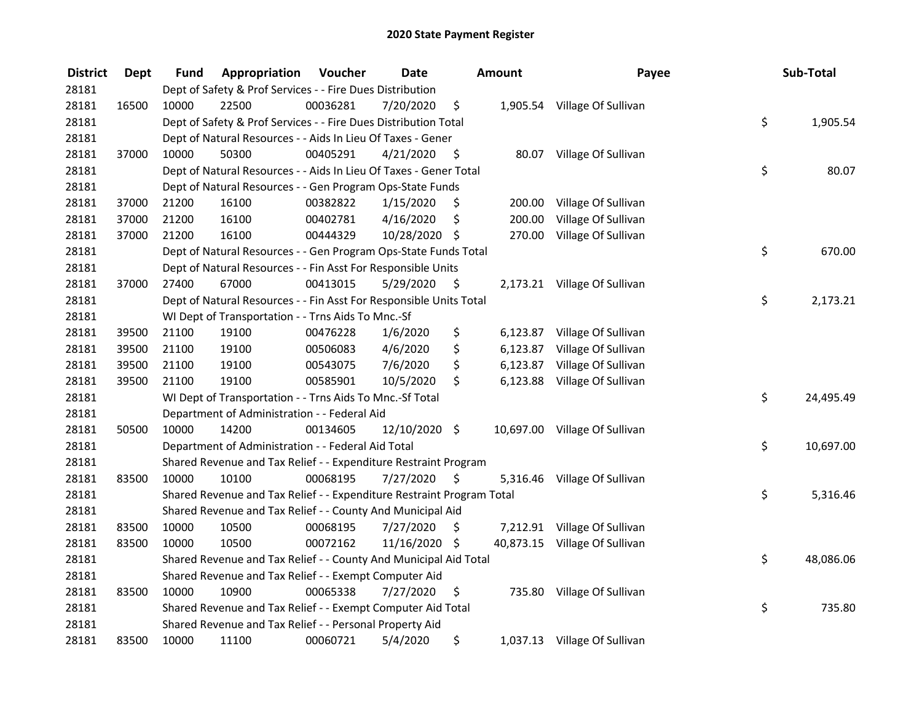# 2020 State Payment Register

| District | Dept | Fund | Appropriation | Voucher | Date | Amount | Payee | Sub-Total |
|---|---|---|---|---|---|---|---|---|
| 28181 | | Dept of Safety & Prof Services - - Fire Dues Distribution | | | | | | |
| 28181 | 16500 | 10000 | 22500 | 00036281 | 7/20/2020 | $ 1,905.54 | Village Of Sullivan | |
| 28181 | | Dept of Safety & Prof Services - - Fire Dues Distribution Total | | | | | | $ 1,905.54 |
| 28181 | | Dept of Natural Resources - - Aids In Lieu Of Taxes - Gener | | | | | | |
| 28181 | 37000 | 10000 | 50300 | 00405291 | 4/21/2020 | $ 80.07 | Village Of Sullivan | |
| 28181 | | Dept of Natural Resources - - Aids In Lieu Of Taxes - Gener Total | | | | | | $ 80.07 |
| 28181 | | Dept of Natural Resources - - Gen Program Ops-State Funds | | | | | | |
| 28181 | 37000 | 21200 | 16100 | 00382822 | 1/15/2020 | $ 200.00 | Village Of Sullivan | |
| 28181 | 37000 | 21200 | 16100 | 00402781 | 4/16/2020 | $ 200.00 | Village Of Sullivan | |
| 28181 | 37000 | 21200 | 16100 | 00444329 | 10/28/2020 | $ 270.00 | Village Of Sullivan | |
| 28181 | | Dept of Natural Resources - - Gen Program Ops-State Funds Total | | | | | | $ 670.00 |
| 28181 | | Dept of Natural Resources - - Fin Asst For Responsible Units | | | | | | |
| 28181 | 37000 | 27400 | 67000 | 00413015 | 5/29/2020 | $ 2,173.21 | Village Of Sullivan | |
| 28181 | | Dept of Natural Resources - - Fin Asst For Responsible Units Total | | | | | | $ 2,173.21 |
| 28181 | | WI Dept of Transportation - - Trns Aids To Mnc.-Sf | | | | | | |
| 28181 | 39500 | 21100 | 19100 | 00476228 | 1/6/2020 | $ 6,123.87 | Village Of Sullivan | |
| 28181 | 39500 | 21100 | 19100 | 00506083 | 4/6/2020 | $ 6,123.87 | Village Of Sullivan | |
| 28181 | 39500 | 21100 | 19100 | 00543075 | 7/6/2020 | $ 6,123.87 | Village Of Sullivan | |
| 28181 | 39500 | 21100 | 19100 | 00585901 | 10/5/2020 | $ 6,123.88 | Village Of Sullivan | |
| 28181 | | WI Dept of Transportation - - Trns Aids To Mnc.-Sf Total | | | | | | $ 24,495.49 |
| 28181 | | Department of Administration - - Federal Aid | | | | | | |
| 28181 | 50500 | 10000 | 14200 | 00134605 | 12/10/2020 | $ 10,697.00 | Village Of Sullivan | |
| 28181 | | Department of Administration - - Federal Aid Total | | | | | | $ 10,697.00 |
| 28181 | | Shared Revenue and Tax Relief - - Expenditure Restraint Program | | | | | | |
| 28181 | 83500 | 10000 | 10100 | 00068195 | 7/27/2020 | $ 5,316.46 | Village Of Sullivan | |
| 28181 | | Shared Revenue and Tax Relief - - Expenditure Restraint Program Total | | | | | | $ 5,316.46 |
| 28181 | | Shared Revenue and Tax Relief - - County And Municipal Aid | | | | | | |
| 28181 | 83500 | 10000 | 10500 | 00068195 | 7/27/2020 | $ 7,212.91 | Village Of Sullivan | |
| 28181 | 83500 | 10000 | 10500 | 00072162 | 11/16/2020 | $ 40,873.15 | Village Of Sullivan | |
| 28181 | | Shared Revenue and Tax Relief - - County And Municipal Aid Total | | | | | | $ 48,086.06 |
| 28181 | | Shared Revenue and Tax Relief - - Exempt Computer Aid | | | | | | |
| 28181 | 83500 | 10000 | 10900 | 00065338 | 7/27/2020 | $ 735.80 | Village Of Sullivan | |
| 28181 | | Shared Revenue and Tax Relief - - Exempt Computer Aid Total | | | | | | $ 735.80 |
| 28181 | | Shared Revenue and Tax Relief - - Personal Property Aid | | | | | | |
| 28181 | 83500 | 10000 | 11100 | 00060721 | 5/4/2020 | $ 1,037.13 | Village Of Sullivan | |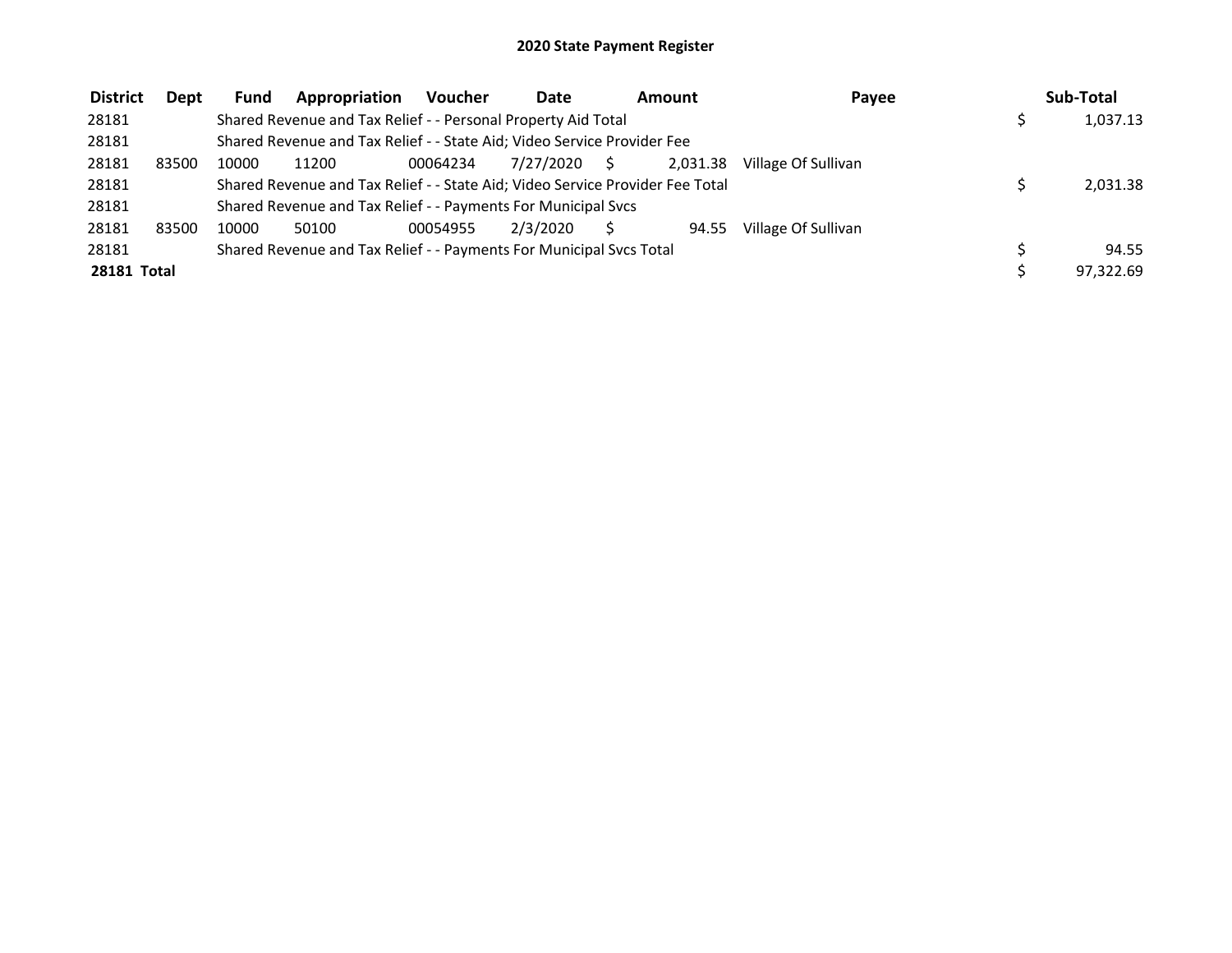# 2020 State Payment Register

| District | Dept | Fund | Appropriation | Voucher | Date | Amount | Payee | Sub-Total |
|---|---|---|---|---|---|---|---|---|
| 28181 | | Shared Revenue and Tax Relief - - Personal Property Aid Total | | | | | | $ 1,037.13 |
| 28181 | | Shared Revenue and Tax Relief - - State Aid; Video Service Provider Fee | | | | | | |
| 28181 | 83500 | 10000 | 11200 | 00064234 | 7/27/2020 | $ 2,031.38 | Village Of Sullivan | |
| 28181 | | Shared Revenue and Tax Relief - - State Aid; Video Service Provider Fee Total | | | | | | $ 2,031.38 |
| 28181 | | Shared Revenue and Tax Relief - - Payments For Municipal Svcs | | | | | | |
| 28181 | 83500 | 10000 | 50100 | 00054955 | 2/3/2020 | $ 94.55 | Village Of Sullivan | |
| 28181 | | Shared Revenue and Tax Relief - - Payments For Municipal Svcs Total | | | | | | $ 94.55 |
| **28181 Total** | | | | | | | | $ 97,322.69 |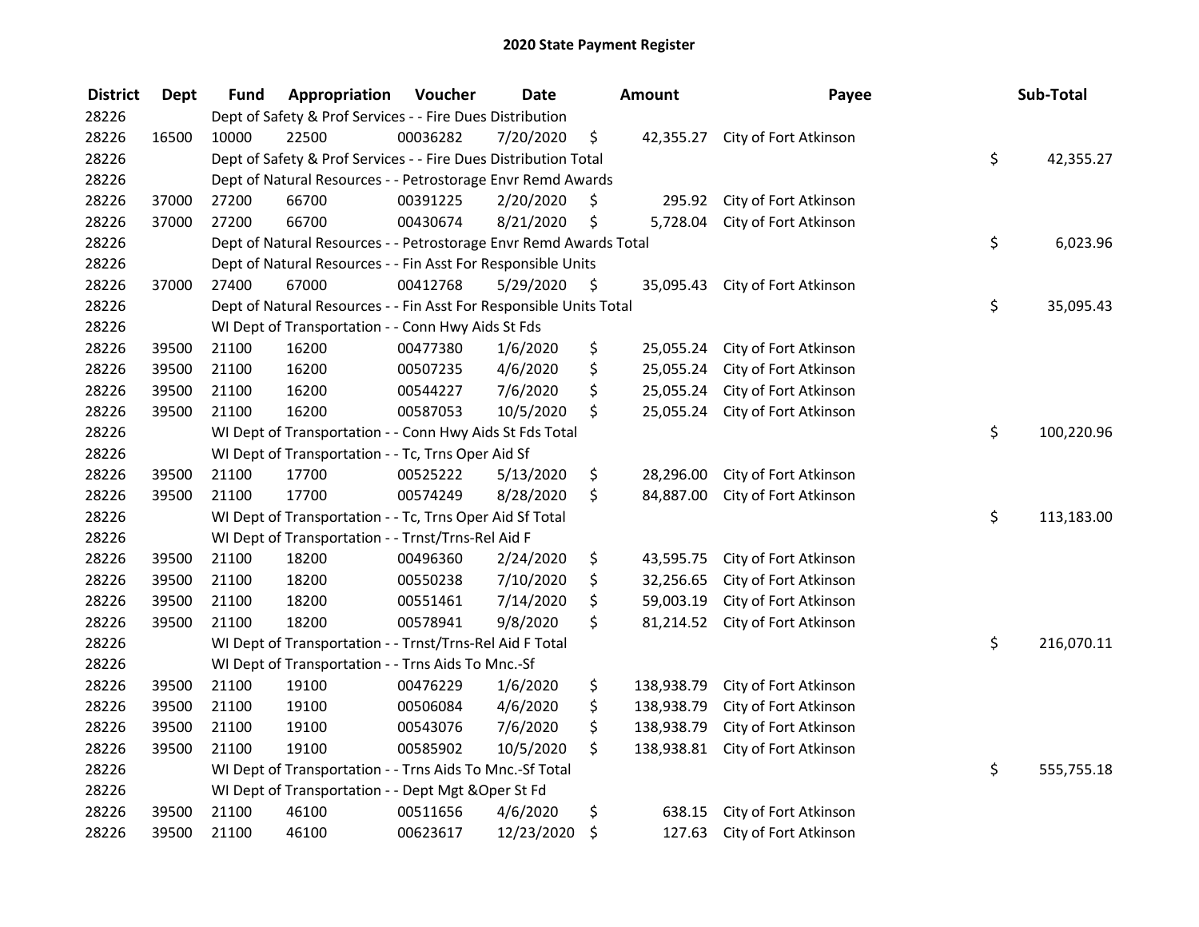# 2020 State Payment Register

| District | Dept | Fund | Appropriation | Voucher | Date | Amount | Payee | Sub-Total |
|---|---|---|---|---|---|---|---|---|
| 28226 | | Dept of Safety & Prof Services - - Fire Dues Distribution | | | | | | |
| 28226 | 16500 | 10000 | 22500 | 00036282 | 7/20/2020 | $ 42,355.27 | City of Fort Atkinson | |
| 28226 | | Dept of Safety & Prof Services - - Fire Dues Distribution Total | | | | | | $ 42,355.27 |
| 28226 | | Dept of Natural Resources - - Petrostorage Envr Remd Awards | | | | | | |
| 28226 | 37000 | 27200 | 66700 | 00391225 | 2/20/2020 | $ 295.92 | City of Fort Atkinson | |
| 28226 | 37000 | 27200 | 66700 | 00430674 | 8/21/2020 | $ 5,728.04 | City of Fort Atkinson | |
| 28226 | | Dept of Natural Resources - - Petrostorage Envr Remd Awards Total | | | | | | $ 6,023.96 |
| 28226 | | Dept of Natural Resources - - Fin Asst For Responsible Units | | | | | | |
| 28226 | 37000 | 27400 | 67000 | 00412768 | 5/29/2020 | $ 35,095.43 | City of Fort Atkinson | |
| 28226 | | Dept of Natural Resources - - Fin Asst For Responsible Units Total | | | | | | $ 35,095.43 |
| 28226 | | WI Dept of Transportation - - Conn Hwy Aids St Fds | | | | | | |
| 28226 | 39500 | 21100 | 16200 | 00477380 | 1/6/2020 | $ 25,055.24 | City of Fort Atkinson | |
| 28226 | 39500 | 21100 | 16200 | 00507235 | 4/6/2020 | $ 25,055.24 | City of Fort Atkinson | |
| 28226 | 39500 | 21100 | 16200 | 00544227 | 7/6/2020 | $ 25,055.24 | City of Fort Atkinson | |
| 28226 | 39500 | 21100 | 16200 | 00587053 | 10/5/2020 | $ 25,055.24 | City of Fort Atkinson | |
| 28226 | | WI Dept of Transportation - - Conn Hwy Aids St Fds Total | | | | | | $ 100,220.96 |
| 28226 | | WI Dept of Transportation - - Tc, Trns Oper Aid Sf | | | | | | |
| 28226 | 39500 | 21100 | 17700 | 00525222 | 5/13/2020 | $ 28,296.00 | City of Fort Atkinson | |
| 28226 | 39500 | 21100 | 17700 | 00574249 | 8/28/2020 | $ 84,887.00 | City of Fort Atkinson | |
| 28226 | | WI Dept of Transportation - - Tc, Trns Oper Aid Sf Total | | | | | | $ 113,183.00 |
| 28226 | | WI Dept of Transportation - - Trnst/Trns-Rel Aid F | | | | | | |
| 28226 | 39500 | 21100 | 18200 | 00496360 | 2/24/2020 | $ 43,595.75 | City of Fort Atkinson | |
| 28226 | 39500 | 21100 | 18200 | 00550238 | 7/10/2020 | $ 32,256.65 | City of Fort Atkinson | |
| 28226 | 39500 | 21100 | 18200 | 00551461 | 7/14/2020 | $ 59,003.19 | City of Fort Atkinson | |
| 28226 | 39500 | 21100 | 18200 | 00578941 | 9/8/2020 | $ 81,214.52 | City of Fort Atkinson | |
| 28226 | | WI Dept of Transportation - - Trnst/Trns-Rel Aid F Total | | | | | | $ 216,070.11 |
| 28226 | | WI Dept of Transportation - - Trns Aids To Mnc.-Sf | | | | | | |
| 28226 | 39500 | 21100 | 19100 | 00476229 | 1/6/2020 | $ 138,938.79 | City of Fort Atkinson | |
| 28226 | 39500 | 21100 | 19100 | 00506084 | 4/6/2020 | $ 138,938.79 | City of Fort Atkinson | |
| 28226 | 39500 | 21100 | 19100 | 00543076 | 7/6/2020 | $ 138,938.79 | City of Fort Atkinson | |
| 28226 | 39500 | 21100 | 19100 | 00585902 | 10/5/2020 | $ 138,938.81 | City of Fort Atkinson | |
| 28226 | | WI Dept of Transportation - - Trns Aids To Mnc.-Sf Total | | | | | | $ 555,755.18 |
| 28226 | | WI Dept of Transportation - - Dept Mgt &Oper St Fd | | | | | | |
| 28226 | 39500 | 21100 | 46100 | 00511656 | 4/6/2020 | $ 638.15 | City of Fort Atkinson | |
| 28226 | 39500 | 21100 | 46100 | 00623617 | 12/23/2020 | $ 127.63 | City of Fort Atkinson | |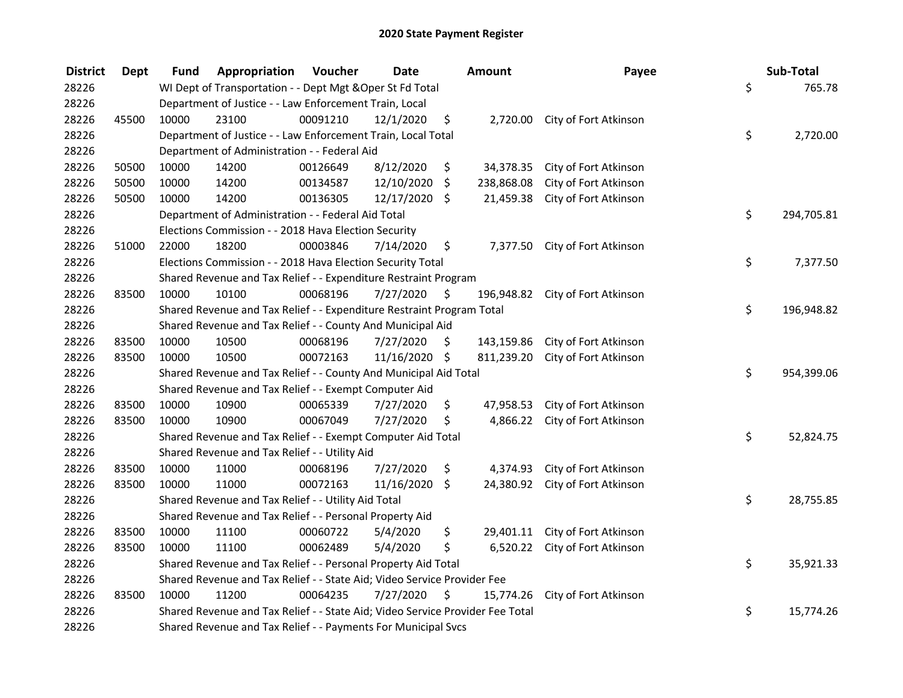# 2020 State Payment Register

| District | Dept | Fund | Appropriation | Voucher | Date | Amount | Payee | Sub-Total |
|---|---|---|---|---|---|---|---|---|
| 28226 | | WI Dept of Transportation - - Dept Mgt &Oper St Fd Total | | | | | | $ 765.78 |
| 28226 | | Department of Justice - - Law Enforcement Train, Local | | | | | | |
| 28226 | 45500 | 10000 | 23100 | 00091210 | 12/1/2020 | $ 2,720.00 | City of Fort Atkinson | |
| 28226 | | Department of Justice - - Law Enforcement Train, Local Total | | | | | | $ 2,720.00 |
| 28226 | | Department of Administration - - Federal Aid | | | | | | |
| 28226 | 50500 | 10000 | 14200 | 00126649 | 8/12/2020 | $ 34,378.35 | City of Fort Atkinson | |
| 28226 | 50500 | 10000 | 14200 | 00134587 | 12/10/2020 | $ 238,868.08 | City of Fort Atkinson | |
| 28226 | 50500 | 10000 | 14200 | 00136305 | 12/17/2020 | $ 21,459.38 | City of Fort Atkinson | |
| 28226 | | Department of Administration - - Federal Aid Total | | | | | | $ 294,705.81 |
| 28226 | | Elections Commission - - 2018 Hava Election Security | | | | | | |
| 28226 | 51000 | 22000 | 18200 | 00003846 | 7/14/2020 | $ 7,377.50 | City of Fort Atkinson | |
| 28226 | | Elections Commission - - 2018 Hava Election Security Total | | | | | | $ 7,377.50 |
| 28226 | | Shared Revenue and Tax Relief - - Expenditure Restraint Program | | | | | | |
| 28226 | 83500 | 10000 | 10100 | 00068196 | 7/27/2020 | $ 196,948.82 | City of Fort Atkinson | |
| 28226 | | Shared Revenue and Tax Relief - - Expenditure Restraint Program Total | | | | | | $ 196,948.82 |
| 28226 | | Shared Revenue and Tax Relief - - County And Municipal Aid | | | | | | |
| 28226 | 83500 | 10000 | 10500 | 00068196 | 7/27/2020 | $ 143,159.86 | City of Fort Atkinson | |
| 28226 | 83500 | 10000 | 10500 | 00072163 | 11/16/2020 | $ 811,239.20 | City of Fort Atkinson | |
| 28226 | | Shared Revenue and Tax Relief - - County And Municipal Aid Total | | | | | | $ 954,399.06 |
| 28226 | | Shared Revenue and Tax Relief - - Exempt Computer Aid | | | | | | |
| 28226 | 83500 | 10000 | 10900 | 00065339 | 7/27/2020 | $ 47,958.53 | City of Fort Atkinson | |
| 28226 | 83500 | 10000 | 10900 | 00067049 | 7/27/2020 | $ 4,866.22 | City of Fort Atkinson | |
| 28226 | | Shared Revenue and Tax Relief - - Exempt Computer Aid Total | | | | | | $ 52,824.75 |
| 28226 | | Shared Revenue and Tax Relief - - Utility Aid | | | | | | |
| 28226 | 83500 | 10000 | 11000 | 00068196 | 7/27/2020 | $ 4,374.93 | City of Fort Atkinson | |
| 28226 | 83500 | 10000 | 11000 | 00072163 | 11/16/2020 | $ 24,380.92 | City of Fort Atkinson | |
| 28226 | | Shared Revenue and Tax Relief - - Utility Aid Total | | | | | | $ 28,755.85 |
| 28226 | | Shared Revenue and Tax Relief - - Personal Property Aid | | | | | | |
| 28226 | 83500 | 10000 | 11100 | 00060722 | 5/4/2020 | $ 29,401.11 | City of Fort Atkinson | |
| 28226 | 83500 | 10000 | 11100 | 00062489 | 5/4/2020 | $ 6,520.22 | City of Fort Atkinson | |
| 28226 | | Shared Revenue and Tax Relief - - Personal Property Aid Total | | | | | | $ 35,921.33 |
| 28226 | | Shared Revenue and Tax Relief - - State Aid; Video Service Provider Fee | | | | | | |
| 28226 | 83500 | 10000 | 11200 | 00064235 | 7/27/2020 | $ 15,774.26 | City of Fort Atkinson | |
| 28226 | | Shared Revenue and Tax Relief - - State Aid; Video Service Provider Fee Total | | | | | | $ 15,774.26 |
| 28226 | | Shared Revenue and Tax Relief - - Payments For Municipal Svcs | | | | | | |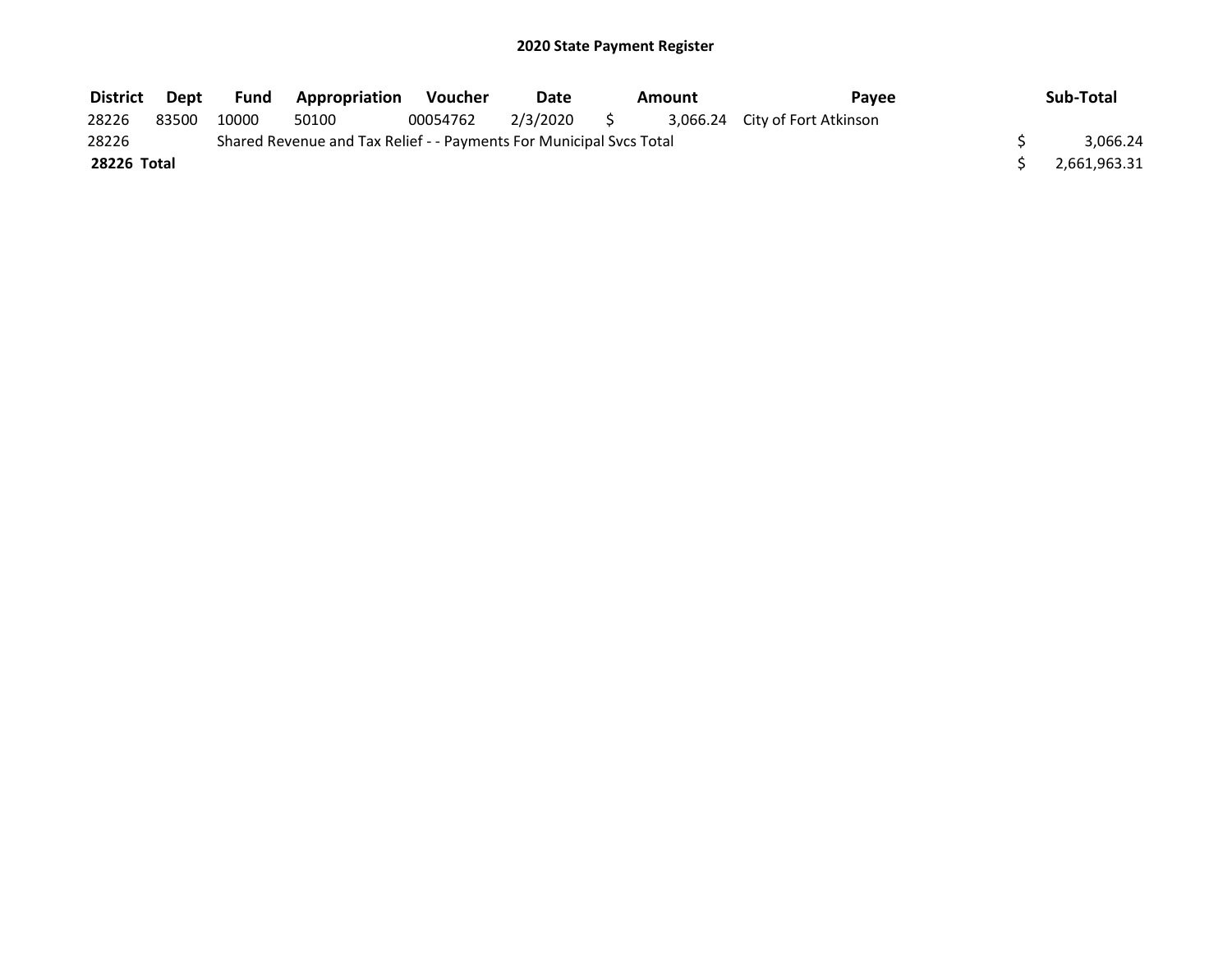# 2020 State Payment Register

| District | Dept | Fund | Appropriation | Voucher | Date | Amount | Payee | Sub-Total |
|---|---|---|---|---|---|---|---|---|
| 28226 | 83500 | 10000 | 50100 | 00054762 | 2/3/2020 | $ 3,066.24 | City of Fort Atkinson | |
| 28226 | | Shared Revenue and Tax Relief - - Payments For Municipal Svcs Total | | | | | | $ 3,066.24 |
| **28226 Total** | | | | | | | | $ 2,661,963.31 |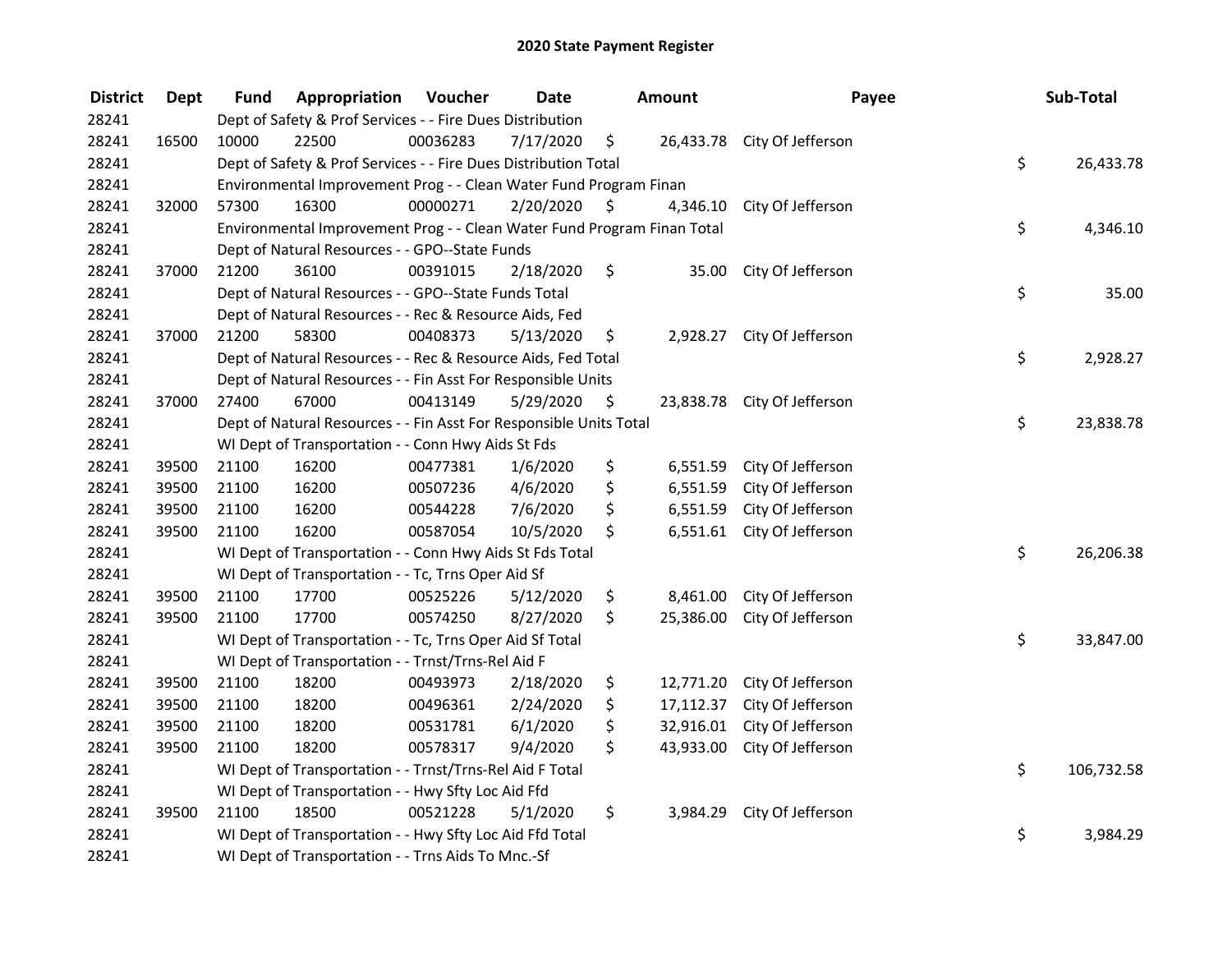# 2020 State Payment Register

| District | Dept | Fund | Appropriation | Voucher | Date | Amount | Payee | Sub-Total |
|---|---|---|---|---|---|---|---|---|
| 28241 | | Dept of Safety & Prof Services - - Fire Dues Distribution | | | | | | |
| 28241 | 16500 | 10000 | 22500 | 00036283 | 7/17/2020 | $ 26,433.78 | City Of Jefferson | |
| 28241 | | Dept of Safety & Prof Services - - Fire Dues Distribution Total | | | | | | $ 26,433.78 |
| 28241 | | Environmental Improvement Prog - - Clean Water Fund Program Finan | | | | | | |
| 28241 | 32000 | 57300 | 16300 | 00000271 | 2/20/2020 | $ 4,346.10 | City Of Jefferson | |
| 28241 | | Environmental Improvement Prog - - Clean Water Fund Program Finan Total | | | | | | $ 4,346.10 |
| 28241 | | Dept of Natural Resources - - GPO--State Funds | | | | | | |
| 28241 | 37000 | 21200 | 36100 | 00391015 | 2/18/2020 | $ 35.00 | City Of Jefferson | |
| 28241 | | Dept of Natural Resources - - GPO--State Funds Total | | | | | | $ 35.00 |
| 28241 | | Dept of Natural Resources - - Rec & Resource Aids, Fed | | | | | | |
| 28241 | 37000 | 21200 | 58300 | 00408373 | 5/13/2020 | $ 2,928.27 | City Of Jefferson | |
| 28241 | | Dept of Natural Resources - - Rec & Resource Aids, Fed Total | | | | | | $ 2,928.27 |
| 28241 | | Dept of Natural Resources - - Fin Asst For Responsible Units | | | | | | |
| 28241 | 37000 | 27400 | 67000 | 00413149 | 5/29/2020 | $ 23,838.78 | City Of Jefferson | |
| 28241 | | Dept of Natural Resources - - Fin Asst For Responsible Units Total | | | | | | $ 23,838.78 |
| 28241 | | WI Dept of Transportation - - Conn Hwy Aids St Fds | | | | | | |
| 28241 | 39500 | 21100 | 16200 | 00477381 | 1/6/2020 | $ 6,551.59 | City Of Jefferson | |
| 28241 | 39500 | 21100 | 16200 | 00507236 | 4/6/2020 | $ 6,551.59 | City Of Jefferson | |
| 28241 | 39500 | 21100 | 16200 | 00544228 | 7/6/2020 | $ 6,551.59 | City Of Jefferson | |
| 28241 | 39500 | 21100 | 16200 | 00587054 | 10/5/2020 | $ 6,551.61 | City Of Jefferson | |
| 28241 | | WI Dept of Transportation - - Conn Hwy Aids St Fds Total | | | | | | $ 26,206.38 |
| 28241 | | WI Dept of Transportation - - Tc, Trns Oper Aid Sf | | | | | | |
| 28241 | 39500 | 21100 | 17700 | 00525226 | 5/12/2020 | $ 8,461.00 | City Of Jefferson | |
| 28241 | 39500 | 21100 | 17700 | 00574250 | 8/27/2020 | $ 25,386.00 | City Of Jefferson | |
| 28241 | | WI Dept of Transportation - - Tc, Trns Oper Aid Sf Total | | | | | | $ 33,847.00 |
| 28241 | | WI Dept of Transportation - - Trnst/Trns-Rel Aid F | | | | | | |
| 28241 | 39500 | 21100 | 18200 | 00493973 | 2/18/2020 | $ 12,771.20 | City Of Jefferson | |
| 28241 | 39500 | 21100 | 18200 | 00496361 | 2/24/2020 | $ 17,112.37 | City Of Jefferson | |
| 28241 | 39500 | 21100 | 18200 | 00531781 | 6/1/2020 | $ 32,916.01 | City Of Jefferson | |
| 28241 | 39500 | 21100 | 18200 | 00578317 | 9/4/2020 | $ 43,933.00 | City Of Jefferson | |
| 28241 | | WI Dept of Transportation - - Trnst/Trns-Rel Aid F Total | | | | | | $ 106,732.58 |
| 28241 | | WI Dept of Transportation - - Hwy Sfty Loc Aid Ffd | | | | | | |
| 28241 | 39500 | 21100 | 18500 | 00521228 | 5/1/2020 | $ 3,984.29 | City Of Jefferson | |
| 28241 | | WI Dept of Transportation - - Hwy Sfty Loc Aid Ffd Total | | | | | | $ 3,984.29 |
| 28241 | | WI Dept of Transportation - - Trns Aids To Mnc.-Sf | | | | | | |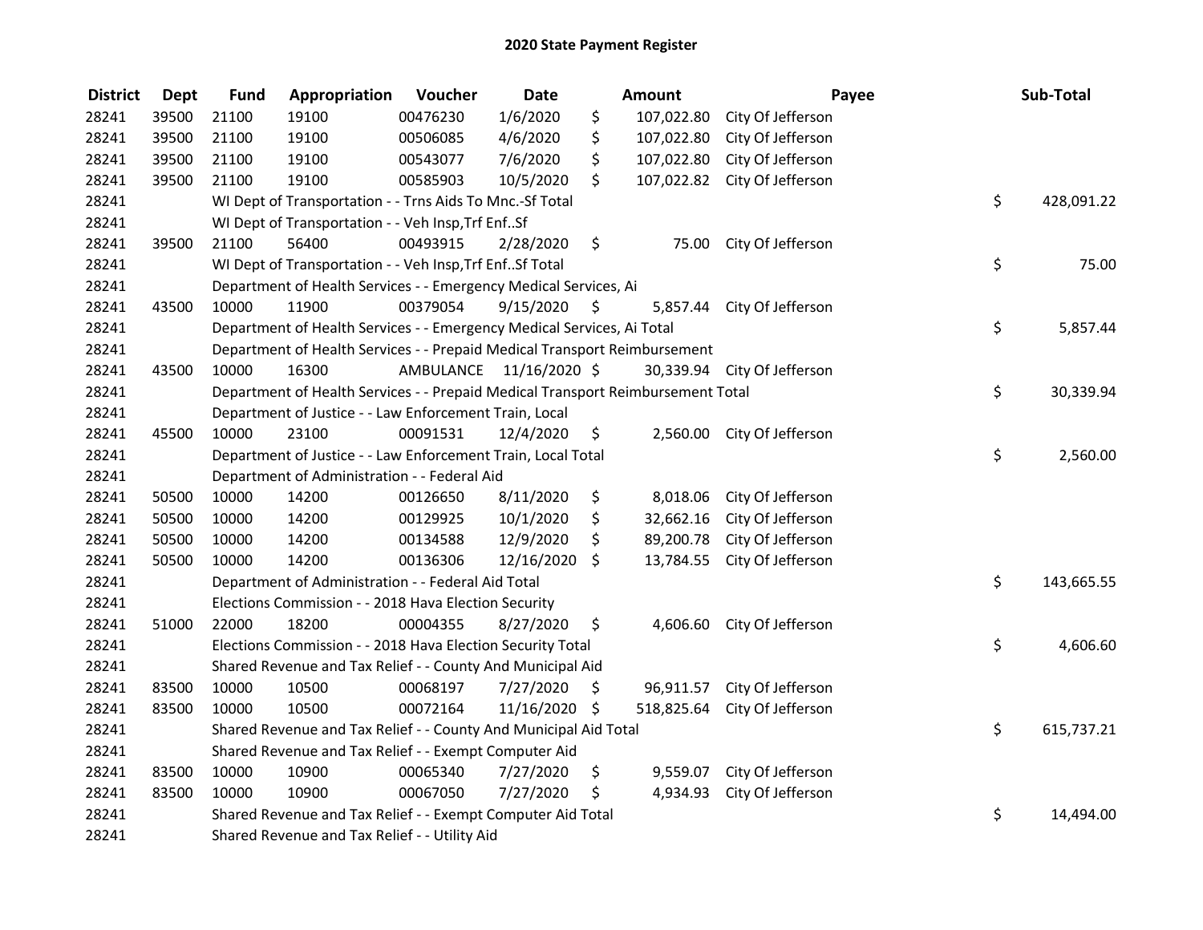# 2020 State Payment Register

| District | Dept | Fund | Appropriation | Voucher | Date | Amount | Payee | Sub-Total |
|---|---|---|---|---|---|---|---|---|
| 28241 | 39500 | 21100 | 19100 | 00476230 | 1/6/2020 | $ 107,022.80 | City Of Jefferson | |
| 28241 | 39500 | 21100 | 19100 | 00506085 | 4/6/2020 | $ 107,022.80 | City Of Jefferson | |
| 28241 | 39500 | 21100 | 19100 | 00543077 | 7/6/2020 | $ 107,022.80 | City Of Jefferson | |
| 28241 | 39500 | 21100 | 19100 | 00585903 | 10/5/2020 | $ 107,022.82 | City Of Jefferson | |
| 28241 | | WI Dept of Transportation - - Trns Aids To Mnc.-Sf Total | | | | | | $ 428,091.22 |
| 28241 | | WI Dept of Transportation - - Veh Insp,Trf Enf..Sf | | | | | | |
| 28241 | 39500 | 21100 | 56400 | 00493915 | 2/28/2020 | $ 75.00 | City Of Jefferson | |
| 28241 | | WI Dept of Transportation - - Veh Insp,Trf Enf..Sf Total | | | | | | $ 75.00 |
| 28241 | | Department of Health Services - - Emergency Medical Services, Ai | | | | | | |
| 28241 | 43500 | 10000 | 11900 | 00379054 | 9/15/2020 | $ 5,857.44 | City Of Jefferson | |
| 28241 | | Department of Health Services - - Emergency Medical Services, Ai Total | | | | | | $ 5,857.44 |
| 28241 | | Department of Health Services - - Prepaid Medical Transport Reimbursement | | | | | | |
| 28241 | 43500 | 10000 | 16300 | AMBULANCE | 11/16/2020 | $ 30,339.94 | City Of Jefferson | |
| 28241 | | Department of Health Services - - Prepaid Medical Transport Reimbursement Total | | | | | | $ 30,339.94 |
| 28241 | | Department of Justice - - Law Enforcement Train, Local | | | | | | |
| 28241 | 45500 | 10000 | 23100 | 00091531 | 12/4/2020 | $ 2,560.00 | City Of Jefferson | |
| 28241 | | Department of Justice - - Law Enforcement Train, Local Total | | | | | | $ 2,560.00 |
| 28241 | | Department of Administration - - Federal Aid | | | | | | |
| 28241 | 50500 | 10000 | 14200 | 00126650 | 8/11/2020 | $ 8,018.06 | City Of Jefferson | |
| 28241 | 50500 | 10000 | 14200 | 00129925 | 10/1/2020 | $ 32,662.16 | City Of Jefferson | |
| 28241 | 50500 | 10000 | 14200 | 00134588 | 12/9/2020 | $ 89,200.78 | City Of Jefferson | |
| 28241 | 50500 | 10000 | 14200 | 00136306 | 12/16/2020 | $ 13,784.55 | City Of Jefferson | |
| 28241 | | Department of Administration - - Federal Aid Total | | | | | | $ 143,665.55 |
| 28241 | | Elections Commission - - 2018 Hava Election Security | | | | | | |
| 28241 | 51000 | 22000 | 18200 | 00004355 | 8/27/2020 | $ 4,606.60 | City Of Jefferson | |
| 28241 | | Elections Commission - - 2018 Hava Election Security Total | | | | | | $ 4,606.60 |
| 28241 | | Shared Revenue and Tax Relief - - County And Municipal Aid | | | | | | |
| 28241 | 83500 | 10000 | 10500 | 00068197 | 7/27/2020 | $ 96,911.57 | City Of Jefferson | |
| 28241 | 83500 | 10000 | 10500 | 00072164 | 11/16/2020 | $ 518,825.64 | City Of Jefferson | |
| 28241 | | Shared Revenue and Tax Relief - - County And Municipal Aid Total | | | | | | $ 615,737.21 |
| 28241 | | Shared Revenue and Tax Relief - - Exempt Computer Aid | | | | | | |
| 28241 | 83500 | 10000 | 10900 | 00065340 | 7/27/2020 | $ 9,559.07 | City Of Jefferson | |
| 28241 | 83500 | 10000 | 10900 | 00067050 | 7/27/2020 | $ 4,934.93 | City Of Jefferson | |
| 28241 | | Shared Revenue and Tax Relief - - Exempt Computer Aid Total | | | | | | $ 14,494.00 |
| 28241 | | Shared Revenue and Tax Relief - - Utility Aid | | | | | | |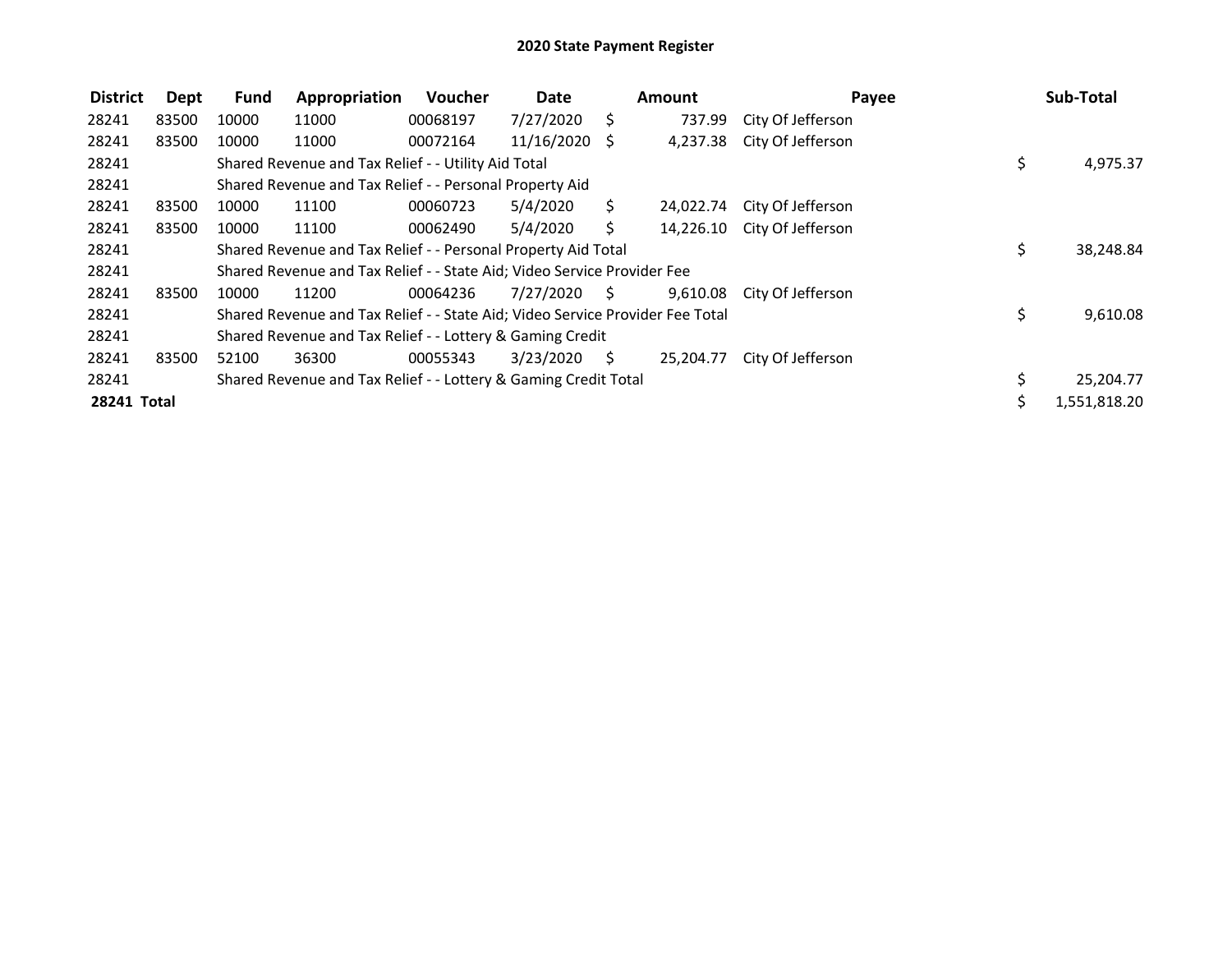# 2020 State Payment Register

| District | Dept | Fund | Appropriation | Voucher | Date | Amount | Payee | Sub-Total |
|---|---|---|---|---|---|---|---|---|
| 28241 | 83500 | 10000 | 11000 | 00068197 | 7/27/2020 | $ 737.99 | City Of Jefferson | |
| 28241 | 83500 | 10000 | 11000 | 00072164 | 11/16/2020 | $ 4,237.38 | City Of Jefferson | |
| 28241 | | Shared Revenue and Tax Relief - - Utility Aid Total | | | | | | $ 4,975.37 |
| 28241 | | Shared Revenue and Tax Relief - - Personal Property Aid | | | | | | |
| 28241 | 83500 | 10000 | 11100 | 00060723 | 5/4/2020 | $ 24,022.74 | City Of Jefferson | |
| 28241 | 83500 | 10000 | 11100 | 00062490 | 5/4/2020 | $ 14,226.10 | City Of Jefferson | |
| 28241 | | Shared Revenue and Tax Relief - - Personal Property Aid Total | | | | | | $ 38,248.84 |
| 28241 | | Shared Revenue and Tax Relief - - State Aid; Video Service Provider Fee | | | | | | |
| 28241 | 83500 | 10000 | 11200 | 00064236 | 7/27/2020 | $ 9,610.08 | City Of Jefferson | |
| 28241 | | Shared Revenue and Tax Relief - - State Aid; Video Service Provider Fee Total | | | | | | $ 9,610.08 |
| 28241 | | Shared Revenue and Tax Relief - - Lottery & Gaming Credit | | | | | | |
| 28241 | 83500 | 52100 | 36300 | 00055343 | 3/23/2020 | $ 25,204.77 | City Of Jefferson | |
| 28241 | | Shared Revenue and Tax Relief - - Lottery & Gaming Credit Total | | | | | | $ 25,204.77 |
| **28241 Total** | | | | | | | | $ 1,551,818.20 |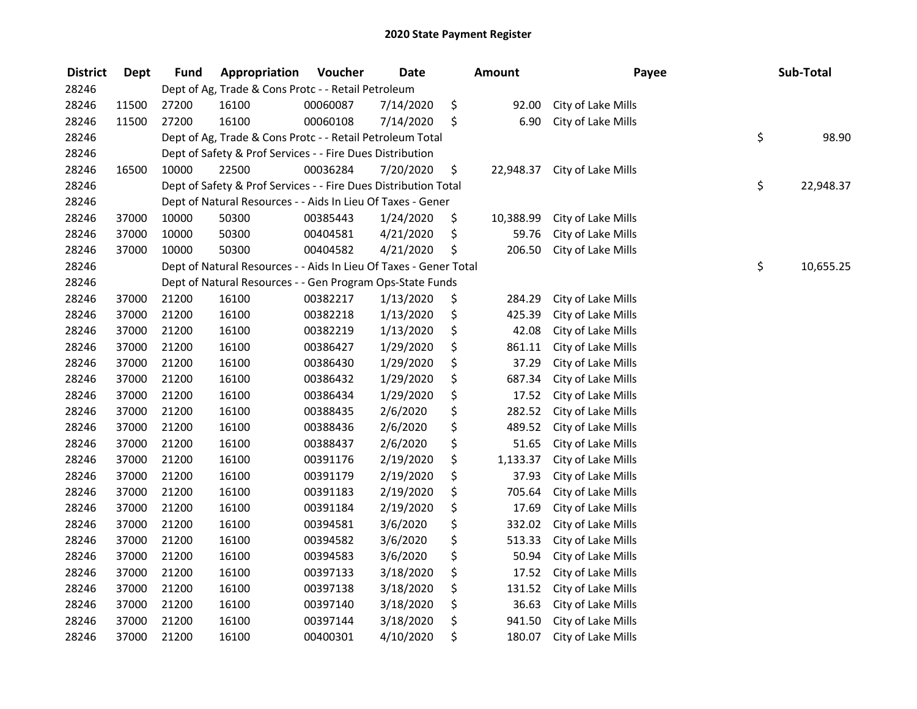# 2020 State Payment Register

| District | Dept | Fund | Appropriation | Voucher | Date | Amount | Payee | Sub-Total |
|---|---|---|---|---|---|---|---|---|
| 28246 | | Dept of Ag, Trade & Cons Protc - - Retail Petroleum | | | | | | |
| 28246 | 11500 | 27200 | 16100 | 00060087 | 7/14/2020 | $ 92.00 | City of Lake Mills | |
| 28246 | 11500 | 27200 | 16100 | 00060108 | 7/14/2020 | $ 6.90 | City of Lake Mills | |
| 28246 | | Dept of Ag, Trade & Cons Protc - - Retail Petroleum Total | | | | | | $ 98.90 |
| 28246 | | Dept of Safety & Prof Services - - Fire Dues Distribution | | | | | | |
| 28246 | 16500 | 10000 | 22500 | 00036284 | 7/20/2020 | $ 22,948.37 | City of Lake Mills | |
| 28246 | | Dept of Safety & Prof Services - - Fire Dues Distribution Total | | | | | | $ 22,948.37 |
| 28246 | | Dept of Natural Resources - - Aids In Lieu Of Taxes - Gener | | | | | | |
| 28246 | 37000 | 10000 | 50300 | 00385443 | 1/24/2020 | $ 10,388.99 | City of Lake Mills | |
| 28246 | 37000 | 10000 | 50300 | 00404581 | 4/21/2020 | $ 59.76 | City of Lake Mills | |
| 28246 | 37000 | 10000 | 50300 | 00404582 | 4/21/2020 | $ 206.50 | City of Lake Mills | |
| 28246 | | Dept of Natural Resources - - Aids In Lieu Of Taxes - Gener Total | | | | | | $ 10,655.25 |
| 28246 | | Dept of Natural Resources - - Gen Program Ops-State Funds | | | | | | |
| 28246 | 37000 | 21200 | 16100 | 00382217 | 1/13/2020 | $ 284.29 | City of Lake Mills | |
| 28246 | 37000 | 21200 | 16100 | 00382218 | 1/13/2020 | $ 425.39 | City of Lake Mills | |
| 28246 | 37000 | 21200 | 16100 | 00382219 | 1/13/2020 | $ 42.08 | City of Lake Mills | |
| 28246 | 37000 | 21200 | 16100 | 00386427 | 1/29/2020 | $ 861.11 | City of Lake Mills | |
| 28246 | 37000 | 21200 | 16100 | 00386430 | 1/29/2020 | $ 37.29 | City of Lake Mills | |
| 28246 | 37000 | 21200 | 16100 | 00386432 | 1/29/2020 | $ 687.34 | City of Lake Mills | |
| 28246 | 37000 | 21200 | 16100 | 00386434 | 1/29/2020 | $ 17.52 | City of Lake Mills | |
| 28246 | 37000 | 21200 | 16100 | 00388435 | 2/6/2020 | $ 282.52 | City of Lake Mills | |
| 28246 | 37000 | 21200 | 16100 | 00388436 | 2/6/2020 | $ 489.52 | City of Lake Mills | |
| 28246 | 37000 | 21200 | 16100 | 00388437 | 2/6/2020 | $ 51.65 | City of Lake Mills | |
| 28246 | 37000 | 21200 | 16100 | 00391176 | 2/19/2020 | $ 1,133.37 | City of Lake Mills | |
| 28246 | 37000 | 21200 | 16100 | 00391179 | 2/19/2020 | $ 37.93 | City of Lake Mills | |
| 28246 | 37000 | 21200 | 16100 | 00391183 | 2/19/2020 | $ 705.64 | City of Lake Mills | |
| 28246 | 37000 | 21200 | 16100 | 00391184 | 2/19/2020 | $ 17.69 | City of Lake Mills | |
| 28246 | 37000 | 21200 | 16100 | 00394581 | 3/6/2020 | $ 332.02 | City of Lake Mills | |
| 28246 | 37000 | 21200 | 16100 | 00394582 | 3/6/2020 | $ 513.33 | City of Lake Mills | |
| 28246 | 37000 | 21200 | 16100 | 00394583 | 3/6/2020 | $ 50.94 | City of Lake Mills | |
| 28246 | 37000 | 21200 | 16100 | 00397133 | 3/18/2020 | $ 17.52 | City of Lake Mills | |
| 28246 | 37000 | 21200 | 16100 | 00397138 | 3/18/2020 | $ 131.52 | City of Lake Mills | |
| 28246 | 37000 | 21200 | 16100 | 00397140 | 3/18/2020 | $ 36.63 | City of Lake Mills | |
| 28246 | 37000 | 21200 | 16100 | 00397144 | 3/18/2020 | $ 941.50 | City of Lake Mills | |
| 28246 | 37000 | 21200 | 16100 | 00400301 | 4/10/2020 | $ 180.07 | City of Lake Mills | |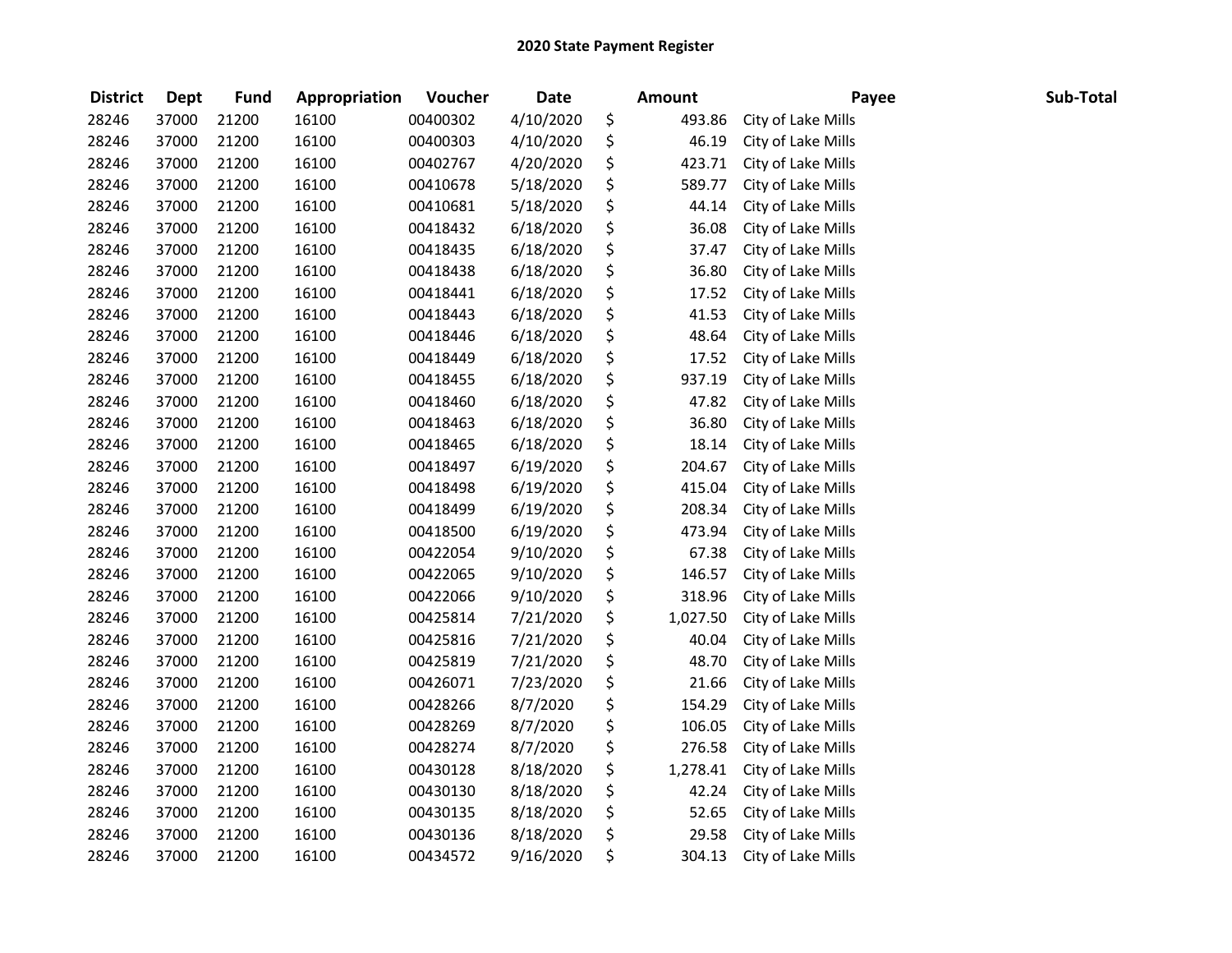# 2020 State Payment Register

| District | Dept | Fund | Appropriation | Voucher | Date | Amount | Payee | Sub-Total |
|---|---|---|---|---|---|---|---|---|
| 28246 | 37000 | 21200 | 16100 | 00400302 | 4/10/2020 | $ 493.86 | City of Lake Mills | |
| 28246 | 37000 | 21200 | 16100 | 00400303 | 4/10/2020 | $ 46.19 | City of Lake Mills | |
| 28246 | 37000 | 21200 | 16100 | 00402767 | 4/20/2020 | $ 423.71 | City of Lake Mills | |
| 28246 | 37000 | 21200 | 16100 | 00410678 | 5/18/2020 | $ 589.77 | City of Lake Mills | |
| 28246 | 37000 | 21200 | 16100 | 00410681 | 5/18/2020 | $ 44.14 | City of Lake Mills | |
| 28246 | 37000 | 21200 | 16100 | 00418432 | 6/18/2020 | $ 36.08 | City of Lake Mills | |
| 28246 | 37000 | 21200 | 16100 | 00418435 | 6/18/2020 | $ 37.47 | City of Lake Mills | |
| 28246 | 37000 | 21200 | 16100 | 00418438 | 6/18/2020 | $ 36.80 | City of Lake Mills | |
| 28246 | 37000 | 21200 | 16100 | 00418441 | 6/18/2020 | $ 17.52 | City of Lake Mills | |
| 28246 | 37000 | 21200 | 16100 | 00418443 | 6/18/2020 | $ 41.53 | City of Lake Mills | |
| 28246 | 37000 | 21200 | 16100 | 00418446 | 6/18/2020 | $ 48.64 | City of Lake Mills | |
| 28246 | 37000 | 21200 | 16100 | 00418449 | 6/18/2020 | $ 17.52 | City of Lake Mills | |
| 28246 | 37000 | 21200 | 16100 | 00418455 | 6/18/2020 | $ 937.19 | City of Lake Mills | |
| 28246 | 37000 | 21200 | 16100 | 00418460 | 6/18/2020 | $ 47.82 | City of Lake Mills | |
| 28246 | 37000 | 21200 | 16100 | 00418463 | 6/18/2020 | $ 36.80 | City of Lake Mills | |
| 28246 | 37000 | 21200 | 16100 | 00418465 | 6/18/2020 | $ 18.14 | City of Lake Mills | |
| 28246 | 37000 | 21200 | 16100 | 00418497 | 6/19/2020 | $ 204.67 | City of Lake Mills | |
| 28246 | 37000 | 21200 | 16100 | 00418498 | 6/19/2020 | $ 415.04 | City of Lake Mills | |
| 28246 | 37000 | 21200 | 16100 | 00418499 | 6/19/2020 | $ 208.34 | City of Lake Mills | |
| 28246 | 37000 | 21200 | 16100 | 00418500 | 6/19/2020 | $ 473.94 | City of Lake Mills | |
| 28246 | 37000 | 21200 | 16100 | 00422054 | 9/10/2020 | $ 67.38 | City of Lake Mills | |
| 28246 | 37000 | 21200 | 16100 | 00422065 | 9/10/2020 | $ 146.57 | City of Lake Mills | |
| 28246 | 37000 | 21200 | 16100 | 00422066 | 9/10/2020 | $ 318.96 | City of Lake Mills | |
| 28246 | 37000 | 21200 | 16100 | 00425814 | 7/21/2020 | $ 1,027.50 | City of Lake Mills | |
| 28246 | 37000 | 21200 | 16100 | 00425816 | 7/21/2020 | $ 40.04 | City of Lake Mills | |
| 28246 | 37000 | 21200 | 16100 | 00425819 | 7/21/2020 | $ 48.70 | City of Lake Mills | |
| 28246 | 37000 | 21200 | 16100 | 00426071 | 7/23/2020 | $ 21.66 | City of Lake Mills | |
| 28246 | 37000 | 21200 | 16100 | 00428266 | 8/7/2020 | $ 154.29 | City of Lake Mills | |
| 28246 | 37000 | 21200 | 16100 | 00428269 | 8/7/2020 | $ 106.05 | City of Lake Mills | |
| 28246 | 37000 | 21200 | 16100 | 00428274 | 8/7/2020 | $ 276.58 | City of Lake Mills | |
| 28246 | 37000 | 21200 | 16100 | 00430128 | 8/18/2020 | $ 1,278.41 | City of Lake Mills | |
| 28246 | 37000 | 21200 | 16100 | 00430130 | 8/18/2020 | $ 42.24 | City of Lake Mills | |
| 28246 | 37000 | 21200 | 16100 | 00430135 | 8/18/2020 | $ 52.65 | City of Lake Mills | |
| 28246 | 37000 | 21200 | 16100 | 00430136 | 8/18/2020 | $ 29.58 | City of Lake Mills | |
| 28246 | 37000 | 21200 | 16100 | 00434572 | 9/16/2020 | $ 304.13 | City of Lake Mills | |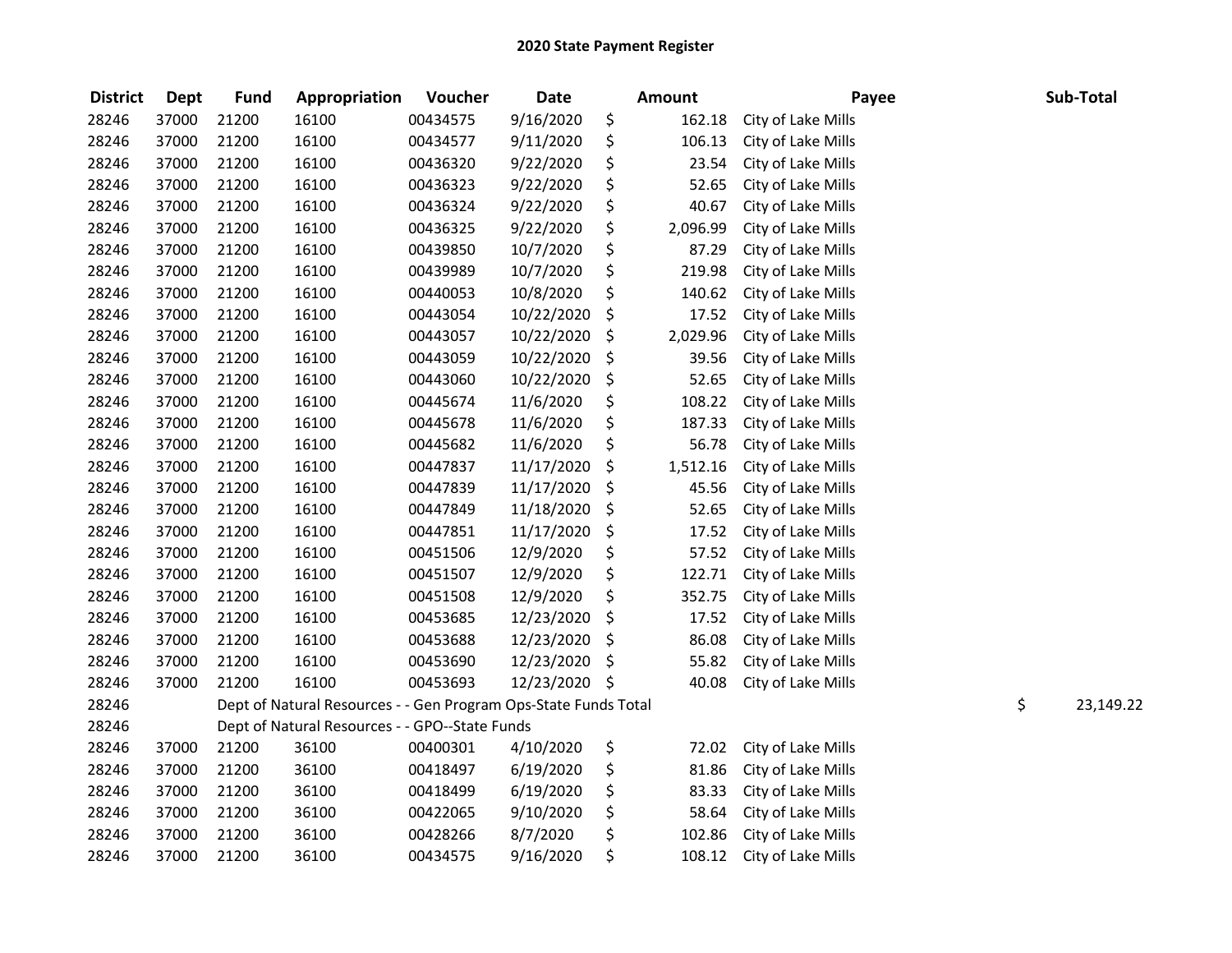# 2020 State Payment Register

| District | Dept | Fund | Appropriation | Voucher | Date | Amount | Payee | Sub-Total |
|---|---|---|---|---|---|---|---|---|
| 28246 | 37000 | 21200 | 16100 | 00434575 | 9/16/2020 | $ 162.18 | City of Lake Mills | |
| 28246 | 37000 | 21200 | 16100 | 00434577 | 9/11/2020 | $ 106.13 | City of Lake Mills | |
| 28246 | 37000 | 21200 | 16100 | 00436320 | 9/22/2020 | $ 23.54 | City of Lake Mills | |
| 28246 | 37000 | 21200 | 16100 | 00436323 | 9/22/2020 | $ 52.65 | City of Lake Mills | |
| 28246 | 37000 | 21200 | 16100 | 00436324 | 9/22/2020 | $ 40.67 | City of Lake Mills | |
| 28246 | 37000 | 21200 | 16100 | 00436325 | 9/22/2020 | $ 2,096.99 | City of Lake Mills | |
| 28246 | 37000 | 21200 | 16100 | 00439850 | 10/7/2020 | $ 87.29 | City of Lake Mills | |
| 28246 | 37000 | 21200 | 16100 | 00439989 | 10/7/2020 | $ 219.98 | City of Lake Mills | |
| 28246 | 37000 | 21200 | 16100 | 00440053 | 10/8/2020 | $ 140.62 | City of Lake Mills | |
| 28246 | 37000 | 21200 | 16100 | 00443054 | 10/22/2020 | $ 17.52 | City of Lake Mills | |
| 28246 | 37000 | 21200 | 16100 | 00443057 | 10/22/2020 | $ 2,029.96 | City of Lake Mills | |
| 28246 | 37000 | 21200 | 16100 | 00443059 | 10/22/2020 | $ 39.56 | City of Lake Mills | |
| 28246 | 37000 | 21200 | 16100 | 00443060 | 10/22/2020 | $ 52.65 | City of Lake Mills | |
| 28246 | 37000 | 21200 | 16100 | 00445674 | 11/6/2020 | $ 108.22 | City of Lake Mills | |
| 28246 | 37000 | 21200 | 16100 | 00445678 | 11/6/2020 | $ 187.33 | City of Lake Mills | |
| 28246 | 37000 | 21200 | 16100 | 00445682 | 11/6/2020 | $ 56.78 | City of Lake Mills | |
| 28246 | 37000 | 21200 | 16100 | 00447837 | 11/17/2020 | $ 1,512.16 | City of Lake Mills | |
| 28246 | 37000 | 21200 | 16100 | 00447839 | 11/17/2020 | $ 45.56 | City of Lake Mills | |
| 28246 | 37000 | 21200 | 16100 | 00447849 | 11/18/2020 | $ 52.65 | City of Lake Mills | |
| 28246 | 37000 | 21200 | 16100 | 00447851 | 11/17/2020 | $ 17.52 | City of Lake Mills | |
| 28246 | 37000 | 21200 | 16100 | 00451506 | 12/9/2020 | $ 57.52 | City of Lake Mills | |
| 28246 | 37000 | 21200 | 16100 | 00451507 | 12/9/2020 | $ 122.71 | City of Lake Mills | |
| 28246 | 37000 | 21200 | 16100 | 00451508 | 12/9/2020 | $ 352.75 | City of Lake Mills | |
| 28246 | 37000 | 21200 | 16100 | 00453685 | 12/23/2020 | $ 17.52 | City of Lake Mills | |
| 28246 | 37000 | 21200 | 16100 | 00453688 | 12/23/2020 | $ 86.08 | City of Lake Mills | |
| 28246 | 37000 | 21200 | 16100 | 00453690 | 12/23/2020 | $ 55.82 | City of Lake Mills | |
| 28246 | 37000 | 21200 | 16100 | 00453693 | 12/23/2020 | $ 40.08 | City of Lake Mills | |
| 28246 | | Dept of Natural Resources - - Gen Program Ops-State Funds Total | | | | | | $ 23,149.22 |
| 28246 | | Dept of Natural Resources - - GPO--State Funds | | | | | | |
| 28246 | 37000 | 21200 | 36100 | 00400301 | 4/10/2020 | $ 72.02 | City of Lake Mills | |
| 28246 | 37000 | 21200 | 36100 | 00418497 | 6/19/2020 | $ 81.86 | City of Lake Mills | |
| 28246 | 37000 | 21200 | 36100 | 00418499 | 6/19/2020 | $ 83.33 | City of Lake Mills | |
| 28246 | 37000 | 21200 | 36100 | 00422065 | 9/10/2020 | $ 58.64 | City of Lake Mills | |
| 28246 | 37000 | 21200 | 36100 | 00428266 | 8/7/2020 | $ 102.86 | City of Lake Mills | |
| 28246 | 37000 | 21200 | 36100 | 00434575 | 9/16/2020 | $ 108.12 | City of Lake Mills | |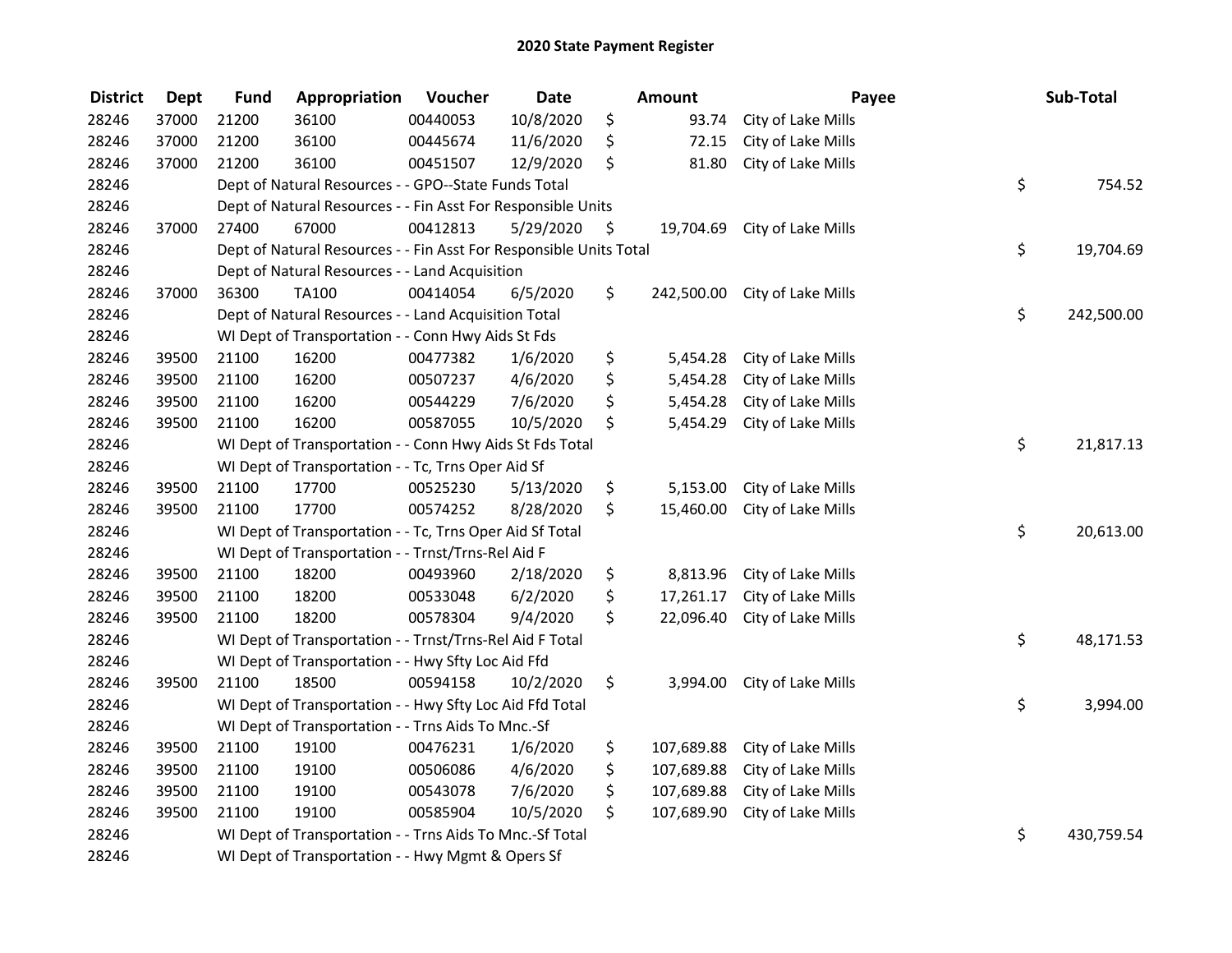# 2020 State Payment Register

| District | Dept | Fund | Appropriation | Voucher | Date | Amount | Payee | Sub-Total |
|---|---|---|---|---|---|---|---|---|
| 28246 | 37000 | 21200 | 36100 | 00440053 | 10/8/2020 | $ 93.74 | City of Lake Mills | |
| 28246 | 37000 | 21200 | 36100 | 00445674 | 11/6/2020 | $ 72.15 | City of Lake Mills | |
| 28246 | 37000 | 21200 | 36100 | 00451507 | 12/9/2020 | $ 81.80 | City of Lake Mills | |
| 28246 | | Dept of Natural Resources - - GPO--State Funds Total | | | | | | $ 754.52 |
| 28246 | | Dept of Natural Resources - - Fin Asst For Responsible Units | | | | | | |
| 28246 | 37000 | 27400 | 67000 | 00412813 | 5/29/2020 | $ 19,704.69 | City of Lake Mills | |
| 28246 | | Dept of Natural Resources - - Fin Asst For Responsible Units Total | | | | | | $ 19,704.69 |
| 28246 | | Dept of Natural Resources - - Land Acquisition | | | | | | |
| 28246 | 37000 | 36300 | TA100 | 00414054 | 6/5/2020 | $ 242,500.00 | City of Lake Mills | |
| 28246 | | Dept of Natural Resources - - Land Acquisition Total | | | | | | $ 242,500.00 |
| 28246 | | WI Dept of Transportation - - Conn Hwy Aids St Fds | | | | | | |
| 28246 | 39500 | 21100 | 16200 | 00477382 | 1/6/2020 | $ 5,454.28 | City of Lake Mills | |
| 28246 | 39500 | 21100 | 16200 | 00507237 | 4/6/2020 | $ 5,454.28 | City of Lake Mills | |
| 28246 | 39500 | 21100 | 16200 | 00544229 | 7/6/2020 | $ 5,454.28 | City of Lake Mills | |
| 28246 | 39500 | 21100 | 16200 | 00587055 | 10/5/2020 | $ 5,454.29 | City of Lake Mills | |
| 28246 | | WI Dept of Transportation - - Conn Hwy Aids St Fds Total | | | | | | $ 21,817.13 |
| 28246 | | WI Dept of Transportation - - Tc, Trns Oper Aid Sf | | | | | | |
| 28246 | 39500 | 21100 | 17700 | 00525230 | 5/13/2020 | $ 5,153.00 | City of Lake Mills | |
| 28246 | 39500 | 21100 | 17700 | 00574252 | 8/28/2020 | $ 15,460.00 | City of Lake Mills | |
| 28246 | | WI Dept of Transportation - - Tc, Trns Oper Aid Sf Total | | | | | | $ 20,613.00 |
| 28246 | | WI Dept of Transportation - - Trnst/Trns-Rel Aid F | | | | | | |
| 28246 | 39500 | 21100 | 18200 | 00493960 | 2/18/2020 | $ 8,813.96 | City of Lake Mills | |
| 28246 | 39500 | 21100 | 18200 | 00533048 | 6/2/2020 | $ 17,261.17 | City of Lake Mills | |
| 28246 | 39500 | 21100 | 18200 | 00578304 | 9/4/2020 | $ 22,096.40 | City of Lake Mills | |
| 28246 | | WI Dept of Transportation - - Trnst/Trns-Rel Aid F Total | | | | | | $ 48,171.53 |
| 28246 | | WI Dept of Transportation - - Hwy Sfty Loc Aid Ffd | | | | | | |
| 28246 | 39500 | 21100 | 18500 | 00594158 | 10/2/2020 | $ 3,994.00 | City of Lake Mills | |
| 28246 | | WI Dept of Transportation - - Hwy Sfty Loc Aid Ffd Total | | | | | | $ 3,994.00 |
| 28246 | | WI Dept of Transportation - - Trns Aids To Mnc.-Sf | | | | | | |
| 28246 | 39500 | 21100 | 19100 | 00476231 | 1/6/2020 | $ 107,689.88 | City of Lake Mills | |
| 28246 | 39500 | 21100 | 19100 | 00506086 | 4/6/2020 | $ 107,689.88 | City of Lake Mills | |
| 28246 | 39500 | 21100 | 19100 | 00543078 | 7/6/2020 | $ 107,689.88 | City of Lake Mills | |
| 28246 | 39500 | 21100 | 19100 | 00585904 | 10/5/2020 | $ 107,689.90 | City of Lake Mills | |
| 28246 | | WI Dept of Transportation - - Trns Aids To Mnc.-Sf Total | | | | | | $ 430,759.54 |
| 28246 | | WI Dept of Transportation - - Hwy Mgmt & Opers Sf | | | | | | |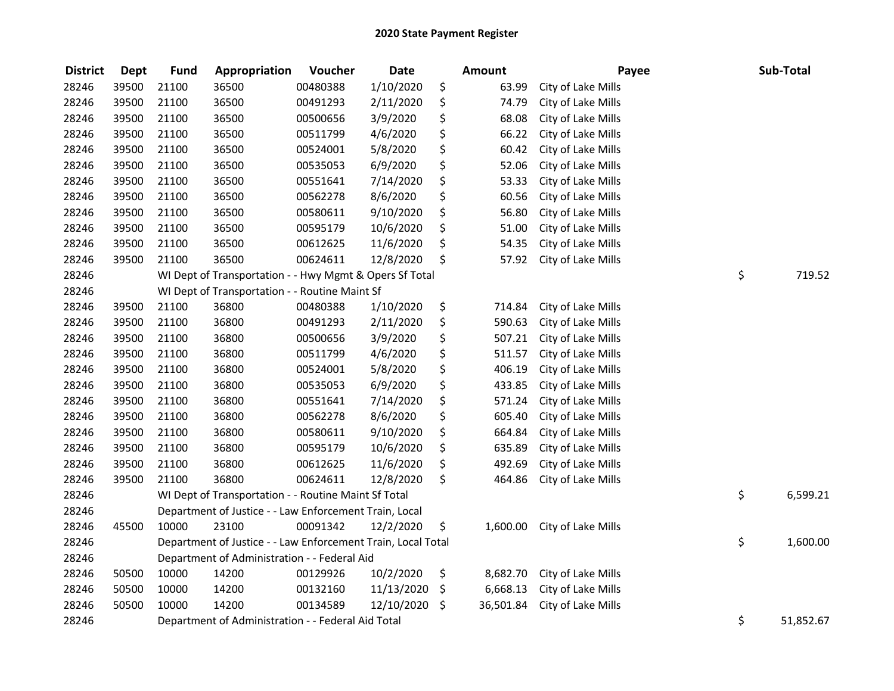# 2020 State Payment Register

| District | Dept | Fund | Appropriation | Voucher | Date | Amount | Payee | Sub-Total |
|---|---|---|---|---|---|---|---|---|
| 28246 | 39500 | 21100 | 36500 | 00480388 | 1/10/2020 | $ 63.99 | City of Lake Mills | |
| 28246 | 39500 | 21100 | 36500 | 00491293 | 2/11/2020 | $ 74.79 | City of Lake Mills | |
| 28246 | 39500 | 21100 | 36500 | 00500656 | 3/9/2020 | $ 68.08 | City of Lake Mills | |
| 28246 | 39500 | 21100 | 36500 | 00511799 | 4/6/2020 | $ 66.22 | City of Lake Mills | |
| 28246 | 39500 | 21100 | 36500 | 00524001 | 5/8/2020 | $ 60.42 | City of Lake Mills | |
| 28246 | 39500 | 21100 | 36500 | 00535053 | 6/9/2020 | $ 52.06 | City of Lake Mills | |
| 28246 | 39500 | 21100 | 36500 | 00551641 | 7/14/2020 | $ 53.33 | City of Lake Mills | |
| 28246 | 39500 | 21100 | 36500 | 00562278 | 8/6/2020 | $ 60.56 | City of Lake Mills | |
| 28246 | 39500 | 21100 | 36500 | 00580611 | 9/10/2020 | $ 56.80 | City of Lake Mills | |
| 28246 | 39500 | 21100 | 36500 | 00595179 | 10/6/2020 | $ 51.00 | City of Lake Mills | |
| 28246 | 39500 | 21100 | 36500 | 00612625 | 11/6/2020 | $ 54.35 | City of Lake Mills | |
| 28246 | 39500 | 21100 | 36500 | 00624611 | 12/8/2020 | $ 57.92 | City of Lake Mills | |
| 28246 | | WI Dept of Transportation - - Hwy Mgmt & Opers Sf Total | | | | | | $ 719.52 |
| 28246 | | WI Dept of Transportation - - Routine Maint Sf | | | | | | |
| 28246 | 39500 | 21100 | 36800 | 00480388 | 1/10/2020 | $ 714.84 | City of Lake Mills | |
| 28246 | 39500 | 21100 | 36800 | 00491293 | 2/11/2020 | $ 590.63 | City of Lake Mills | |
| 28246 | 39500 | 21100 | 36800 | 00500656 | 3/9/2020 | $ 507.21 | City of Lake Mills | |
| 28246 | 39500 | 21100 | 36800 | 00511799 | 4/6/2020 | $ 511.57 | City of Lake Mills | |
| 28246 | 39500 | 21100 | 36800 | 00524001 | 5/8/2020 | $ 406.19 | City of Lake Mills | |
| 28246 | 39500 | 21100 | 36800 | 00535053 | 6/9/2020 | $ 433.85 | City of Lake Mills | |
| 28246 | 39500 | 21100 | 36800 | 00551641 | 7/14/2020 | $ 571.24 | City of Lake Mills | |
| 28246 | 39500 | 21100 | 36800 | 00562278 | 8/6/2020 | $ 605.40 | City of Lake Mills | |
| 28246 | 39500 | 21100 | 36800 | 00580611 | 9/10/2020 | $ 664.84 | City of Lake Mills | |
| 28246 | 39500 | 21100 | 36800 | 00595179 | 10/6/2020 | $ 635.89 | City of Lake Mills | |
| 28246 | 39500 | 21100 | 36800 | 00612625 | 11/6/2020 | $ 492.69 | City of Lake Mills | |
| 28246 | 39500 | 21100 | 36800 | 00624611 | 12/8/2020 | $ 464.86 | City of Lake Mills | |
| 28246 | | WI Dept of Transportation - - Routine Maint Sf Total | | | | | | $ 6,599.21 |
| 28246 | | Department of Justice - - Law Enforcement Train, Local | | | | | | |
| 28246 | 45500 | 10000 | 23100 | 00091342 | 12/2/2020 | $ 1,600.00 | City of Lake Mills | |
| 28246 | | Department of Justice - - Law Enforcement Train, Local Total | | | | | | $ 1,600.00 |
| 28246 | | Department of Administration - - Federal Aid | | | | | | |
| 28246 | 50500 | 10000 | 14200 | 00129926 | 10/2/2020 | $ 8,682.70 | City of Lake Mills | |
| 28246 | 50500 | 10000 | 14200 | 00132160 | 11/13/2020 | $ 6,668.13 | City of Lake Mills | |
| 28246 | 50500 | 10000 | 14200 | 00134589 | 12/10/2020 | $ 36,501.84 | City of Lake Mills | |
| 28246 | | Department of Administration - - Federal Aid Total | | | | | | $ 51,852.67 |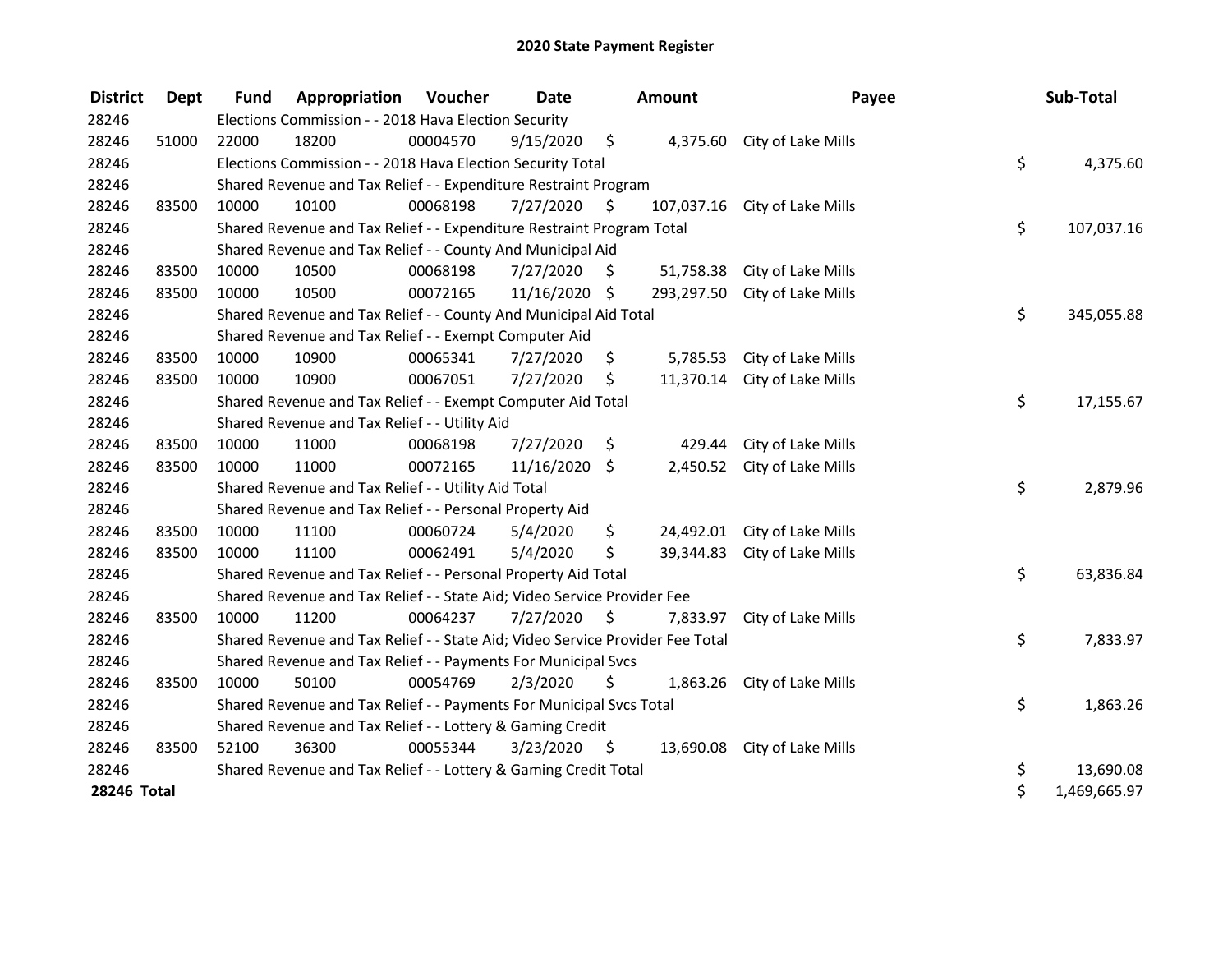# 2020 State Payment Register

| District | Dept | Fund | Appropriation | Voucher | Date | Amount | Payee | Sub-Total |
|---|---|---|---|---|---|---|---|---|
| 28246 | | Elections Commission - - 2018 Hava Election Security | | | | | | |
| 28246 | 51000 | 22000 | 18200 | 00004570 | 9/15/2020 | $ 4,375.60 | City of Lake Mills | |
| 28246 | | Elections Commission - - 2018 Hava Election Security Total | | | | | | $ 4,375.60 |
| 28246 | | Shared Revenue and Tax Relief - - Expenditure Restraint Program | | | | | | |
| 28246 | 83500 | 10000 | 10100 | 00068198 | 7/27/2020 | $ 107,037.16 | City of Lake Mills | |
| 28246 | | Shared Revenue and Tax Relief - - Expenditure Restraint Program Total | | | | | | $ 107,037.16 |
| 28246 | | Shared Revenue and Tax Relief - - County And Municipal Aid | | | | | | |
| 28246 | 83500 | 10000 | 10500 | 00068198 | 7/27/2020 | $ 51,758.38 | City of Lake Mills | |
| 28246 | 83500 | 10000 | 10500 | 00072165 | 11/16/2020 | $ 293,297.50 | City of Lake Mills | |
| 28246 | | Shared Revenue and Tax Relief - - County And Municipal Aid Total | | | | | | $ 345,055.88 |
| 28246 | | Shared Revenue and Tax Relief - - Exempt Computer Aid | | | | | | |
| 28246 | 83500 | 10000 | 10900 | 00065341 | 7/27/2020 | $ 5,785.53 | City of Lake Mills | |
| 28246 | 83500 | 10000 | 10900 | 00067051 | 7/27/2020 | $ 11,370.14 | City of Lake Mills | |
| 28246 | | Shared Revenue and Tax Relief - - Exempt Computer Aid Total | | | | | | $ 17,155.67 |
| 28246 | | Shared Revenue and Tax Relief - - Utility Aid | | | | | | |
| 28246 | 83500 | 10000 | 11000 | 00068198 | 7/27/2020 | $ 429.44 | City of Lake Mills | |
| 28246 | 83500 | 10000 | 11000 | 00072165 | 11/16/2020 | $ 2,450.52 | City of Lake Mills | |
| 28246 | | Shared Revenue and Tax Relief - - Utility Aid Total | | | | | | $ 2,879.96 |
| 28246 | | Shared Revenue and Tax Relief - - Personal Property Aid | | | | | | |
| 28246 | 83500 | 10000 | 11100 | 00060724 | 5/4/2020 | $ 24,492.01 | City of Lake Mills | |
| 28246 | 83500 | 10000 | 11100 | 00062491 | 5/4/2020 | $ 39,344.83 | City of Lake Mills | |
| 28246 | | Shared Revenue and Tax Relief - - Personal Property Aid Total | | | | | | $ 63,836.84 |
| 28246 | | Shared Revenue and Tax Relief - - State Aid; Video Service Provider Fee | | | | | | |
| 28246 | 83500 | 10000 | 11200 | 00064237 | 7/27/2020 | $ 7,833.97 | City of Lake Mills | |
| 28246 | | Shared Revenue and Tax Relief - - State Aid; Video Service Provider Fee Total | | | | | | $ 7,833.97 |
| 28246 | | Shared Revenue and Tax Relief - - Payments For Municipal Svcs | | | | | | |
| 28246 | 83500 | 10000 | 50100 | 00054769 | 2/3/2020 | $ 1,863.26 | City of Lake Mills | |
| 28246 | | Shared Revenue and Tax Relief - - Payments For Municipal Svcs Total | | | | | | $ 1,863.26 |
| 28246 | | Shared Revenue and Tax Relief - - Lottery & Gaming Credit | | | | | | |
| 28246 | 83500 | 52100 | 36300 | 00055344 | 3/23/2020 | $ 13,690.08 | City of Lake Mills | |
| 28246 | | Shared Revenue and Tax Relief - - Lottery & Gaming Credit Total | | | | | | $ 13,690.08 |
| **28246 Total** | | | | | | | | $ 1,469,665.97 |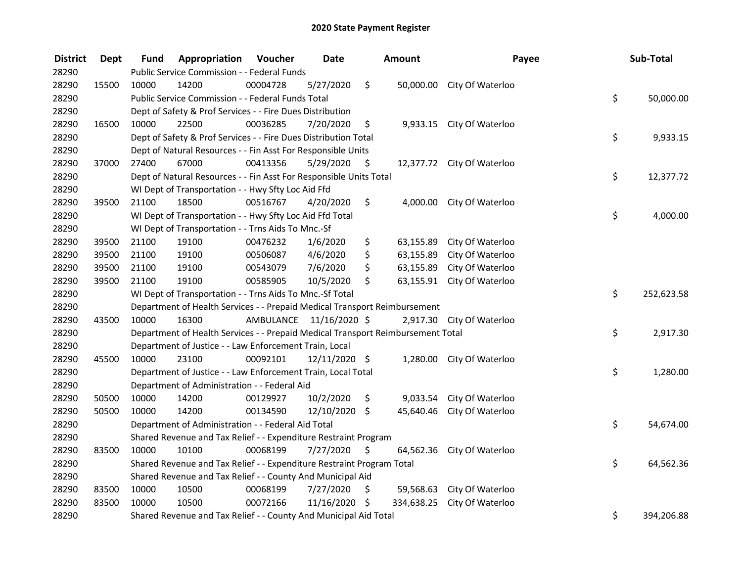# 2020 State Payment Register

| District | Dept | Fund | Appropriation | Voucher | Date | Amount | Payee | Sub-Total |
|---|---|---|---|---|---|---|---|---|
| 28290 | | Public Service Commission - - Federal Funds | | | | | | |
| 28290 | 15500 | 10000 | 14200 | 00004728 | 5/27/2020 | $ 50,000.00 | City Of Waterloo | |
| 28290 | | Public Service Commission - - Federal Funds Total | | | | | | $ 50,000.00 |
| 28290 | | Dept of Safety & Prof Services - - Fire Dues Distribution | | | | | | |
| 28290 | 16500 | 10000 | 22500 | 00036285 | 7/20/2020 | $ 9,933.15 | City Of Waterloo | |
| 28290 | | Dept of Safety & Prof Services - - Fire Dues Distribution Total | | | | | | $ 9,933.15 |
| 28290 | | Dept of Natural Resources - - Fin Asst For Responsible Units | | | | | | |
| 28290 | 37000 | 27400 | 67000 | 00413356 | 5/29/2020 | $ 12,377.72 | City Of Waterloo | |
| 28290 | | Dept of Natural Resources - - Fin Asst For Responsible Units Total | | | | | | $ 12,377.72 |
| 28290 | | WI Dept of Transportation - - Hwy Sfty Loc Aid Ffd | | | | | | |
| 28290 | 39500 | 21100 | 18500 | 00516767 | 4/20/2020 | $ 4,000.00 | City Of Waterloo | |
| 28290 | | WI Dept of Transportation - - Hwy Sfty Loc Aid Ffd Total | | | | | | $ 4,000.00 |
| 28290 | | WI Dept of Transportation - - Trns Aids To Mnc.-Sf | | | | | | |
| 28290 | 39500 | 21100 | 19100 | 00476232 | 1/6/2020 | $ 63,155.89 | City Of Waterloo | |
| 28290 | 39500 | 21100 | 19100 | 00506087 | 4/6/2020 | $ 63,155.89 | City Of Waterloo | |
| 28290 | 39500 | 21100 | 19100 | 00543079 | 7/6/2020 | $ 63,155.89 | City Of Waterloo | |
| 28290 | 39500 | 21100 | 19100 | 00585905 | 10/5/2020 | $ 63,155.91 | City Of Waterloo | |
| 28290 | | WI Dept of Transportation - - Trns Aids To Mnc.-Sf Total | | | | | | $ 252,623.58 |
| 28290 | | Department of Health Services - - Prepaid Medical Transport Reimbursement | | | | | | |
| 28290 | 43500 | 10000 | 16300 | AMBULANCE | 11/16/2020 | $ 2,917.30 | City Of Waterloo | |
| 28290 | | Department of Health Services - - Prepaid Medical Transport Reimbursement Total | | | | | | $ 2,917.30 |
| 28290 | | Department of Justice - - Law Enforcement Train, Local | | | | | | |
| 28290 | 45500 | 10000 | 23100 | 00092101 | 12/11/2020 | $ 1,280.00 | City Of Waterloo | |
| 28290 | | Department of Justice - - Law Enforcement Train, Local Total | | | | | | $ 1,280.00 |
| 28290 | | Department of Administration - - Federal Aid | | | | | | |
| 28290 | 50500 | 10000 | 14200 | 00129927 | 10/2/2020 | $ 9,033.54 | City Of Waterloo | |
| 28290 | 50500 | 10000 | 14200 | 00134590 | 12/10/2020 | $ 45,640.46 | City Of Waterloo | |
| 28290 | | Department of Administration - - Federal Aid Total | | | | | | $ 54,674.00 |
| 28290 | | Shared Revenue and Tax Relief - - Expenditure Restraint Program | | | | | | |
| 28290 | 83500 | 10000 | 10100 | 00068199 | 7/27/2020 | $ 64,562.36 | City Of Waterloo | |
| 28290 | | Shared Revenue and Tax Relief - - Expenditure Restraint Program Total | | | | | | $ 64,562.36 |
| 28290 | | Shared Revenue and Tax Relief - - County And Municipal Aid | | | | | | |
| 28290 | 83500 | 10000 | 10500 | 00068199 | 7/27/2020 | $ 59,568.63 | City Of Waterloo | |
| 28290 | 83500 | 10000 | 10500 | 00072166 | 11/16/2020 | $ 334,638.25 | City Of Waterloo | |
| 28290 | | Shared Revenue and Tax Relief - - County And Municipal Aid Total | | | | | | $ 394,206.88 |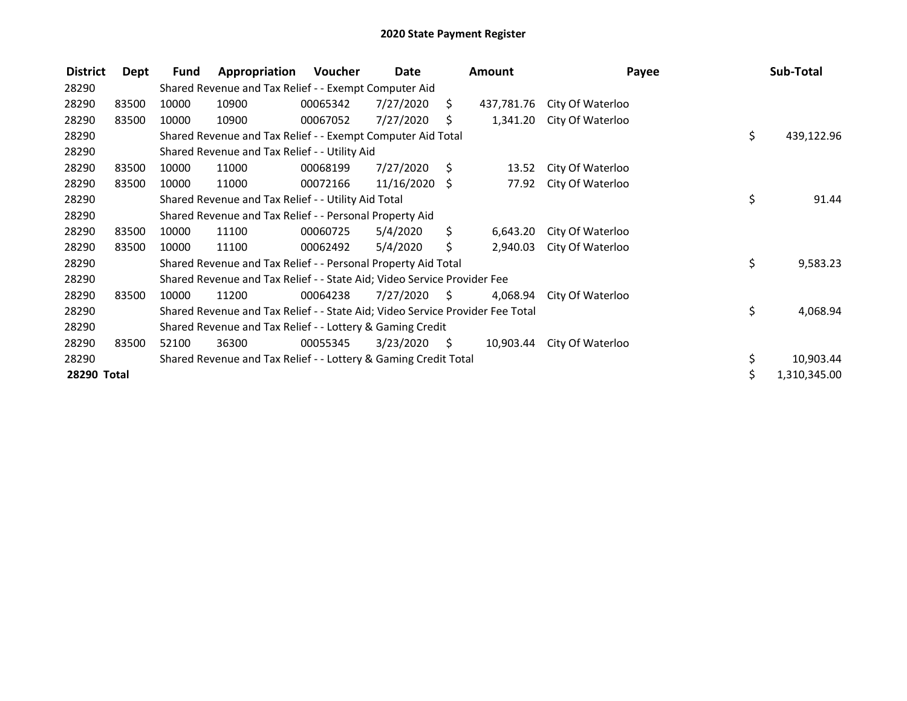# 2020 State Payment Register

| District | Dept | Fund | Appropriation | Voucher | Date | Amount | Payee | Sub-Total |
|---|---|---|---|---|---|---|---|---|
| 28290 | | Shared Revenue and Tax Relief - - Exempt Computer Aid | | | | | | |
| 28290 | 83500 | 10000 | 10900 | 00065342 | 7/27/2020 | $ 437,781.76 | City Of Waterloo | |
| 28290 | 83500 | 10000 | 10900 | 00067052 | 7/27/2020 | $ 1,341.20 | City Of Waterloo | |
| 28290 | | Shared Revenue and Tax Relief - - Exempt Computer Aid Total | | | | | | $ 439,122.96 |
| 28290 | | Shared Revenue and Tax Relief - - Utility Aid | | | | | | |
| 28290 | 83500 | 10000 | 11000 | 00068199 | 7/27/2020 | $ 13.52 | City Of Waterloo | |
| 28290 | 83500 | 10000 | 11000 | 00072166 | 11/16/2020 | $ 77.92 | City Of Waterloo | |
| 28290 | | Shared Revenue and Tax Relief - - Utility Aid Total | | | | | | $ 91.44 |
| 28290 | | Shared Revenue and Tax Relief - - Personal Property Aid | | | | | | |
| 28290 | 83500 | 10000 | 11100 | 00060725 | 5/4/2020 | $ 6,643.20 | City Of Waterloo | |
| 28290 | 83500 | 10000 | 11100 | 00062492 | 5/4/2020 | $ 2,940.03 | City Of Waterloo | |
| 28290 | | Shared Revenue and Tax Relief - - Personal Property Aid Total | | | | | | $ 9,583.23 |
| 28290 | | Shared Revenue and Tax Relief - - State Aid; Video Service Provider Fee | | | | | | |
| 28290 | 83500 | 10000 | 11200 | 00064238 | 7/27/2020 | $ 4,068.94 | City Of Waterloo | |
| 28290 | | Shared Revenue and Tax Relief - - State Aid; Video Service Provider Fee Total | | | | | | $ 4,068.94 |
| 28290 | | Shared Revenue and Tax Relief - - Lottery & Gaming Credit | | | | | | |
| 28290 | 83500 | 52100 | 36300 | 00055345 | 3/23/2020 | $ 10,903.44 | City Of Waterloo | |
| 28290 | | Shared Revenue and Tax Relief - - Lottery & Gaming Credit Total | | | | | | $ 10,903.44 |
| **28290 Total** | | | | | | | | $ 1,310,345.00 |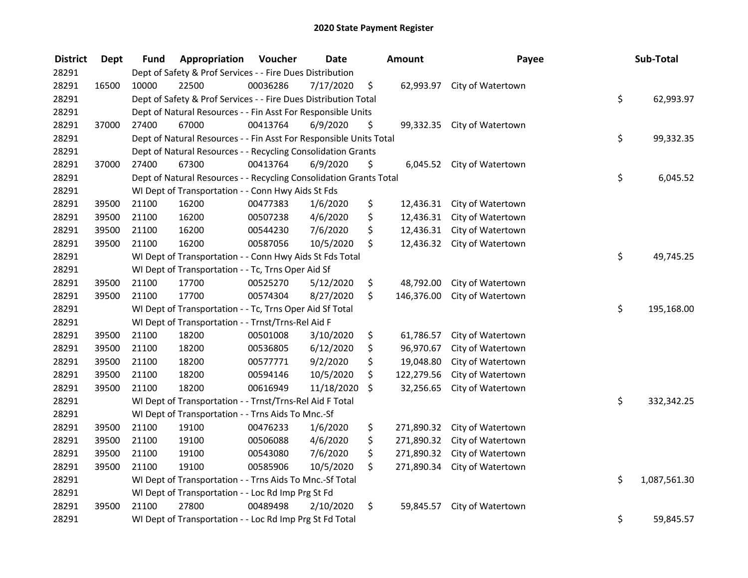# 2020 State Payment Register

| District | Dept | Fund | Appropriation | Voucher | Date | Amount | Payee | Sub-Total |
|---|---|---|---|---|---|---|---|---|
| 28291 | | Dept of Safety & Prof Services - - Fire Dues Distribution | | | | | | |
| 28291 | 16500 | 10000 | 22500 | 00036286 | 7/17/2020 | $ 62,993.97 | City of Watertown | |
| 28291 | | Dept of Safety & Prof Services - - Fire Dues Distribution Total | | | | | | $ 62,993.97 |
| 28291 | | Dept of Natural Resources - - Fin Asst For Responsible Units | | | | | | |
| 28291 | 37000 | 27400 | 67000 | 00413764 | 6/9/2020 | $ 99,332.35 | City of Watertown | |
| 28291 | | Dept of Natural Resources - - Fin Asst For Responsible Units Total | | | | | | $ 99,332.35 |
| 28291 | | Dept of Natural Resources - - Recycling Consolidation Grants | | | | | | |
| 28291 | 37000 | 27400 | 67300 | 00413764 | 6/9/2020 | $ 6,045.52 | City of Watertown | |
| 28291 | | Dept of Natural Resources - - Recycling Consolidation Grants Total | | | | | | $ 6,045.52 |
| 28291 | | WI Dept of Transportation - - Conn Hwy Aids St Fds | | | | | | |
| 28291 | 39500 | 21100 | 16200 | 00477383 | 1/6/2020 | $ 12,436.31 | City of Watertown | |
| 28291 | 39500 | 21100 | 16200 | 00507238 | 4/6/2020 | $ 12,436.31 | City of Watertown | |
| 28291 | 39500 | 21100 | 16200 | 00544230 | 7/6/2020 | $ 12,436.31 | City of Watertown | |
| 28291 | 39500 | 21100 | 16200 | 00587056 | 10/5/2020 | $ 12,436.32 | City of Watertown | |
| 28291 | | WI Dept of Transportation - - Conn Hwy Aids St Fds Total | | | | | | $ 49,745.25 |
| 28291 | | WI Dept of Transportation - - Tc, Trns Oper Aid Sf | | | | | | |
| 28291 | 39500 | 21100 | 17700 | 00525270 | 5/12/2020 | $ 48,792.00 | City of Watertown | |
| 28291 | 39500 | 21100 | 17700 | 00574304 | 8/27/2020 | $ 146,376.00 | City of Watertown | |
| 28291 | | WI Dept of Transportation - - Tc, Trns Oper Aid Sf Total | | | | | | $ 195,168.00 |
| 28291 | | WI Dept of Transportation - - Trnst/Trns-Rel Aid F | | | | | | |
| 28291 | 39500 | 21100 | 18200 | 00501008 | 3/10/2020 | $ 61,786.57 | City of Watertown | |
| 28291 | 39500 | 21100 | 18200 | 00536805 | 6/12/2020 | $ 96,970.67 | City of Watertown | |
| 28291 | 39500 | 21100 | 18200 | 00577771 | 9/2/2020 | $ 19,048.80 | City of Watertown | |
| 28291 | 39500 | 21100 | 18200 | 00594146 | 10/5/2020 | $ 122,279.56 | City of Watertown | |
| 28291 | 39500 | 21100 | 18200 | 00616949 | 11/18/2020 | $ 32,256.65 | City of Watertown | |
| 28291 | | WI Dept of Transportation - - Trnst/Trns-Rel Aid F Total | | | | | | $ 332,342.25 |
| 28291 | | WI Dept of Transportation - - Trns Aids To Mnc.-Sf | | | | | | |
| 28291 | 39500 | 21100 | 19100 | 00476233 | 1/6/2020 | $ 271,890.32 | City of Watertown | |
| 28291 | 39500 | 21100 | 19100 | 00506088 | 4/6/2020 | $ 271,890.32 | City of Watertown | |
| 28291 | 39500 | 21100 | 19100 | 00543080 | 7/6/2020 | $ 271,890.32 | City of Watertown | |
| 28291 | 39500 | 21100 | 19100 | 00585906 | 10/5/2020 | $ 271,890.34 | City of Watertown | |
| 28291 | | WI Dept of Transportation - - Trns Aids To Mnc.-Sf Total | | | | | | $ 1,087,561.30 |
| 28291 | | WI Dept of Transportation - - Loc Rd Imp Prg St Fd | | | | | | |
| 28291 | 39500 | 21100 | 27800 | 00489498 | 2/10/2020 | $ 59,845.57 | City of Watertown | |
| 28291 | | WI Dept of Transportation - - Loc Rd Imp Prg St Fd Total | | | | | | $ 59,845.57 |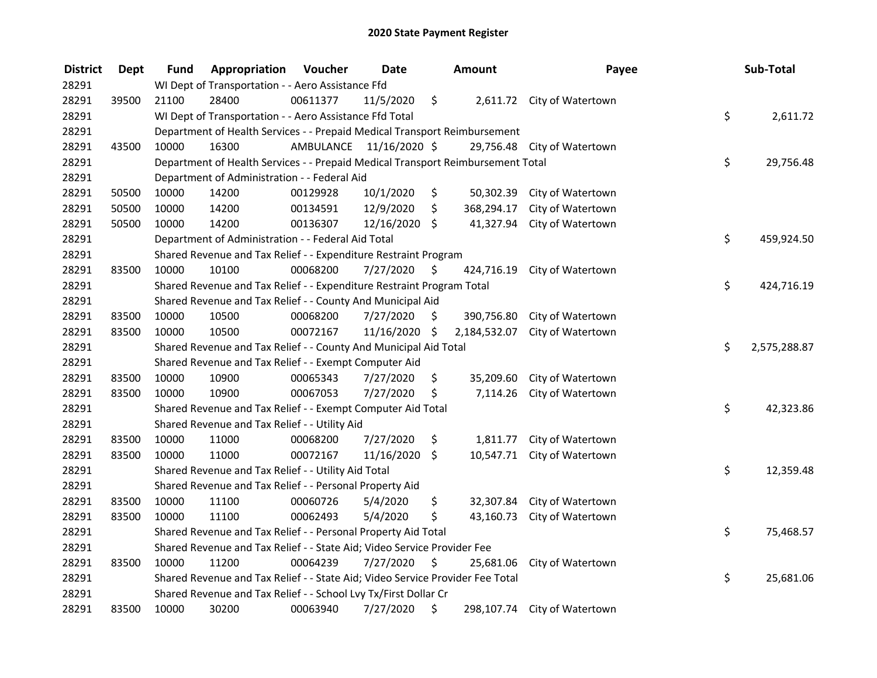# 2020 State Payment Register

| District | Dept | Fund | Appropriation | Voucher | Date | Amount | Payee | Sub-Total |
|---|---|---|---|---|---|---|---|---|
| 28291 | | WI Dept of Transportation - - Aero Assistance Ffd | | | | | | |
| 28291 | 39500 | 21100 | 28400 | 00611377 | 11/5/2020 | $ 2,611.72 | City of Watertown | |
| 28291 | | WI Dept of Transportation - - Aero Assistance Ffd Total | | | | | | $ 2,611.72 |
| 28291 | | Department of Health Services - - Prepaid Medical Transport Reimbursement | | | | | | |
| 28291 | 43500 | 10000 | 16300 | AMBULANCE | 11/16/2020 | $ 29,756.48 | City of Watertown | |
| 28291 | | Department of Health Services - - Prepaid Medical Transport Reimbursement Total | | | | | | $ 29,756.48 |
| 28291 | | Department of Administration - - Federal Aid | | | | | | |
| 28291 | 50500 | 10000 | 14200 | 00129928 | 10/1/2020 | $ 50,302.39 | City of Watertown | |
| 28291 | 50500 | 10000 | 14200 | 00134591 | 12/9/2020 | $ 368,294.17 | City of Watertown | |
| 28291 | 50500 | 10000 | 14200 | 00136307 | 12/16/2020 | $ 41,327.94 | City of Watertown | |
| 28291 | | Department of Administration - - Federal Aid Total | | | | | | $ 459,924.50 |
| 28291 | | Shared Revenue and Tax Relief - - Expenditure Restraint Program | | | | | | |
| 28291 | 83500 | 10000 | 10100 | 00068200 | 7/27/2020 | $ 424,716.19 | City of Watertown | |
| 28291 | | Shared Revenue and Tax Relief - - Expenditure Restraint Program Total | | | | | | $ 424,716.19 |
| 28291 | | Shared Revenue and Tax Relief - - County And Municipal Aid | | | | | | |
| 28291 | 83500 | 10000 | 10500 | 00068200 | 7/27/2020 | $ 390,756.80 | City of Watertown | |
| 28291 | 83500 | 10000 | 10500 | 00072167 | 11/16/2020 | $ 2,184,532.07 | City of Watertown | |
| 28291 | | Shared Revenue and Tax Relief - - County And Municipal Aid Total | | | | | | $ 2,575,288.87 |
| 28291 | | Shared Revenue and Tax Relief - - Exempt Computer Aid | | | | | | |
| 28291 | 83500 | 10000 | 10900 | 00065343 | 7/27/2020 | $ 35,209.60 | City of Watertown | |
| 28291 | 83500 | 10000 | 10900 | 00067053 | 7/27/2020 | $ 7,114.26 | City of Watertown | |
| 28291 | | Shared Revenue and Tax Relief - - Exempt Computer Aid Total | | | | | | $ 42,323.86 |
| 28291 | | Shared Revenue and Tax Relief - - Utility Aid | | | | | | |
| 28291 | 83500 | 10000 | 11000 | 00068200 | 7/27/2020 | $ 1,811.77 | City of Watertown | |
| 28291 | 83500 | 10000 | 11000 | 00072167 | 11/16/2020 | $ 10,547.71 | City of Watertown | |
| 28291 | | Shared Revenue and Tax Relief - - Utility Aid Total | | | | | | $ 12,359.48 |
| 28291 | | Shared Revenue and Tax Relief - - Personal Property Aid | | | | | | |
| 28291 | 83500 | 10000 | 11100 | 00060726 | 5/4/2020 | $ 32,307.84 | City of Watertown | |
| 28291 | 83500 | 10000 | 11100 | 00062493 | 5/4/2020 | $ 43,160.73 | City of Watertown | |
| 28291 | | Shared Revenue and Tax Relief - - Personal Property Aid Total | | | | | | $ 75,468.57 |
| 28291 | | Shared Revenue and Tax Relief - - State Aid; Video Service Provider Fee | | | | | | |
| 28291 | 83500 | 10000 | 11200 | 00064239 | 7/27/2020 | $ 25,681.06 | City of Watertown | |
| 28291 | | Shared Revenue and Tax Relief - - State Aid; Video Service Provider Fee Total | | | | | | $ 25,681.06 |
| 28291 | | Shared Revenue and Tax Relief - - School Lvy Tx/First Dollar Cr | | | | | | |
| 28291 | 83500 | 10000 | 30200 | 00063940 | 7/27/2020 | $ 298,107.74 | City of Watertown | |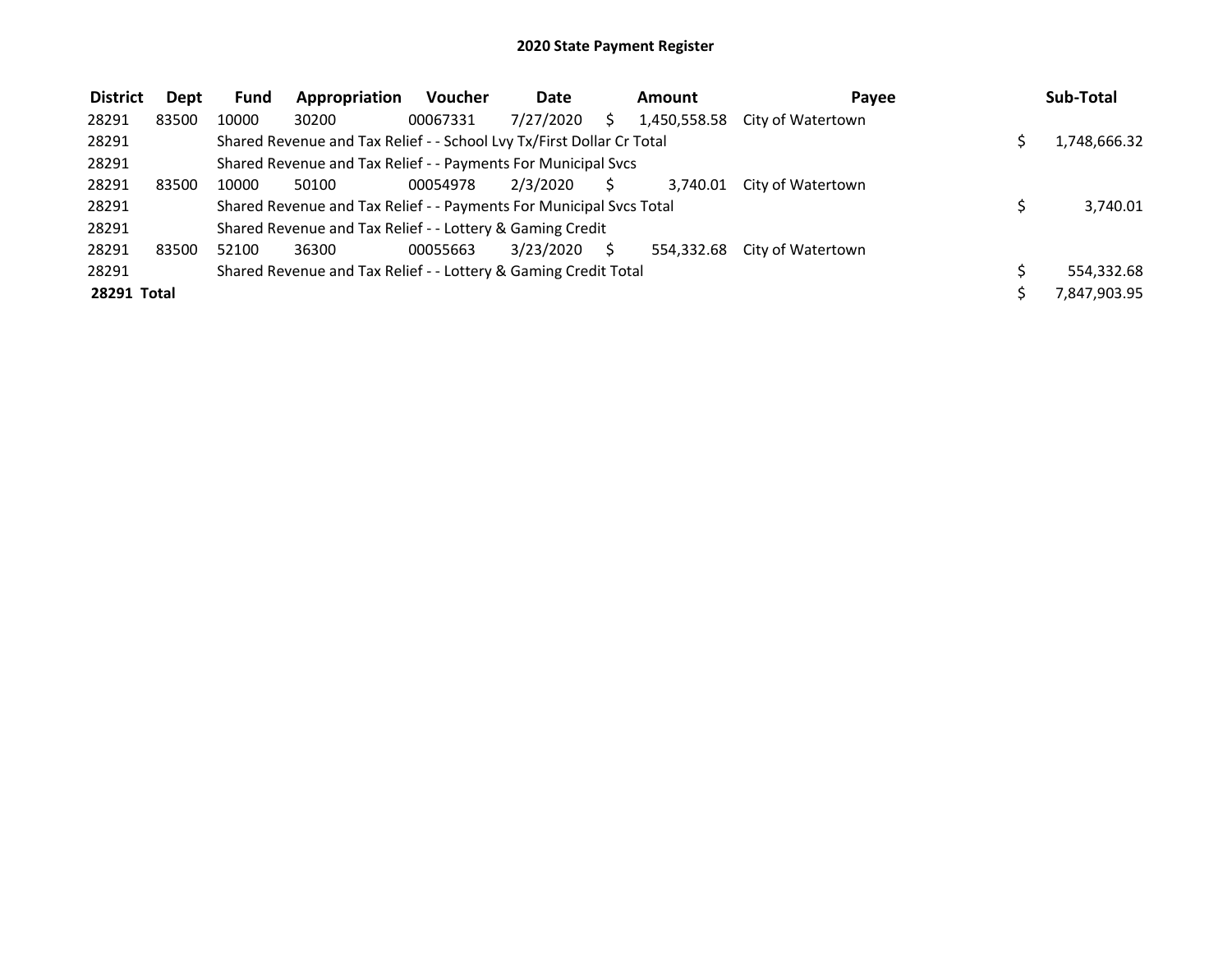# 2020 State Payment Register

| District | Dept | Fund | Appropriation | Voucher | Date | Amount | Payee | Sub-Total |
|---|---|---|---|---|---|---|---|---|
| 28291 | 83500 | 10000 | 30200 | 00067331 | 7/27/2020 | $ 1,450,558.58 | City of Watertown | |
| 28291 | | Shared Revenue and Tax Relief - - School Lvy Tx/First Dollar Cr Total | | | | | | $ 1,748,666.32 |
| 28291 | | Shared Revenue and Tax Relief - - Payments For Municipal Svcs | | | | | | |
| 28291 | 83500 | 10000 | 50100 | 00054978 | 2/3/2020 | $ 3,740.01 | City of Watertown | |
| 28291 | | Shared Revenue and Tax Relief - - Payments For Municipal Svcs Total | | | | | | $ 3,740.01 |
| 28291 | | Shared Revenue and Tax Relief - - Lottery & Gaming Credit | | | | | | |
| 28291 | 83500 | 52100 | 36300 | 00055663 | 3/23/2020 | $ 554,332.68 | City of Watertown | |
| 28291 | | Shared Revenue and Tax Relief - - Lottery & Gaming Credit Total | | | | | | $ 554,332.68 |
| **28291 Total** | | | | | | | | $ 7,847,903.95 |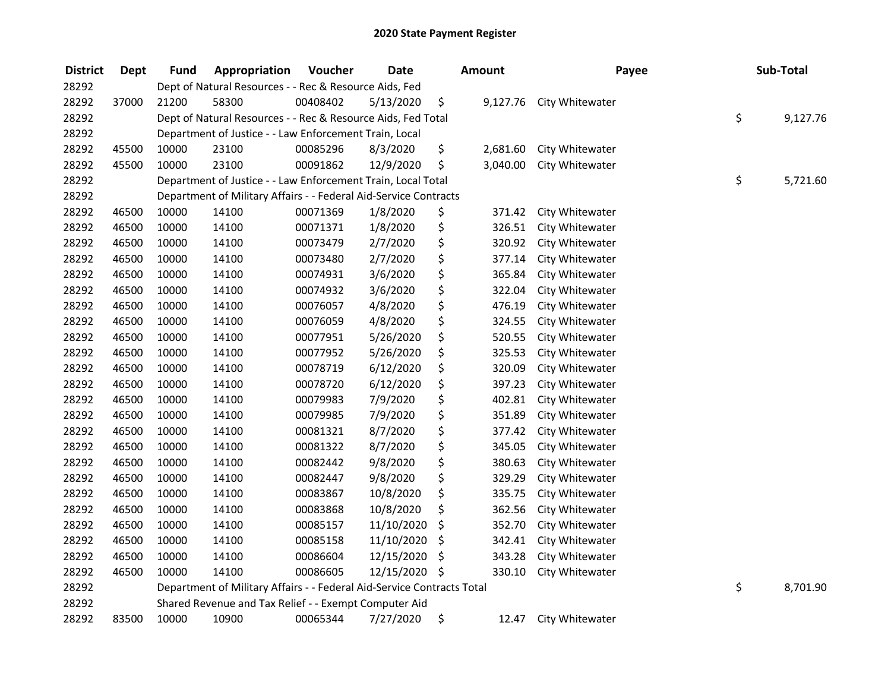# 2020 State Payment Register

| District | Dept | Fund | Appropriation | Voucher | Date | Amount | Payee | Sub-Total |
|---|---|---|---|---|---|---|---|---|
| 28292 | | Dept of Natural Resources - - Rec & Resource Aids, Fed | | | | | | |
| 28292 | 37000 | 21200 | 58300 | 00408402 | 5/13/2020 | $ 9,127.76 | City Whitewater | |
| 28292 | | Dept of Natural Resources - - Rec & Resource Aids, Fed Total | | | | | | $ 9,127.76 |
| 28292 | | Department of Justice - - Law Enforcement Train, Local | | | | | | |
| 28292 | 45500 | 10000 | 23100 | 00085296 | 8/3/2020 | $ 2,681.60 | City Whitewater | |
| 28292 | 45500 | 10000 | 23100 | 00091862 | 12/9/2020 | $ 3,040.00 | City Whitewater | |
| 28292 | | Department of Justice - - Law Enforcement Train, Local Total | | | | | | $ 5,721.60 |
| 28292 | | Department of Military Affairs - - Federal Aid-Service Contracts | | | | | | |
| 28292 | 46500 | 10000 | 14100 | 00071369 | 1/8/2020 | $ 371.42 | City Whitewater | |
| 28292 | 46500 | 10000 | 14100 | 00071371 | 1/8/2020 | $ 326.51 | City Whitewater | |
| 28292 | 46500 | 10000 | 14100 | 00073479 | 2/7/2020 | $ 320.92 | City Whitewater | |
| 28292 | 46500 | 10000 | 14100 | 00073480 | 2/7/2020 | $ 377.14 | City Whitewater | |
| 28292 | 46500 | 10000 | 14100 | 00074931 | 3/6/2020 | $ 365.84 | City Whitewater | |
| 28292 | 46500 | 10000 | 14100 | 00074932 | 3/6/2020 | $ 322.04 | City Whitewater | |
| 28292 | 46500 | 10000 | 14100 | 00076057 | 4/8/2020 | $ 476.19 | City Whitewater | |
| 28292 | 46500 | 10000 | 14100 | 00076059 | 4/8/2020 | $ 324.55 | City Whitewater | |
| 28292 | 46500 | 10000 | 14100 | 00077951 | 5/26/2020 | $ 520.55 | City Whitewater | |
| 28292 | 46500 | 10000 | 14100 | 00077952 | 5/26/2020 | $ 325.53 | City Whitewater | |
| 28292 | 46500 | 10000 | 14100 | 00078719 | 6/12/2020 | $ 320.09 | City Whitewater | |
| 28292 | 46500 | 10000 | 14100 | 00078720 | 6/12/2020 | $ 397.23 | City Whitewater | |
| 28292 | 46500 | 10000 | 14100 | 00079983 | 7/9/2020 | $ 402.81 | City Whitewater | |
| 28292 | 46500 | 10000 | 14100 | 00079985 | 7/9/2020 | $ 351.89 | City Whitewater | |
| 28292 | 46500 | 10000 | 14100 | 00081321 | 8/7/2020 | $ 377.42 | City Whitewater | |
| 28292 | 46500 | 10000 | 14100 | 00081322 | 8/7/2020 | $ 345.05 | City Whitewater | |
| 28292 | 46500 | 10000 | 14100 | 00082442 | 9/8/2020 | $ 380.63 | City Whitewater | |
| 28292 | 46500 | 10000 | 14100 | 00082447 | 9/8/2020 | $ 329.29 | City Whitewater | |
| 28292 | 46500 | 10000 | 14100 | 00083867 | 10/8/2020 | $ 335.75 | City Whitewater | |
| 28292 | 46500 | 10000 | 14100 | 00083868 | 10/8/2020 | $ 362.56 | City Whitewater | |
| 28292 | 46500 | 10000 | 14100 | 00085157 | 11/10/2020 | $ 352.70 | City Whitewater | |
| 28292 | 46500 | 10000 | 14100 | 00085158 | 11/10/2020 | $ 342.41 | City Whitewater | |
| 28292 | 46500 | 10000 | 14100 | 00086604 | 12/15/2020 | $ 343.28 | City Whitewater | |
| 28292 | 46500 | 10000 | 14100 | 00086605 | 12/15/2020 | $ 330.10 | City Whitewater | |
| 28292 | | Department of Military Affairs - - Federal Aid-Service Contracts Total | | | | | | $ 8,701.90 |
| 28292 | | Shared Revenue and Tax Relief - - Exempt Computer Aid | | | | | | |
| 28292 | 83500 | 10000 | 10900 | 00065344 | 7/27/2020 | $ 12.47 | City Whitewater | |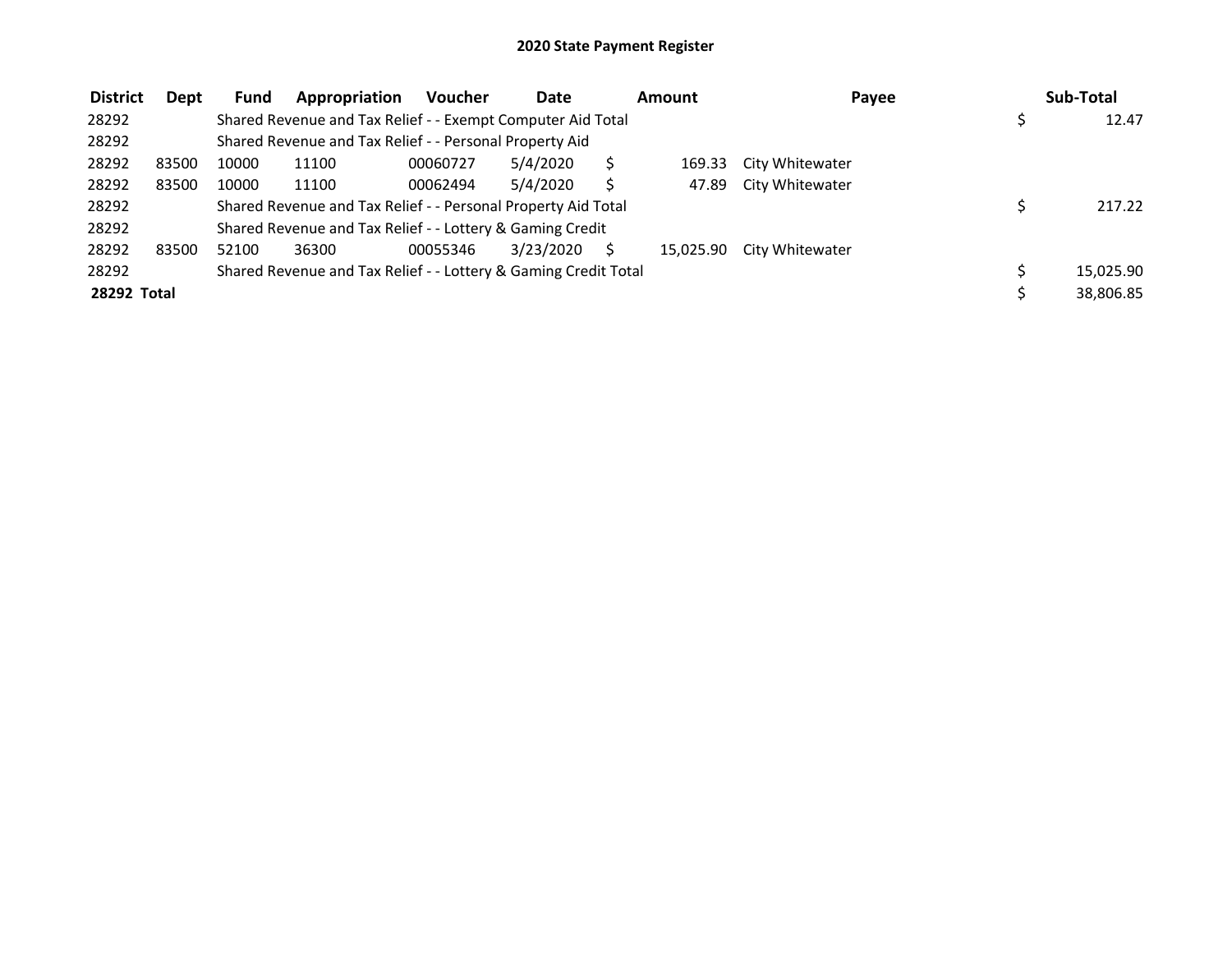# 2020 State Payment Register

| District | Dept | Fund | Appropriation | Voucher | Date | Amount | Payee | Sub-Total |
|---|---|---|---|---|---|---|---|---|
| 28292 | | Shared Revenue and Tax Relief - - Exempt Computer Aid Total | | | | | | $ 12.47 |
| 28292 | | Shared Revenue and Tax Relief - - Personal Property Aid | | | | | | |
| 28292 | 83500 | 10000 | 11100 | 00060727 | 5/4/2020 | $ 169.33 | City Whitewater | |
| 28292 | 83500 | 10000 | 11100 | 00062494 | 5/4/2020 | $ 47.89 | City Whitewater | |
| 28292 | | Shared Revenue and Tax Relief - - Personal Property Aid Total | | | | | | $ 217.22 |
| 28292 | | Shared Revenue and Tax Relief - - Lottery & Gaming Credit | | | | | | |
| 28292 | 83500 | 52100 | 36300 | 00055346 | 3/23/2020 | $ 15,025.90 | City Whitewater | |
| 28292 | | Shared Revenue and Tax Relief - - Lottery & Gaming Credit Total | | | | | | $ 15,025.90 |
| **28292 Total** | | | | | | | | $ 38,806.85 |